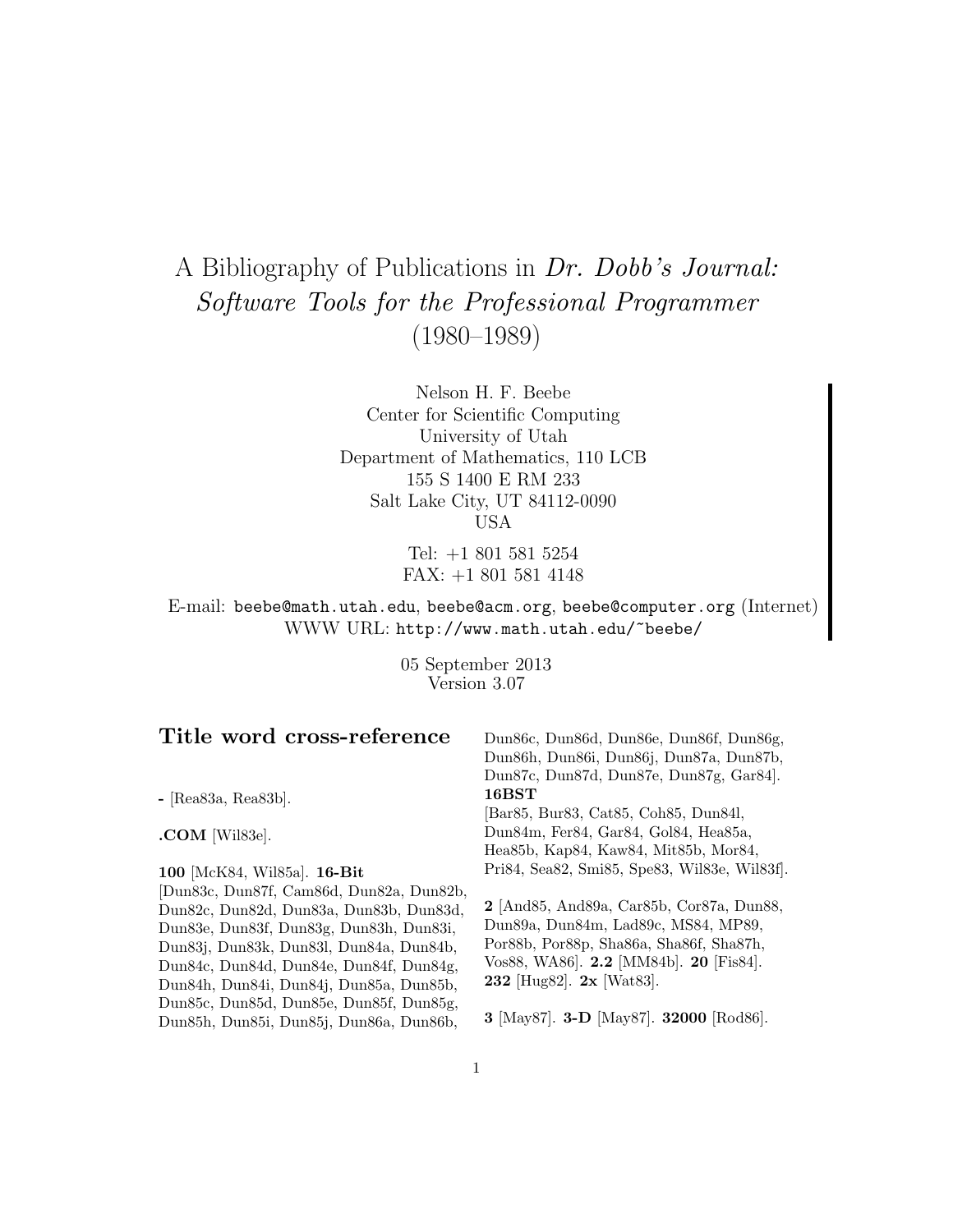# A Bibliography of Publications in *Dr. Dobb's Journal: Software Tools for the Professional Programmer* (1980–1989)

Nelson H. F. Beebe
Center for Scientific Computing
University of Utah
Department of Mathematics, 110 LCB
155 S 1400 E RM 233
Salt Lake City, UT 84112-0090
USA

Tel: +1 801 581 5254
FAX: +1 801 581 4148

E-mail: `beebe@math.utah.edu`, `beebe@acm.org`, `beebe@computer.org` (Internet)
WWW URL: `http://www.math.utah.edu/~beebe/`

05 September 2013
Version 3.07

## Title word cross-reference

**-** [Rea83a, Rea83b].

**.COM** [Wil83e].

**100** [McK84, Wil85a]. **16-Bit** [Dun83c, Dun87f, Cam86d, Dun82a, Dun82b, Dun82c, Dun82d, Dun83a, Dun83b, Dun83d, Dun83e, Dun83f, Dun83g, Dun83h, Dun83i, Dun83j, Dun83k, Dun83l, Dun84a, Dun84b, Dun84c, Dun84d, Dun84e, Dun84f, Dun84g, Dun84h, Dun84i, Dun84j, Dun85a, Dun85b, Dun85c, Dun85d, Dun85e, Dun85f, Dun85g, Dun85h, Dun85i, Dun85j, Dun86a, Dun86b, Dun86c, Dun86d, Dun86e, Dun86f, Dun86g, Dun86h, Dun86i, Dun86j, Dun87a, Dun87b, Dun87c, Dun87d, Dun87e, Dun87g, Gar84]. **16BST** [Bar85, Bur83, Cat85, Coh85, Dun84l, Dun84m, Fer84, Gar84, Gol84, Hea85a, Hea85b, Kap84, Kaw84, Mit85b, Mor84, Pri84, Sea82, Smi85, Spe83, Wil83e, Wil83f].

**2** [And85, And89a, Car85b, Cor87a, Dun88, Dun89a, Dun84m, Lad89c, MS84, MP89, Por88b, Por88p, Sha86a, Sha86f, Sha87h, Vos88, WA86]. **2.2** [MM84b]. **20** [Fis84]. **232** [Hug82]. **2x** [Wat83].

**3** [May87]. **3-D** [May87]. **32000** [Rod86].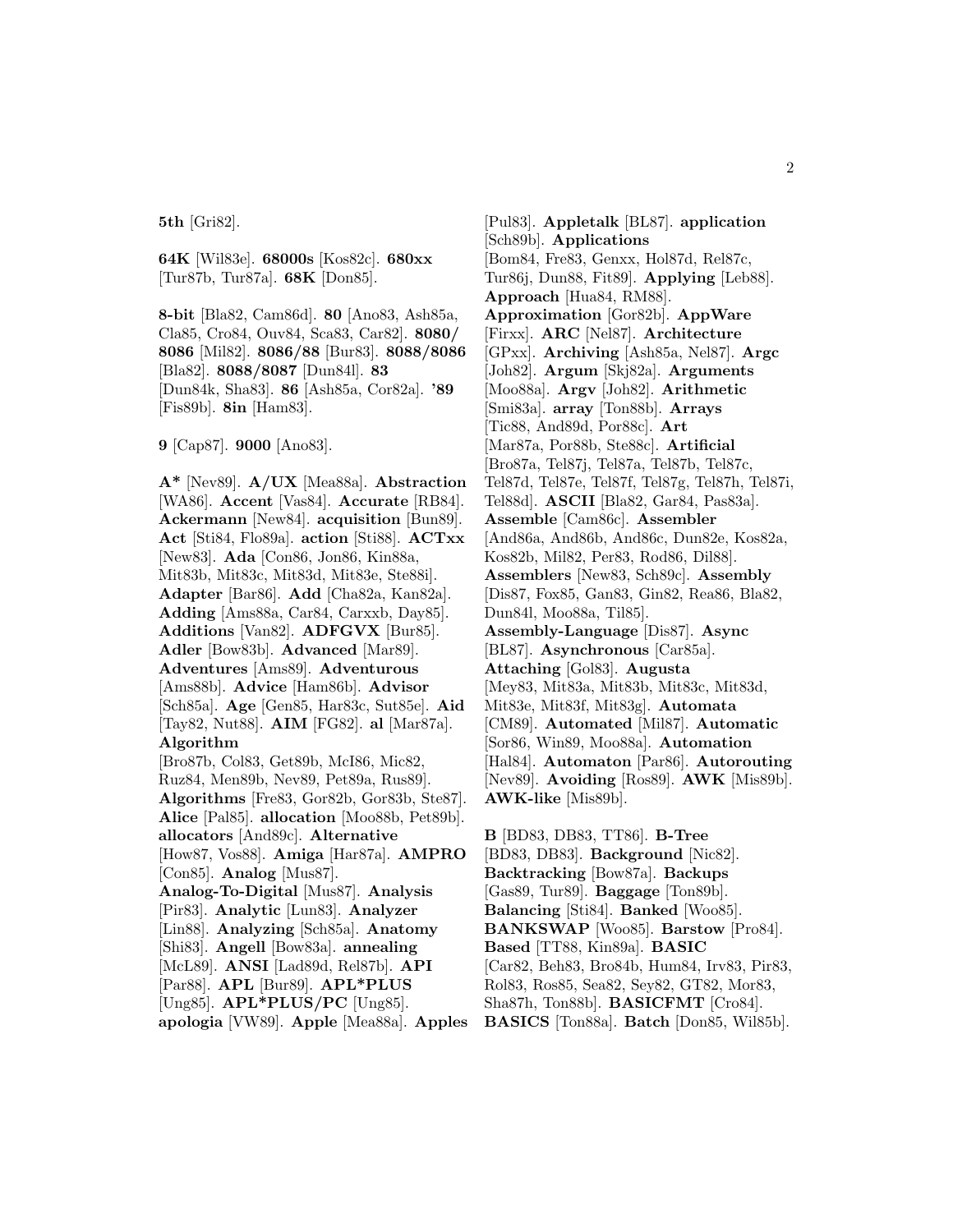**5th** [Gri82].

**64K** [Wil83e]. **68000s** [Kos82c]. **680xx** [Tur87b, Tur87a]. **68K** [Don85].

**8-bit** [Bla82, Cam86d]. **80** [Ano83, Ash85a, Cla85, Cro84, Ouv84, Sca83, Car82]. **8080/8086** [Mil82]. **8086/88** [Bur83]. **8088/8086** [Bla82]. **8088/8087** [Dun84l]. **83** [Dun84k, Sha83]. **86** [Ash85a, Cor82a]. **'89** [Fis89b]. **8in** [Ham83].

**9** [Cap87]. **9000** [Ano83].

**A*** [Nev89]. **A/UX** [Mea88a]. **Abstraction** [WA86]. **Accent** [Vas84]. **Accurate** [RB84]. **Ackermann** [New84]. **acquisition** [Bun89]. **Act** [Sti84, Flo89a]. **action** [Sti88]. **ACTxx** [New83]. **Ada** [Con86, Jon86, Kin88a, Mit83b, Mit83c, Mit83d, Mit83e, Ste88i]. **Adapter** [Bar86]. **Add** [Cha82a, Kan82a]. **Adding** [Ams88a, Car84, Carxxb, Day85]. **Additions** [Van82]. **ADFGVX** [Bur85]. **Adler** [Bow83b]. **Advanced** [Mar89]. **Adventures** [Ams89]. **Adventurous** [Ams88b]. **Advice** [Ham86b]. **Advisor** [Sch85a]. **Age** [Gen85, Har83c, Sut85e]. **Aid** [Tay82, Nut88]. **AIM** [FG82]. **al** [Mar87a]. **Algorithm** [Bro87b, Col83, Get89b, McI86, Mic82, Ruz84, Men89b, Nev89, Pet89a, Rus89]. **Algorithms** [Fre83, Gor82b, Gor83b, Ste87]. **Alice** [Pal85]. **allocation** [Moo88b, Pet89b]. **allocators** [And89c]. **Alternative** [How87, Vos88]. **Amiga** [Har87a]. **AMPRO** [Con85]. **Analog** [Mus87]. **Analog-To-Digital** [Mus87]. **Analysis** [Pir83]. **Analytic** [Lun83]. **Analyzer** [Lin88]. **Analyzing** [Sch85a]. **Anatomy** [Shi83]. **Angell** [Bow83a]. **annealing** [McL89]. **ANSI** [Lad89d, Rel87b]. **API** [Par88]. **APL** [Bur89]. **APL*PLUS** [Ung85]. **APL*PLUS/PC** [Ung85]. **apologia** [VW89]. **Apple** [Mea88a]. **Apples** [Pul83]. **Appletalk** [BL87]. **application** [Sch89b]. **Applications** [Bom84, Fre83, Genxx, Hol87d, Rel87c, Tur86j, Dun88, Fit89]. **Applying** [Leb88]. **Approach** [Hua84, RM88]. **Approximation** [Gor82b]. **AppWare** [Firxx]. **ARC** [Nel87]. **Architecture** [GPxx]. **Archiving** [Ash85a, Nel87]. **Argc** [Joh82]. **Argum** [Skj82a]. **Arguments** [Moo88a]. **Argv** [Joh82]. **Arithmetic** [Smi83a]. **array** [Ton88b]. **Arrays** [Tic88, And89d, Por88c]. **Art** [Mar87a, Por88b, Ste88c]. **Artificial** [Bro87a, Tel87j, Tel87a, Tel87b, Tel87c, Tel87d, Tel87e, Tel87f, Tel87g, Tel87h, Tel87i, Tel88d]. **ASCII** [Bla82, Gar84, Pas83a]. **Assemble** [Cam86c]. **Assembler** [And86a, And86b, And86c, Dun82e, Kos82a, Kos82b, Mil82, Per83, Rod86, Dil88]. **Assemblers** [New83, Sch89c]. **Assembly** [Dis87, Fox85, Gan83, Gin82, Rea86, Bla82, Dun84l, Moo88a, Til85]. **Assembly-Language** [Dis87]. **Async** [BL87]. **Asynchronous** [Car85a]. **Attaching** [Gol83]. **Augusta** [Mey83, Mit83a, Mit83b, Mit83c, Mit83d, Mit83e, Mit83f, Mit83g]. **Automata** [CM89]. **Automated** [Mil87]. **Automatic** [Sor86, Win89, Moo88a]. **Automation** [Hal84]. **Automaton** [Par86]. **Autorouting** [Nev89]. **Avoiding** [Ros89]. **AWK** [Mis89b]. **AWK-like** [Mis89b].

**B** [BD83, DB83, TT86]. **B-Tree** [BD83, DB83]. **Background** [Nic82]. **Backtracking** [Bow87a]. **Backups** [Gas89, Tur89]. **Baggage** [Ton89b]. **Balancing** [Sti84]. **Banked** [Woo85]. **BANKSWAP** [Woo85]. **Barstow** [Pro84]. **Based** [TT88, Kin89a]. **BASIC** [Car82, Beh83, Bro84b, Hum84, Irv83, Pir83, Rol83, Ros85, Sea82, Sey82, GT82, Mor83, Sha87h, Ton88b]. **BASICFMT** [Cro84]. **BASICS** [Ton88a]. **Batch** [Don85, Wil85b].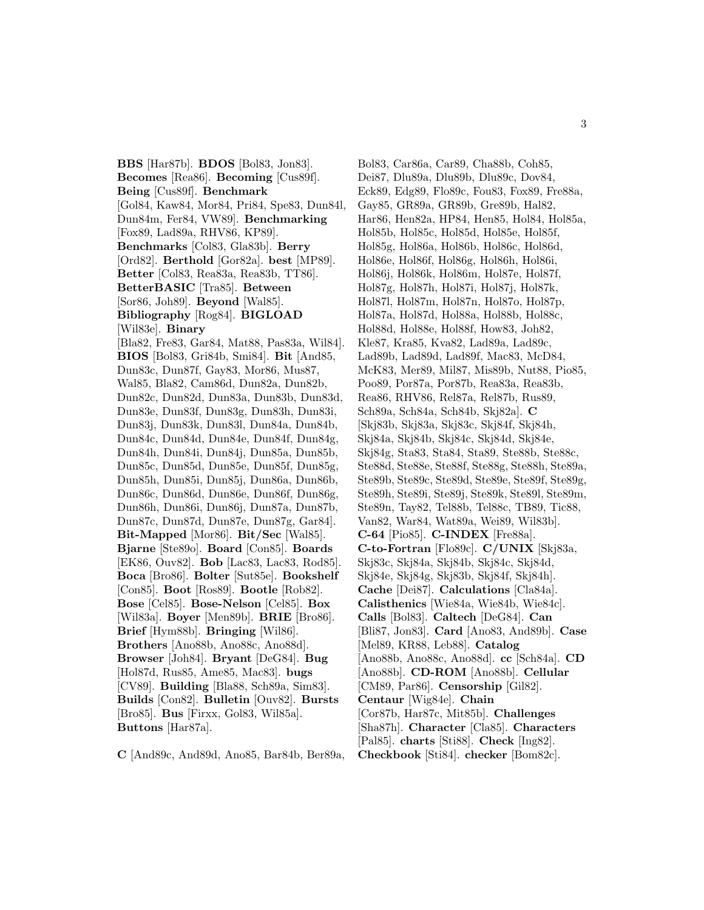**BBS** [Har87b]. **BDOS** [Bol83, Jon83]. **Becomes** [Rea86]. **Becoming** [Cus89f]. **Being** [Cus89f]. **Benchmark** [Gol84, Kaw84, Mor84, Pri84, Spe83, Dun84l, Dun84m, Fer84, VW89]. **Benchmarking** [Fox89, Lad89a, RHV86, KP89]. **Benchmarks** [Col83, Gla83b]. **Berry** [Ord82]. **Berthold** [Gor82a]. **best** [MP89]. **Better** [Col83, Rea83a, Rea83b, TT86]. **BetterBASIC** [Tra85]. **Between** [Sor86, Joh89]. **Beyond** [Wal85]. **Bibliography** [Rog84]. **BIGLOAD** [Wil83e]. **Binary** [Bla82, Fre83, Gar84, Mat88, Pas83a, Wil84]. **BIOS** [Bol83, Gri84b, Smi84]. **Bit** [And85, Dun83c, Dun87f, Gay83, Mor86, Mus87, Wal85, Bla82, Cam86d, Dun82a, Dun82b, Dun82c, Dun82d, Dun83a, Dun83b, Dun83d, Dun83e, Dun83f, Dun83g, Dun83h, Dun83i, Dun83j, Dun83k, Dun83l, Dun84a, Dun84b, Dun84c, Dun84d, Dun84e, Dun84f, Dun84g, Dun84h, Dun84i, Dun84j, Dun85a, Dun85b, Dun85c, Dun85d, Dun85e, Dun85f, Dun85g, Dun85h, Dun85i, Dun85j, Dun86a, Dun86b, Dun86c, Dun86d, Dun86e, Dun86f, Dun86g, Dun86h, Dun86i, Dun86j, Dun87a, Dun87b, Dun87c, Dun87d, Dun87e, Dun87g, Gar84]. **Bit-Mapped** [Mor86]. **Bit/Sec** [Wal85]. **Bjarne** [Ste89o]. **Board** [Con85]. **Boards** [EK86, Ouv82]. **Bob** [Lac83, Lac83, Rod85]. **Boca** [Bro86]. **Bolter** [Sut85e]. **Bookshelf** [Con85]. **Boot** [Ros89]. **Bootle** [Rob82]. **Bose** [Cel85]. **Bose-Nelson** [Cel85]. **Box** [Wil83a]. **Boyer** [Men89b]. **BRIE** [Bro86]. **Brief** [Hym88b]. **Bringing** [Wil86]. **Brothers** [Ano88b, Ano88c, Ano88d]. **Browser** [Joh84]. **Bryant** [DeG84]. **Bug** [Hol87d, Rus85, Ame85, Mac83]. **bugs** [CV89]. **Building** [Bla88, Sch89a, Sim83]. **Builds** [Con82]. **Bulletin** [Ouv82]. **Bursts** [Bro85]. **Bus** [Firxx, Gol83, Wil85a]. **Buttons** [Har87a].

**C** [And89c, And89d, Ano85, Bar84b, Ber89a, Bol83, Car86a, Car89, Cha88b, Coh85, Dei87, Dlu89a, Dlu89b, Dlu89c, Dov84, Eck89, Edg89, Flo89c, Fou83, Fox89, Fre88a, Gay85, GR89a, GR89b, Gre89b, Hal82, Har86, Hen82a, HP84, Hen85, Hol84, Hol85a, Hol85b, Hol85c, Hol85d, Hol85e, Hol85f, Hol85g, Hol86a, Hol86b, Hol86c, Hol86d, Hol86e, Hol86f, Hol86g, Hol86h, Hol86i, Hol86j, Hol86k, Hol86m, Hol87e, Hol87f, Hol87g, Hol87h, Hol87i, Hol87j, Hol87k, Hol87l, Hol87m, Hol87n, Hol87o, Hol87p, Hol87a, Hol87d, Hol88a, Hol88b, Hol88c, Hol88d, Hol88e, Hol88f, How83, Joh82, Kle87, Kra85, Kva82, Lad89a, Lad89c, Lad89b, Lad89d, Lad89f, Mac83, McD84, McK83, Mer89, Mil87, Mis89b, Nut88, Pio85, Poo89, Por87a, Por87b, Rea83a, Rea83b, Rea86, RHV86, Rel87a, Rel87b, Rus89, Sch89a, Sch84a, Sch84b, Skj82a]. **C** [Skj83b, Skj83a, Skj83c, Skj84f, Skj84h, Skj84a, Skj84b, Skj84c, Skj84d, Skj84e, Skj84g, Sta83, Sta84, Sta89, Ste88b, Ste88c, Ste88d, Ste88e, Ste88f, Ste88g, Ste88h, Ste89a, Ste89b, Ste89c, Ste89d, Ste89e, Ste89f, Ste89g, Ste89h, Ste89i, Ste89j, Ste89k, Ste89l, Ste89m, Ste89n, Tay82, Tel88b, Tel88c, TB89, Tic88, Van82, War84, Wat89a, Wei89, Wil83b]. **C-64** [Pio85]. **C-INDEX** [Fre88a]. **C-to-Fortran** [Flo89c]. **C/UNIX** [Skj83a, Skj83c, Skj84a, Skj84b, Skj84c, Skj84d, Skj84e, Skj84g, Skj83b, Skj84f, Skj84h]. **Cache** [Dei87]. **Calculations** [Cla84a]. **Calisthenics** [Wie84a, Wie84b, Wie84c]. **Calls** [Bol83]. **Caltech** [DeG84]. **Can** [Bli87, Jon83]. **Card** [Ano83, And89b]. **Case** [Mel89, KR88, Leb88]. **Catalog** [Ano88b, Ano88c, Ano88d]. **cc** [Sch84a]. **CD** [Ano88b]. **CD-ROM** [Ano88b]. **Cellular** [CM89, Par86]. **Censorship** [Gil82]. **Centaur** [Wig84e]. **Chain** [Cor87b, Har87c, Mit85b]. **Challenges** [Sha87h]. **Character** [Cla85]. **Characters** [Pal85]. **charts** [Sti88]. **Check** [Ing82]. **Checkbook** [Sti84]. **checker** [Bom82c].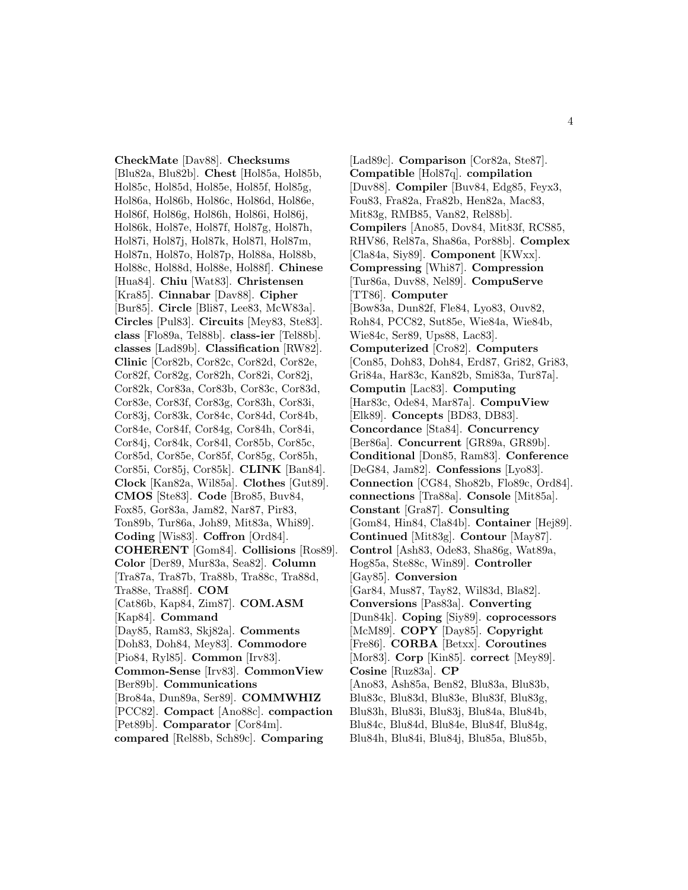**CheckMate** [Dav88]. **Checksums** [Blu82a, Blu82b]. **Chest** [Hol85a, Hol85b, Hol85c, Hol85d, Hol85e, Hol85f, Hol85g, Hol86a, Hol86b, Hol86c, Hol86d, Hol86e, Hol86f, Hol86g, Hol86h, Hol86i, Hol86j, Hol86k, Hol87e, Hol87f, Hol87g, Hol87h, Hol87i, Hol87j, Hol87k, Hol87l, Hol87m, Hol87n, Hol87o, Hol87p, Hol88a, Hol88b, Hol88c, Hol88d, Hol88e, Hol88f]. **Chinese** [Hua84]. **Chiu** [Wat83]. **Christensen** [Kra85]. **Cinnabar** [Dav88]. **Cipher** [Bur85]. **Circle** [Bli87, Lee83, McW83a]. **Circles** [Pul83]. **Circuits** [Mey83, Ste83]. **class** [Flo89a, Tel88b]. **class-ier** [Tel88b]. **classes** [Lad89b]. **Classification** [RW82]. **Clinic** [Cor82b, Cor82c, Cor82d, Cor82e, Cor82f, Cor82g, Cor82h, Cor82i, Cor82j, Cor82k, Cor83a, Cor83b, Cor83c, Cor83d, Cor83e, Cor83f, Cor83g, Cor83h, Cor83i, Cor83j, Cor83k, Cor84c, Cor84d, Cor84b, Cor84e, Cor84f, Cor84g, Cor84h, Cor84i, Cor84j, Cor84k, Cor84l, Cor85b, Cor85c, Cor85d, Cor85e, Cor85f, Cor85g, Cor85h, Cor85i, Cor85j, Cor85k]. **CLINK** [Ban84]. **Clock** [Kan82a, Wil85a]. **Clothes** [Gut89]. **CMOS** [Ste83]. **Code** [Bro85, Buv84, Fox85, Gor83a, Jam82, Nar87, Pir83, Ton89b, Tur86a, Joh89, Mit83a, Whi89]. **Coding** [Wis83]. **Coffron** [Ord84]. **COHERENT** [Gom84]. **Collisions** [Ros89]. **Color** [Der89, Mur83a, Sea82]. **Column** [Tra87a, Tra87b, Tra88b, Tra88c, Tra88d, Tra88e, Tra88f]. **COM** [Cat86b, Kap84, Zim87]. **COM.ASM** [Kap84]. **Command** [Day85, Ram83, Skj82a]. **Comments** [Doh83, Doh84, Mey83]. **Commodore** [Pio84, Ryl85]. **Common** [Irv83]. **Common-Sense** [Irv83]. **CommonView** [Ber89b]. **Communications** [Bro84a, Dun89a, Ser89]. **COMMWHIZ** [PCC82]. **Compact** [Ano88c]. **compaction** [Pet89b]. **Comparator** [Cor84m]. **compared** [Rel88b, Sch89c]. **Comparing** [Lad89c]. **Comparison** [Cor82a, Ste87]. **Compatible** [Hol87q]. **compilation** [Duv88]. **Compiler** [Buv84, Edg85, Feyx3, Fou83, Fra82a, Fra82b, Hen82a, Mac83, Mit83g, RMB85, Van82, Rel88b]. **Compilers** [Ano85, Dov84, Mit83f, RCS85, RHV86, Rel87a, Sha86a, Por88b]. **Complex** [Cla84a, Siy89]. **Component** [KWxx]. **Compressing** [Whi87]. **Compression** [Tur86a, Duv88, Nel89]. **CompuServe** [TT86]. **Computer** [Bow83a, Dun82f, Fle84, Lyo83, Ouv82, Roh84, PCC82, Sut85e, Wie84a, Wie84b, Wie84c, Ser89, Ups88, Lac83]. **Computerized** [Cro82]. **Computers** [Con85, Doh83, Doh84, Erd87, Gri82, Gri83, Gri84a, Har83c, Kan82b, Smi83a, Tur87a]. **Computin** [Lac83]. **Computing** [Har83c, Ode84, Mar87a]. **CompuView** [Elk89]. **Concepts** [BD83, DB83]. **Concordance** [Sta84]. **Concurrency** [Ber86a]. **Concurrent** [GR89a, GR89b]. **Conditional** [Don85, Ram83]. **Conference** [DeG84, Jam82]. **Confessions** [Lyo83]. **Connection** [CG84, Sho82b, Flo89c, Ord84]. **connections** [Tra88a]. **Console** [Mit85a]. **Constant** [Gra87]. **Consulting** [Gom84, Hin84, Cla84b]. **Container** [Hej89]. **Continued** [Mit83g]. **Contour** [May87]. **Control** [Ash83, Ode83, Sha86g, Wat89a, Hog85a, Ste88c, Win89]. **Controller** [Gay85]. **Conversion** [Gar84, Mus87, Tay82, Wil83d, Bla82]. **Conversions** [Pas83a]. **Converting** [Dun84k]. **Coping** [Siy89]. **coprocessors** [McM89]. **COPY** [Day85]. **Copyright** [Fre86]. **CORBA** [Betxx]. **Coroutines** [Mor83]. **Corp** [Kin85]. **correct** [Mey89]. **Cosine** [Ruz83a]. **CP** [Ano83, Ash85a, Ben82, Blu83a, Blu83b, Blu83c, Blu83d, Blu83e, Blu83f, Blu83g, Blu83h, Blu83i, Blu83j, Blu84a, Blu84b, Blu84c, Blu84d, Blu84e, Blu84f, Blu84g, Blu84h, Blu84i, Blu84j, Blu85a, Blu85b,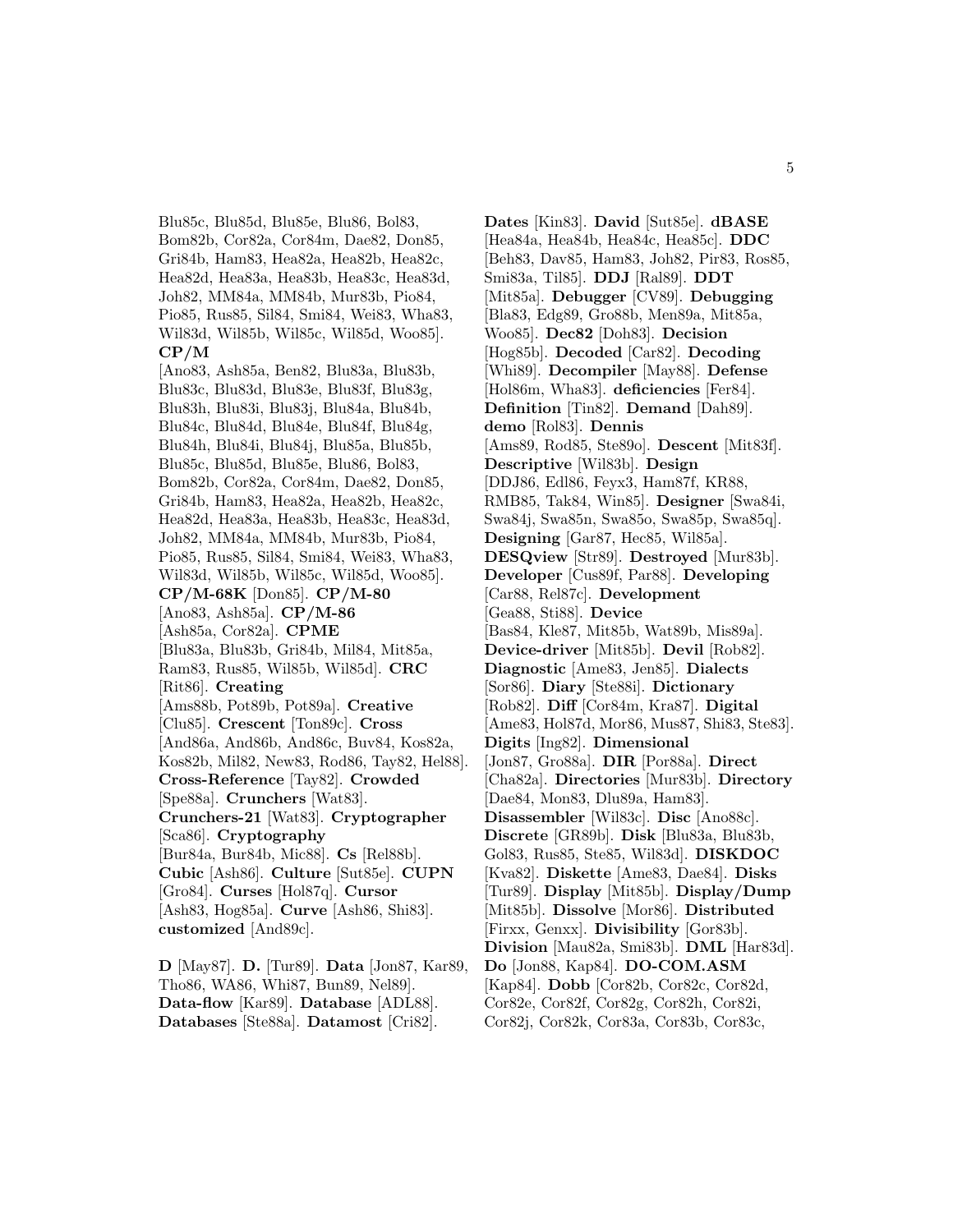Blu85c, Blu85d, Blu85e, Blu86, Bol83, Bom82b, Cor82a, Cor84m, Dae82, Don85, Gri84b, Ham83, Hea82a, Hea82b, Hea82c, Hea82d, Hea83a, Hea83b, Hea83c, Hea83d, Joh82, MM84a, MM84b, Mur83b, Pio84, Pio85, Rus85, Sil84, Smi84, Wei83, Wha83, Wil83d, Wil85b, Wil85c, Wil85d, Woo85]. **CP/M** [Ano83, Ash85a, Ben82, Blu83a, Blu83b, Blu83c, Blu83d, Blu83e, Blu83f, Blu83g, Blu83h, Blu83i, Blu83j, Blu84a, Blu84b, Blu84c, Blu84d, Blu84e, Blu84f, Blu84g, Blu84h, Blu84i, Blu84j, Blu85a, Blu85b, Blu85c, Blu85d, Blu85e, Blu86, Bol83, Bom82b, Cor82a, Cor84m, Dae82, Don85, Gri84b, Ham83, Hea82a, Hea82b, Hea82c, Hea82d, Hea83a, Hea83b, Hea83c, Hea83d, Joh82, MM84a, MM84b, Mur83b, Pio84, Pio85, Rus85, Sil84, Smi84, Wei83, Wha83, Wil83d, Wil85b, Wil85c, Wil85d, Woo85]. **CP/M-68K** [Don85]. **CP/M-80** [Ano83, Ash85a]. **CP/M-86** [Ash85a, Cor82a]. **CPME** [Blu83a, Blu83b, Gri84b, Mil84, Mit85a, Ram83, Rus85, Wil85b, Wil85d]. **CRC** [Rit86]. **Creating** [Ams88b, Pot89b, Pot89a]. **Creative** [Clu85]. **Crescent** [Ton89c]. **Cross** [And86a, And86b, And86c, Buv84, Kos82a, Kos82b, Mil82, New83, Rod86, Tay82, Hel88]. **Cross-Reference** [Tay82]. **Crowded** [Spe88a]. **Crunchers** [Wat83]. **Crunchers-21** [Wat83]. **Cryptographer** [Sca86]. **Cryptography** [Bur84a, Bur84b, Mic88]. **Cs** [Rel88b]. **Cubic** [Ash86]. **Culture** [Sut85e]. **CUPN** [Gro84]. **Curses** [Hol87q]. **Cursor** [Ash83, Hog85a]. **Curve** [Ash86, Shi83]. **customized** [And89c].

**D** [May87]. **D.** [Tur89]. **Data** [Jon87, Kar89, Tho86, WA86, Whi87, Bun89, Nel89]. **Data-flow** [Kar89]. **Database** [ADL88]. **Databases** [Ste88a]. **Datamost** [Cri82]. **Dates** [Kin83]. **David** [Sut85e]. **dBASE** [Hea84a, Hea84b, Hea84c, Hea85c]. **DDC** [Beh83, Dav85, Ham83, Joh82, Pir83, Ros85, Smi83a, Til85]. **DDJ** [Ral89]. **DDT** [Mit85a]. **Debugger** [CV89]. **Debugging** [Bla83, Edg89, Gro88b, Men89a, Mit85a, Woo85]. **Dec82** [Doh83]. **Decision** [Hog85b]. **Decoded** [Car82]. **Decoding** [Whi89]. **Decompiler** [May88]. **Defense** [Hol86m, Wha83]. **deficiencies** [Fer84]. **Definition** [Tin82]. **Demand** [Dah89]. **demo** [Rol83]. **Dennis** [Ams89, Rod85, Ste89o]. **Descent** [Mit83f]. **Descriptive** [Wil83b]. **Design** [DDJ86, Edl86, Feyx3, Ham87f, KR88, RMB85, Tak84, Win85]. **Designer** [Swa84i, Swa84j, Swa85n, Swa85o, Swa85p, Swa85q]. **Designing** [Gar87, Hec85, Wil85a]. **DESQview** [Str89]. **Destroyed** [Mur83b]. **Developer** [Cus89f, Par88]. **Developing** [Car88, Rel87c]. **Development** [Gea88, Sti88]. **Device** [Bas84, Kle87, Mit85b, Wat89b, Mis89a]. **Device-driver** [Mit85b]. **Devil** [Rob82]. **Diagnostic** [Ame83, Jen85]. **Dialects** [Sor86]. **Diary** [Ste88i]. **Dictionary** [Rob82]. **Diff** [Cor84m, Kra87]. **Digital** [Ame83, Hol87d, Mor86, Mus87, Shi83, Ste83]. **Digits** [Ing82]. **Dimensional** [Jon87, Gro88a]. **DIR** [Por88a]. **Direct** [Cha82a]. **Directories** [Mur83b]. **Directory** [Dae84, Mon83, Dlu89a, Ham83]. **Disassembler** [Wil83c]. **Disc** [Ano88c]. **Discrete** [GR89b]. **Disk** [Blu83a, Blu83b, Gol83, Rus85, Ste85, Wil83d]. **DISKDOC** [Kva82]. **Diskette** [Ame83, Dae84]. **Disks** [Tur89]. **Display** [Mit85b]. **Display/Dump** [Mit85b]. **Dissolve** [Mor86]. **Distributed** [Firxx, Genxx]. **Divisibility** [Gor83b]. **Division** [Mau82a, Smi83b]. **DML** [Har83d]. **Do** [Jon88, Kap84]. **DO-COM.ASM** [Kap84]. **Dobb** [Cor82b, Cor82c, Cor82d, Cor82e, Cor82f, Cor82g, Cor82h, Cor82i, Cor82j, Cor82k, Cor83a, Cor83b, Cor83c,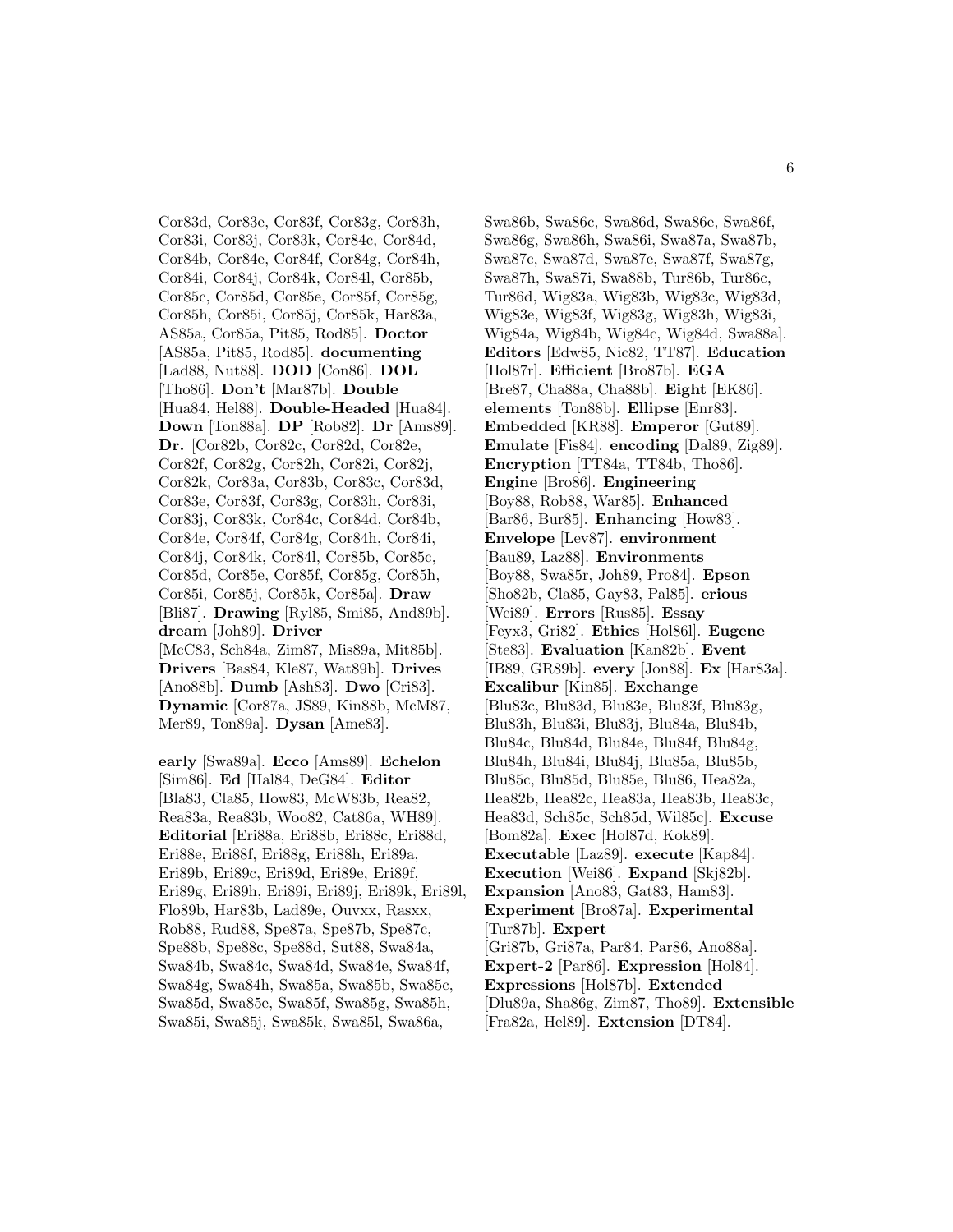Cor83d, Cor83e, Cor83f, Cor83g, Cor83h, Cor83i, Cor83j, Cor83k, Cor84c, Cor84d, Cor84b, Cor84e, Cor84f, Cor84g, Cor84h, Cor84i, Cor84j, Cor84k, Cor84l, Cor85b, Cor85c, Cor85d, Cor85e, Cor85f, Cor85g, Cor85h, Cor85i, Cor85j, Cor85k, Har83a, AS85a, Cor85a, Pit85, Rod85]. **Doctor** [AS85a, Pit85, Rod85]. **documenting** [Lad88, Nut88]. **DOD** [Con86]. **DOL** [Tho86]. **Don't** [Mar87b]. **Double** [Hua84, Hel88]. **Double-Headed** [Hua84]. **Down** [Ton88a]. **DP** [Rob82]. **Dr** [Ams89]. **Dr.** [Cor82b, Cor82c, Cor82d, Cor82e, Cor82f, Cor82g, Cor82h, Cor82i, Cor82j, Cor82k, Cor83a, Cor83b, Cor83c, Cor83d, Cor83e, Cor83f, Cor83g, Cor83h, Cor83i, Cor83j, Cor83k, Cor84c, Cor84d, Cor84b, Cor84e, Cor84f, Cor84g, Cor84h, Cor84i, Cor84j, Cor84k, Cor84l, Cor85b, Cor85c, Cor85d, Cor85e, Cor85f, Cor85g, Cor85h, Cor85i, Cor85j, Cor85k, Cor85a]. **Draw** [Bli87]. **Drawing** [Ryl85, Smi85, And89b]. **dream** [Joh89]. **Driver** [McC83, Sch84a, Zim87, Mis89a, Mit85b]. **Drivers** [Bas84, Kle87, Wat89b]. **Drives** [Ano88b]. **Dumb** [Ash83]. **Dwo** [Cri83]. **Dynamic** [Cor87a, JS89, Kin88b, McM87, Mer89, Ton89a]. **Dysan** [Ame83].

**early** [Swa89a]. **Ecco** [Ams89]. **Echelon** [Sim86]. **Ed** [Hal84, DeG84]. **Editor** [Bla83, Cla85, How83, McW83b, Rea82, Rea83a, Rea83b, Woo82, Cat86a, WH89]. **Editorial** [Eri88a, Eri88b, Eri88c, Eri88d, Eri88e, Eri88f, Eri88g, Eri88h, Eri89a, Eri89b, Eri89c, Eri89d, Eri89e, Eri89f, Eri89g, Eri89h, Eri89i, Eri89j, Eri89k, Eri89l, Flo89b, Har83b, Lad89e, Ouvxx, Rasxx, Rob88, Rud88, Spe87a, Spe87b, Spe87c, Spe88b, Spe88c, Spe88d, Sut88, Swa84a, Swa84b, Swa84c, Swa84d, Swa84e, Swa84f, Swa84g, Swa84h, Swa85a, Swa85b, Swa85c, Swa85d, Swa85e, Swa85f, Swa85g, Swa85h, Swa85i, Swa85j, Swa85k, Swa85l, Swa86a, Swa86b, Swa86c, Swa86d, Swa86e, Swa86f, Swa86g, Swa86h, Swa86i, Swa87a, Swa87b, Swa87c, Swa87d, Swa87e, Swa87f, Swa87g, Swa87h, Swa87i, Swa88b, Tur86b, Tur86c, Tur86d, Wig83a, Wig83b, Wig83c, Wig83d, Wig83e, Wig83f, Wig83g, Wig83h, Wig83i, Wig84a, Wig84b, Wig84c, Wig84d, Swa88a]. **Editors** [Edw85, Nic82, TT87]. **Education** [Hol87r]. **Efficient** [Bro87b]. **EGA** [Bre87, Cha88a, Cha88b]. **Eight** [EK86]. **elements** [Ton88b]. **Ellipse** [Enr83]. **Embedded** [KR88]. **Emperor** [Gut89]. **Emulate** [Fis84]. **encoding** [Dal89, Zig89]. **Encryption** [TT84a, TT84b, Tho86]. **Engine** [Bro86]. **Engineering** [Boy88, Rob88, War85]. **Enhanced** [Bar86, Bur85]. **Enhancing** [How83]. **Envelope** [Lev87]. **environment** [Bau89, Laz88]. **Environments** [Boy88, Swa85r, Joh89, Pro84]. **Epson** [Sho82b, Cla85, Gay83, Pal85]. **erious** [Wei89]. **Errors** [Rus85]. **Essay** [Feyx3, Gri82]. **Ethics** [Hol86l]. **Eugene** [Ste83]. **Evaluation** [Kan82b]. **Event** [IB89, GR89b]. **every** [Jon88]. **Ex** [Har83a]. **Excalibur** [Kin85]. **Exchange** [Blu83c, Blu83d, Blu83e, Blu83f, Blu83g, Blu83h, Blu83i, Blu83j, Blu84a, Blu84b, Blu84c, Blu84d, Blu84e, Blu84f, Blu84g, Blu84h, Blu84i, Blu84j, Blu85a, Blu85b, Blu85c, Blu85d, Blu85e, Blu86, Hea82a, Hea82b, Hea82c, Hea83a, Hea83b, Hea83c, Hea83d, Sch85c, Sch85d, Wil85c]. **Excuse** [Bom82a]. **Exec** [Hol87d, Kok89]. **Executable** [Laz89]. **execute** [Kap84]. **Execution** [Wei86]. **Expand** [Skj82b]. **Expansion** [Ano83, Gat83, Ham83]. **Experiment** [Bro87a]. **Experimental** [Tur87b]. **Expert** [Gri87b, Gri87a, Par84, Par86, Ano88a]. **Expert-2** [Par86]. **Expression** [Hol84]. **Expressions** [Hol87b]. **Extended** [Dlu89a, Sha86g, Zim87, Tho89]. **Extensible** [Fra82a, Hel89]. **Extension** [DT84].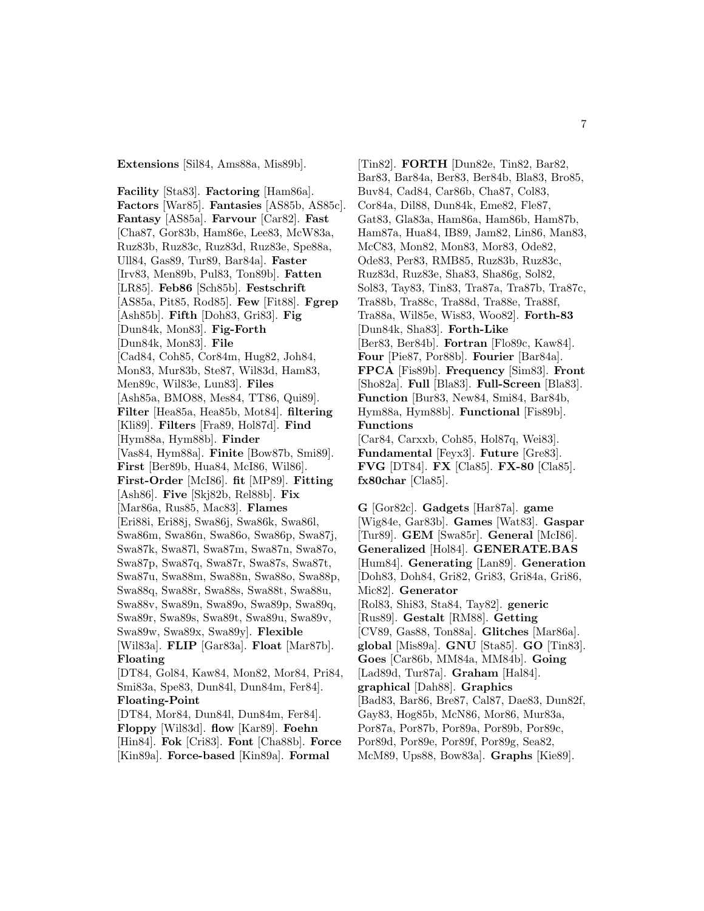**Extensions** [Sil84, Ams88a, Mis89b].

**Facility** [Sta83]. **Factoring** [Ham86a]. **Factors** [War85]. **Fantasies** [AS85b, AS85c]. **Fantasy** [AS85a]. **Farvour** [Car82]. **Fast** [Cha87, Gor83b, Ham86e, Lee83, McW83a, Ruz83b, Ruz83c, Ruz83d, Ruz83e, Spe88a, Ull84, Gas89, Tur89, Bar84a]. **Faster** [Irv83, Men89b, Pul83, Ton89b]. **Fatten** [LR85]. **Feb86** [Sch85b]. **Festschrift** [AS85a, Pit85, Rod85]. **Few** [Fit88]. **Fgrep** [Ash85b]. **Fifth** [Doh83, Gri83]. **Fig** [Dun84k, Mon83]. **Fig-Forth** [Dun84k, Mon83]. **File** [Cad84, Coh85, Cor84m, Hug82, Joh84, Mon83, Mur83b, Ste87, Wil83d, Ham83, Men89c, Wil83e, Lun83]. **Files** [Ash85a, BMO88, Mes84, TT86, Qui89]. **Filter** [Hea85a, Hea85b, Mot84]. **filtering** [Kli89]. **Filters** [Fra89, Hol87d]. **Find** [Hym88a, Hym88b]. **Finder** [Vas84, Hym88a]. **Finite** [Bow87b, Smi89]. **First** [Ber89b, Hua84, McI86, Wil86]. **First-Order** [McI86]. **fit** [MP89]. **Fitting** [Ash86]. **Five** [Skj82b, Rel88b]. **Fix** [Mar86a, Rus85, Mac83]. **Flames** [Eri88i, Eri88j, Swa86j, Swa86k, Swa86l, Swa86m, Swa86n, Swa86o, Swa86p, Swa87j, Swa87k, Swa87l, Swa87m, Swa87n, Swa87o, Swa87p, Swa87q, Swa87r, Swa87s, Swa87t, Swa87u, Swa88m, Swa88n, Swa88o, Swa88p, Swa88q, Swa88r, Swa88s, Swa88t, Swa88u, Swa88v, Swa89n, Swa89o, Swa89p, Swa89q, Swa89r, Swa89s, Swa89t, Swa89u, Swa89v, Swa89w, Swa89x, Swa89y]. **Flexible** [Wil83a]. **FLIP** [Gar83a]. **Float** [Mar87b]. **Floating** [DT84, Gol84, Kaw84, Mon82, Mor84, Pri84, Smi83a, Spe83, Dun84l, Dun84m, Fer84]. **Floating-Point** [DT84, Mor84, Dun84l, Dun84m, Fer84]. **Floppy** [Wil83d]. **flow** [Kar89]. **Foehn** [Hin84]. **Fok** [Cri83]. **Font** [Cha88b]. **Force** [Kin89a]. **Force-based** [Kin89a]. **Formal** [Tin82]. **FORTH** [Dun82e, Tin82, Bar82, Bar83, Bar84a, Ber83, Ber84b, Bla83, Bro85, Buv84, Cad84, Car86b, Cha87, Col83, Cor84a, Dil88, Dun84k, Eme82, Fle87, Gat83, Gla83a, Ham86a, Ham86b, Ham87b, Ham87a, Hua84, IB89, Jam82, Lin86, Man83, McC83, Mon82, Mon83, Mor83, Ode82, Ode83, Per83, RMB85, Ruz83b, Ruz83c, Ruz83d, Ruz83e, Sha83, Sha86g, Sol82, Sol83, Tay83, Tin83, Tra87a, Tra87b, Tra87c, Tra88b, Tra88c, Tra88d, Tra88e, Tra88f, Tra88a, Wil85e, Wis83, Woo82]. **Forth-83** [Dun84k, Sha83]. **Forth-Like** [Ber83, Ber84b]. **Fortran** [Flo89c, Kaw84]. **Four** [Pie87, Por88b]. **Fourier** [Bar84a]. **FPCA** [Fis89b]. **Frequency** [Sim83]. **Front** [Sho82a]. **Full** [Bla83]. **Full-Screen** [Bla83]. **Function** [Bur83, New84, Smi84, Bar84b, Hym88a, Hym88b]. **Functional** [Fis89b]. **Functions** [Car84, Carxxb, Coh85, Hol87q, Wei83]. **Fundamental** [Feyx3]. **Future** [Gre83]. **FVG** [DT84]. **FX** [Cla85]. **FX-80** [Cla85]. **fx80char** [Cla85].

**G** [Gor82c]. **Gadgets** [Har87a]. **game** [Wig84e, Gar83b]. **Games** [Wat83]. **Gaspar** [Tur89]. **GEM** [Swa85r]. **General** [McI86]. **Generalized** [Hol84]. **GENERATE.BAS** [Hum84]. **Generating** [Lan89]. **Generation** [Doh83, Doh84, Gri82, Gri83, Gri84a, Gri86, Mic82]. **Generator** [Rol83, Shi83, Sta84, Tay82]. **generic** [Rus89]. **Gestalt** [RM88]. **Getting** [CV89, Gas88, Ton88a]. **Glitches** [Mar86a]. **global** [Mis89a]. **GNU** [Sta85]. **GO** [Tin83]. **Goes** [Car86b, MM84a, MM84b]. **Going** [Lad89d, Tur87a]. **Graham** [Hal84]. **graphical** [Dah88]. **Graphics** [Bad83, Bar86, Bre87, Cal87, Dae83, Dun82f, Gay83, Hog85b, McN86, Mor86, Mur83a, Por87a, Por87b, Por89a, Por89b, Por89c, Por89d, Por89e, Por89f, Por89g, Sea82, McM89, Ups88, Bow83a]. **Graphs** [Kie89].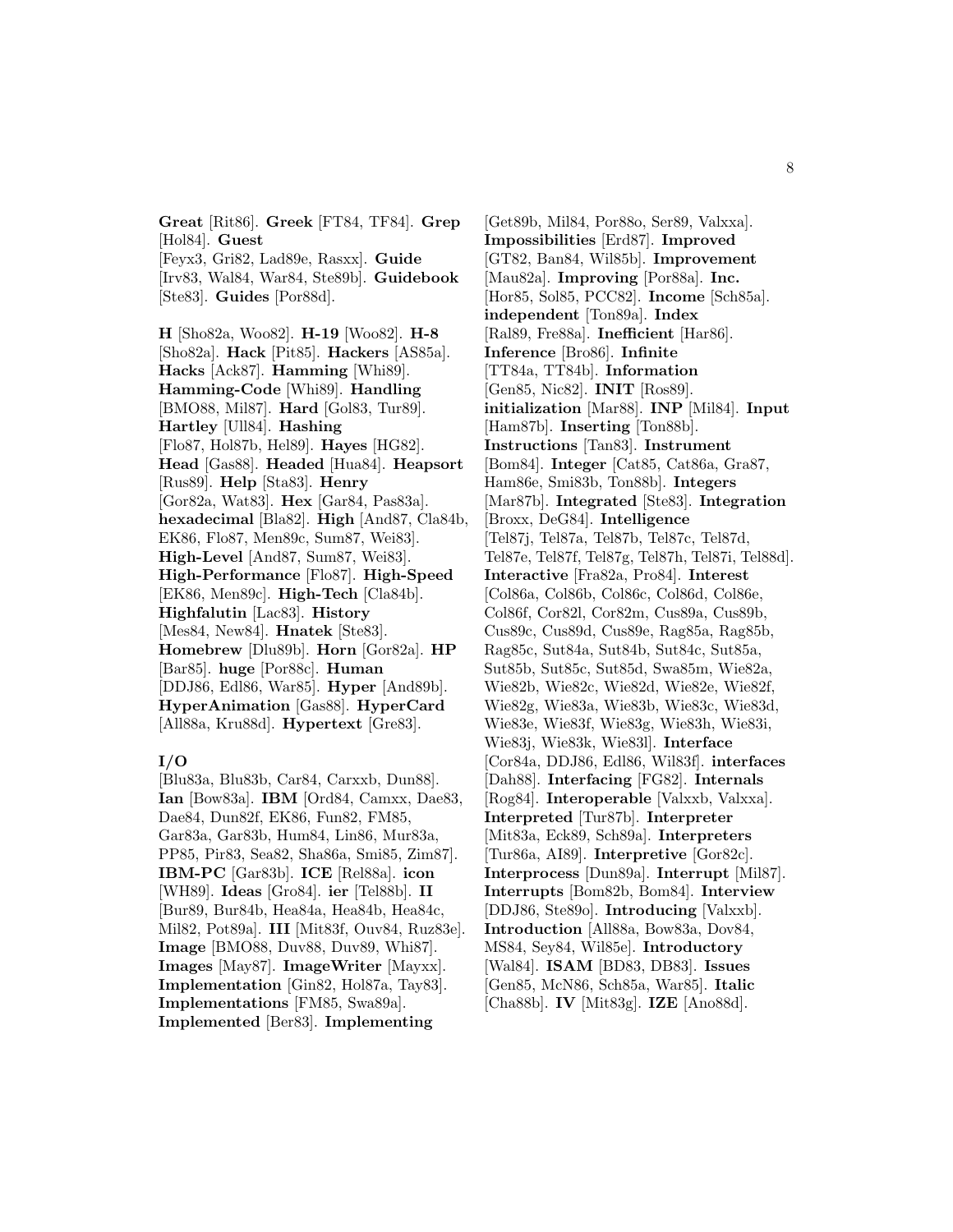**Great** [Rit86]. **Greek** [FT84, TF84]. **Grep** [Hol84]. **Guest** [Feyx3, Gri82, Lad89e, Rasxx]. **Guide** [Irv83, Wal84, War84, Ste89b]. **Guidebook** [Ste83]. **Guides** [Por88d].

**H** [Sho82a, Woo82]. **H-19** [Woo82]. **H-8** [Sho82a]. **Hack** [Pit85]. **Hackers** [AS85a]. **Hacks** [Ack87]. **Hamming** [Whi89]. **Hamming-Code** [Whi89]. **Handling** [BMO88, Mil87]. **Hard** [Gol83, Tur89]. **Hartley** [Ull84]. **Hashing** [Flo87, Hol87b, Hel89]. **Hayes** [HG82]. **Head** [Gas88]. **Headed** [Hua84]. **Heapsort** [Rus89]. **Help** [Sta83]. **Henry** [Gor82a, Wat83]. **Hex** [Gar84, Pas83a]. **hexadecimal** [Bla82]. **High** [And87, Cla84b, EK86, Flo87, Men89c, Sum87, Wei83]. **High-Level** [And87, Sum87, Wei83]. **High-Performance** [Flo87]. **High-Speed** [EK86, Men89c]. **High-Tech** [Cla84b]. **Highfalutin** [Lac83]. **History** [Mes84, New84]. **Hnatek** [Ste83]. **Homebrew** [Dlu89b]. **Horn** [Gor82a]. **HP** [Bar85]. **huge** [Por88c]. **Human** [DDJ86, Edl86, War85]. **Hyper** [And89b]. **HyperAnimation** [Gas88]. **HyperCard** [All88a, Kru88d]. **Hypertext** [Gre83].

**I/O** [Blu83a, Blu83b, Car84, Carxxb, Dun88]. **Ian** [Bow83a]. **IBM** [Ord84, Camxx, Dae83, Dae84, Dun82f, EK86, Fun82, FM85, Gar83a, Gar83b, Hum84, Lin86, Mur83a, PP85, Pir83, Sea82, Sha86a, Smi85, Zim87]. **IBM-PC** [Gar83b]. **ICE** [Rel88a]. **icon** [WH89]. **Ideas** [Gro84]. **ier** [Tel88b]. **II** [Bur89, Bur84b, Hea84a, Hea84b, Hea84c, Mil82, Pot89a]. **III** [Mit83f, Ouv84, Ruz83e]. **Image** [BMO88, Duv88, Duv89, Whi87]. **Images** [May87]. **ImageWriter** [Mayxx]. **Implementation** [Gin82, Hol87a, Tay83]. **Implementations** [FM85, Swa89a]. **Implemented** [Ber83]. **Implementing** [Get89b, Mil84, Por88o, Ser89, Valxxa]. **Impossibilities** [Erd87]. **Improved** [GT82, Ban84, Wil85b]. **Improvement** [Mau82a]. **Improving** [Por88a]. **Inc.** [Hor85, Sol85, PCC82]. **Income** [Sch85a]. **independent** [Ton89a]. **Index** [Ral89, Fre88a]. **Inefficient** [Har86]. **Inference** [Bro86]. **Infinite** [TT84a, TT84b]. **Information** [Gen85, Nic82]. **INIT** [Ros89]. **initialization** [Mar88]. **INP** [Mil84]. **Input** [Ham87b]. **Inserting** [Ton88b]. **Instructions** [Tan83]. **Instrument** [Bom84]. **Integer** [Cat85, Cat86a, Gra87, Ham86e, Smi83b, Ton88b]. **Integers** [Mar87b]. **Integrated** [Ste83]. **Integration** [Broxx, DeG84]. **Intelligence** [Tel87j, Tel87a, Tel87b, Tel87c, Tel87d, Tel87e, Tel87f, Tel87g, Tel87h, Tel87i, Tel88d]. **Interactive** [Fra82a, Pro84]. **Interest** [Col86a, Col86b, Col86c, Col86d, Col86e, Col86f, Cor82l, Cor82m, Cus89a, Cus89b, Cus89c, Cus89d, Cus89e, Rag85a, Rag85b, Rag85c, Sut84a, Sut84b, Sut84c, Sut85a, Sut85b, Sut85c, Sut85d, Swa85m, Wie82a, Wie82b, Wie82c, Wie82d, Wie82e, Wie82f, Wie82g, Wie83a, Wie83b, Wie83c, Wie83d, Wie83e, Wie83f, Wie83g, Wie83h, Wie83i, Wie83j, Wie83k, Wie83l]. **Interface** [Cor84a, DDJ86, Edl86, Wil83f]. **interfaces** [Dah88]. **Interfacing** [FG82]. **Internals** [Rog84]. **Interoperable** [Valxxb, Valxxa]. **Interpreted** [Tur87b]. **Interpreter** [Mit83a, Eck89, Sch89a]. **Interpreters** [Tur86a, AI89]. **Interpretive** [Gor82c]. **Interprocess** [Dun89a]. **Interrupt** [Mil87]. **Interrupts** [Bom82b, Bom84]. **Interview** [DDJ86, Ste89o]. **Introducing** [Valxxb]. **Introduction** [All88a, Bow83a, Dov84, MS84, Sey84, Wil85e]. **Introductory** [Wal84]. **ISAM** [BD83, DB83]. **Issues** [Gen85, McN86, Sch85a, War85]. **Italic** [Cha88b]. **IV** [Mit83g]. **IZE** [Ano88d].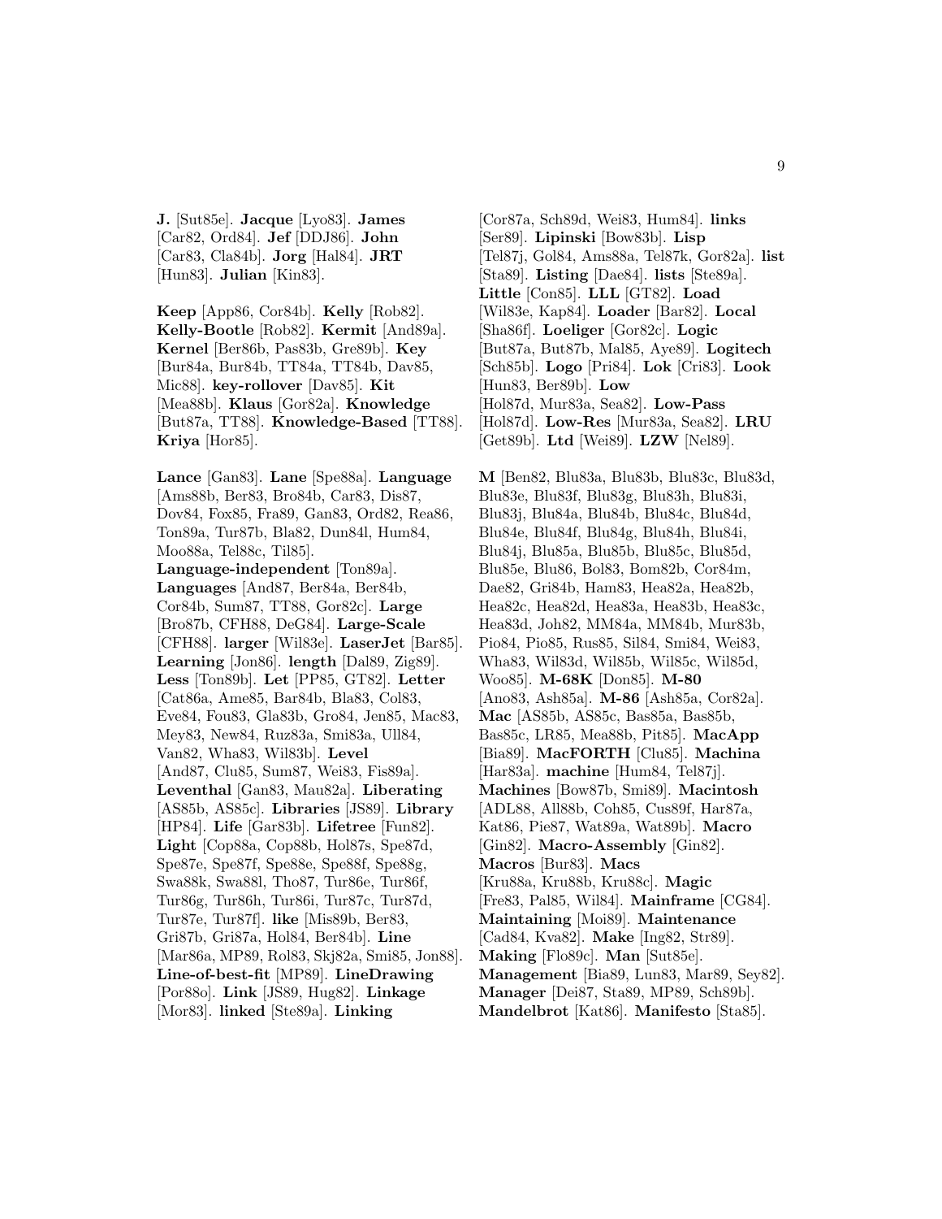**J.** [Sut85e]. **Jacque** [Lyo83]. **James** [Car82, Ord84]. **Jef** [DDJ86]. **John** [Car83, Cla84b]. **Jorg** [Hal84]. **JRT** [Hun83]. **Julian** [Kin83].

**Keep** [App86, Cor84b]. **Kelly** [Rob82]. **Kelly-Bootle** [Rob82]. **Kermit** [And89a]. **Kernel** [Ber86b, Pas83b, Gre89b]. **Key** [Bur84a, Bur84b, TT84a, TT84b, Dav85, Mic88]. **key-rollover** [Dav85]. **Kit** [Mea88b]. **Klaus** [Gor82a]. **Knowledge** [But87a, TT88]. **Knowledge-Based** [TT88]. **Kriya** [Hor85].

**Lance** [Gan83]. **Lane** [Spe88a]. **Language** [Ams88b, Ber83, Bro84b, Car83, Dis87, Dov84, Fox85, Fra89, Gan83, Ord82, Rea86, Ton89a, Tur87b, Bla82, Dun84l, Hum84, Moo88a, Tel88c, Til85]. **Language-independent** [Ton89a]. **Languages** [And87, Ber84a, Ber84b, Cor84b, Sum87, TT88, Gor82c]. **Large** [Bro87b, CFH88, DeG84]. **Large-Scale** [CFH88]. **larger** [Wil83e]. **LaserJet** [Bar85]. **Learning** [Jon86]. **length** [Dal89, Zig89]. **Less** [Ton89b]. **Let** [PP85, GT82]. **Letter** [Cat86a, Ame85, Bar84b, Bla83, Col83, Eve84, Fou83, Gla83b, Gro84, Jen85, Mac83, Mey83, New84, Ruz83a, Smi83a, Ull84, Van82, Wha83, Wil83b]. **Level** [And87, Clu85, Sum87, Wei83, Fis89a]. **Leventhal** [Gan83, Mau82a]. **Liberating** [AS85b, AS85c]. **Libraries** [JS89]. **Library** [HP84]. **Life** [Gar83b]. **Lifetree** [Fun82]. **Light** [Cop88a, Cop88b, Hol87s, Spe87d, Spe87e, Spe87f, Spe88e, Spe88f, Spe88g, Swa88k, Swa88l, Tho87, Tur86e, Tur86f, Tur86g, Tur86h, Tur86i, Tur87c, Tur87d, Tur87e, Tur87f]. **like** [Mis89b, Ber83, Gri87b, Gri87a, Hol84, Ber84b]. **Line** [Mar86a, MP89, Rol83, Skj82a, Smi85, Jon88]. **Line-of-best-fit** [MP89]. **LineDrawing** [Por88o]. **Link** [JS89, Hug82]. **Linkage** [Mor83]. **linked** [Ste89a]. **Linking** [Cor87a, Sch89d, Wei83, Hum84]. **links** [Ser89]. **Lipinski** [Bow83b]. **Lisp** [Tel87j, Gol84, Ams88a, Tel87k, Gor82a]. **list** [Sta89]. **Listing** [Dae84]. **lists** [Ste89a]. **Little** [Con85]. **LLL** [GT82]. **Load** [Wil83e, Kap84]. **Loader** [Bar82]. **Local** [Sha86f]. **Loeliger** [Gor82c]. **Logic** [But87a, But87b, Mal85, Aye89]. **Logitech** [Sch85b]. **Logo** [Pri84]. **Lok** [Cri83]. **Look** [Hun83, Ber89b]. **Low** [Hol87d, Mur83a, Sea82]. **Low-Pass** [Hol87d]. **Low-Res** [Mur83a, Sea82]. **LRU** [Get89b]. **Ltd** [Wei89]. **LZW** [Nel89].

**M** [Ben82, Blu83a, Blu83b, Blu83c, Blu83d, Blu83e, Blu83f, Blu83g, Blu83h, Blu83i, Blu83j, Blu84a, Blu84b, Blu84c, Blu84d, Blu84e, Blu84f, Blu84g, Blu84h, Blu84i, Blu84j, Blu85a, Blu85b, Blu85c, Blu85d, Blu85e, Blu86, Bol83, Bom82b, Cor84m, Dae82, Gri84b, Ham83, Hea82a, Hea82b, Hea82c, Hea82d, Hea83a, Hea83b, Hea83c, Hea83d, Joh82, MM84a, MM84b, Mur83b, Pio84, Pio85, Rus85, Sil84, Smi84, Wei83, Wha83, Wil83d, Wil85b, Wil85c, Wil85d, Woo85]. **M-68K** [Don85]. **M-80** [Ano83, Ash85a]. **M-86** [Ash85a, Cor82a]. **Mac** [AS85b, AS85c, Bas85a, Bas85b, Bas85c, LR85, Mea88b, Pit85]. **MacApp** [Bia89]. **MacFORTH** [Clu85]. **Machina** [Har83a]. **machine** [Hum84, Tel87j]. **Machines** [Bow87b, Smi89]. **Macintosh** [ADL88, All88b, Coh85, Cus89f, Har87a, Kat86, Pie87, Wat89a, Wat89b]. **Macro** [Gin82]. **Macro-Assembly** [Gin82]. **Macros** [Bur83]. **Macs** [Kru88a, Kru88b, Kru88c]. **Magic** [Fre83, Pal85, Wil84]. **Mainframe** [CG84]. **Maintaining** [Moi89]. **Maintenance** [Cad84, Kva82]. **Make** [Ing82, Str89]. **Making** [Flo89c]. **Man** [Sut85e]. **Management** [Bia89, Lun83, Mar89, Sey82]. **Manager** [Dei87, Sta89, MP89, Sch89b]. **Mandelbrot** [Kat86]. **Manifesto** [Sta85].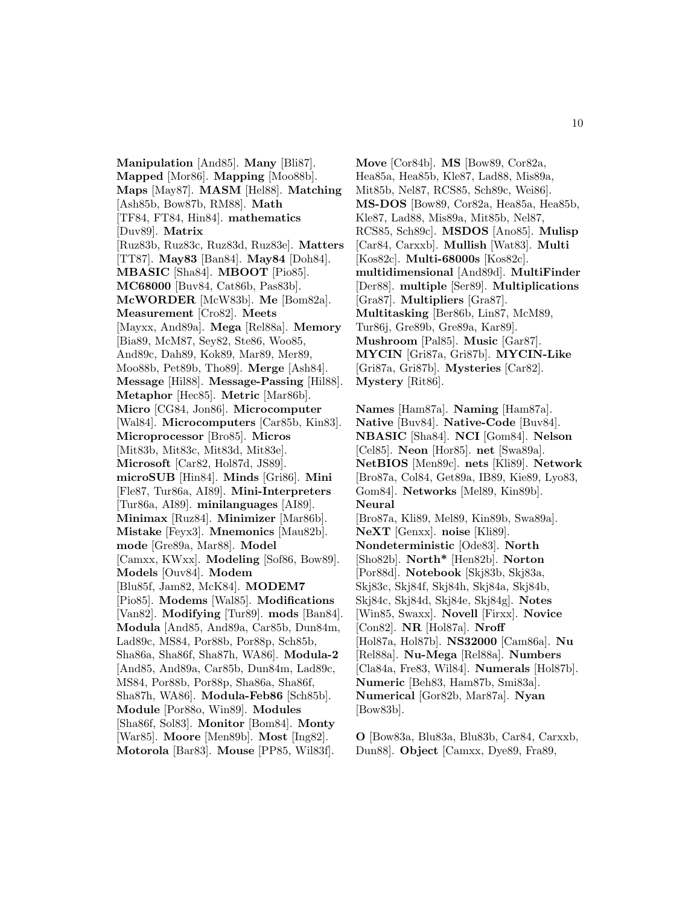**Manipulation** [And85]. **Many** [Bli87]. **Mapped** [Mor86]. **Mapping** [Moo88b]. **Maps** [May87]. **MASM** [Hel88]. **Matching** [Ash85b, Bow87b, RM88]. **Math** [TF84, FT84, Hin84]. **mathematics** [Duv89]. **Matrix** [Ruz83b, Ruz83c, Ruz83d, Ruz83e]. **Matters** [TT87]. **May83** [Ban84]. **May84** [Doh84]. **MBASIC** [Sha84]. **MBOOT** [Pio85]. **MC68000** [Buv84, Cat86b, Pas83b]. **McWORDER** [McW83b]. **Me** [Bom82a]. **Measurement** [Cro82]. **Meets** [Mayxx, And89a]. **Mega** [Rel88a]. **Memory** [Bia89, McM87, Sey82, Ste86, Woo85, And89c, Dah89, Kok89, Mar89, Mer89, Moo88b, Pet89b, Tho89]. **Merge** [Ash84]. **Message** [Hil88]. **Message-Passing** [Hil88]. **Metaphor** [Hec85]. **Metric** [Mar86b]. **Micro** [CG84, Jon86]. **Microcomputer** [Wal84]. **Microcomputers** [Car85b, Kin83]. **Microprocessor** [Bro85]. **Micros** [Mit83b, Mit83c, Mit83d, Mit83e]. **Microsoft** [Car82, Hol87d, JS89]. **microSUB** [Hin84]. **Minds** [Gri86]. **Mini** [Fle87, Tur86a, AI89]. **Mini-Interpreters** [Tur86a, AI89]. **minilanguages** [AI89]. **Minimax** [Ruz84]. **Minimizer** [Mar86b]. **Mistake** [Feyx3]. **Mnemonics** [Mau82b]. **mode** [Gre89a, Mar88]. **Model** [Camxx, KWxx]. **Modeling** [Sof86, Bow89]. **Models** [Ouv84]. **Modem** [Blu85f, Jam82, McK84]. **MODEM7** [Pio85]. **Modems** [Wal85]. **Modifications** [Van82]. **Modifying** [Tur89]. **mods** [Ban84]. **Modula** [And85, And89a, Car85b, Dun84m, Lad89c, MS84, Por88b, Por88p, Sch85b, Sha86a, Sha86f, Sha87h, WA86]. **Modula-2** [And85, And89a, Car85b, Dun84m, Lad89c, MS84, Por88b, Por88p, Sha86a, Sha86f, Sha87h, WA86]. **Modula-Feb86** [Sch85b]. **Module** [Por88o, Win89]. **Modules** [Sha86f, Sol83]. **Monitor** [Bom84]. **Monty** [War85]. **Moore** [Men89b]. **Most** [Ing82]. **Motorola** [Bar83]. **Mouse** [PP85, Wil83f]. **Move** [Cor84b]. **MS** [Bow89, Cor82a, Hea85a, Hea85b, Kle87, Lad88, Mis89a, Mit85b, Nel87, RCS85, Sch89c, Wei86]. **MS-DOS** [Bow89, Cor82a, Hea85a, Hea85b, Kle87, Lad88, Mis89a, Mit85b, Nel87, RCS85, Sch89c]. **MSDOS** [Ano85]. **Mulisp** [Car84, Carxxb]. **Mullish** [Wat83]. **Multi** [Kos82c]. **Multi-68000s** [Kos82c]. **multidimensional** [And89d]. **MultiFinder** [Der88]. **multiple** [Ser89]. **Multiplications** [Gra87]. **Multipliers** [Gra87]. **Multitasking** [Ber86b, Lin87, McM89, Tur86j, Gre89b, Gre89a, Kar89]. **Mushroom** [Pal85]. **Music** [Gar87]. **MYCIN** [Gri87a, Gri87b]. **MYCIN-Like** [Gri87a, Gri87b]. **Mysteries** [Car82]. **Mystery** [Rit86].

**Names** [Ham87a]. **Naming** [Ham87a]. **Native** [Buv84]. **Native-Code** [Buv84]. **NBASIC** [Sha84]. **NCI** [Gom84]. **Nelson** [Cel85]. **Neon** [Hor85]. **net** [Swa89a]. **NetBIOS** [Men89c]. **nets** [Kli89]. **Network** [Bro87a, Col84, Get89a, IB89, Kie89, Lyo83, Gom84]. **Networks** [Mel89, Kin89b]. **Neural** [Bro87a, Kli89, Mel89, Kin89b, Swa89a]. **NeXT** [Genxx]. **noise** [Kli89]. **Nondeterministic** [Ode83]. **North** [Sho82b]. **North*** [Hen82b]. **Norton** [Por88d]. **Notebook** [Skj83b, Skj83a, Skj83c, Skj84f, Skj84h, Skj84a, Skj84b, Skj84c, Skj84d, Skj84e, Skj84g]. **Notes** [Win85, Swaxx]. **Novell** [Firxx]. **Novice** [Con82]. **NR** [Hol87a]. **Nroff** [Hol87a, Hol87b]. **NS32000** [Cam86a]. **Nu** [Rel88a]. **Nu-Mega** [Rel88a]. **Numbers** [Cla84a, Fre83, Wil84]. **Numerals** [Hol87b]. **Numeric** [Beh83, Ham87b, Smi83a]. **Numerical** [Gor82b, Mar87a]. **Nyan** [Bow83b].

**O** [Bow83a, Blu83a, Blu83b, Car84, Carxxb, Dun88]. **Object** [Camxx, Dye89, Fra89,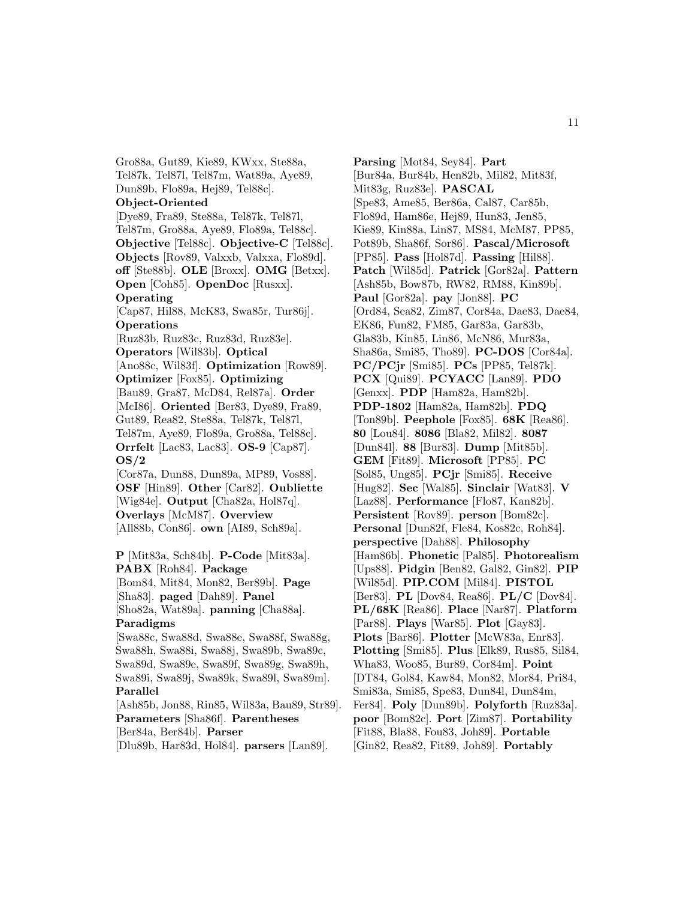Gro88a, Gut89, Kie89, KWxx, Ste88a, Tel87k, Tel87l, Tel87m, Wat89a, Aye89, Dun89b, Flo89a, Hej89, Tel88c]. **Object-Oriented** [Dye89, Fra89, Ste88a, Tel87k, Tel87l, Tel87m, Gro88a, Aye89, Flo89a, Tel88c]. **Objective** [Tel88c]. **Objective-C** [Tel88c]. **Objects** [Rov89, Valxxb, Valxxa, Flo89d]. **off** [Ste88b]. **OLE** [Broxx]. **OMG** [Betxx]. **Open** [Coh85]. **OpenDoc** [Rusxx]. **Operating** [Cap87, Hil88, McK83, Swa85r, Tur86j]. **Operations** [Ruz83b, Ruz83c, Ruz83d, Ruz83e]. **Operators** [Wil83b]. **Optical** [Ano88c, Wil83f]. **Optimization** [Row89]. **Optimizer** [Fox85]. **Optimizing** [Bau89, Gra87, McD84, Rel87a]. **Order** [McI86]. **Oriented** [Ber83, Dye89, Fra89, Gut89, Rea82, Ste88a, Tel87k, Tel87l, Tel87m, Aye89, Flo89a, Gro88a, Tel88c]. **Orrfelt** [Lac83, Lac83]. **OS-9** [Cap87]. **OS/2** [Cor87a, Dun88, Dun89a, MP89, Vos88]. **OSF** [Hin89]. **Other** [Car82]. **Oubliette** [Wig84e]. **Output** [Cha82a, Hol87q]. **Overlays** [McM87]. **Overview** [All88b, Con86]. **own** [AI89, Sch89a].

**P** [Mit83a, Sch84b]. **P-Code** [Mit83a]. **PABX** [Roh84]. **Package** [Bom84, Mit84, Mon82, Ber89b]. **Page** [Sha83]. **paged** [Dah89]. **Panel** [Sho82a, Wat89a]. **panning** [Cha88a]. **Paradigms** [Swa88c, Swa88d, Swa88e, Swa88f, Swa88g, Swa88h, Swa88i, Swa88j, Swa89b, Swa89c, Swa89d, Swa89e, Swa89f, Swa89g, Swa89h, Swa89i, Swa89j, Swa89k, Swa89l, Swa89m]. **Parallel** [Ash85b, Jon88, Rin85, Wil83a, Bau89, Str89]. **Parameters** [Sha86f]. **Parentheses** [Ber84a, Ber84b]. **Parser** [Dlu89b, Har83d, Hol84]. **parsers** [Lan89]. **Parsing** [Mot84, Sey84]. **Part** [Bur84a, Bur84b, Hen82b, Mil82, Mit83f, Mit83g, Ruz83e]. **PASCAL** [Spe83, Ame85, Ber86a, Cal87, Car85b, Flo89d, Ham86e, Hej89, Hun83, Jen85, Kie89, Kin88a, Lin87, MS84, McM87, PP85, Pot89b, Sha86f, Sor86]. **Pascal/Microsoft** [PP85]. **Pass** [Hol87d]. **Passing** [Hil88]. **Patch** [Wil85d]. **Patrick** [Gor82a]. **Pattern** [Ash85b, Bow87b, RW82, RM88, Kin89b]. **Paul** [Gor82a]. **pay** [Jon88]. **PC** [Ord84, Sea82, Zim87, Cor84a, Dae83, Dae84, EK86, Fun82, FM85, Gar83a, Gar83b, Gla83b, Kin85, Lin86, McN86, Mur83a, Sha86a, Smi85, Tho89]. **PC-DOS** [Cor84a]. **PC/PCjr** [Smi85]. **PCs** [PP85, Tel87k]. **PCX** [Qui89]. **PCYACC** [Lan89]. **PDO** [Genxx]. **PDP** [Ham82a, Ham82b]. **PDP-1802** [Ham82a, Ham82b]. **PDQ** [Ton89b]. **Peephole** [Fox85]. **68K** [Rea86]. **80** [Lou84]. **8086** [Bla82, Mil82]. **8087** [Dun84l]. **88** [Bur83]. **Dump** [Mit85b]. **GEM** [Fit89]. **Microsoft** [PP85]. **PC** [Sol85, Ung85]. **PCjr** [Smi85]. **Receive** [Hug82]. **Sec** [Wal85]. **Sinclair** [Wat83]. **V** [Laz88]. **Performance** [Flo87, Kan82b]. **Persistent** [Rov89]. **person** [Bom82c]. **Personal** [Dun82f, Fle84, Kos82c, Roh84]. **perspective** [Dah88]. **Philosophy** [Ham86b]. **Phonetic** [Pal85]. **Photorealism** [Ups88]. **Pidgin** [Ben82, Gal82, Gin82]. **PIP** [Wil85d]. **PIP.COM** [Mil84]. **PISTOL** [Ber83]. **PL** [Dov84, Rea86]. **PL/C** [Dov84]. **PL/68K** [Rea86]. **Place** [Nar87]. **Platform** [Par88]. **Plays** [War85]. **Plot** [Gay83]. **Plots** [Bar86]. **Plotter** [McW83a, Enr83]. **Plotting** [Smi85]. **Plus** [Elk89, Rus85, Sil84, Wha83, Woo85, Bur89, Cor84m]. **Point** [DT84, Gol84, Kaw84, Mon82, Mor84, Pri84, Smi83a, Smi85, Spe83, Dun84l, Dun84m, Fer84]. **Poly** [Dun89b]. **Polyforth** [Ruz83a]. **poor** [Bom82c]. **Port** [Zim87]. **Portability** [Fit88, Bla88, Fou83, Joh89]. **Portable** [Gin82, Rea82, Fit89, Joh89]. **Portably**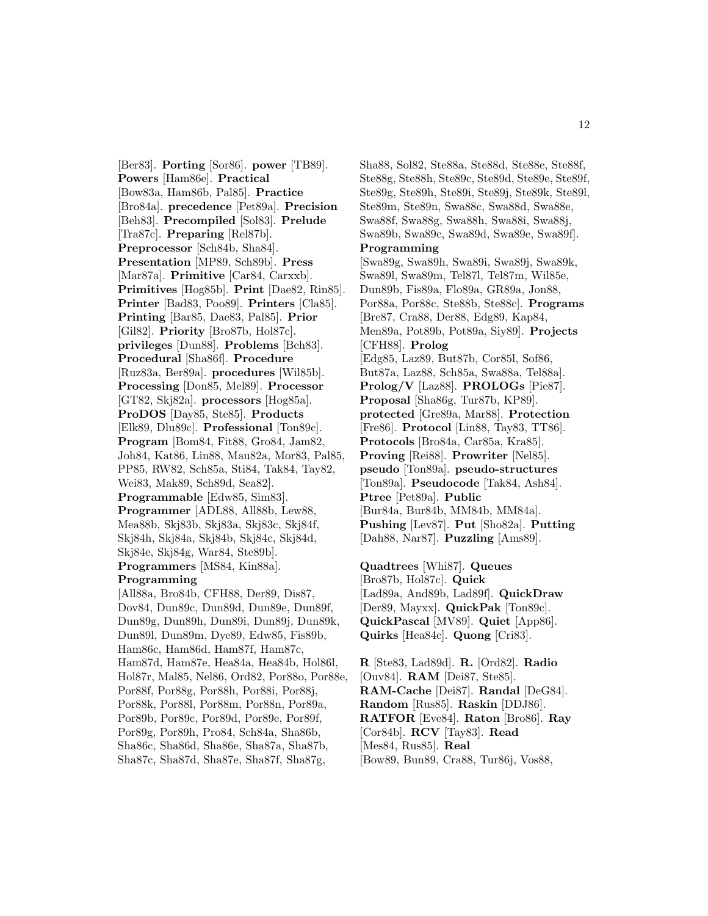[Ber83]. **Porting** [Sor86]. **power** [TB89]. **Powers** [Ham86e]. **Practical** [Bow83a, Ham86b, Pal85]. **Practice** [Bro84a]. **precedence** [Pet89a]. **Precision** [Beh83]. **Precompiled** [Sol83]. **Prelude** [Tra87c]. **Preparing** [Rel87b]. **Preprocessor** [Sch84b, Sha84]. **Presentation** [MP89, Sch89b]. **Press** [Mar87a]. **Primitive** [Car84, Carxxb]. **Primitives** [Hog85b]. **Print** [Dae82, Rin85]. **Printer** [Bad83, Poo89]. **Printers** [Cla85]. **Printing** [Bar85, Dae83, Pal85]. **Prior** [Gil82]. **Priority** [Bro87b, Hol87c]. **privileges** [Dun88]. **Problems** [Beh83]. **Procedural** [Sha86f]. **Procedure** [Ruz83a, Ber89a]. **procedures** [Wil85b]. **Processing** [Don85, Mel89]. **Processor** [GT82, Skj82a]. **processors** [Hog85a]. **ProDOS** [Day85, Ste85]. **Products** [Elk89, Dlu89c]. **Professional** [Ton89c]. **Program** [Bom84, Fit88, Gro84, Jam82, Joh84, Kat86, Lin88, Mau82a, Mor83, Pal85, PP85, RW82, Sch85a, Sti84, Tak84, Tay82, Wei83, Mak89, Sch89d, Sea82]. **Programmable** [Edw85, Sim83]. **Programmer** [ADL88, All88b, Lew88, Mea88b, Skj83b, Skj83a, Skj83c, Skj84f, Skj84h, Skj84a, Skj84b, Skj84c, Skj84d, Skj84e, Skj84g, War84, Ste89b]. **Programmers** [MS84, Kin88a]. **Programming** [All88a, Bro84b, CFH88, Der89, Dis87, Dov84, Dun89c, Dun89d, Dun89e, Dun89f, Dun89g, Dun89h, Dun89i, Dun89j, Dun89k, Dun89l, Dun89m, Dye89, Edw85, Fis89b, Ham86c, Ham86d, Ham87f, Ham87c, Ham87d, Ham87e, Hea84a, Hea84b, Hol86l, Hol87r, Mal85, Nel86, Ord82, Por88o, Por88e, Por88f, Por88g, Por88h, Por88i, Por88j, Por88k, Por88l, Por88m, Por88n, Por89a, Por89b, Por89c, Por89d, Por89e, Por89f, Por89g, Por89h, Pro84, Sch84a, Sha86b, Sha86c, Sha86d, Sha86e, Sha87a, Sha87b, Sha87c, Sha87d, Sha87e, Sha87f, Sha87g, Sha88, Sol82, Ste88a, Ste88d, Ste88e, Ste88f, Ste88g, Ste88h, Ste89c, Ste89d, Ste89e, Ste89f, Ste89g, Ste89h, Ste89i, Ste89j, Ste89k, Ste89l, Ste89m, Ste89n, Swa88c, Swa88d, Swa88e, Swa88f, Swa88g, Swa88h, Swa88i, Swa88j, Swa89b, Swa89c, Swa89d, Swa89e, Swa89f]. **Programming** [Swa89g, Swa89h, Swa89i, Swa89j, Swa89k, Swa89l, Swa89m, Tel87l, Tel87m, Wil85e, Dun89b, Fis89a, Flo89a, GR89a, Jon88, Por88a, Por88c, Ste88b, Ste88c]. **Programs** [Bre87, Cra88, Der88, Edg89, Kap84, Men89a, Pot89b, Pot89a, Siy89]. **Projects** [CFH88]. **Prolog** [Edg85, Laz89, But87b, Cor85l, Sof86, But87a, Laz88, Sch85a, Swa88a, Tel88a]. **Prolog/V** [Laz88]. **PROLOGs** [Pie87]. **Proposal** [Sha86g, Tur87b, KP89]. **protected** [Gre89a, Mar88]. **Protection** [Fre86]. **Protocol** [Lin88, Tay83, TT86]. **Protocols** [Bro84a, Car85a, Kra85]. **Proving** [Rei88]. **Prowriter** [Nel85]. **pseudo** [Ton89a]. **pseudo-structures** [Ton89a]. **Pseudocode** [Tak84, Ash84]. **Ptree** [Pet89a]. **Public** [Bur84a, Bur84b, MM84b, MM84a]. **Pushing** [Lev87]. **Put** [Sho82a]. **Putting** [Dah88, Nar87]. **Puzzling** [Ams89].

**Quadtrees** [Whi87]. **Queues** [Bro87b, Hol87c]. **Quick** [Lad89a, And89b, Lad89f]. **QuickDraw** [Der89, Mayxx]. **QuickPak** [Ton89c]. **QuickPascal** [MV89]. **Quiet** [App86]. **Quirks** [Hea84c]. **Quong** [Cri83].

**R** [Ste83, Lad89d]. **R.** [Ord82]. **Radio** [Ouv84]. **RAM** [Dei87, Ste85]. **RAM-Cache** [Dei87]. **Randal** [DeG84]. **Random** [Rus85]. **Raskin** [DDJ86]. **RATFOR** [Eve84]. **Raton** [Bro86]. **Ray** [Cor84b]. **RCV** [Tay83]. **Read** [Mes84, Rus85]. **Real** [Bow89, Bun89, Cra88, Tur86j, Vos88,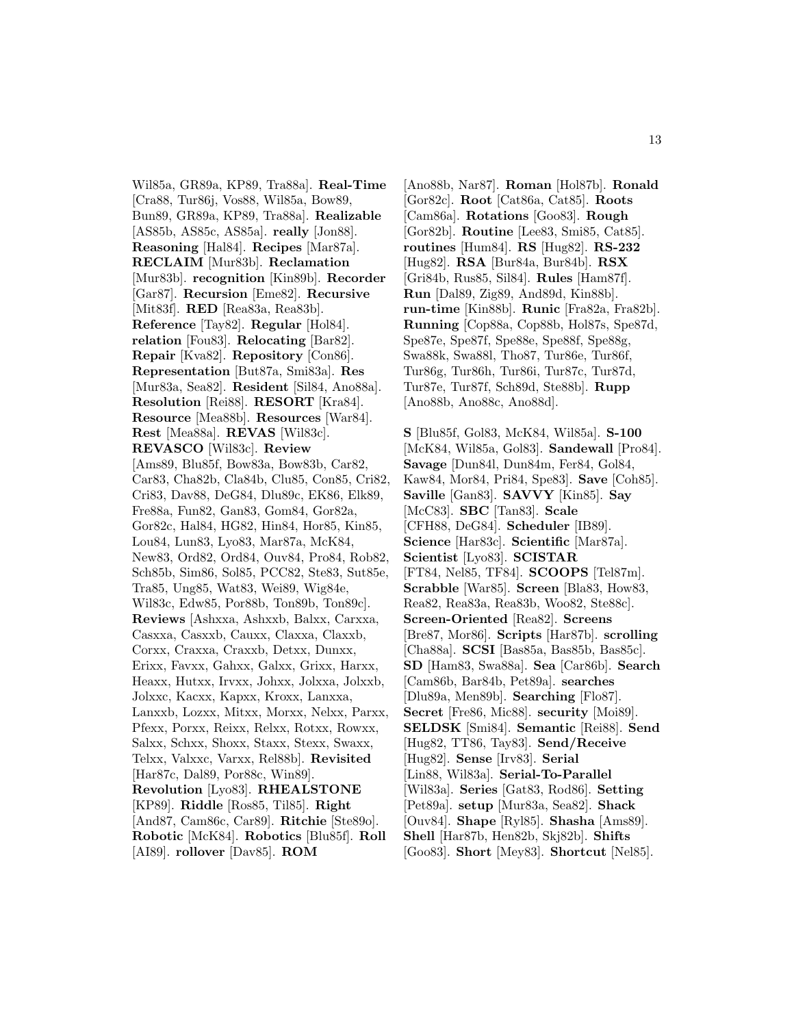Wil85a, GR89a, KP89, Tra88a]. **Real-Time** [Cra88, Tur86j, Vos88, Wil85a, Bow89, Bun89, GR89a, KP89, Tra88a]. **Realizable** [AS85b, AS85c, AS85a]. **really** [Jon88]. **Reasoning** [Hal84]. **Recipes** [Mar87a]. **RECLAIM** [Mur83b]. **Reclamation** [Mur83b]. **recognition** [Kin89b]. **Recorder** [Gar87]. **Recursion** [Eme82]. **Recursive** [Mit83f]. **RED** [Rea83a, Rea83b]. **Reference** [Tay82]. **Regular** [Hol84]. **relation** [Fou83]. **Relocating** [Bar82]. **Repair** [Kva82]. **Repository** [Con86]. **Representation** [But87a, Smi83a]. **Res** [Mur83a, Sea82]. **Resident** [Sil84, Ano88a]. **Resolution** [Rei88]. **RESORT** [Kra84]. **Resource** [Mea88b]. **Resources** [War84]. **Rest** [Mea88a]. **REVAS** [Wil83c]. **REVASCO** [Wil83c]. **Review** [Ams89, Blu85f, Bow83a, Bow83b, Car82, Car83, Cha82b, Cla84b, Clu85, Con85, Cri82, Cri83, Dav88, DeG84, Dlu89c, EK86, Elk89, Fre88a, Fun82, Gan83, Gom84, Gor82a, Gor82c, Hal84, HG82, Hin84, Hor85, Kin85, Lou84, Lun83, Lyo83, Mar87a, McK84, New83, Ord82, Ord84, Ouv84, Pro84, Rob82, Sch85b, Sim86, Sol85, PCC82, Ste83, Sut85e, Tra85, Ung85, Wat83, Wei89, Wig84e, Wil83c, Edw85, Por88b, Ton89b, Ton89c]. **Reviews** [Ashxxa, Ashxxb, Balxx, Carxxa, Casxxa, Casxxb, Cauxx, Claxxa, Claxxb, Corxx, Craxxa, Craxxb, Detxx, Dunxx, Erixx, Favxx, Gahxx, Galxx, Grixx, Harxx, Heaxx, Hutxx, Irvxx, Johxx, Jolxxa, Jolxxb, Jolxxc, Kacxx, Kapxx, Kroxx, Lanxxa, Lanxxb, Lozxx, Mitxx, Morxx, Nelxx, Parxx, Pfexx, Porxx, Reixx, Relxx, Rotxx, Rowxx, Salxx, Schxx, Shoxx, Staxx, Stexx, Swaxx, Telxx, Valxxc, Varxx, Rel88b]. **Revisited** [Har87c, Dal89, Por88c, Win89]. **Revolution** [Lyo83]. **RHEALSTONE** [KP89]. **Riddle** [Ros85, Til85]. **Right** [And87, Cam86c, Car89]. **Ritchie** [Ste89o]. **Robotic** [McK84]. **Robotics** [Blu85f]. **Roll** [AI89]. **rollover** [Dav85]. **ROM** [Ano88b, Nar87]. **Roman** [Hol87b]. **Ronald** [Gor82c]. **Root** [Cat86a, Cat85]. **Roots** [Cam86a]. **Rotations** [Goo83]. **Rough** [Gor82b]. **Routine** [Lee83, Smi85, Cat85]. **routines** [Hum84]. **RS** [Hug82]. **RS-232** [Hug82]. **RSA** [Bur84a, Bur84b]. **RSX** [Gri84b, Rus85, Sil84]. **Rules** [Ham87f]. **Run** [Dal89, Zig89, And89d, Kin88b]. **run-time** [Kin88b]. **Runic** [Fra82a, Fra82b]. **Running** [Cop88a, Cop88b, Hol87s, Spe87d, Spe87e, Spe87f, Spe88e, Spe88f, Spe88g, Swa88k, Swa88l, Tho87, Tur86e, Tur86f, Tur86g, Tur86h, Tur86i, Tur87c, Tur87d, Tur87e, Tur87f, Sch89d, Ste88b]. **Rupp** [Ano88b, Ano88c, Ano88d].

**S** [Blu85f, Gol83, McK84, Wil85a]. **S-100** [McK84, Wil85a, Gol83]. **Sandewall** [Pro84]. **Savage** [Dun84l, Dun84m, Fer84, Gol84, Kaw84, Mor84, Pri84, Spe83]. **Save** [Coh85]. **Saville** [Gan83]. **SAVVY** [Kin85]. **Say** [McC83]. **SBC** [Tan83]. **Scale** [CFH88, DeG84]. **Scheduler** [IB89]. **Science** [Har83c]. **Scientific** [Mar87a]. **Scientist** [Lyo83]. **SCISTAR** [FT84, Nel85, TF84]. **SCOOPS** [Tel87m]. **Scrabble** [War85]. **Screen** [Bla83, How83, Rea82, Rea83a, Rea83b, Woo82, Ste88c]. **Screen-Oriented** [Rea82]. **Screens** [Bre87, Mor86]. **Scripts** [Har87b]. **scrolling** [Cha88a]. **SCSI** [Bas85a, Bas85b, Bas85c]. **SD** [Ham83, Swa88a]. **Sea** [Car86b]. **Search** [Cam86b, Bar84b, Pet89a]. **searches** [Dlu89a, Men89b]. **Searching** [Flo87]. **Secret** [Fre86, Mic88]. **security** [Moi89]. **SELDSK** [Smi84]. **Semantic** [Rei88]. **Send** [Hug82, TT86, Tay83]. **Send/Receive** [Hug82]. **Sense** [Irv83]. **Serial** [Lin88, Wil83a]. **Serial-To-Parallel** [Wil83a]. **Series** [Gat83, Rod86]. **Setting** [Pet89a]. **setup** [Mur83a, Sea82]. **Shack** [Ouv84]. **Shape** [Ryl85]. **Shasha** [Ams89]. **Shell** [Har87b, Hen82b, Skj82b]. **Shifts** [Goo83]. **Short** [Mey83]. **Shortcut** [Nel85].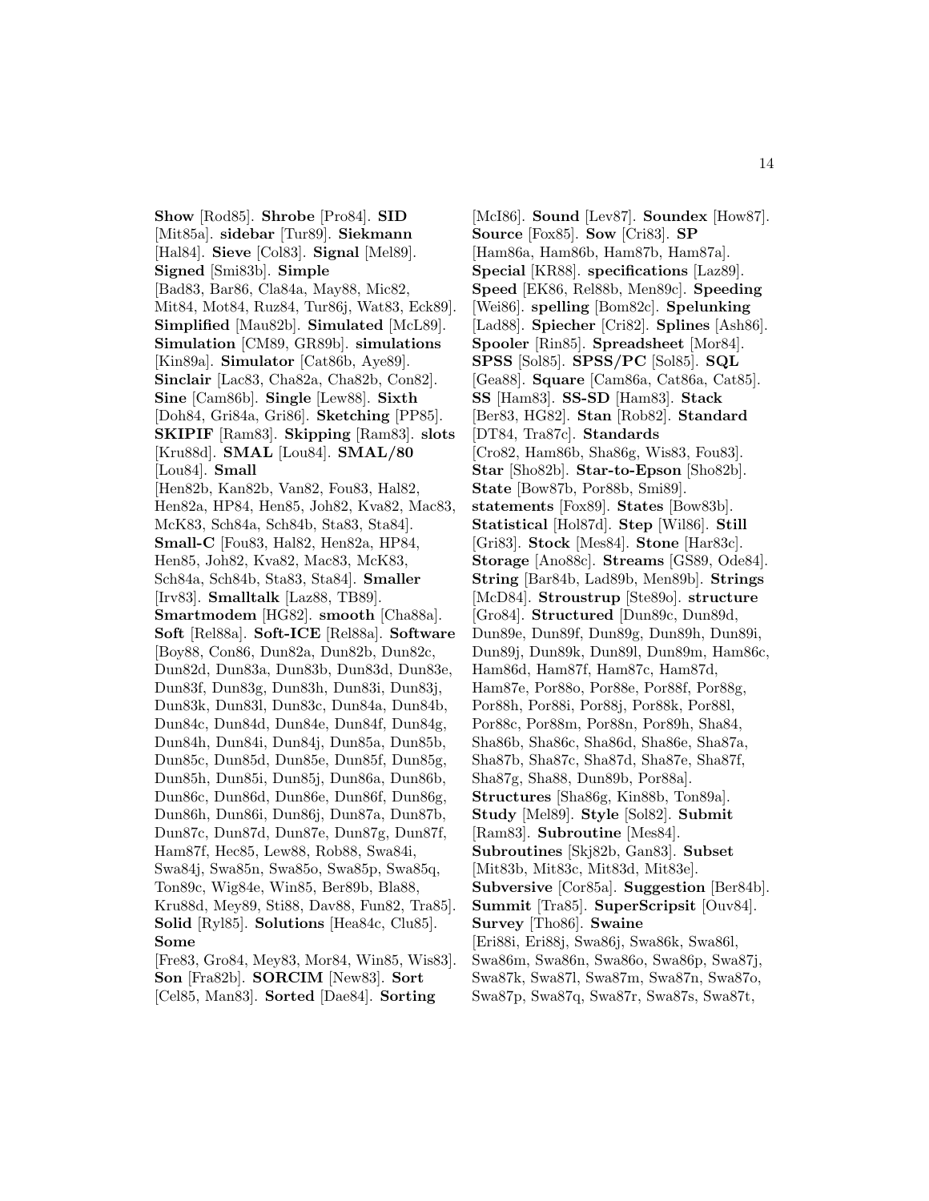**Show** [Rod85]. **Shrobe** [Pro84]. **SID** [Mit85a]. **sidebar** [Tur89]. **Siekmann** [Hal84]. **Sieve** [Col83]. **Signal** [Mel89]. **Signed** [Smi83b]. **Simple** [Bad83, Bar86, Cla84a, May88, Mic82, Mit84, Mot84, Ruz84, Tur86j, Wat83, Eck89]. **Simplified** [Mau82b]. **Simulated** [McL89]. **Simulation** [CM89, GR89b]. **simulations** [Kin89a]. **Simulator** [Cat86b, Aye89]. **Sinclair** [Lac83, Cha82a, Cha82b, Con82]. **Sine** [Cam86b]. **Single** [Lew88]. **Sixth** [Doh84, Gri84a, Gri86]. **Sketching** [PP85]. **SKIPIF** [Ram83]. **Skipping** [Ram83]. **slots** [Kru88d]. **SMAL** [Lou84]. **SMAL/80** [Lou84]. **Small** [Hen82b, Kan82b, Van82, Fou83, Hal82, Hen82a, HP84, Hen85, Joh82, Kva82, Mac83, McK83, Sch84a, Sch84b, Sta83, Sta84]. **Small-C** [Fou83, Hal82, Hen82a, HP84, Hen85, Joh82, Kva82, Mac83, McK83, Sch84a, Sch84b, Sta83, Sta84]. **Smaller** [Irv83]. **Smalltalk** [Laz88, TB89]. **Smartmodem** [HG82]. **smooth** [Cha88a]. **Soft** [Rel88a]. **Soft-ICE** [Rel88a]. **Software** [Boy88, Con86, Dun82a, Dun82b, Dun82c, Dun82d, Dun83a, Dun83b, Dun83d, Dun83e, Dun83f, Dun83g, Dun83h, Dun83i, Dun83j, Dun83k, Dun83l, Dun83c, Dun84a, Dun84b, Dun84c, Dun84d, Dun84e, Dun84f, Dun84g, Dun84h, Dun84i, Dun84j, Dun85a, Dun85b, Dun85c, Dun85d, Dun85e, Dun85f, Dun85g, Dun85h, Dun85i, Dun85j, Dun86a, Dun86b, Dun86c, Dun86d, Dun86e, Dun86f, Dun86g, Dun86h, Dun86i, Dun86j, Dun87a, Dun87b, Dun87c, Dun87d, Dun87e, Dun87g, Dun87f, Ham87f, Hec85, Lew88, Rob88, Swa84i, Swa84j, Swa85n, Swa85o, Swa85p, Swa85q, Ton89c, Wig84e, Win85, Ber89b, Bla88, Kru88d, Mey89, Sti88, Dav88, Fun82, Tra85]. **Solid** [Ryl85]. **Solutions** [Hea84c, Clu85]. **Some** [Fre83, Gro84, Mey83, Mor84, Win85, Wis83]. **Son** [Fra82b]. **SORCIM** [New83]. **Sort** [Cel85, Man83]. **Sorted** [Dae84]. **Sorting** [McI86]. **Sound** [Lev87]. **Soundex** [How87]. **Source** [Fox85]. **Sow** [Cri83]. **SP** [Ham86a, Ham86b, Ham87b, Ham87a]. **Special** [KR88]. **specifications** [Laz89]. **Speed** [EK86, Rel88b, Men89c]. **Speeding** [Wei86]. **spelling** [Bom82c]. **Spelunking** [Lad88]. **Spiecher** [Cri82]. **Splines** [Ash86]. **Spooler** [Rin85]. **Spreadsheet** [Mor84]. **SPSS** [Sol85]. **SPSS/PC** [Sol85]. **SQL** [Gea88]. **Square** [Cam86a, Cat86a, Cat85]. **SS** [Ham83]. **SS-SD** [Ham83]. **Stack** [Ber83, HG82]. **Stan** [Rob82]. **Standard** [DT84, Tra87c]. **Standards** [Cro82, Ham86b, Sha86g, Wis83, Fou83]. **Star** [Sho82b]. **Star-to-Epson** [Sho82b]. **State** [Bow87b, Por88b, Smi89]. **statements** [Fox89]. **States** [Bow83b]. **Statistical** [Hol87d]. **Step** [Wil86]. **Still** [Gri83]. **Stock** [Mes84]. **Stone** [Har83c]. **Storage** [Ano88c]. **Streams** [GS89, Ode84]. **String** [Bar84b, Lad89b, Men89b]. **Strings** [McD84]. **Stroustrup** [Ste89o]. **structure** [Gro84]. **Structured** [Dun89c, Dun89d, Dun89e, Dun89f, Dun89g, Dun89h, Dun89i, Dun89j, Dun89k, Dun89l, Dun89m, Ham86c, Ham86d, Ham87f, Ham87c, Ham87d, Ham87e, Por88o, Por88e, Por88f, Por88g, Por88h, Por88i, Por88j, Por88k, Por88l, Por88c, Por88m, Por88n, Por89h, Sha84, Sha86b, Sha86c, Sha86d, Sha86e, Sha87a, Sha87b, Sha87c, Sha87d, Sha87e, Sha87f, Sha87g, Sha88, Dun89b, Por88a]. **Structures** [Sha86g, Kin88b, Ton89a]. **Study** [Mel89]. **Style** [Sol82]. **Submit** [Ram83]. **Subroutine** [Mes84]. **Subroutines** [Skj82b, Gan83]. **Subset** [Mit83b, Mit83c, Mit83d, Mit83e]. **Subversive** [Cor85a]. **Suggestion** [Ber84b]. **Summit** [Tra85]. **SuperScripsit** [Ouv84]. **Survey** [Tho86]. **Swaine** [Eri88i, Eri88j, Swa86j, Swa86k, Swa86l, Swa86m, Swa86n, Swa86o, Swa86p, Swa87j, Swa87k, Swa87l, Swa87m, Swa87n, Swa87o, Swa87p, Swa87q, Swa87r, Swa87s, Swa87t,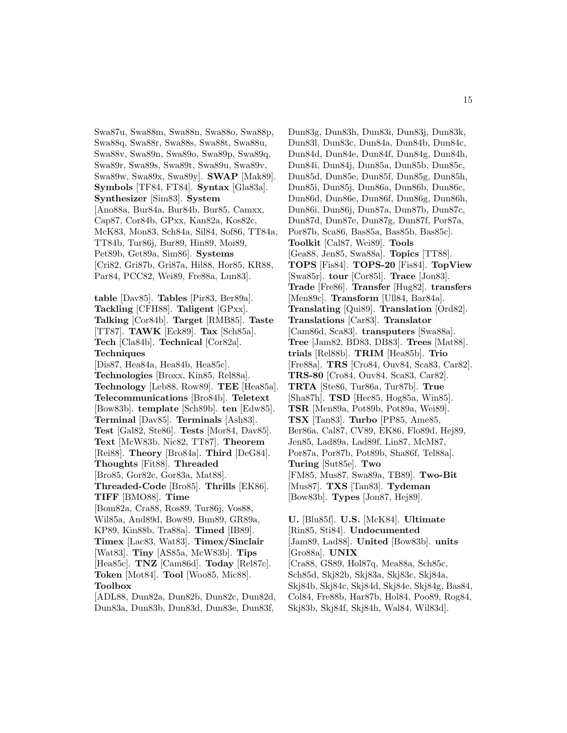Swa87u, Swa88m, Swa88n, Swa88o, Swa88p, Swa88q, Swa88r, Swa88s, Swa88t, Swa88u, Swa88v, Swa89n, Swa89o, Swa89p, Swa89q, Swa89r, Swa89s, Swa89t, Swa89u, Swa89v, Swa89w, Swa89x, Swa89y]. **SWAP** [Mak89]. **Symbols** [TF84, FT84]. **Syntax** [Gla83a]. **Synthesizer** [Sim83]. **System** [Ano88a, Bur84a, Bur84b, Bur85, Camxx, Cap87, Cor84b, GPxx, Kan82a, Kos82c, McK83, Mon83, Sch84a, Sil84, Sof86, TT84a, TT84b, Tur86j, Bur89, Hin89, Moi89, Pet89b, Get89a, Sim86]. **Systems** [Cri82, Gri87b, Gri87a, Hil88, Hor85, KR88, Par84, PCC82, Wei89, Fre88a, Lun83].

**table** [Dav85]. **Tables** [Pir83, Ber89a]. **Tackling** [CFH88]. **Taligent** [GPxx]. **Talking** [Cor84b]. **Target** [RMB85]. **Taste** [TT87]. **TAWK** [Eck89]. **Tax** [Sch85a]. **Tech** [Cla84b]. **Technical** [Cor82a]. **Techniques** [Dis87, Hea84a, Hea84b, Hea85c]. **Technologies** [Broxx, Kin85, Rel88a]. **Technology** [Leb88, Row89]. **TEE** [Hea85a]. **Telecommunications** [Bro84b]. **Teletext** [Bow83b]. **template** [Sch89b]. **ten** [Edw85]. **Terminal** [Dav85]. **Terminals** [Ash83]. **Test** [Gal82, Ste86]. **Tests** [Mor84, Dav85]. **Text** [McW83b, Nic82, TT87]. **Theorem** [Rei88]. **Theory** [Bro84a]. **Third** [DeG84]. **Thoughts** [Fit88]. **Threaded** [Bro85, Gor82c, Gor83a, Mat88]. **Threaded-Code** [Bro85]. **Thrills** [EK86]. **TIFF** [BMO88]. **Time** [Bom82a, Cra88, Ros89, Tur86j, Vos88, Wil85a, And89d, Bow89, Bun89, GR89a, KP89, Kin88b, Tra88a]. **Timed** [IB89]. **Timex** [Lac83, Wat83]. **Timex/Sinclair** [Wat83]. **Tiny** [AS85a, McW83b]. **Tips** [Hea85c]. **TNZ** [Cam86d]. **Today** [Rel87c]. **Token** [Mot84]. **Tool** [Woo85, Mic88]. **Toolbox** [ADL88, Dun82a, Dun82b, Dun82c, Dun82d, Dun83a, Dun83b, Dun83d, Dun83e, Dun83f, Dun83g, Dun83h, Dun83i, Dun83j, Dun83k, Dun83l, Dun83c, Dun84a, Dun84b, Dun84c, Dun84d, Dun84e, Dun84f, Dun84g, Dun84h, Dun84i, Dun84j, Dun85a, Dun85b, Dun85c, Dun85d, Dun85e, Dun85f, Dun85g, Dun85h, Dun85i, Dun85j, Dun86a, Dun86b, Dun86c, Dun86d, Dun86e, Dun86f, Dun86g, Dun86h, Dun86i, Dun86j, Dun87a, Dun87b, Dun87c, Dun87d, Dun87e, Dun87g, Dun87f, Por87a, Por87b, Sca86, Bas85a, Bas85b, Bas85c]. **Toolkit** [Cal87, Wei89]. **Tools** [Gea88, Jen85, Swa88a]. **Topics** [TT88]. **TOPS** [Fis84]. **TOPS-20** [Fis84]. **TopView** [Swa85r]. **tour** [Cor85l]. **Trace** [Jon83]. **Trade** [Fre86]. **Transfer** [Hug82]. **transfers** [Men89c]. **Transform** [Ull84, Bar84a]. **Translating** [Qui89]. **Translation** [Ord82]. **Translations** [Car83]. **Translator** [Cam86d, Sca83]. **transputers** [Swa88a]. **Tree** [Jam82, BD83, DB83]. **Trees** [Mat88]. **trials** [Rel88b]. **TRIM** [Hea85b]. **Trio** [Fre88a]. **TRS** [Cro84, Ouv84, Sca83, Car82]. **TRS-80** [Cro84, Ouv84, Sca83, Car82]. **TRTA** [Ste86, Tur86a, Tur87b]. **True** [Sha87h]. **TSD** [Hec85, Hog85a, Win85]. **TSR** [Men89a, Pot89b, Pot89a, Wei89]. **TSX** [Tan83]. **Turbo** [PP85, Ame85, Ber86a, Cal87, CV89, EK86, Flo89d, Hej89, Jen85, Lad89a, Lad89f, Lin87, McM87, Por87a, Por87b, Pot89b, Sha86f, Tel88a]. **Turing** [Sut85e]. **Two** [FM85, Mus87, Swa89a, TB89]. **Two-Bit** [Mus87]. **TXS** [Tan83]. **Tydeman** [Bow83b]. **Types** [Jon87, Hej89].

**U.** [Blu85f]. **U.S.** [McK84]. **Ultimate** [Rin85, Sti84]. **Undocumented** [Jam89, Lad88]. **United** [Bow83b]. **units** [Gro88a]. **UNIX** [Cra88, GS89, Hol87q, Mea88a, Sch85c, Sch85d, Skj82b, Skj83a, Skj83c, Skj84a, Skj84b, Skj84c, Skj84d, Skj84e, Skj84g, Bas84, Col84, Fre88b, Har87b, Hol84, Poo89, Rog84, Skj83b, Skj84f, Skj84h, Wal84, Wil83d].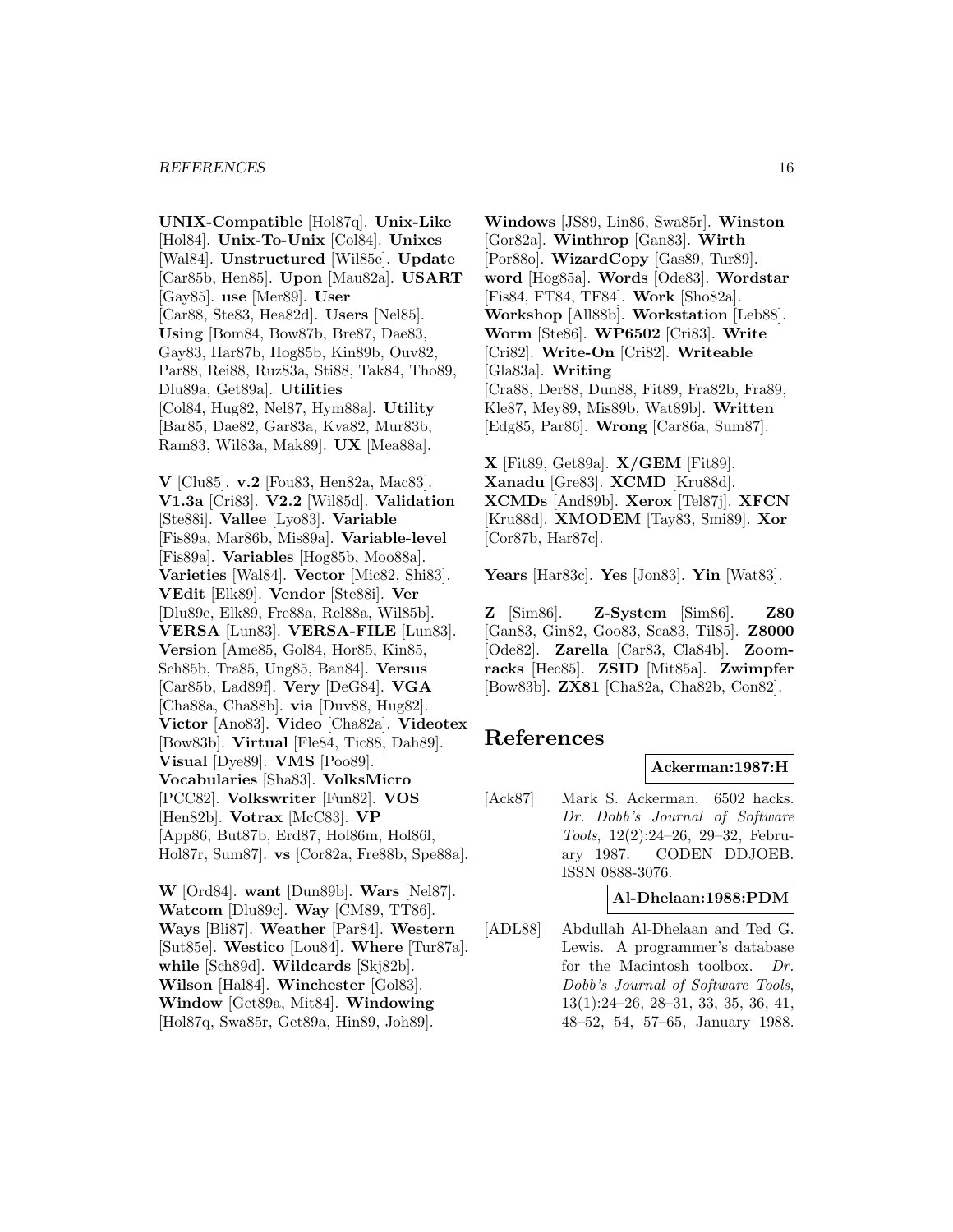**UNIX-Compatible** [Hol87q]. **Unix-Like** [Hol84]. **Unix-To-Unix** [Col84]. **Unixes** [Wal84]. **Unstructured** [Wil85e]. **Update** [Car85b, Hen85]. **Upon** [Mau82a]. **USART** [Gay85]. **use** [Mer89]. **User** [Car88, Ste83, Hea82d]. **Users** [Nel85]. **Using** [Bom84, Bow87b, Bre87, Dae83, Gay83, Har87b, Hog85b, Kin89b, Ouv82, Par88, Rei88, Ruz83a, Sti88, Tak84, Tho89, Dlu89a, Get89a]. **Utilities** [Col84, Hug82, Nel87, Hym88a]. **Utility** [Bar85, Dae82, Gar83a, Kva82, Mur83b, Ram83, Wil83a, Mak89]. **UX** [Mea88a].

**V** [Clu85]. **v.2** [Fou83, Hen82a, Mac83]. **V1.3a** [Cri83]. **V2.2** [Wil85d]. **Validation** [Ste88i]. **Vallee** [Lyo83]. **Variable** [Fis89a, Mar86b, Mis89a]. **Variable-level** [Fis89a]. **Variables** [Hog85b, Moo88a]. **Varieties** [Wal84]. **Vector** [Mic82, Shi83]. **VEdit** [Elk89]. **Vendor** [Ste88i]. **Ver** [Dlu89c, Elk89, Fre88a, Rel88a, Wil85b]. **VERSA** [Lun83]. **VERSA-FILE** [Lun83]. **Version** [Ame85, Gol84, Hor85, Kin85, Sch85b, Tra85, Ung85, Ban84]. **Versus** [Car85b, Lad89f]. **Very** [DeG84]. **VGA** [Cha88a, Cha88b]. **via** [Duv88, Hug82]. **Victor** [Ano83]. **Video** [Cha82a]. **Videotex** [Bow83b]. **Virtual** [Fle84, Tic88, Dah89]. **Visual** [Dye89]. **VMS** [Poo89]. **Vocabularies** [Sha83]. **VolksMicro** [PCC82]. **Volkswriter** [Fun82]. **VOS** [Hen82b]. **Votrax** [McC83]. **VP** [App86, But87b, Erd87, Hol86m, Hol86l, Hol87r, Sum87]. **vs** [Cor82a, Fre88b, Spe88a].

**W** [Ord84]. **want** [Dun89b]. **Wars** [Nel87]. **Watcom** [Dlu89c]. **Way** [CM89, TT86]. **Ways** [Bli87]. **Weather** [Par84]. **Western** [Sut85e]. **Westico** [Lou84]. **Where** [Tur87a]. **while** [Sch89d]. **Wildcards** [Skj82b]. **Wilson** [Hal84]. **Winchester** [Gol83]. **Window** [Get89a, Mit84]. **Windowing** [Hol87q, Swa85r, Get89a, Hin89, Joh89]. **Windows** [JS89, Lin86, Swa85r]. **Winston** [Gor82a]. **Winthrop** [Gan83]. **Wirth** [Por88o]. **WizardCopy** [Gas89, Tur89]. **word** [Hog85a]. **Words** [Ode83]. **Wordstar** [Fis84, FT84, TF84]. **Work** [Sho82a]. **Workshop** [All88b]. **Workstation** [Leb88]. **Worm** [Ste86]. **WP6502** [Cri83]. **Write** [Cri82]. **Write-On** [Cri82]. **Writeable** [Gla83a]. **Writing** [Cra88, Der88, Dun88, Fit89, Fra82b, Fra89, Kle87, Mey89, Mis89b, Wat89b]. **Written** [Edg85, Par86]. **Wrong** [Car86a, Sum87].

**X** [Fit89, Get89a]. **X/GEM** [Fit89]. **Xanadu** [Gre83]. **XCMD** [Kru88d]. **XCMDs** [And89b]. **Xerox** [Tel87j]. **XFCN** [Kru88d]. **XMODEM** [Tay83, Smi89]. **Xor** [Cor87b, Har87c].

**Years** [Har83c]. **Yes** [Jon83]. **Yin** [Wat83].

**Z** [Sim86]. **Z-System** [Sim86]. **Z80** [Gan83, Gin82, Goo83, Sca83, Til85]. **Z8000** [Ode82]. **Zarella** [Car83, Cla84b]. **Zoomracks** [Hec85]. **ZSID** [Mit85a]. **Zwimpfer** [Bow83b]. **ZX81** [Cha82a, Cha82b, Con82].

# References

**Ackerman:1987:H**

[Ack87] Mark S. Ackerman. 6502 hacks. *Dr. Dobb's Journal of Software Tools*, 12(2):24–26, 29–32, February 1987. CODEN DDJOEB. ISSN 0888-3076.

**Al-Dhelaan:1988:PDM**

[ADL88] Abdullah Al-Dhelaan and Ted G. Lewis. A programmer's database for the Macintosh toolbox. *Dr. Dobb's Journal of Software Tools*, 13(1):24–26, 28–31, 33, 35, 36, 41, 48–52, 54, 57–65, January 1988.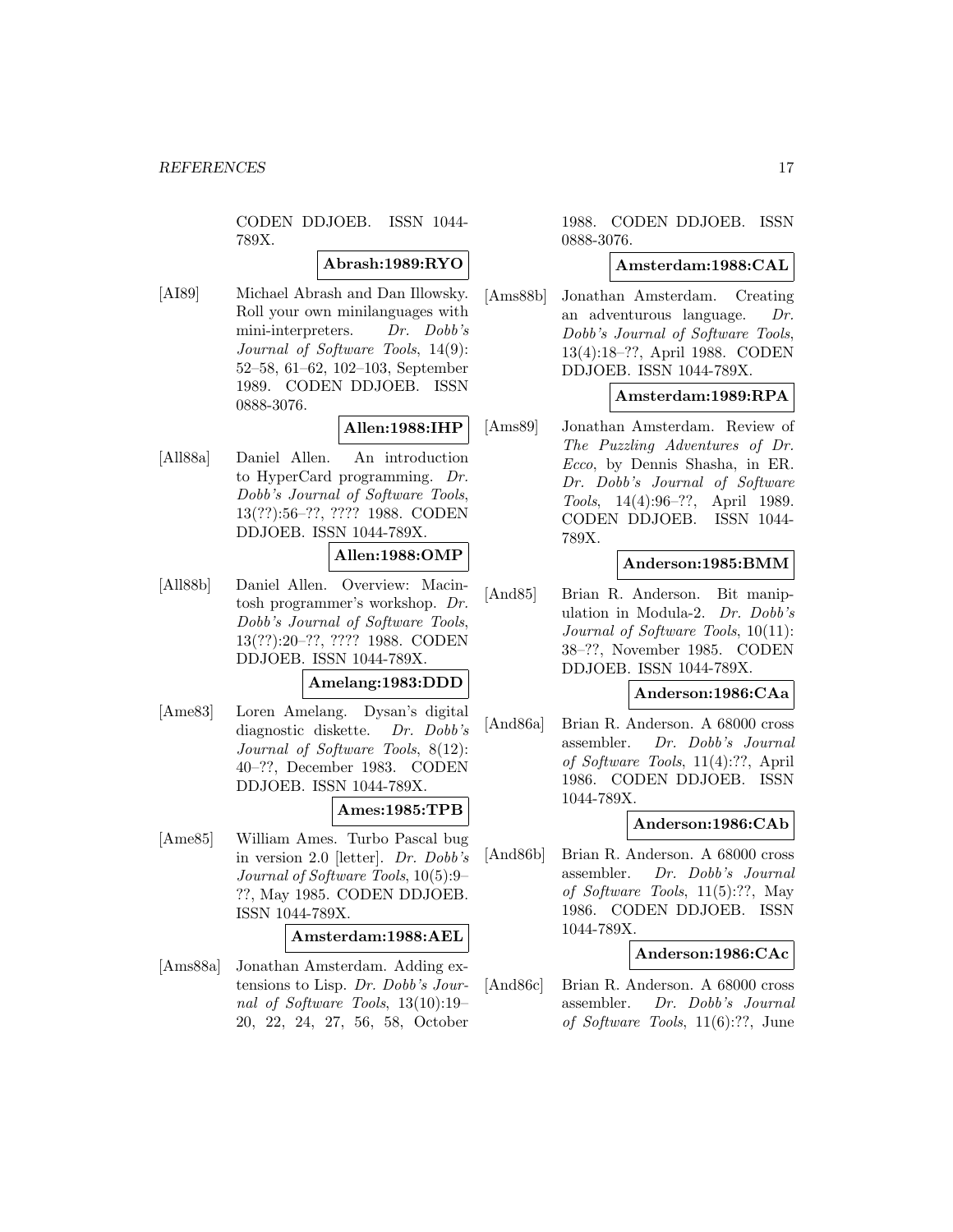CODEN DDJOEB. ISSN 1044-789X.

**Abrash:1989:RYO**

[AI89] Michael Abrash and Dan Illowsky. Roll your own minilanguages with mini-interpreters. *Dr. Dobb's Journal of Software Tools*, 14(9): 52–58, 61–62, 102–103, September 1989. CODEN DDJOEB. ISSN 0888-3076.

**Allen:1988:IHP**

[All88a] Daniel Allen. An introduction to HyperCard programming. *Dr. Dobb's Journal of Software Tools*, 13(??):56–??, ???? 1988. CODEN DDJOEB. ISSN 1044-789X.

**Allen:1988:OMP**

[All88b] Daniel Allen. Overview: Macintosh programmer's workshop. *Dr. Dobb's Journal of Software Tools*, 13(??):20–??, ???? 1988. CODEN DDJOEB. ISSN 1044-789X.

**Amelang:1983:DDD**

[Ame83] Loren Amelang. Dysan's digital diagnostic diskette. *Dr. Dobb's Journal of Software Tools*, 8(12): 40–??, December 1983. CODEN DDJOEB. ISSN 1044-789X.

**Ames:1985:TPB**

[Ame85] William Ames. Turbo Pascal bug in version 2.0 [letter]. *Dr. Dobb's Journal of Software Tools*, 10(5):9–??, May 1985. CODEN DDJOEB. ISSN 1044-789X.

**Amsterdam:1988:AEL**

[Ams88a] Jonathan Amsterdam. Adding extensions to Lisp. *Dr. Dobb's Journal of Software Tools*, 13(10):19–20, 22, 24, 27, 56, 58, October 1988. CODEN DDJOEB. ISSN 0888-3076.

**Amsterdam:1988:CAL**

[Ams88b] Jonathan Amsterdam. Creating an adventurous language. *Dr. Dobb's Journal of Software Tools*, 13(4):18–??, April 1988. CODEN DDJOEB. ISSN 1044-789X.

**Amsterdam:1989:RPA**

[Ams89] Jonathan Amsterdam. Review of *The Puzzling Adventures of Dr. Ecco*, by Dennis Shasha, in ER. *Dr. Dobb's Journal of Software Tools*, 14(4):96–??, April 1989. CODEN DDJOEB. ISSN 1044-789X.

**Anderson:1985:BMM**

[And85] Brian R. Anderson. Bit manipulation in Modula-2. *Dr. Dobb's Journal of Software Tools*, 10(11): 38–??, November 1985. CODEN DDJOEB. ISSN 1044-789X.

**Anderson:1986:CAa**

[And86a] Brian R. Anderson. A 68000 cross assembler. *Dr. Dobb's Journal of Software Tools*, 11(4):??, April 1986. CODEN DDJOEB. ISSN 1044-789X.

**Anderson:1986:CAb**

[And86b] Brian R. Anderson. A 68000 cross assembler. *Dr. Dobb's Journal of Software Tools*, 11(5):??, May 1986. CODEN DDJOEB. ISSN 1044-789X.

**Anderson:1986:CAc**

[And86c] Brian R. Anderson. A 68000 cross assembler. *Dr. Dobb's Journal of Software Tools*, 11(6):??, June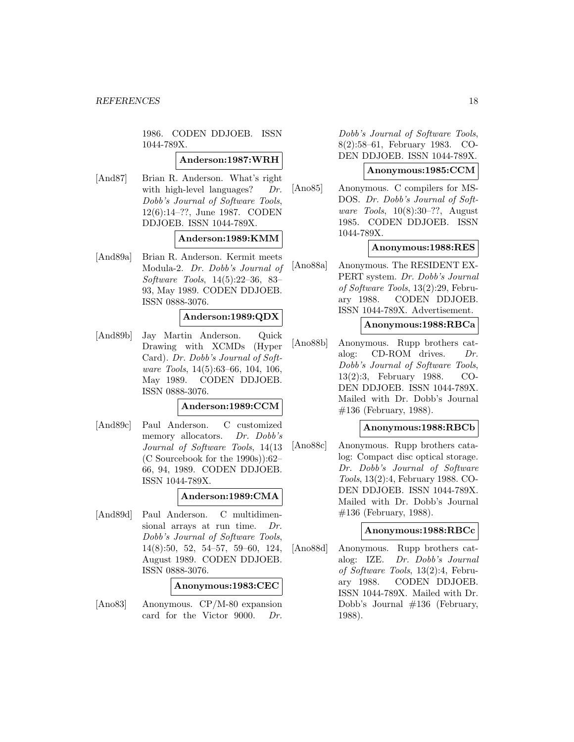1986. CODEN DDJOEB. ISSN 1044-789X.

**Anderson:1987:WRH**

[And87] Brian R. Anderson. What's right with high-level languages? *Dr. Dobb's Journal of Software Tools*, 12(6):14–??, June 1987. CODEN DDJOEB. ISSN 1044-789X.

**Anderson:1989:KMM**

[And89a] Brian R. Anderson. Kermit meets Modula-2. *Dr. Dobb's Journal of Software Tools*, 14(5):22–36, 83–93, May 1989. CODEN DDJOEB. ISSN 0888-3076.

**Anderson:1989:QDX**

[And89b] Jay Martin Anderson. Quick Drawing with XCMDs (Hyper Card). *Dr. Dobb's Journal of Software Tools*, 14(5):63–66, 104, 106, May 1989. CODEN DDJOEB. ISSN 0888-3076.

**Anderson:1989:CCM**

[And89c] Paul Anderson. C customized memory allocators. *Dr. Dobb's Journal of Software Tools*, 14(13 (C Sourcebook for the 1990s)):62–66, 94, 1989. CODEN DDJOEB. ISSN 1044-789X.

**Anderson:1989:CMA**

[And89d] Paul Anderson. C multidimensional arrays at run time. *Dr. Dobb's Journal of Software Tools*, 14(8):50, 52, 54–57, 59–60, 124, August 1989. CODEN DDJOEB. ISSN 0888-3076.

**Anonymous:1983:CEC**

[Ano83] Anonymous. CP/M-80 expansion card for the Victor 9000. *Dr. Dobb's Journal of Software Tools*, 8(2):58–61, February 1983. CODEN DDJOEB. ISSN 1044-789X.

**Anonymous:1985:CCM**

[Ano85] Anonymous. C compilers for MS-DOS. *Dr. Dobb's Journal of Software Tools*, 10(8):30–??, August 1985. CODEN DDJOEB. ISSN 1044-789X.

**Anonymous:1988:RES**

[Ano88a] Anonymous. The RESIDENT EXPERT system. *Dr. Dobb's Journal of Software Tools*, 13(2):29, February 1988. CODEN DDJOEB. ISSN 1044-789X. Advertisement.

**Anonymous:1988:RBCa**

[Ano88b] Anonymous. Rupp brothers catalog: CD-ROM drives. *Dr. Dobb's Journal of Software Tools*, 13(2):3, February 1988. CODEN DDJOEB. ISSN 1044-789X. Mailed with Dr. Dobb's Journal #136 (February, 1988).

**Anonymous:1988:RBCb**

[Ano88c] Anonymous. Rupp brothers catalog: Compact disc optical storage. *Dr. Dobb's Journal of Software Tools*, 13(2):4, February 1988. CODEN DDJOEB. ISSN 1044-789X. Mailed with Dr. Dobb's Journal #136 (February, 1988).

**Anonymous:1988:RBCc**

[Ano88d] Anonymous. Rupp brothers catalog: IZE. *Dr. Dobb's Journal of Software Tools*, 13(2):4, February 1988. CODEN DDJOEB. ISSN 1044-789X. Mailed with Dr. Dobb's Journal #136 (February, 1988).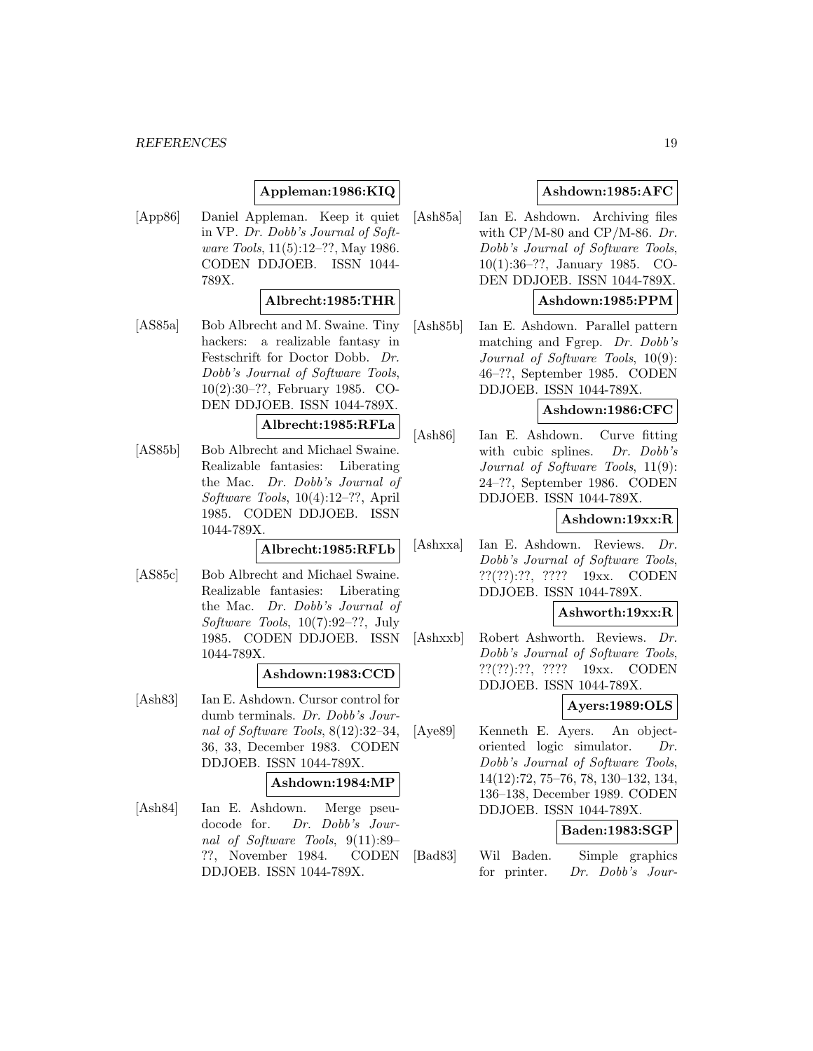**Appleman:1986:KIQ**

[App86] Daniel Appleman. Keep it quiet in VP. *Dr. Dobb's Journal of Software Tools*, 11(5):12–??, May 1986. CODEN DDJOEB. ISSN 1044-789X.

**Albrecht:1985:THR**

[AS85a] Bob Albrecht and M. Swaine. Tiny hackers: a realizable fantasy in Festschrift for Doctor Dobb. *Dr. Dobb's Journal of Software Tools*, 10(2):30–??, February 1985. CODEN DDJOEB. ISSN 1044-789X.

**Albrecht:1985:RFLa**

[AS85b] Bob Albrecht and Michael Swaine. Realizable fantasies: Liberating the Mac. *Dr. Dobb's Journal of Software Tools*, 10(4):12–??, April 1985. CODEN DDJOEB. ISSN 1044-789X.

**Albrecht:1985:RFLb**

[AS85c] Bob Albrecht and Michael Swaine. Realizable fantasies: Liberating the Mac. *Dr. Dobb's Journal of Software Tools*, 10(7):92–??, July 1985. CODEN DDJOEB. ISSN 1044-789X.

**Ashdown:1983:CCD**

[Ash83] Ian E. Ashdown. Cursor control for dumb terminals. *Dr. Dobb's Journal of Software Tools*, 8(12):32–34, 36, 33, December 1983. CODEN DDJOEB. ISSN 1044-789X.

**Ashdown:1984:MP**

[Ash84] Ian E. Ashdown. Merge pseudocode for. *Dr. Dobb's Journal of Software Tools*, 9(11):89–??, November 1984. CODEN DDJOEB. ISSN 1044-789X.

**Ashdown:1985:AFC**

[Ash85a] Ian E. Ashdown. Archiving files with CP/M-80 and CP/M-86. *Dr. Dobb's Journal of Software Tools*, 10(1):36–??, January 1985. CODEN DDJOEB. ISSN 1044-789X.

**Ashdown:1985:PPM**

[Ash85b] Ian E. Ashdown. Parallel pattern matching and Fgrep. *Dr. Dobb's Journal of Software Tools*, 10(9): 46–??, September 1985. CODEN DDJOEB. ISSN 1044-789X.

**Ashdown:1986:CFC**

[Ash86] Ian E. Ashdown. Curve fitting with cubic splines. *Dr. Dobb's Journal of Software Tools*, 11(9): 24–??, September 1986. CODEN DDJOEB. ISSN 1044-789X.

**Ashdown:19xx:R**

[Ashxxa] Ian E. Ashdown. Reviews. *Dr. Dobb's Journal of Software Tools*, ??(??):??, ???? 19xx. CODEN DDJOEB. ISSN 1044-789X.

**Ashworth:19xx:R**

[Ashxxb] Robert Ashworth. Reviews. *Dr. Dobb's Journal of Software Tools*, ??(??):??, ???? 19xx. CODEN DDJOEB. ISSN 1044-789X.

**Ayers:1989:OLS**

[Aye89] Kenneth E. Ayers. An object-oriented logic simulator. *Dr. Dobb's Journal of Software Tools*, 14(12):72, 75–76, 78, 130–132, 134, 136–138, December 1989. CODEN DDJOEB. ISSN 1044-789X.

**Baden:1983:SGP**

[Bad83] Wil Baden. Simple graphics for printer. *Dr. Dobb's Jour-*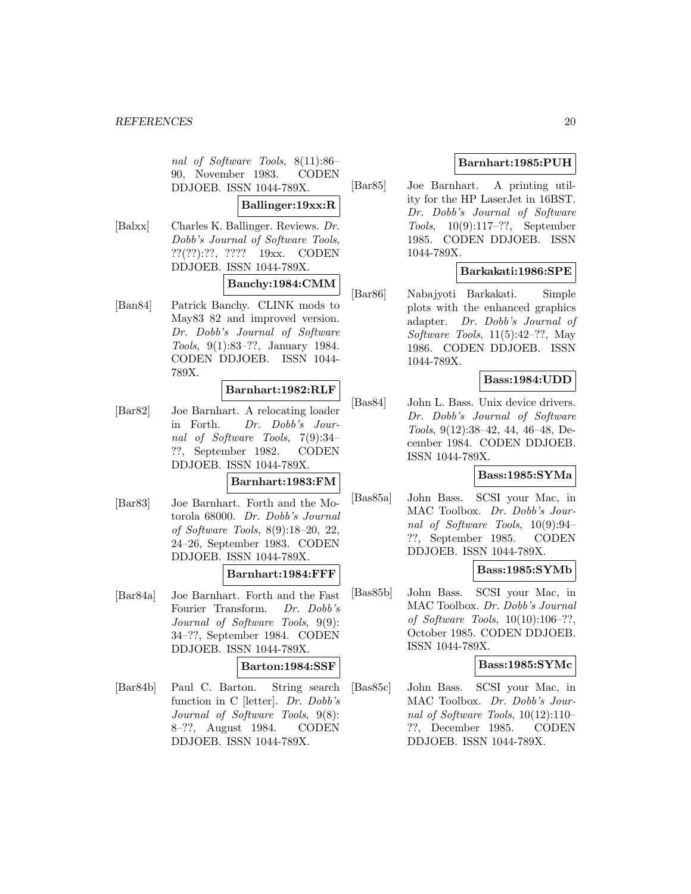nal of Software Tools*, 8(11):86–90, November 1983. CODEN DDJOEB. ISSN 1044-789X.

**Ballinger:19xx:R**

[Balxx] Charles K. Ballinger. Reviews. *Dr. Dobb's Journal of Software Tools*, ??(??):??, ???? 19xx. CODEN DDJOEB. ISSN 1044-789X.

**Banchy:1984:CMM**

[Ban84] Patrick Banchy. CLINK mods to May83 82 and improved version. *Dr. Dobb's Journal of Software Tools*, 9(1):83–??, January 1984. CODEN DDJOEB. ISSN 1044-789X.

**Barnhart:1982:RLF**

[Bar82] Joe Barnhart. A relocating loader in Forth. *Dr. Dobb's Journal of Software Tools*, 7(9):34–??, September 1982. CODEN DDJOEB. ISSN 1044-789X.

**Barnhart:1983:FM**

[Bar83] Joe Barnhart. Forth and the Motorola 68000. *Dr. Dobb's Journal of Software Tools*, 8(9):18–20, 22, 24–26, September 1983. CODEN DDJOEB. ISSN 1044-789X.

**Barnhart:1984:FFF**

[Bar84a] Joe Barnhart. Forth and the Fast Fourier Transform. *Dr. Dobb's Journal of Software Tools*, 9(9): 34–??, September 1984. CODEN DDJOEB. ISSN 1044-789X.

**Barton:1984:SSF**

[Bar84b] Paul C. Barton. String search function in C [letter]. *Dr. Dobb's Journal of Software Tools*, 9(8): 8–??, August 1984. CODEN DDJOEB. ISSN 1044-789X.

**Barnhart:1985:PUH**

[Bar85] Joe Barnhart. A printing utility for the HP LaserJet in 16BST. *Dr. Dobb's Journal of Software Tools*, 10(9):117–??, September 1985. CODEN DDJOEB. ISSN 1044-789X.

**Barkakati:1986:SPE**

[Bar86] Nabajyoti Barkakati. Simple plots with the enhanced graphics adapter. *Dr. Dobb's Journal of Software Tools*, 11(5):42–??, May 1986. CODEN DDJOEB. ISSN 1044-789X.

**Bass:1984:UDD**

[Bas84] John L. Bass. Unix device drivers. *Dr. Dobb's Journal of Software Tools*, 9(12):38–42, 44, 46–48, December 1984. CODEN DDJOEB. ISSN 1044-789X.

**Bass:1985:SYMa**

[Bas85a] John Bass. SCSI your Mac, in MAC Toolbox. *Dr. Dobb's Journal of Software Tools*, 10(9):94–??, September 1985. CODEN DDJOEB. ISSN 1044-789X.

**Bass:1985:SYMb**

[Bas85b] John Bass. SCSI your Mac, in MAC Toolbox. *Dr. Dobb's Journal of Software Tools*, 10(10):106–??, October 1985. CODEN DDJOEB. ISSN 1044-789X.

**Bass:1985:SYMc**

[Bas85c] John Bass. SCSI your Mac, in MAC Toolbox. *Dr. Dobb's Journal of Software Tools*, 10(12):110–??, December 1985. CODEN DDJOEB. ISSN 1044-789X.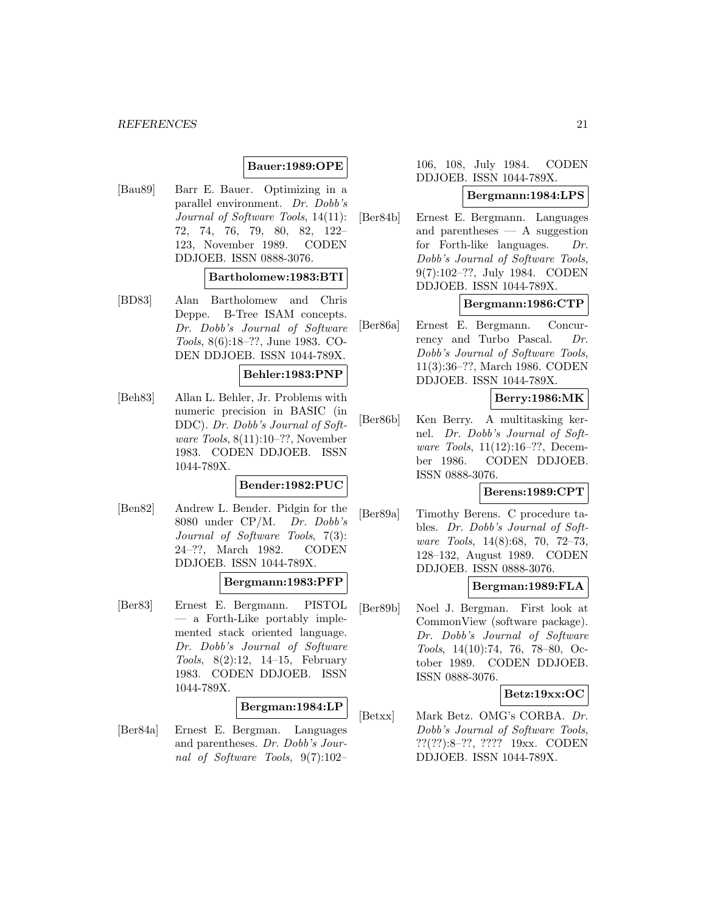**Bauer:1989:OPE**

[Bau89] Barr E. Bauer. Optimizing in a parallel environment. *Dr. Dobb's Journal of Software Tools*, 14(11): 72, 74, 76, 79, 80, 82, 122–123, November 1989. CODEN DDJOEB. ISSN 0888-3076.

**Bartholomew:1983:BTI**

[BD83] Alan Bartholomew and Chris Deppe. B-Tree ISAM concepts. *Dr. Dobb's Journal of Software Tools*, 8(6):18–??, June 1983. CODEN DDJOEB. ISSN 1044-789X.

**Behler:1983:PNP**

[Beh83] Allan L. Behler, Jr. Problems with numeric precision in BASIC (in DDC). *Dr. Dobb's Journal of Software Tools*, 8(11):10–??, November 1983. CODEN DDJOEB. ISSN 1044-789X.

**Bender:1982:PUC**

[Ben82] Andrew L. Bender. Pidgin for the 8080 under CP/M. *Dr. Dobb's Journal of Software Tools*, 7(3): 24–??, March 1982. CODEN DDJOEB. ISSN 1044-789X.

**Bergmann:1983:PFP**

[Ber83] Ernest E. Bergmann. PISTOL — a Forth-Like portably implemented stack oriented language. *Dr. Dobb's Journal of Software Tools*, 8(2):12, 14–15, February 1983. CODEN DDJOEB. ISSN 1044-789X.

**Bergman:1984:LP**

[Ber84a] Ernest E. Bergman. Languages and parentheses. *Dr. Dobb's Journal of Software Tools*, 9(7):102–106, 108, July 1984. CODEN DDJOEB. ISSN 1044-789X.

**Bergmann:1984:LPS**

[Ber84b] Ernest E. Bergmann. Languages and parentheses — A suggestion for Forth-like languages. *Dr. Dobb's Journal of Software Tools*, 9(7):102–??, July 1984. CODEN DDJOEB. ISSN 1044-789X.

**Bergmann:1986:CTP**

[Ber86a] Ernest E. Bergmann. Concurrency and Turbo Pascal. *Dr. Dobb's Journal of Software Tools*, 11(3):36–??, March 1986. CODEN DDJOEB. ISSN 1044-789X.

**Berry:1986:MK**

[Ber86b] Ken Berry. A multitasking kernel. *Dr. Dobb's Journal of Software Tools*, 11(12):16–??, December 1986. CODEN DDJOEB. ISSN 0888-3076.

**Berens:1989:CPT**

[Ber89a] Timothy Berens. C procedure tables. *Dr. Dobb's Journal of Software Tools*, 14(8):68, 70, 72–73, 128–132, August 1989. CODEN DDJOEB. ISSN 0888-3076.

**Bergman:1989:FLA**

[Ber89b] Noel J. Bergman. First look at CommonView (software package). *Dr. Dobb's Journal of Software Tools*, 14(10):74, 76, 78–80, October 1989. CODEN DDJOEB. ISSN 0888-3076.

**Betz:19xx:OC**

[Betxx] Mark Betz. OMG's CORBA. *Dr. Dobb's Journal of Software Tools*, ??(??):8–??, ???? 19xx. CODEN DDJOEB. ISSN 1044-789X.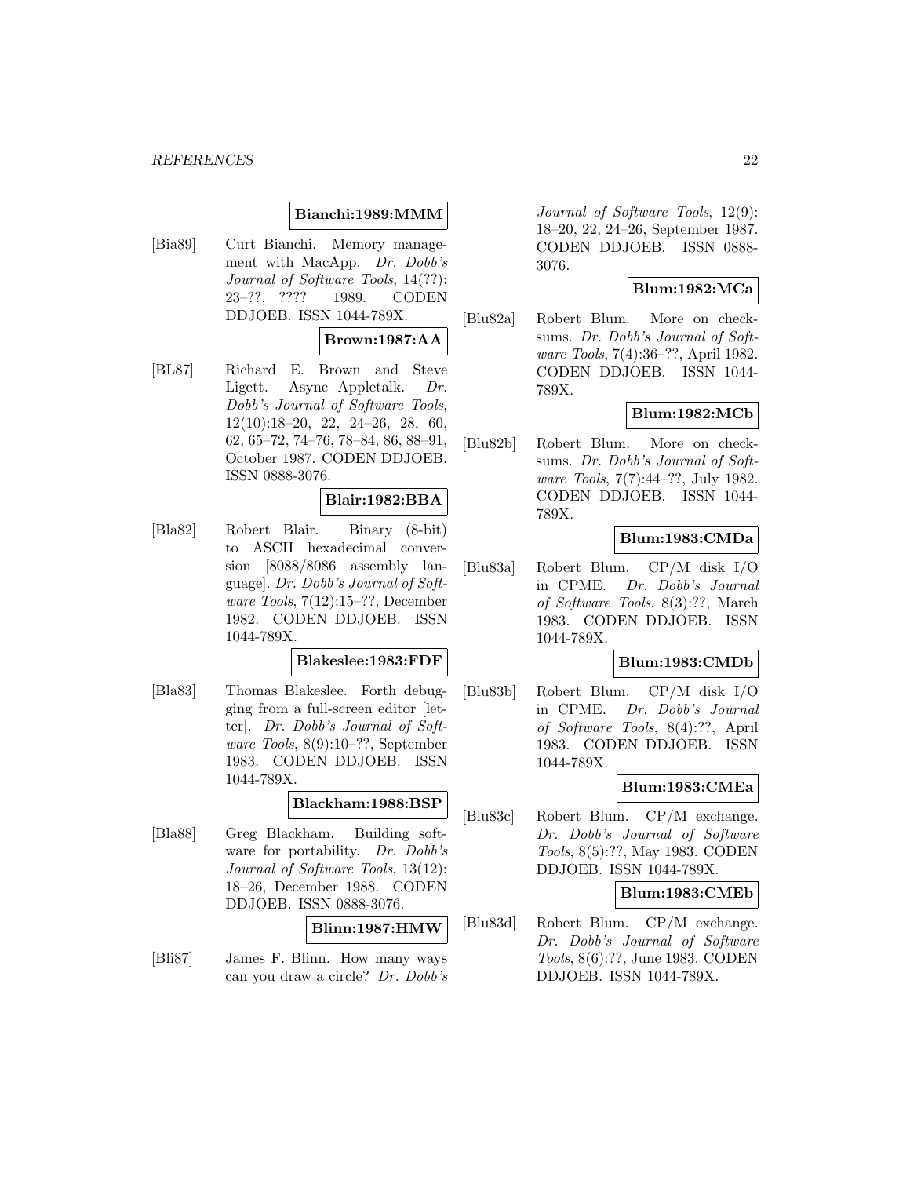**Bianchi:1989:MMM**

[Bia89] Curt Bianchi. Memory management with MacApp. *Dr. Dobb's Journal of Software Tools*, 14(??): 23–??, ???? 1989. CODEN DDJOEB. ISSN 1044-789X.

**Brown:1987:AA**

[BL87] Richard E. Brown and Steve Ligett. Async Appletalk. *Dr. Dobb's Journal of Software Tools*, 12(10):18–20, 22, 24–26, 28, 60, 62, 65–72, 74–76, 78–84, 86, 88–91, October 1987. CODEN DDJOEB. ISSN 0888-3076.

**Blair:1982:BBA**

[Bla82] Robert Blair. Binary (8-bit) to ASCII hexadecimal conversion [8088/8086 assembly language]. *Dr. Dobb's Journal of Software Tools*, 7(12):15–??, December 1982. CODEN DDJOEB. ISSN 1044-789X.

**Blakeslee:1983:FDF**

[Bla83] Thomas Blakeslee. Forth debugging from a full-screen editor [letter]. *Dr. Dobb's Journal of Software Tools*, 8(9):10–??, September 1983. CODEN DDJOEB. ISSN 1044-789X.

**Blackham:1988:BSP**

[Bla88] Greg Blackham. Building software for portability. *Dr. Dobb's Journal of Software Tools*, 13(12): 18–26, December 1988. CODEN DDJOEB. ISSN 0888-3076.

**Blinn:1987:HMW**

[Bli87] James F. Blinn. How many ways can you draw a circle? *Dr. Dobb's Journal of Software Tools*, 12(9): 18–20, 22, 24–26, September 1987. CODEN DDJOEB. ISSN 0888-3076.

**Blum:1982:MCa**

[Blu82a] Robert Blum. More on checksums. *Dr. Dobb's Journal of Software Tools*, 7(4):36–??, April 1982. CODEN DDJOEB. ISSN 1044-789X.

**Blum:1982:MCb**

[Blu82b] Robert Blum. More on checksums. *Dr. Dobb's Journal of Software Tools*, 7(7):44–??, July 1982. CODEN DDJOEB. ISSN 1044-789X.

**Blum:1983:CMDa**

[Blu83a] Robert Blum. CP/M disk I/O in CPME. *Dr. Dobb's Journal of Software Tools*, 8(3):??, March 1983. CODEN DDJOEB. ISSN 1044-789X.

**Blum:1983:CMDb**

[Blu83b] Robert Blum. CP/M disk I/O in CPME. *Dr. Dobb's Journal of Software Tools*, 8(4):??, April 1983. CODEN DDJOEB. ISSN 1044-789X.

**Blum:1983:CMEa**

[Blu83c] Robert Blum. CP/M exchange. *Dr. Dobb's Journal of Software Tools*, 8(5):??, May 1983. CODEN DDJOEB. ISSN 1044-789X.

**Blum:1983:CMEb**

[Blu83d] Robert Blum. CP/M exchange. *Dr. Dobb's Journal of Software Tools*, 8(6):??, June 1983. CODEN DDJOEB. ISSN 1044-789X.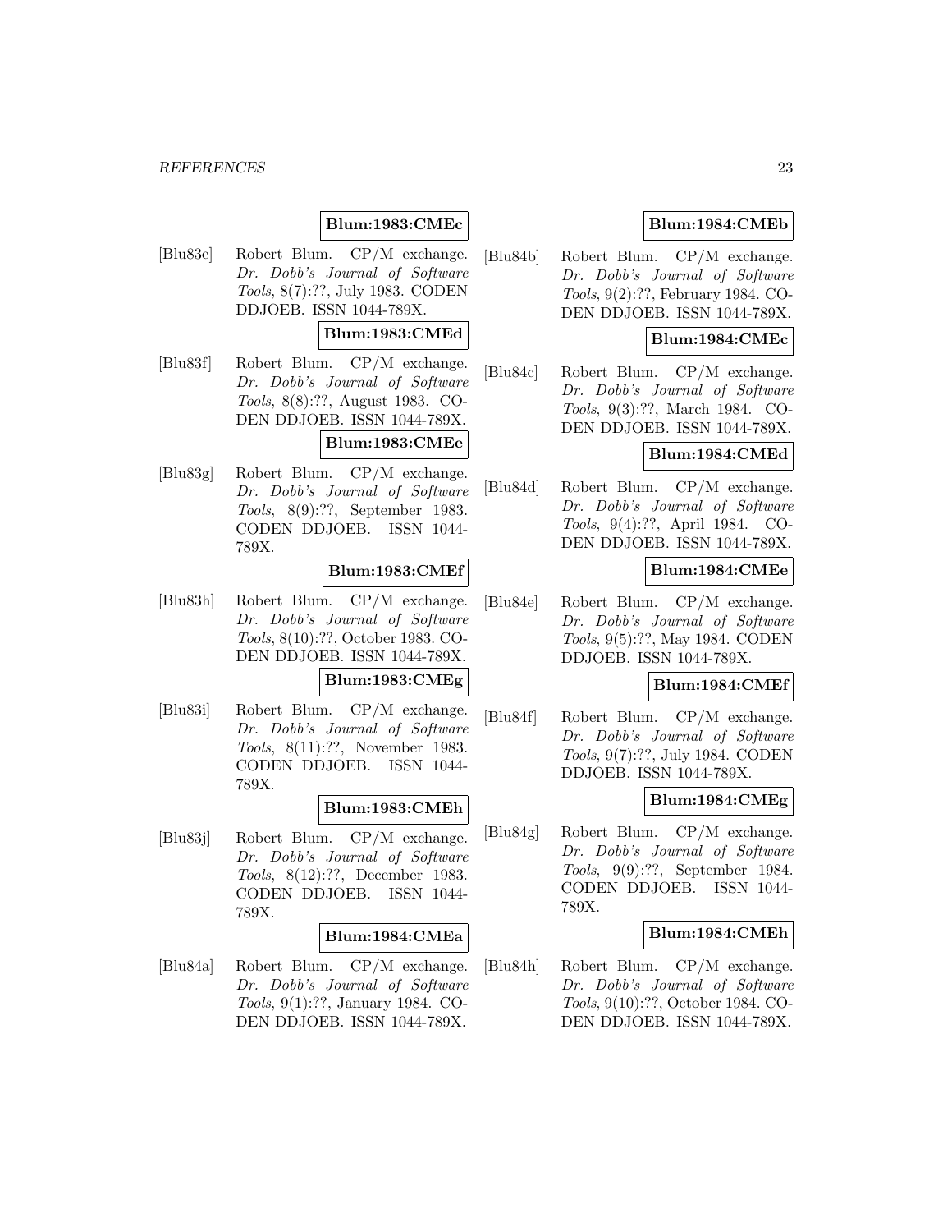**Blum:1983:CMEc**

[Blu83e] Robert Blum. CP/M exchange. *Dr. Dobb's Journal of Software Tools*, 8(7):??, July 1983. CODEN DDJOEB. ISSN 1044-789X.

**Blum:1983:CMEd**

[Blu83f] Robert Blum. CP/M exchange. *Dr. Dobb's Journal of Software Tools*, 8(8):??, August 1983. CODEN DDJOEB. ISSN 1044-789X.

**Blum:1983:CMEe**

[Blu83g] Robert Blum. CP/M exchange. *Dr. Dobb's Journal of Software Tools*, 8(9):??, September 1983. CODEN DDJOEB. ISSN 1044-789X.

**Blum:1983:CMEf**

[Blu83h] Robert Blum. CP/M exchange. *Dr. Dobb's Journal of Software Tools*, 8(10):??, October 1983. CODEN DDJOEB. ISSN 1044-789X.

**Blum:1983:CMEg**

[Blu83i] Robert Blum. CP/M exchange. *Dr. Dobb's Journal of Software Tools*, 8(11):??, November 1983. CODEN DDJOEB. ISSN 1044-789X.

**Blum:1983:CMEh**

[Blu83j] Robert Blum. CP/M exchange. *Dr. Dobb's Journal of Software Tools*, 8(12):??, December 1983. CODEN DDJOEB. ISSN 1044-789X.

**Blum:1984:CMEa**

[Blu84a] Robert Blum. CP/M exchange. *Dr. Dobb's Journal of Software Tools*, 9(1):??, January 1984. CODEN DDJOEB. ISSN 1044-789X.

**Blum:1984:CMEb**

[Blu84b] Robert Blum. CP/M exchange. *Dr. Dobb's Journal of Software Tools*, 9(2):??, February 1984. CODEN DDJOEB. ISSN 1044-789X.

**Blum:1984:CMEc**

[Blu84c] Robert Blum. CP/M exchange. *Dr. Dobb's Journal of Software Tools*, 9(3):??, March 1984. CODEN DDJOEB. ISSN 1044-789X.

**Blum:1984:CMEd**

[Blu84d] Robert Blum. CP/M exchange. *Dr. Dobb's Journal of Software Tools*, 9(4):??, April 1984. CODEN DDJOEB. ISSN 1044-789X.

**Blum:1984:CMEe**

[Blu84e] Robert Blum. CP/M exchange. *Dr. Dobb's Journal of Software Tools*, 9(5):??, May 1984. CODEN DDJOEB. ISSN 1044-789X.

**Blum:1984:CMEf**

[Blu84f] Robert Blum. CP/M exchange. *Dr. Dobb's Journal of Software Tools*, 9(7):??, July 1984. CODEN DDJOEB. ISSN 1044-789X.

**Blum:1984:CMEg**

[Blu84g] Robert Blum. CP/M exchange. *Dr. Dobb's Journal of Software Tools*, 9(9):??, September 1984. CODEN DDJOEB. ISSN 1044-789X.

**Blum:1984:CMEh**

[Blu84h] Robert Blum. CP/M exchange. *Dr. Dobb's Journal of Software Tools*, 9(10):??, October 1984. CODEN DDJOEB. ISSN 1044-789X.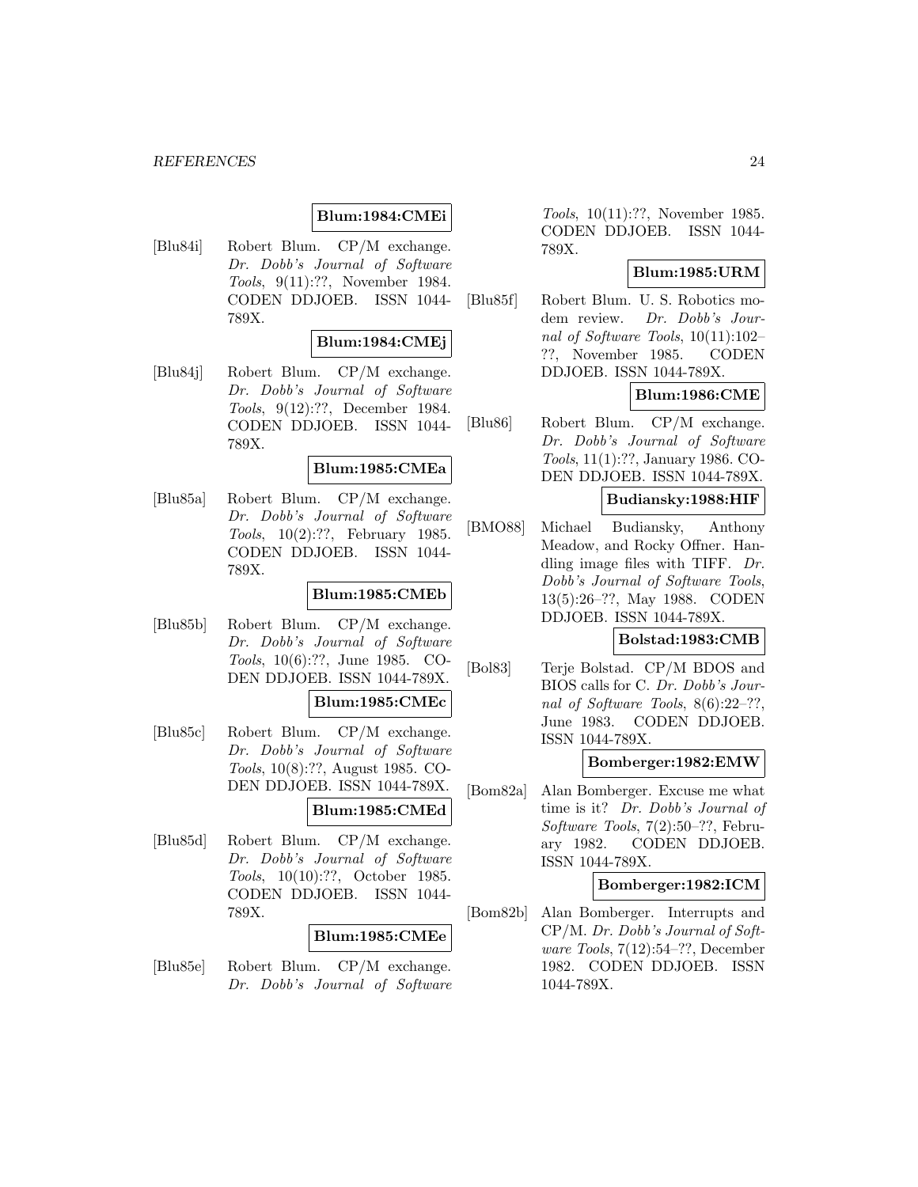**Blum:1984:CMEi**

[Blu84i] Robert Blum. CP/M exchange. *Dr. Dobb's Journal of Software Tools*, 9(11):??, November 1984. CODEN DDJOEB. ISSN 1044-789X.

**Blum:1984:CMEj**

[Blu84j] Robert Blum. CP/M exchange. *Dr. Dobb's Journal of Software Tools*, 9(12):??, December 1984. CODEN DDJOEB. ISSN 1044-789X.

**Blum:1985:CMEa**

[Blu85a] Robert Blum. CP/M exchange. *Dr. Dobb's Journal of Software Tools*, 10(2):??, February 1985. CODEN DDJOEB. ISSN 1044-789X.

**Blum:1985:CMEb**

[Blu85b] Robert Blum. CP/M exchange. *Dr. Dobb's Journal of Software Tools*, 10(6):??, June 1985. CODEN DDJOEB. ISSN 1044-789X.

**Blum:1985:CMEc**

[Blu85c] Robert Blum. CP/M exchange. *Dr. Dobb's Journal of Software Tools*, 10(8):??, August 1985. CODEN DDJOEB. ISSN 1044-789X.

**Blum:1985:CMEd**

[Blu85d] Robert Blum. CP/M exchange. *Dr. Dobb's Journal of Software Tools*, 10(10):??, October 1985. CODEN DDJOEB. ISSN 1044-789X.

**Blum:1985:CMEe**

[Blu85e] Robert Blum. CP/M exchange. *Dr. Dobb's Journal of Software Tools*, 10(11):??, November 1985. CODEN DDJOEB. ISSN 1044-789X.

**Blum:1985:URM**

[Blu85f] Robert Blum. U. S. Robotics modem review. *Dr. Dobb's Journal of Software Tools*, 10(11):102–??, November 1985. CODEN DDJOEB. ISSN 1044-789X.

**Blum:1986:CME**

[Blu86] Robert Blum. CP/M exchange. *Dr. Dobb's Journal of Software Tools*, 11(1):??, January 1986. CODEN DDJOEB. ISSN 1044-789X.

**Budiansky:1988:HIF**

[BMO88] Michael Budiansky, Anthony Meadow, and Rocky Offner. Handling image files with TIFF. *Dr. Dobb's Journal of Software Tools*, 13(5):26–??, May 1988. CODEN DDJOEB. ISSN 1044-789X.

**Bolstad:1983:CMB**

[Bol83] Terje Bolstad. CP/M BDOS and BIOS calls for C. *Dr. Dobb's Journal of Software Tools*, 8(6):22–??, June 1983. CODEN DDJOEB. ISSN 1044-789X.

**Bomberger:1982:EMW**

[Bom82a] Alan Bomberger. Excuse me what time is it? *Dr. Dobb's Journal of Software Tools*, 7(2):50–??, February 1982. CODEN DDJOEB. ISSN 1044-789X.

**Bomberger:1982:ICM**

[Bom82b] Alan Bomberger. Interrupts and CP/M. *Dr. Dobb's Journal of Software Tools*, 7(12):54–??, December 1982. CODEN DDJOEB. ISSN 1044-789X.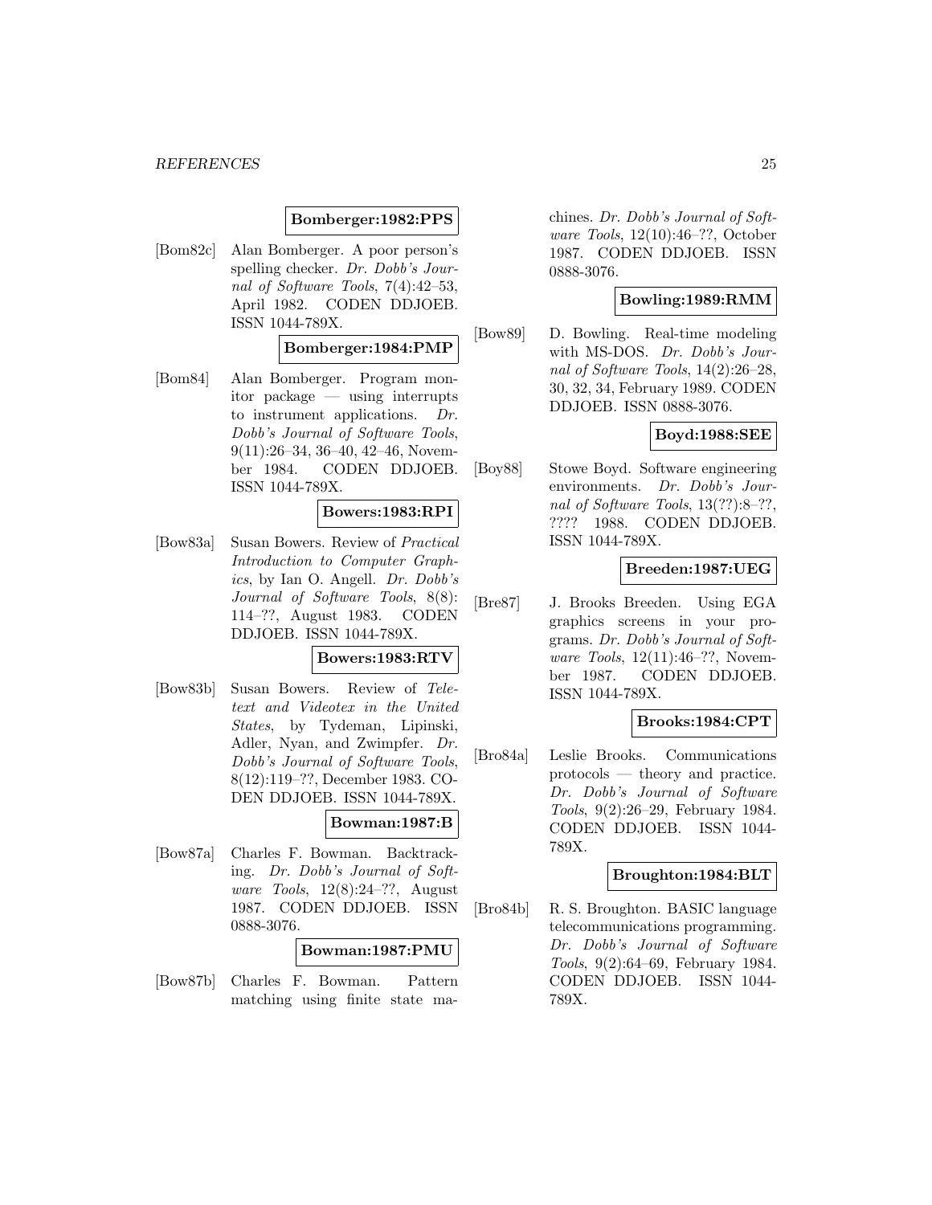**Bomberger:1982:PPS**

[Bom82c] Alan Bomberger. A poor person's spelling checker. *Dr. Dobb's Journal of Software Tools*, 7(4):42–53, April 1982. CODEN DDJOEB. ISSN 1044-789X.

**Bomberger:1984:PMP**

[Bom84] Alan Bomberger. Program monitor package — using interrupts to instrument applications. *Dr. Dobb's Journal of Software Tools*, 9(11):26–34, 36–40, 42–46, November 1984. CODEN DDJOEB. ISSN 1044-789X.

**Bowers:1983:RPI**

[Bow83a] Susan Bowers. Review of *Practical Introduction to Computer Graphics*, by Ian O. Angell. *Dr. Dobb's Journal of Software Tools*, 8(8): 114–??, August 1983. CODEN DDJOEB. ISSN 1044-789X.

**Bowers:1983:RTV**

[Bow83b] Susan Bowers. Review of *Teletext and Videotex in the United States*, by Tydeman, Lipinski, Adler, Nyan, and Zwimpfer. *Dr. Dobb's Journal of Software Tools*, 8(12):119–??, December 1983. CODEN DDJOEB. ISSN 1044-789X.

**Bowman:1987:B**

[Bow87a] Charles F. Bowman. Backtracking. *Dr. Dobb's Journal of Software Tools*, 12(8):24–??, August 1987. CODEN DDJOEB. ISSN 0888-3076.

**Bowman:1987:PMU**

[Bow87b] Charles F. Bowman. Pattern matching using finite state machines. *Dr. Dobb's Journal of Software Tools*, 12(10):46–??, October 1987. CODEN DDJOEB. ISSN 0888-3076.

**Bowling:1989:RMM**

[Bow89] D. Bowling. Real-time modeling with MS-DOS. *Dr. Dobb's Journal of Software Tools*, 14(2):26–28, 30, 32, 34, February 1989. CODEN DDJOEB. ISSN 0888-3076.

**Boyd:1988:SEE**

[Boy88] Stowe Boyd. Software engineering environments. *Dr. Dobb's Journal of Software Tools*, 13(??):8–??, ???? 1988. CODEN DDJOEB. ISSN 1044-789X.

**Breeden:1987:UEG**

[Bre87] J. Brooks Breeden. Using EGA graphics screens in your programs. *Dr. Dobb's Journal of Software Tools*, 12(11):46–??, November 1987. CODEN DDJOEB. ISSN 1044-789X.

**Brooks:1984:CPT**

[Bro84a] Leslie Brooks. Communications protocols — theory and practice. *Dr. Dobb's Journal of Software Tools*, 9(2):26–29, February 1984. CODEN DDJOEB. ISSN 1044-789X.

**Broughton:1984:BLT**

[Bro84b] R. S. Broughton. BASIC language telecommunications programming. *Dr. Dobb's Journal of Software Tools*, 9(2):64–69, February 1984. CODEN DDJOEB. ISSN 1044-789X.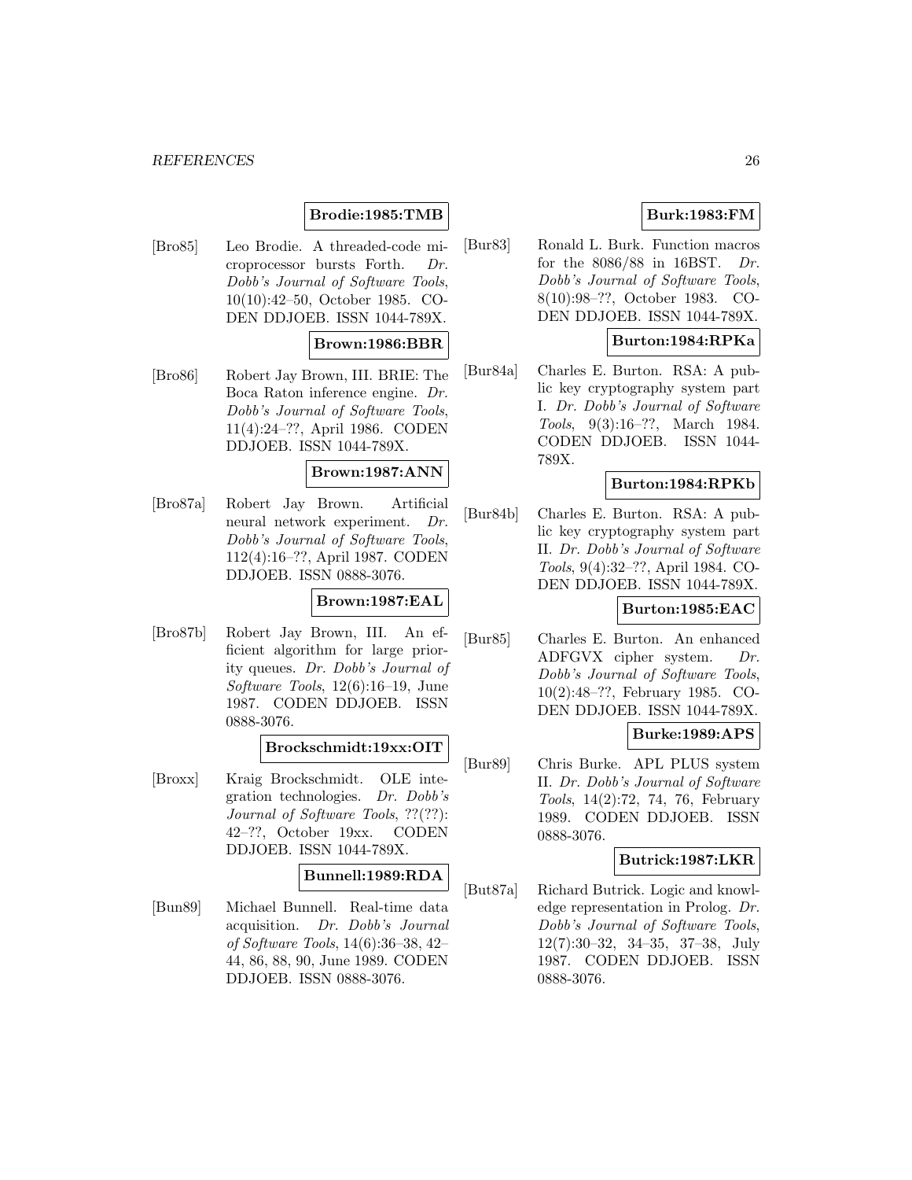**Brodie:1985:TMB**

[Bro85] Leo Brodie. A threaded-code microprocessor bursts Forth. *Dr. Dobb's Journal of Software Tools*, 10(10):42–50, October 1985. CODEN DDJOEB. ISSN 1044-789X.

**Brown:1986:BBR**

[Bro86] Robert Jay Brown, III. BRIE: The Boca Raton inference engine. *Dr. Dobb's Journal of Software Tools*, 11(4):24–??, April 1986. CODEN DDJOEB. ISSN 1044-789X.

**Brown:1987:ANN**

[Bro87a] Robert Jay Brown. Artificial neural network experiment. *Dr. Dobb's Journal of Software Tools*, 112(4):16–??, April 1987. CODEN DDJOEB. ISSN 0888-3076.

**Brown:1987:EAL**

[Bro87b] Robert Jay Brown, III. An efficient algorithm for large priority queues. *Dr. Dobb's Journal of Software Tools*, 12(6):16–19, June 1987. CODEN DDJOEB. ISSN 0888-3076.

**Brockschmidt:19xx:OIT**

[Broxx] Kraig Brockschmidt. OLE integration technologies. *Dr. Dobb's Journal of Software Tools*, ??(??): 42–??, October 19xx. CODEN DDJOEB. ISSN 1044-789X.

**Bunnell:1989:RDA**

[Bun89] Michael Bunnell. Real-time data acquisition. *Dr. Dobb's Journal of Software Tools*, 14(6):36–38, 42–44, 86, 88, 90, June 1989. CODEN DDJOEB. ISSN 0888-3076.

**Burk:1983:FM**

[Bur83] Ronald L. Burk. Function macros for the 8086/88 in 16BST. *Dr. Dobb's Journal of Software Tools*, 8(10):98–??, October 1983. CODEN DDJOEB. ISSN 1044-789X.

**Burton:1984:RPKa**

[Bur84a] Charles E. Burton. RSA: A public key cryptography system part I. *Dr. Dobb's Journal of Software Tools*, 9(3):16–??, March 1984. CODEN DDJOEB. ISSN 1044-789X.

**Burton:1984:RPKb**

[Bur84b] Charles E. Burton. RSA: A public key cryptography system part II. *Dr. Dobb's Journal of Software Tools*, 9(4):32–??, April 1984. CODEN DDJOEB. ISSN 1044-789X.

**Burton:1985:EAC**

[Bur85] Charles E. Burton. An enhanced ADFGVX cipher system. *Dr. Dobb's Journal of Software Tools*, 10(2):48–??, February 1985. CODEN DDJOEB. ISSN 1044-789X.

**Burke:1989:APS**

[Bur89] Chris Burke. APL PLUS system II. *Dr. Dobb's Journal of Software Tools*, 14(2):72, 74, 76, February 1989. CODEN DDJOEB. ISSN 0888-3076.

**Butrick:1987:LKR**

[But87a] Richard Butrick. Logic and knowledge representation in Prolog. *Dr. Dobb's Journal of Software Tools*, 12(7):30–32, 34–35, 37–38, July 1987. CODEN DDJOEB. ISSN 0888-3076.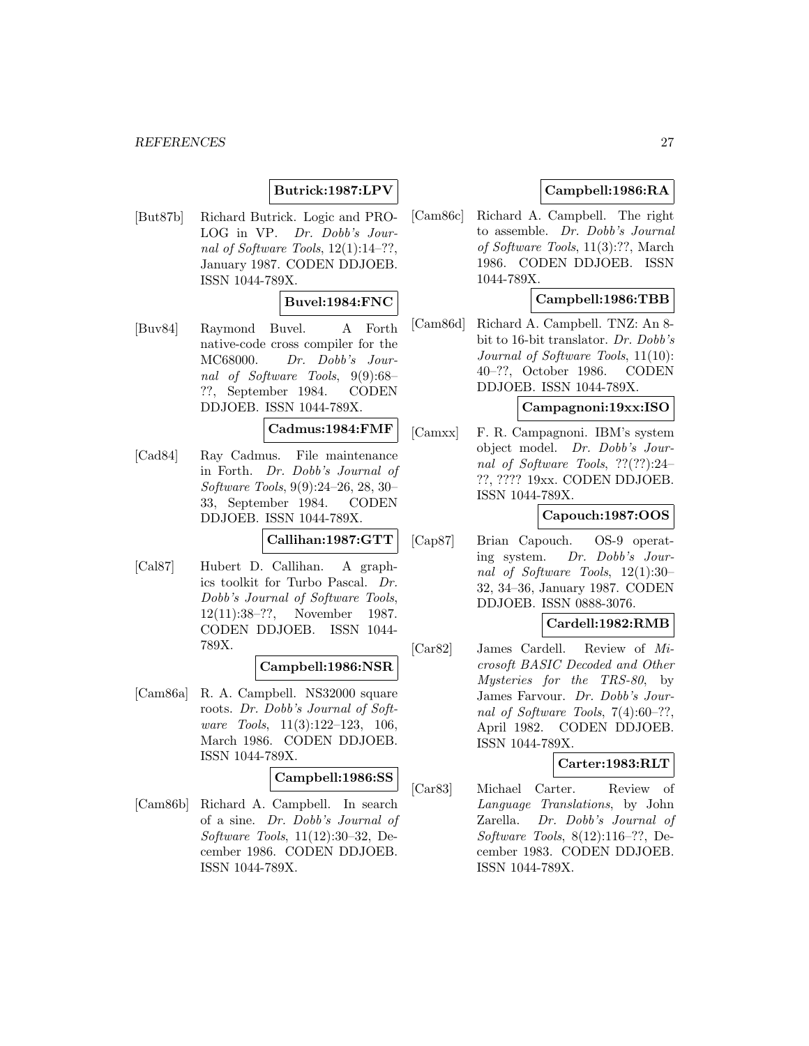**Butrick:1987:LPV**

[But87b] Richard Butrick. Logic and PROLOG in VP. *Dr. Dobb's Journal of Software Tools*, 12(1):14–??, January 1987. CODEN DDJOEB. ISSN 1044-789X.

**Buvel:1984:FNC**

[Buv84] Raymond Buvel. A Forth native-code cross compiler for the MC68000. *Dr. Dobb's Journal of Software Tools*, 9(9):68–??, September 1984. CODEN DDJOEB. ISSN 1044-789X.

**Cadmus:1984:FMF**

[Cad84] Ray Cadmus. File maintenance in Forth. *Dr. Dobb's Journal of Software Tools*, 9(9):24–26, 28, 30–33, September 1984. CODEN DDJOEB. ISSN 1044-789X.

**Callihan:1987:GTT**

[Cal87] Hubert D. Callihan. A graphics toolkit for Turbo Pascal. *Dr. Dobb's Journal of Software Tools*, 12(11):38–??, November 1987. CODEN DDJOEB. ISSN 1044-789X.

**Campbell:1986:NSR**

[Cam86a] R. A. Campbell. NS32000 square roots. *Dr. Dobb's Journal of Software Tools*, 11(3):122–123, 106, March 1986. CODEN DDJOEB. ISSN 1044-789X.

**Campbell:1986:SS**

[Cam86b] Richard A. Campbell. In search of a sine. *Dr. Dobb's Journal of Software Tools*, 11(12):30–32, December 1986. CODEN DDJOEB. ISSN 1044-789X.

**Campbell:1986:RA**

[Cam86c] Richard A. Campbell. The right to assemble. *Dr. Dobb's Journal of Software Tools*, 11(3):??, March 1986. CODEN DDJOEB. ISSN 1044-789X.

**Campbell:1986:TBB**

[Cam86d] Richard A. Campbell. TNZ: An 8-bit to 16-bit translator. *Dr. Dobb's Journal of Software Tools*, 11(10):40–??, October 1986. CODEN DDJOEB. ISSN 1044-789X.

**Campagnoni:19xx:ISO**

[Camxx] F. R. Campagnoni. IBM's system object model. *Dr. Dobb's Journal of Software Tools*, ??(??):24–??, ???? 19xx. CODEN DDJOEB. ISSN 1044-789X.

**Capouch:1987:OOS**

[Cap87] Brian Capouch. OS-9 operating system. *Dr. Dobb's Journal of Software Tools*, 12(1):30–32, 34–36, January 1987. CODEN DDJOEB. ISSN 0888-3076.

**Cardell:1982:RMB**

[Car82] James Cardell. Review of *Microsoft BASIC Decoded and Other Mysteries for the TRS-80*, by James Farvour. *Dr. Dobb's Journal of Software Tools*, 7(4):60–??, April 1982. CODEN DDJOEB. ISSN 1044-789X.

**Carter:1983:RLT**

[Car83] Michael Carter. Review of *Language Translations*, by John Zarella. *Dr. Dobb's Journal of Software Tools*, 8(12):116–??, December 1983. CODEN DDJOEB. ISSN 1044-789X.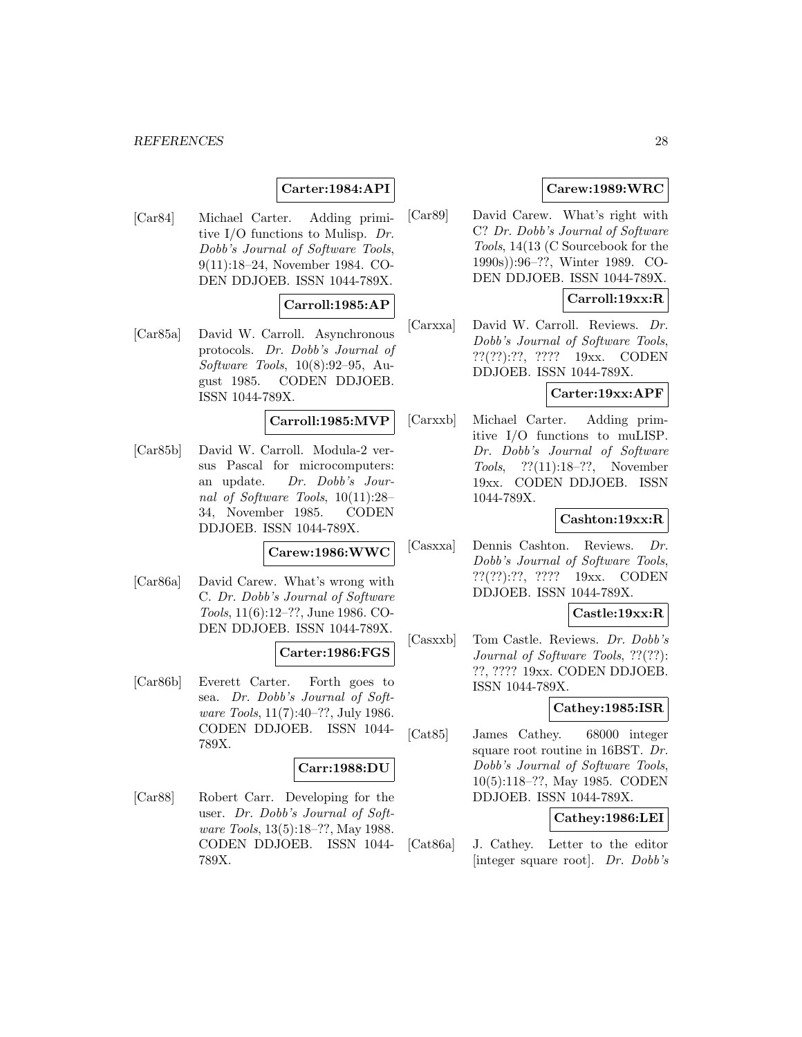**Carter:1984:API**

[Car84] Michael Carter. Adding primitive I/O functions to Mulisp. *Dr. Dobb's Journal of Software Tools*, 9(11):18–24, November 1984. CODEN DDJOEB. ISSN 1044-789X.

**Carroll:1985:AP**

[Car85a] David W. Carroll. Asynchronous protocols. *Dr. Dobb's Journal of Software Tools*, 10(8):92–95, August 1985. CODEN DDJOEB. ISSN 1044-789X.

**Carroll:1985:MVP**

[Car85b] David W. Carroll. Modula-2 versus Pascal for microcomputers: an update. *Dr. Dobb's Journal of Software Tools*, 10(11):28–34, November 1985. CODEN DDJOEB. ISSN 1044-789X.

**Carew:1986:WWC**

[Car86a] David Carew. What's wrong with C. *Dr. Dobb's Journal of Software Tools*, 11(6):12–??, June 1986. CODEN DDJOEB. ISSN 1044-789X.

**Carter:1986:FGS**

[Car86b] Everett Carter. Forth goes to sea. *Dr. Dobb's Journal of Software Tools*, 11(7):40–??, July 1986. CODEN DDJOEB. ISSN 1044-789X.

**Carr:1988:DU**

[Car88] Robert Carr. Developing for the user. *Dr. Dobb's Journal of Software Tools*, 13(5):18–??, May 1988. CODEN DDJOEB. ISSN 1044-789X.

**Carew:1989:WRC**

[Car89] David Carew. What's right with C? *Dr. Dobb's Journal of Software Tools*, 14(13 (C Sourcebook for the 1990s)):96–??, Winter 1989. CODEN DDJOEB. ISSN 1044-789X.

**Carroll:19xx:R**

[Carxxa] David W. Carroll. Reviews. *Dr. Dobb's Journal of Software Tools*, ??(??):??, ???? 19xx. CODEN DDJOEB. ISSN 1044-789X.

**Carter:19xx:APF**

[Carxxb] Michael Carter. Adding primitive I/O functions to muLISP. *Dr. Dobb's Journal of Software Tools*, ??(11):18–??, November 19xx. CODEN DDJOEB. ISSN 1044-789X.

**Cashton:19xx:R**

[Casxxa] Dennis Cashton. Reviews. *Dr. Dobb's Journal of Software Tools*, ??(??):??, ???? 19xx. CODEN DDJOEB. ISSN 1044-789X.

**Castle:19xx:R**

[Casxxb] Tom Castle. Reviews. *Dr. Dobb's Journal of Software Tools*, ??(??):??, ???? 19xx. CODEN DDJOEB. ISSN 1044-789X.

**Cathey:1985:ISR**

[Cat85] James Cathey. 68000 integer square root routine in 16BST. *Dr. Dobb's Journal of Software Tools*, 10(5):118–??, May 1985. CODEN DDJOEB. ISSN 1044-789X.

**Cathey:1986:LEI**

[Cat86a] J. Cathey. Letter to the editor [integer square root]. *Dr. Dobb's*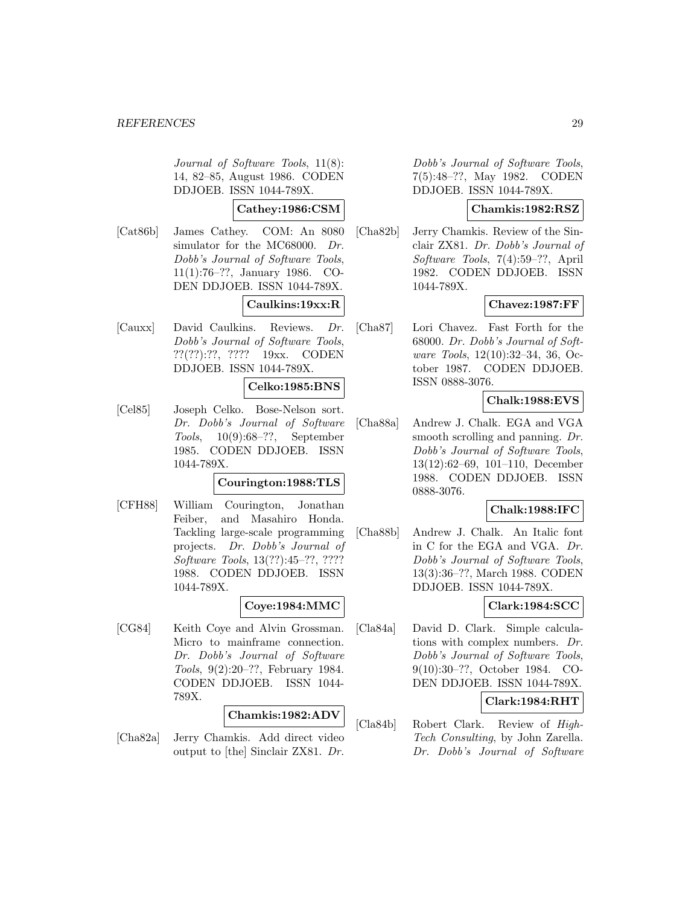*Journal of Software Tools*, 11(8): 14, 82–85, August 1986. CODEN DDJOEB. ISSN 1044-789X.

**Cathey:1986:CSM**

[Cat86b] James Cathey. COM: An 8080 simulator for the MC68000. *Dr. Dobb's Journal of Software Tools*, 11(1):76–??, January 1986. CODEN DDJOEB. ISSN 1044-789X.

**Caulkins:19xx:R**

[Cauxx] David Caulkins. Reviews. *Dr. Dobb's Journal of Software Tools*, ??(??):??, ???? 19xx. CODEN DDJOEB. ISSN 1044-789X.

**Celko:1985:BNS**

[Cel85] Joseph Celko. Bose-Nelson sort. *Dr. Dobb's Journal of Software Tools*, 10(9):68–??, September 1985. CODEN DDJOEB. ISSN 1044-789X.

**Courington:1988:TLS**

[CFH88] William Courington, Jonathan Feiber, and Masahiro Honda. Tackling large-scale programming projects. *Dr. Dobb's Journal of Software Tools*, 13(??):45–??, ???? 1988. CODEN DDJOEB. ISSN 1044-789X.

**Coye:1984:MMC**

[CG84] Keith Coye and Alvin Grossman. Micro to mainframe connection. *Dr. Dobb's Journal of Software Tools*, 9(2):20–??, February 1984. CODEN DDJOEB. ISSN 1044-789X.

**Chamkis:1982:ADV**

[Cha82a] Jerry Chamkis. Add direct video output to [the] Sinclair ZX81. *Dr. Dobb's Journal of Software Tools*, 7(5):48–??, May 1982. CODEN DDJOEB. ISSN 1044-789X.

**Chamkis:1982:RSZ**

[Cha82b] Jerry Chamkis. Review of the Sinclair ZX81. *Dr. Dobb's Journal of Software Tools*, 7(4):59–??, April 1982. CODEN DDJOEB. ISSN 1044-789X.

**Chavez:1987:FF**

[Cha87] Lori Chavez. Fast Forth for the 68000. *Dr. Dobb's Journal of Software Tools*, 12(10):32–34, 36, October 1987. CODEN DDJOEB. ISSN 0888-3076.

**Chalk:1988:EVS**

[Cha88a] Andrew J. Chalk. EGA and VGA smooth scrolling and panning. *Dr. Dobb's Journal of Software Tools*, 13(12):62–69, 101–110, December 1988. CODEN DDJOEB. ISSN 0888-3076.

**Chalk:1988:IFC**

[Cha88b] Andrew J. Chalk. An Italic font in C for the EGA and VGA. *Dr. Dobb's Journal of Software Tools*, 13(3):36–??, March 1988. CODEN DDJOEB. ISSN 1044-789X.

**Clark:1984:SCC**

[Cla84a] David D. Clark. Simple calculations with complex numbers. *Dr. Dobb's Journal of Software Tools*, 9(10):30–??, October 1984. CODEN DDJOEB. ISSN 1044-789X.

**Clark:1984:RHT**

[Cla84b] Robert Clark. Review of *High-Tech Consulting*, by John Zarella. *Dr. Dobb's Journal of Software*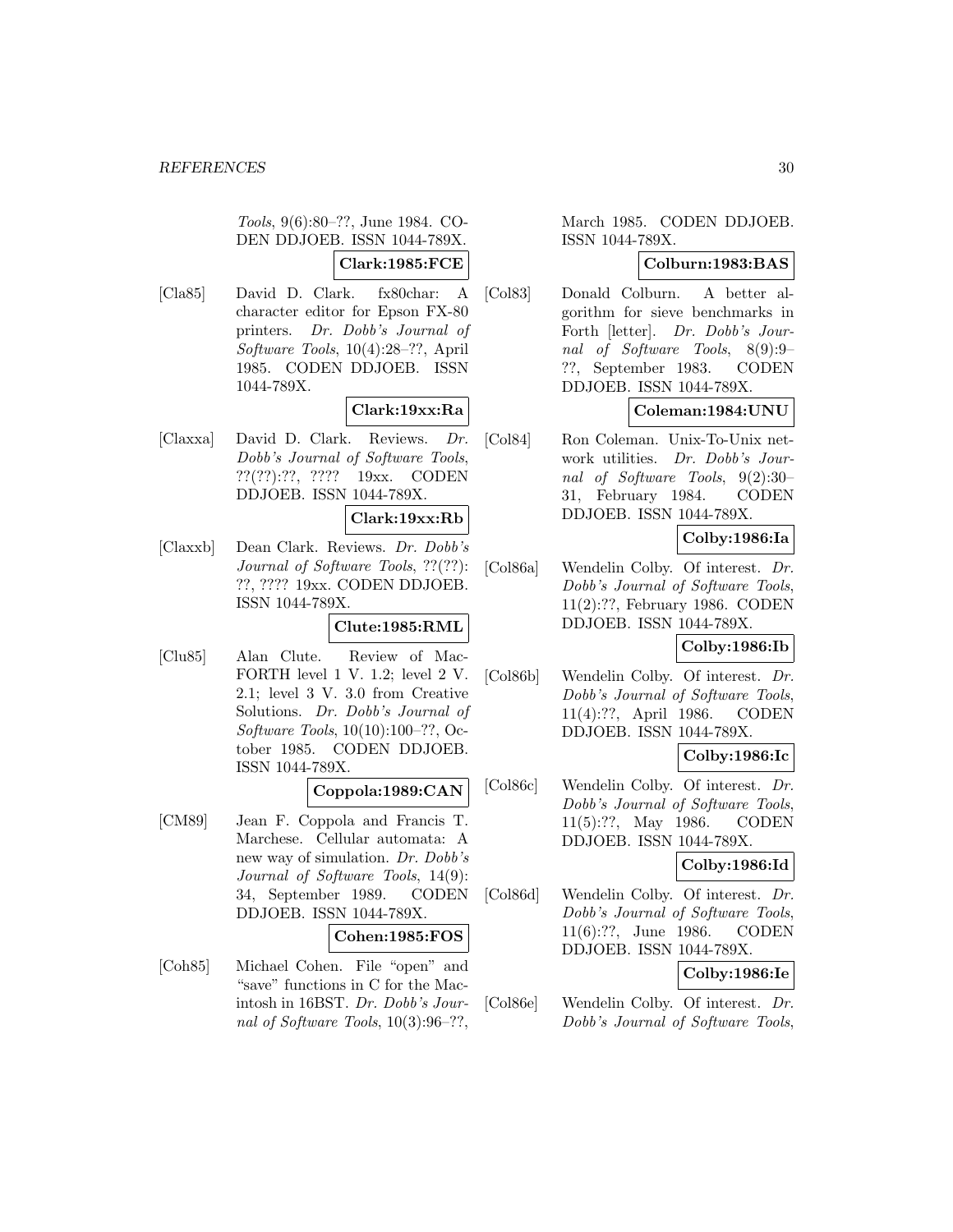*Tools*, 9(6):80–??, June 1984. CODEN DDJOEB. ISSN 1044-789X.

**Clark:1985:FCE**

[Cla85] David D. Clark. fx80char: A character editor for Epson FX-80 printers. *Dr. Dobb's Journal of Software Tools*, 10(4):28–??, April 1985. CODEN DDJOEB. ISSN 1044-789X.

**Clark:19xx:Ra**

[Claxxa] David D. Clark. Reviews. *Dr. Dobb's Journal of Software Tools*, ??(??):??, ???? 19xx. CODEN DDJOEB. ISSN 1044-789X.

**Clark:19xx:Rb**

[Claxxb] Dean Clark. Reviews. *Dr. Dobb's Journal of Software Tools*, ??(??):??, ???? 19xx. CODEN DDJOEB. ISSN 1044-789X.

**Clute:1985:RML**

[Clu85] Alan Clute. Review of MacFORTH level 1 V. 1.2; level 2 V. 2.1; level 3 V. 3.0 from Creative Solutions. *Dr. Dobb's Journal of Software Tools*, 10(10):100–??, October 1985. CODEN DDJOEB. ISSN 1044-789X.

**Coppola:1989:CAN**

[CM89] Jean F. Coppola and Francis T. Marchese. Cellular automata: A new way of simulation. *Dr. Dobb's Journal of Software Tools*, 14(9):34, September 1989. CODEN DDJOEB. ISSN 1044-789X.

**Cohen:1985:FOS**

[Coh85] Michael Cohen. File "open" and "save" functions in C for the Macintosh in 16BST. *Dr. Dobb's Journal of Software Tools*, 10(3):96–??, March 1985. CODEN DDJOEB. ISSN 1044-789X.

**Colburn:1983:BAS**

[Col83] Donald Colburn. A better algorithm for sieve benchmarks in Forth [letter]. *Dr. Dobb's Journal of Software Tools*, 8(9):9–??, September 1983. CODEN DDJOEB. ISSN 1044-789X.

**Coleman:1984:UNU**

[Col84] Ron Coleman. Unix-To-Unix network utilities. *Dr. Dobb's Journal of Software Tools*, 9(2):30–31, February 1984. CODEN DDJOEB. ISSN 1044-789X.

**Colby:1986:Ia**

[Col86a] Wendelin Colby. Of interest. *Dr. Dobb's Journal of Software Tools*, 11(2):??, February 1986. CODEN DDJOEB. ISSN 1044-789X.

**Colby:1986:Ib**

[Col86b] Wendelin Colby. Of interest. *Dr. Dobb's Journal of Software Tools*, 11(4):??, April 1986. CODEN DDJOEB. ISSN 1044-789X.

**Colby:1986:Ic**

[Col86c] Wendelin Colby. Of interest. *Dr. Dobb's Journal of Software Tools*, 11(5):??, May 1986. CODEN DDJOEB. ISSN 1044-789X.

**Colby:1986:Id**

[Col86d] Wendelin Colby. Of interest. *Dr. Dobb's Journal of Software Tools*, 11(6):??, June 1986. CODEN DDJOEB. ISSN 1044-789X.

**Colby:1986:Ie**

[Col86e] Wendelin Colby. Of interest. *Dr. Dobb's Journal of Software Tools*,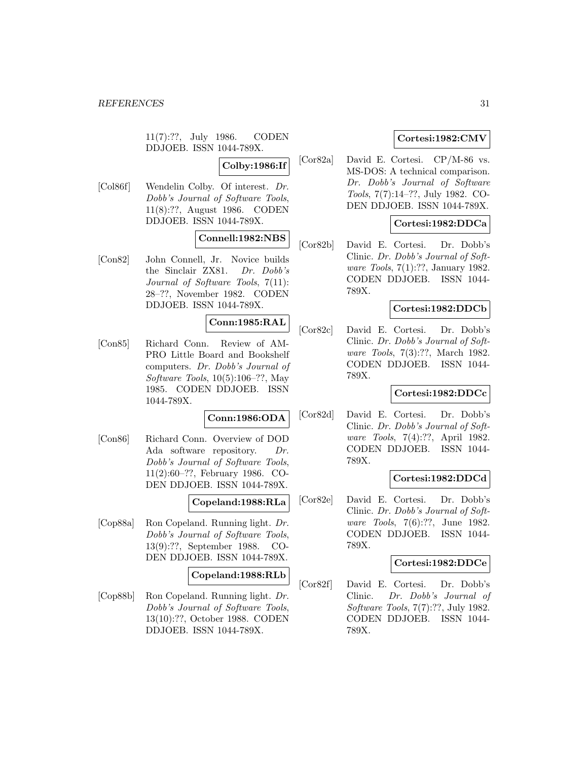11(7):??, July 1986. CODEN DDJOEB. ISSN 1044-789X.

**Colby:1986:If**

[Col86f] Wendelin Colby. Of interest. *Dr. Dobb's Journal of Software Tools*, 11(8):??, August 1986. CODEN DDJOEB. ISSN 1044-789X.

**Connell:1982:NBS**

[Con82] John Connell, Jr. Novice builds the Sinclair ZX81. *Dr. Dobb's Journal of Software Tools*, 7(11): 28–??, November 1982. CODEN DDJOEB. ISSN 1044-789X.

**Conn:1985:RAL**

[Con85] Richard Conn. Review of AMPRO Little Board and Bookshelf computers. *Dr. Dobb's Journal of Software Tools*, 10(5):106–??, May 1985. CODEN DDJOEB. ISSN 1044-789X.

**Conn:1986:ODA**

[Con86] Richard Conn. Overview of DOD Ada software repository. *Dr. Dobb's Journal of Software Tools*, 11(2):60–??, February 1986. CODEN DDJOEB. ISSN 1044-789X.

**Copeland:1988:RLa**

[Cop88a] Ron Copeland. Running light. *Dr. Dobb's Journal of Software Tools*, 13(9):??, September 1988. CODEN DDJOEB. ISSN 1044-789X.

**Copeland:1988:RLb**

[Cop88b] Ron Copeland. Running light. *Dr. Dobb's Journal of Software Tools*, 13(10):??, October 1988. CODEN DDJOEB. ISSN 1044-789X.

**Cortesi:1982:CMV**

[Cor82a] David E. Cortesi. CP/M-86 vs. MS-DOS: A technical comparison. *Dr. Dobb's Journal of Software Tools*, 7(7):14–??, July 1982. CODEN DDJOEB. ISSN 1044-789X.

**Cortesi:1982:DDCa**

[Cor82b] David E. Cortesi. Dr. Dobb's Clinic. *Dr. Dobb's Journal of Software Tools*, 7(1):??, January 1982. CODEN DDJOEB. ISSN 1044-789X.

**Cortesi:1982:DDCb**

[Cor82c] David E. Cortesi. Dr. Dobb's Clinic. *Dr. Dobb's Journal of Software Tools*, 7(3):??, March 1982. CODEN DDJOEB. ISSN 1044-789X.

**Cortesi:1982:DDCc**

[Cor82d] David E. Cortesi. Dr. Dobb's Clinic. *Dr. Dobb's Journal of Software Tools*, 7(4):??, April 1982. CODEN DDJOEB. ISSN 1044-789X.

**Cortesi:1982:DDCd**

[Cor82e] David E. Cortesi. Dr. Dobb's Clinic. *Dr. Dobb's Journal of Software Tools*, 7(6):??, June 1982. CODEN DDJOEB. ISSN 1044-789X.

**Cortesi:1982:DDCe**

[Cor82f] David E. Cortesi. Dr. Dobb's Clinic. *Dr. Dobb's Journal of Software Tools*, 7(7):??, July 1982. CODEN DDJOEB. ISSN 1044-789X.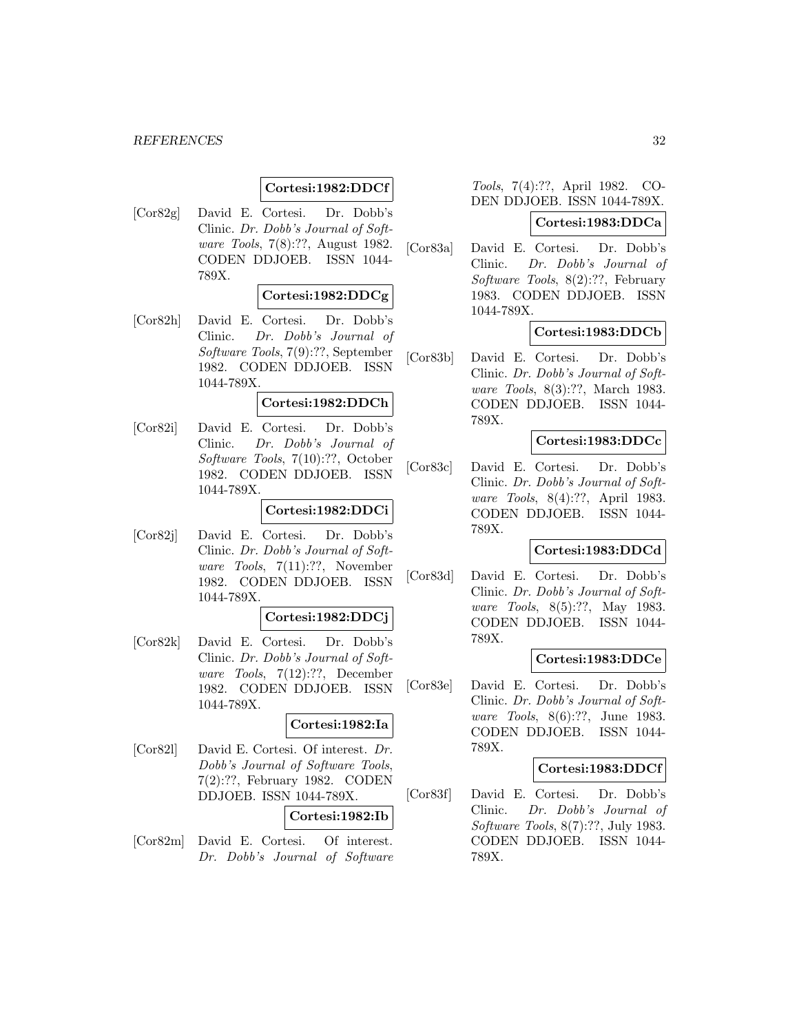**Cortesi:1982:DDCf**

[Cor82g] David E. Cortesi. Dr. Dobb's Clinic. *Dr. Dobb's Journal of Software Tools*, 7(8):??, August 1982. CODEN DDJOEB. ISSN 1044-789X.

**Cortesi:1982:DDCg**

[Cor82h] David E. Cortesi. Dr. Dobb's Clinic. *Dr. Dobb's Journal of Software Tools*, 7(9):??, September 1982. CODEN DDJOEB. ISSN 1044-789X.

**Cortesi:1982:DDCh**

[Cor82i] David E. Cortesi. Dr. Dobb's Clinic. *Dr. Dobb's Journal of Software Tools*, 7(10):??, October 1982. CODEN DDJOEB. ISSN 1044-789X.

**Cortesi:1982:DDCi**

[Cor82j] David E. Cortesi. Dr. Dobb's Clinic. *Dr. Dobb's Journal of Software Tools*, 7(11):??, November 1982. CODEN DDJOEB. ISSN 1044-789X.

**Cortesi:1982:DDCj**

[Cor82k] David E. Cortesi. Dr. Dobb's Clinic. *Dr. Dobb's Journal of Software Tools*, 7(12):??, December 1982. CODEN DDJOEB. ISSN 1044-789X.

**Cortesi:1982:Ia**

[Cor82l] David E. Cortesi. Of interest. *Dr. Dobb's Journal of Software Tools*, 7(2):??, February 1982. CODEN DDJOEB. ISSN 1044-789X.

**Cortesi:1982:Ib**

[Cor82m] David E. Cortesi. Of interest. *Dr. Dobb's Journal of Software Tools*, 7(4):??, April 1982. CODEN DDJOEB. ISSN 1044-789X.

**Cortesi:1983:DDCa**

[Cor83a] David E. Cortesi. Dr. Dobb's Clinic. *Dr. Dobb's Journal of Software Tools*, 8(2):??, February 1983. CODEN DDJOEB. ISSN 1044-789X.

**Cortesi:1983:DDCb**

[Cor83b] David E. Cortesi. Dr. Dobb's Clinic. *Dr. Dobb's Journal of Software Tools*, 8(3):??, March 1983. CODEN DDJOEB. ISSN 1044-789X.

**Cortesi:1983:DDCc**

[Cor83c] David E. Cortesi. Dr. Dobb's Clinic. *Dr. Dobb's Journal of Software Tools*, 8(4):??, April 1983. CODEN DDJOEB. ISSN 1044-789X.

**Cortesi:1983:DDCd**

[Cor83d] David E. Cortesi. Dr. Dobb's Clinic. *Dr. Dobb's Journal of Software Tools*, 8(5):??, May 1983. CODEN DDJOEB. ISSN 1044-789X.

**Cortesi:1983:DDCe**

[Cor83e] David E. Cortesi. Dr. Dobb's Clinic. *Dr. Dobb's Journal of Software Tools*, 8(6):??, June 1983. CODEN DDJOEB. ISSN 1044-789X.

**Cortesi:1983:DDCf**

[Cor83f] David E. Cortesi. Dr. Dobb's Clinic. *Dr. Dobb's Journal of Software Tools*, 8(7):??, July 1983. CODEN DDJOEB. ISSN 1044-789X.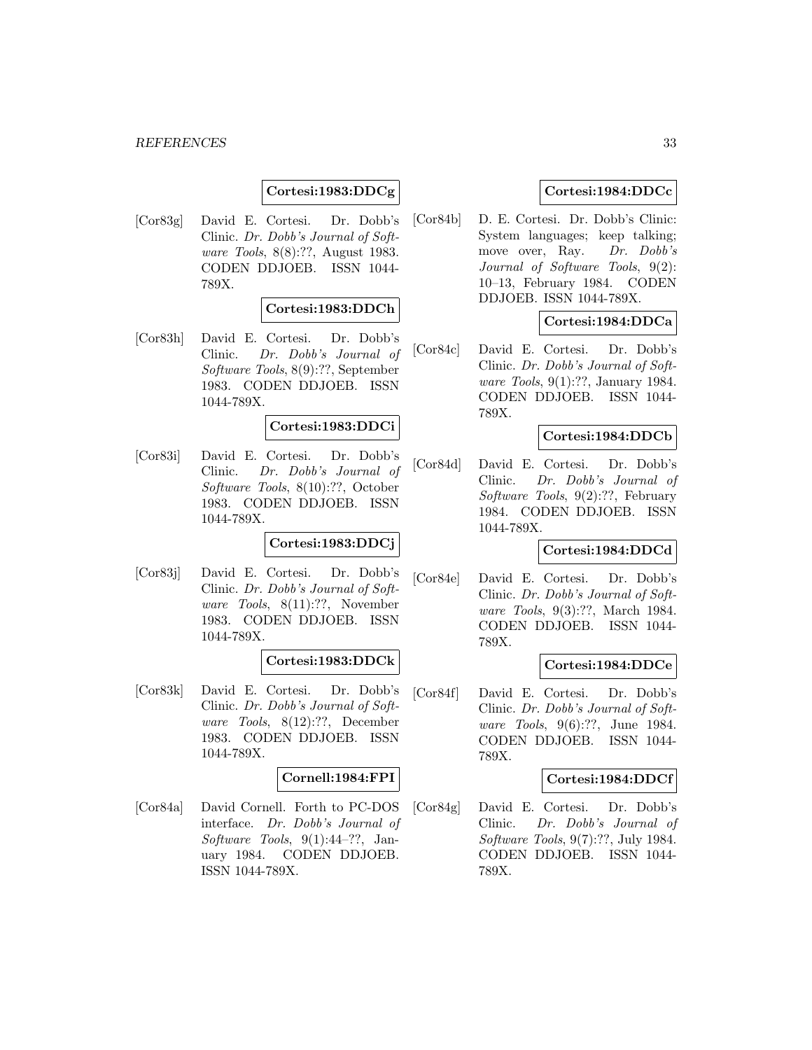**Cortesi:1983:DDCg**

[Cor83g] David E. Cortesi. Dr. Dobb's Clinic. *Dr. Dobb's Journal of Software Tools*, 8(8):??, August 1983. CODEN DDJOEB. ISSN 1044-789X.

**Cortesi:1983:DDCh**

[Cor83h] David E. Cortesi. Dr. Dobb's Clinic. *Dr. Dobb's Journal of Software Tools*, 8(9):??, September 1983. CODEN DDJOEB. ISSN 1044-789X.

**Cortesi:1983:DDCi**

[Cor83i] David E. Cortesi. Dr. Dobb's Clinic. *Dr. Dobb's Journal of Software Tools*, 8(10):??, October 1983. CODEN DDJOEB. ISSN 1044-789X.

**Cortesi:1983:DDCj**

[Cor83j] David E. Cortesi. Dr. Dobb's Clinic. *Dr. Dobb's Journal of Software Tools*, 8(11):??, November 1983. CODEN DDJOEB. ISSN 1044-789X.

**Cortesi:1983:DDCk**

[Cor83k] David E. Cortesi. Dr. Dobb's Clinic. *Dr. Dobb's Journal of Software Tools*, 8(12):??, December 1983. CODEN DDJOEB. ISSN 1044-789X.

**Cornell:1984:FPI**

[Cor84a] David Cornell. Forth to PC-DOS interface. *Dr. Dobb's Journal of Software Tools*, 9(1):44–??, January 1984. CODEN DDJOEB. ISSN 1044-789X.

**Cortesi:1984:DDCc**

[Cor84b] D. E. Cortesi. Dr. Dobb's Clinic: System languages; keep talking; move over, Ray. *Dr. Dobb's Journal of Software Tools*, 9(2): 10–13, February 1984. CODEN DDJOEB. ISSN 1044-789X.

**Cortesi:1984:DDCa**

[Cor84c] David E. Cortesi. Dr. Dobb's Clinic. *Dr. Dobb's Journal of Software Tools*, 9(1):??, January 1984. CODEN DDJOEB. ISSN 1044-789X.

**Cortesi:1984:DDCb**

[Cor84d] David E. Cortesi. Dr. Dobb's Clinic. *Dr. Dobb's Journal of Software Tools*, 9(2):??, February 1984. CODEN DDJOEB. ISSN 1044-789X.

**Cortesi:1984:DDCd**

[Cor84e] David E. Cortesi. Dr. Dobb's Clinic. *Dr. Dobb's Journal of Software Tools*, 9(3):??, March 1984. CODEN DDJOEB. ISSN 1044-789X.

**Cortesi:1984:DDCe**

[Cor84f] David E. Cortesi. Dr. Dobb's Clinic. *Dr. Dobb's Journal of Software Tools*, 9(6):??, June 1984. CODEN DDJOEB. ISSN 1044-789X.

**Cortesi:1984:DDCf**

[Cor84g] David E. Cortesi. Dr. Dobb's Clinic. *Dr. Dobb's Journal of Software Tools*, 9(7):??, July 1984. CODEN DDJOEB. ISSN 1044-789X.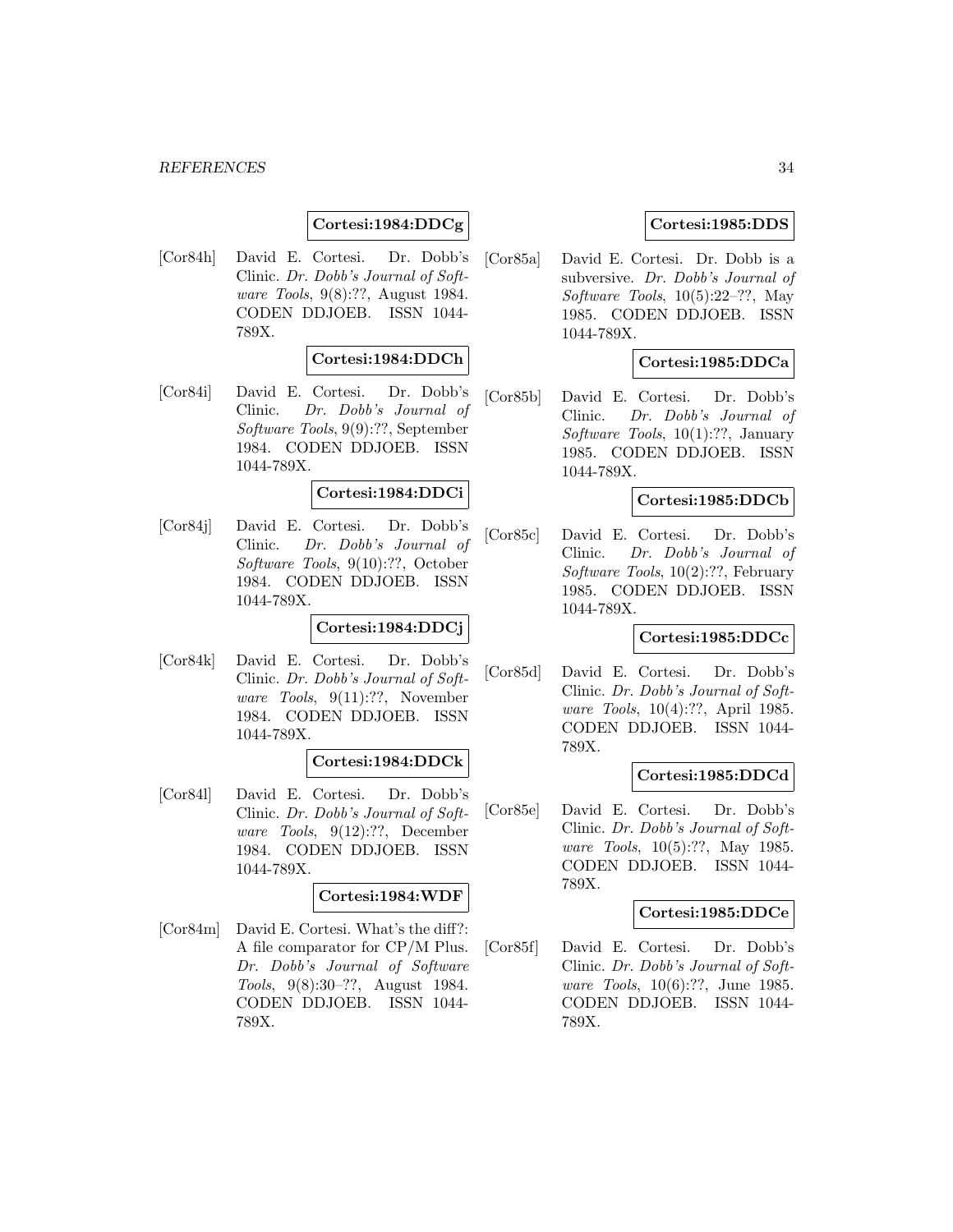**Cortesi:1984:DDCg**

[Cor84h] David E. Cortesi. Dr. Dobb's Clinic. *Dr. Dobb's Journal of Software Tools*, 9(8):??, August 1984. CODEN DDJOEB. ISSN 1044-789X.

**Cortesi:1984:DDCh**

[Cor84i] David E. Cortesi. Dr. Dobb's Clinic. *Dr. Dobb's Journal of Software Tools*, 9(9):??, September 1984. CODEN DDJOEB. ISSN 1044-789X.

**Cortesi:1984:DDCi**

[Cor84j] David E. Cortesi. Dr. Dobb's Clinic. *Dr. Dobb's Journal of Software Tools*, 9(10):??, October 1984. CODEN DDJOEB. ISSN 1044-789X.

**Cortesi:1984:DDCj**

[Cor84k] David E. Cortesi. Dr. Dobb's Clinic. *Dr. Dobb's Journal of Software Tools*, 9(11):??, November 1984. CODEN DDJOEB. ISSN 1044-789X.

**Cortesi:1984:DDCk**

[Cor84l] David E. Cortesi. Dr. Dobb's Clinic. *Dr. Dobb's Journal of Software Tools*, 9(12):??, December 1984. CODEN DDJOEB. ISSN 1044-789X.

**Cortesi:1984:WDF**

[Cor84m] David E. Cortesi. What's the diff?: A file comparator for CP/M Plus. *Dr. Dobb's Journal of Software Tools*, 9(8):30–??, August 1984. CODEN DDJOEB. ISSN 1044-789X.

**Cortesi:1985:DDS**

[Cor85a] David E. Cortesi. Dr. Dobb is a subversive. *Dr. Dobb's Journal of Software Tools*, 10(5):22–??, May 1985. CODEN DDJOEB. ISSN 1044-789X.

**Cortesi:1985:DDCa**

[Cor85b] David E. Cortesi. Dr. Dobb's Clinic. *Dr. Dobb's Journal of Software Tools*, 10(1):??, January 1985. CODEN DDJOEB. ISSN 1044-789X.

**Cortesi:1985:DDCb**

[Cor85c] David E. Cortesi. Dr. Dobb's Clinic. *Dr. Dobb's Journal of Software Tools*, 10(2):??, February 1985. CODEN DDJOEB. ISSN 1044-789X.

**Cortesi:1985:DDCc**

[Cor85d] David E. Cortesi. Dr. Dobb's Clinic. *Dr. Dobb's Journal of Software Tools*, 10(4):??, April 1985. CODEN DDJOEB. ISSN 1044-789X.

**Cortesi:1985:DDCd**

[Cor85e] David E. Cortesi. Dr. Dobb's Clinic. *Dr. Dobb's Journal of Software Tools*, 10(5):??, May 1985. CODEN DDJOEB. ISSN 1044-789X.

**Cortesi:1985:DDCe**

[Cor85f] David E. Cortesi. Dr. Dobb's Clinic. *Dr. Dobb's Journal of Software Tools*, 10(6):??, June 1985. CODEN DDJOEB. ISSN 1044-789X.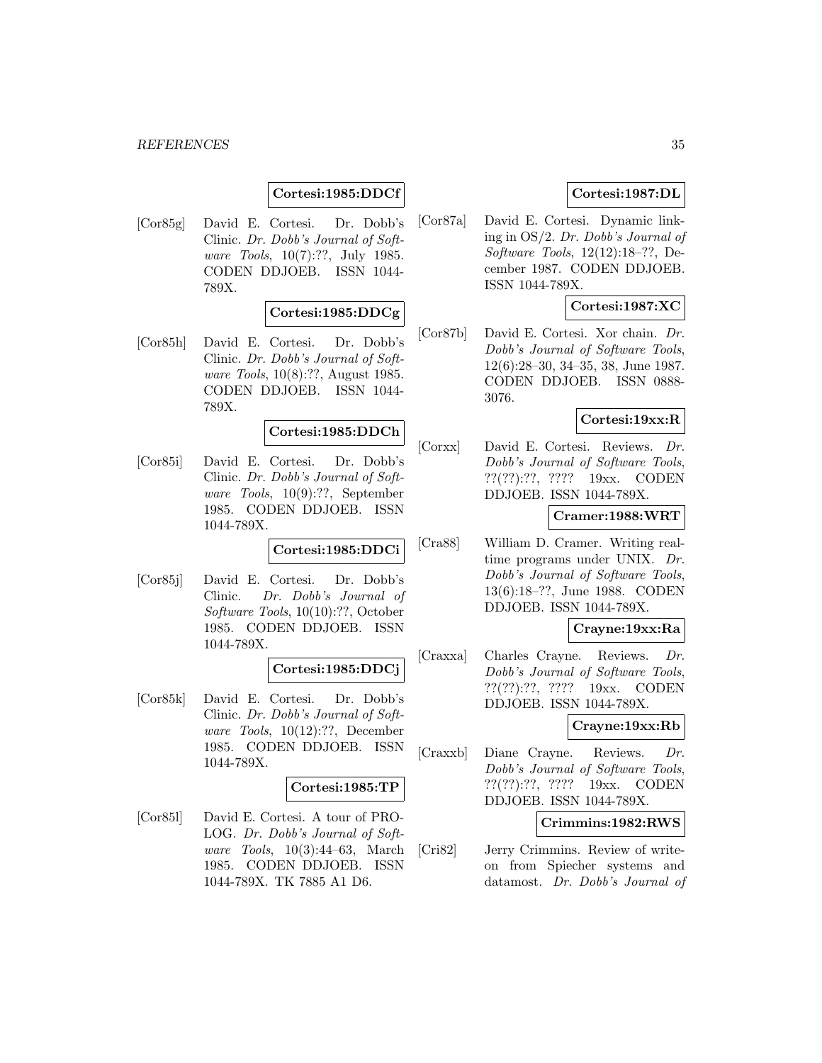**Cortesi:1985:DDCf**

[Cor85g] David E. Cortesi. Dr. Dobb's Clinic. *Dr. Dobb's Journal of Software Tools*, 10(7):??, July 1985. CODEN DDJOEB. ISSN 1044-789X.

**Cortesi:1985:DDCg**

[Cor85h] David E. Cortesi. Dr. Dobb's Clinic. *Dr. Dobb's Journal of Software Tools*, 10(8):??, August 1985. CODEN DDJOEB. ISSN 1044-789X.

**Cortesi:1985:DDCh**

[Cor85i] David E. Cortesi. Dr. Dobb's Clinic. *Dr. Dobb's Journal of Software Tools*, 10(9):??, September 1985. CODEN DDJOEB. ISSN 1044-789X.

**Cortesi:1985:DDCi**

[Cor85j] David E. Cortesi. Dr. Dobb's Clinic. *Dr. Dobb's Journal of Software Tools*, 10(10):??, October 1985. CODEN DDJOEB. ISSN 1044-789X.

**Cortesi:1985:DDCj**

[Cor85k] David E. Cortesi. Dr. Dobb's Clinic. *Dr. Dobb's Journal of Software Tools*, 10(12):??, December 1985. CODEN DDJOEB. ISSN 1044-789X.

**Cortesi:1985:TP**

[Cor85l] David E. Cortesi. A tour of PROLOG. *Dr. Dobb's Journal of Software Tools*, 10(3):44–63, March 1985. CODEN DDJOEB. ISSN 1044-789X. TK 7885 A1 D6.

**Cortesi:1987:DL**

[Cor87a] David E. Cortesi. Dynamic linking in OS/2. *Dr. Dobb's Journal of Software Tools*, 12(12):18–??, December 1987. CODEN DDJOEB. ISSN 1044-789X.

**Cortesi:1987:XC**

[Cor87b] David E. Cortesi. Xor chain. *Dr. Dobb's Journal of Software Tools*, 12(6):28–30, 34–35, 38, June 1987. CODEN DDJOEB. ISSN 0888-3076.

**Cortesi:19xx:R**

[Corxx] David E. Cortesi. Reviews. *Dr. Dobb's Journal of Software Tools*, ??(??):??, ???? 19xx. CODEN DDJOEB. ISSN 1044-789X.

**Cramer:1988:WRT**

[Cra88] William D. Cramer. Writing real-time programs under UNIX. *Dr. Dobb's Journal of Software Tools*, 13(6):18–??, June 1988. CODEN DDJOEB. ISSN 1044-789X.

**Crayne:19xx:Ra**

[Craxxa] Charles Crayne. Reviews. *Dr. Dobb's Journal of Software Tools*, ??(??):??, ???? 19xx. CODEN DDJOEB. ISSN 1044-789X.

**Crayne:19xx:Rb**

[Craxxb] Diane Crayne. Reviews. *Dr. Dobb's Journal of Software Tools*, ??(??):??, ???? 19xx. CODEN DDJOEB. ISSN 1044-789X.

**Crimmins:1982:RWS**

[Cri82] Jerry Crimmins. Review of write-on from Spiecher systems and datamost. *Dr. Dobb's Journal of*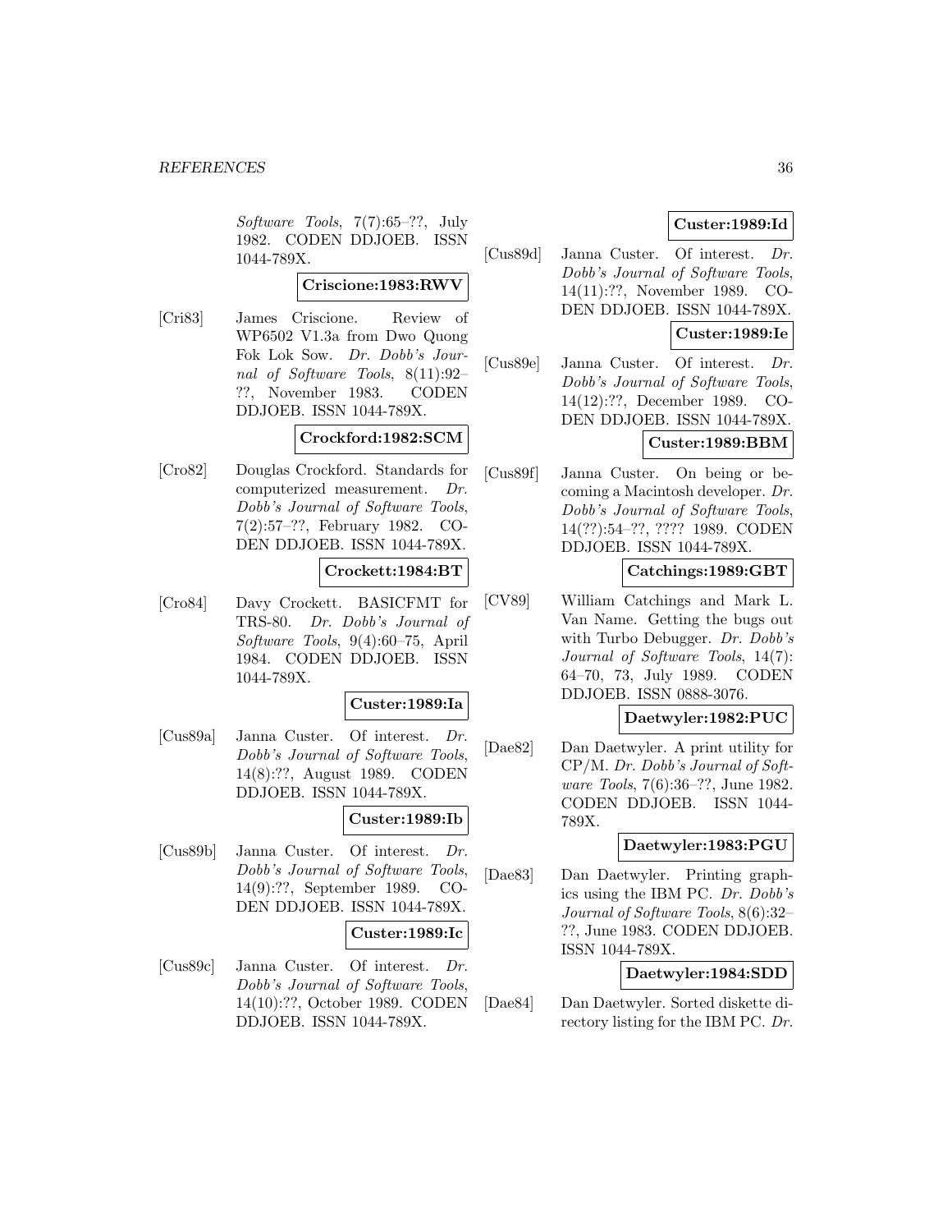*Software Tools*, 7(7):65–??, July 1982. CODEN DDJOEB. ISSN 1044-789X.

**Criscione:1983:RWV**

[Cri83] James Criscione. Review of WP6502 V1.3a from Dwo Quong Fok Lok Sow. *Dr. Dobb's Journal of Software Tools*, 8(11):92–??, November 1983. CODEN DDJOEB. ISSN 1044-789X.

**Crockford:1982:SCM**

[Cro82] Douglas Crockford. Standards for computerized measurement. *Dr. Dobb's Journal of Software Tools*, 7(2):57–??, February 1982. CODEN DDJOEB. ISSN 1044-789X.

**Crockett:1984:BT**

[Cro84] Davy Crockett. BASICFMT for TRS-80. *Dr. Dobb's Journal of Software Tools*, 9(4):60–75, April 1984. CODEN DDJOEB. ISSN 1044-789X.

**Custer:1989:Ia**

[Cus89a] Janna Custer. Of interest. *Dr. Dobb's Journal of Software Tools*, 14(8):??, August 1989. CODEN DDJOEB. ISSN 1044-789X.

**Custer:1989:Ib**

[Cus89b] Janna Custer. Of interest. *Dr. Dobb's Journal of Software Tools*, 14(9):??, September 1989. CODEN DDJOEB. ISSN 1044-789X.

**Custer:1989:Ic**

[Cus89c] Janna Custer. Of interest. *Dr. Dobb's Journal of Software Tools*, 14(10):??, October 1989. CODEN DDJOEB. ISSN 1044-789X.

**Custer:1989:Id**

[Cus89d] Janna Custer. Of interest. *Dr. Dobb's Journal of Software Tools*, 14(11):??, November 1989. CODEN DDJOEB. ISSN 1044-789X.

**Custer:1989:Ie**

[Cus89e] Janna Custer. Of interest. *Dr. Dobb's Journal of Software Tools*, 14(12):??, December 1989. CODEN DDJOEB. ISSN 1044-789X.

**Custer:1989:BBM**

[Cus89f] Janna Custer. On being or becoming a Macintosh developer. *Dr. Dobb's Journal of Software Tools*, 14(??):54–??, ???? 1989. CODEN DDJOEB. ISSN 1044-789X.

**Catchings:1989:GBT**

[CV89] William Catchings and Mark L. Van Name. Getting the bugs out with Turbo Debugger. *Dr. Dobb's Journal of Software Tools*, 14(7): 64–70, 73, July 1989. CODEN DDJOEB. ISSN 0888-3076.

**Daetwyler:1982:PUC**

[Dae82] Dan Daetwyler. A print utility for CP/M. *Dr. Dobb's Journal of Software Tools*, 7(6):36–??, June 1982. CODEN DDJOEB. ISSN 1044-789X.

**Daetwyler:1983:PGU**

[Dae83] Dan Daetwyler. Printing graphics using the IBM PC. *Dr. Dobb's Journal of Software Tools*, 8(6):32–??, June 1983. CODEN DDJOEB. ISSN 1044-789X.

**Daetwyler:1984:SDD**

[Dae84] Dan Daetwyler. Sorted diskette directory listing for the IBM PC. *Dr.*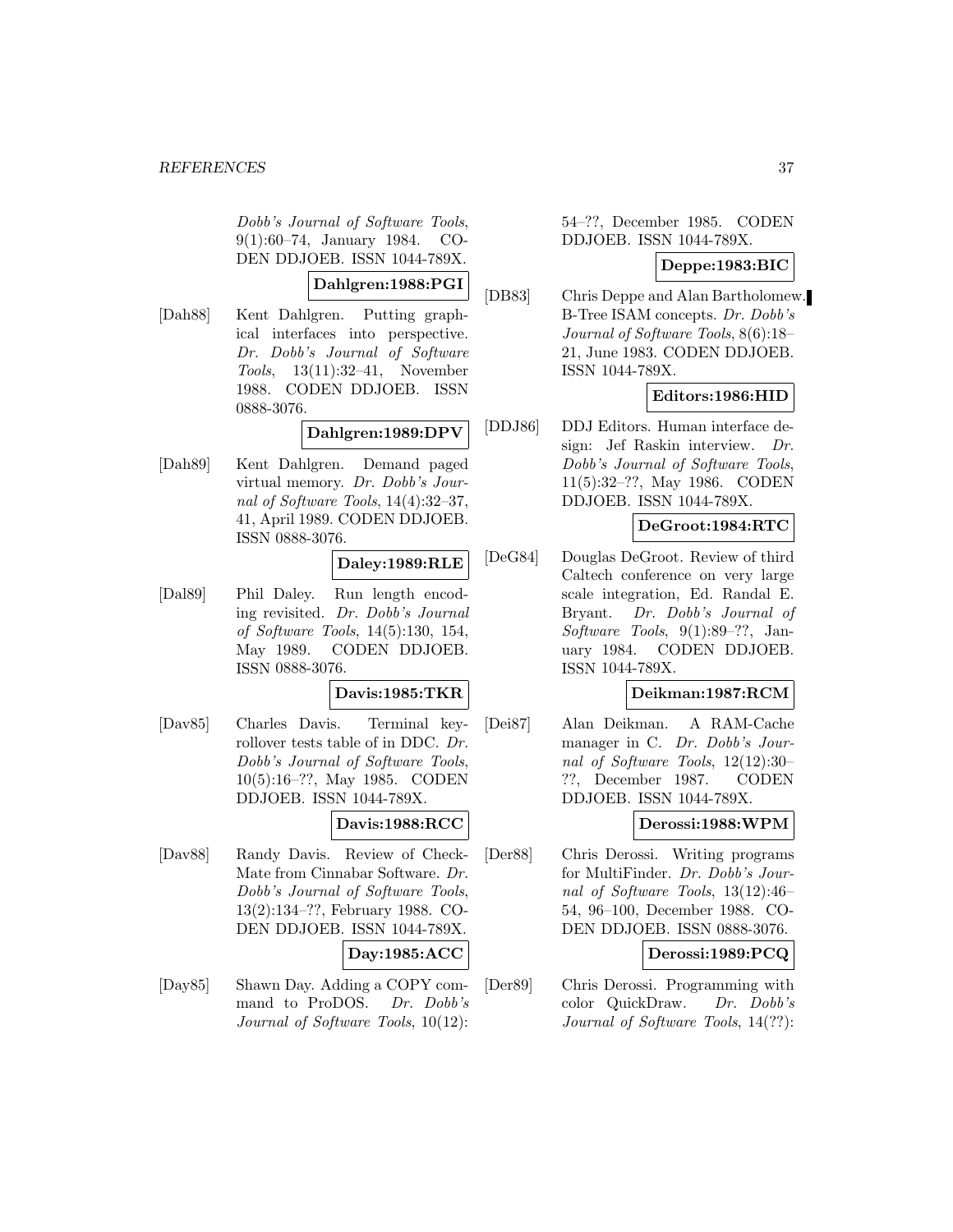Dobb's Journal of Software Tools*, 9(1):60–74, January 1984. CODEN DDJOEB. ISSN 1044-789X.

**Dahlgren:1988:PGI**

[Dah88] Kent Dahlgren. Putting graphical interfaces into perspective. *Dr. Dobb's Journal of Software Tools*, 13(11):32–41, November 1988. CODEN DDJOEB. ISSN 0888-3076.

**Dahlgren:1989:DPV**

[Dah89] Kent Dahlgren. Demand paged virtual memory. *Dr. Dobb's Journal of Software Tools*, 14(4):32–37, 41, April 1989. CODEN DDJOEB. ISSN 0888-3076.

**Daley:1989:RLE**

[Dal89] Phil Daley. Run length encoding revisited. *Dr. Dobb's Journal of Software Tools*, 14(5):130, 154, May 1989. CODEN DDJOEB. ISSN 0888-3076.

**Davis:1985:TKR**

[Dav85] Charles Davis. Terminal keyrollover tests table of in DDC. *Dr. Dobb's Journal of Software Tools*, 10(5):16–??, May 1985. CODEN DDJOEB. ISSN 1044-789X.

**Davis:1988:RCC**

[Dav88] Randy Davis. Review of Check-Mate from Cinnabar Software. *Dr. Dobb's Journal of Software Tools*, 13(2):134–??, February 1988. CODEN DDJOEB. ISSN 1044-789X.

**Day:1985:ACC**

[Day85] Shawn Day. Adding a COPY command to ProDOS. *Dr. Dobb's Journal of Software Tools*, 10(12):54–??, December 1985. CODEN DDJOEB. ISSN 1044-789X.

**Deppe:1983:BIC**

[DB83] Chris Deppe and Alan Bartholomew. B-Tree ISAM concepts. *Dr. Dobb's Journal of Software Tools*, 8(6):18–21, June 1983. CODEN DDJOEB. ISSN 1044-789X.

**Editors:1986:HID**

[DDJ86] DDJ Editors. Human interface design: Jef Raskin interview. *Dr. Dobb's Journal of Software Tools*, 11(5):32–??, May 1986. CODEN DDJOEB. ISSN 1044-789X.

**DeGroot:1984:RTC**

[DeG84] Douglas DeGroot. Review of third Caltech conference on very large scale integration, Ed. Randal E. Bryant. *Dr. Dobb's Journal of Software Tools*, 9(1):89–??, January 1984. CODEN DDJOEB. ISSN 1044-789X.

**Deikman:1987:RCM**

[Dei87] Alan Deikman. A RAM-Cache manager in C. *Dr. Dobb's Journal of Software Tools*, 12(12):30–??, December 1987. CODEN DDJOEB. ISSN 1044-789X.

**Derossi:1988:WPM**

[Der88] Chris Derossi. Writing programs for MultiFinder. *Dr. Dobb's Journal of Software Tools*, 13(12):46–54, 96–100, December 1988. CODEN DDJOEB. ISSN 0888-3076.

**Derossi:1989:PCQ**

[Der89] Chris Derossi. Programming with color QuickDraw. *Dr. Dobb's Journal of Software Tools*, 14(??):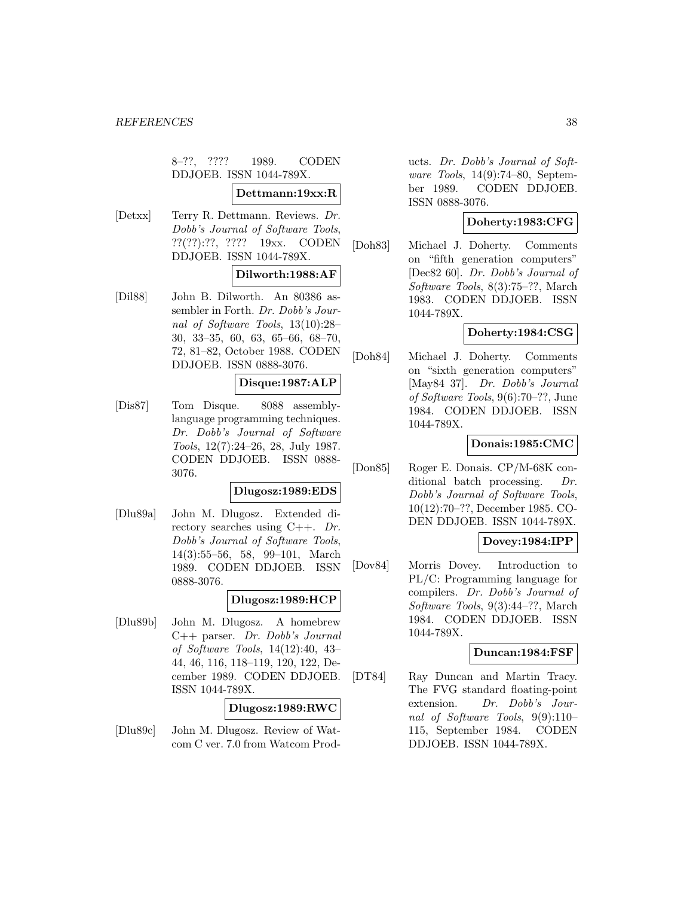8–??, ???? 1989. CODEN DDJOEB. ISSN 1044-789X.

**Dettmann:19xx:R**

[Detxx] Terry R. Dettmann. Reviews. *Dr. Dobb's Journal of Software Tools*, ??(??):??, ???? 19xx. CODEN DDJOEB. ISSN 1044-789X.

**Dilworth:1988:AF**

[Dil88] John B. Dilworth. An 80386 assembler in Forth. *Dr. Dobb's Journal of Software Tools*, 13(10):28–30, 33–35, 60, 63, 65–66, 68–70, 72, 81–82, October 1988. CODEN DDJOEB. ISSN 0888-3076.

**Disque:1987:ALP**

[Dis87] Tom Disque. 8088 assembly-language programming techniques. *Dr. Dobb's Journal of Software Tools*, 12(7):24–26, 28, July 1987. CODEN DDJOEB. ISSN 0888-3076.

**Dlugosz:1989:EDS**

[Dlu89a] John M. Dlugosz. Extended directory searches using C++. *Dr. Dobb's Journal of Software Tools*, 14(3):55–56, 58, 99–101, March 1989. CODEN DDJOEB. ISSN 0888-3076.

**Dlugosz:1989:HCP**

[Dlu89b] John M. Dlugosz. A homebrew C++ parser. *Dr. Dobb's Journal of Software Tools*, 14(12):40, 43–44, 46, 116, 118–119, 120, 122, December 1989. CODEN DDJOEB. ISSN 1044-789X.

**Dlugosz:1989:RWC**

[Dlu89c] John M. Dlugosz. Review of Watcom C ver. 7.0 from Watcom Products. *Dr. Dobb's Journal of Software Tools*, 14(9):74–80, September 1989. CODEN DDJOEB. ISSN 0888-3076.

**Doherty:1983:CFG**

[Doh83] Michael J. Doherty. Comments on "fifth generation computers" [Dec82 60]. *Dr. Dobb's Journal of Software Tools*, 8(3):75–??, March 1983. CODEN DDJOEB. ISSN 1044-789X.

**Doherty:1984:CSG**

[Doh84] Michael J. Doherty. Comments on "sixth generation computers" [May84 37]. *Dr. Dobb's Journal of Software Tools*, 9(6):70–??, June 1984. CODEN DDJOEB. ISSN 1044-789X.

**Donais:1985:CMC**

[Don85] Roger E. Donais. CP/M-68K conditional batch processing. *Dr. Dobb's Journal of Software Tools*, 10(12):70–??, December 1985. CODEN DDJOEB. ISSN 1044-789X.

**Dovey:1984:IPP**

[Dov84] Morris Dovey. Introduction to PL/C: Programming language for compilers. *Dr. Dobb's Journal of Software Tools*, 9(3):44–??, March 1984. CODEN DDJOEB. ISSN 1044-789X.

**Duncan:1984:FSF**

[DT84] Ray Duncan and Martin Tracy. The FVG standard floating-point extension. *Dr. Dobb's Journal of Software Tools*, 9(9):110–115, September 1984. CODEN DDJOEB. ISSN 1044-789X.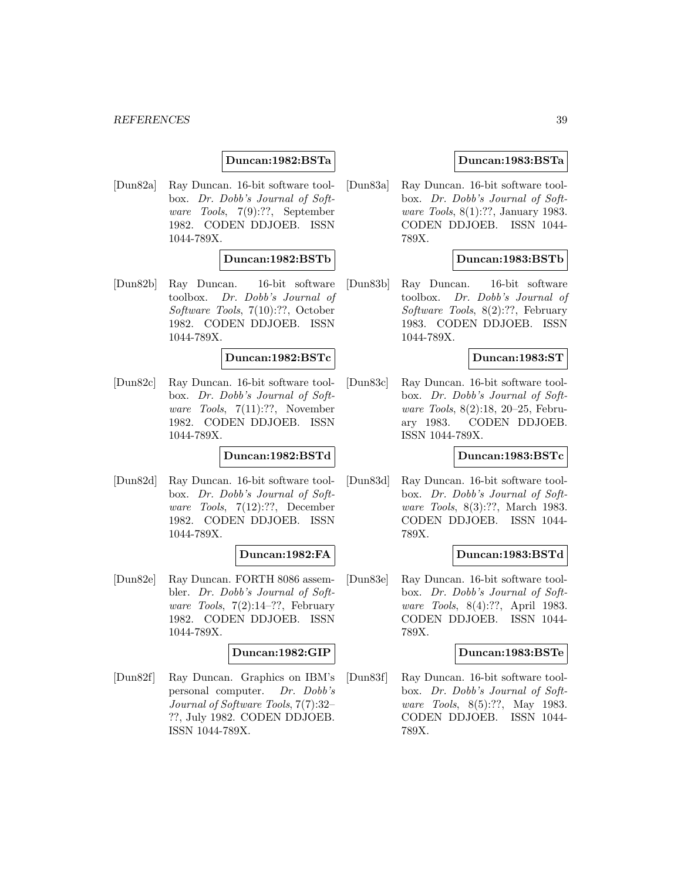**Duncan:1982:BSTa**

[Dun82a] Ray Duncan. 16-bit software toolbox. *Dr. Dobb's Journal of Software Tools*, 7(9):??, September 1982. CODEN DDJOEB. ISSN 1044-789X.

**Duncan:1982:BSTb**

[Dun82b] Ray Duncan. 16-bit software toolbox. *Dr. Dobb's Journal of Software Tools*, 7(10):??, October 1982. CODEN DDJOEB. ISSN 1044-789X.

**Duncan:1982:BSTc**

[Dun82c] Ray Duncan. 16-bit software toolbox. *Dr. Dobb's Journal of Software Tools*, 7(11):??, November 1982. CODEN DDJOEB. ISSN 1044-789X.

**Duncan:1982:BSTd**

[Dun82d] Ray Duncan. 16-bit software toolbox. *Dr. Dobb's Journal of Software Tools*, 7(12):??, December 1982. CODEN DDJOEB. ISSN 1044-789X.

**Duncan:1982:FA**

[Dun82e] Ray Duncan. FORTH 8086 assembler. *Dr. Dobb's Journal of Software Tools*, 7(2):14–??, February 1982. CODEN DDJOEB. ISSN 1044-789X.

**Duncan:1982:GIP**

[Dun82f] Ray Duncan. Graphics on IBM's personal computer. *Dr. Dobb's Journal of Software Tools*, 7(7):32–??, July 1982. CODEN DDJOEB. ISSN 1044-789X.

**Duncan:1983:BSTa**

[Dun83a] Ray Duncan. 16-bit software toolbox. *Dr. Dobb's Journal of Software Tools*, 8(1):??, January 1983. CODEN DDJOEB. ISSN 1044-789X.

**Duncan:1983:BSTb**

[Dun83b] Ray Duncan. 16-bit software toolbox. *Dr. Dobb's Journal of Software Tools*, 8(2):??, February 1983. CODEN DDJOEB. ISSN 1044-789X.

**Duncan:1983:ST**

[Dun83c] Ray Duncan. 16-bit software toolbox. *Dr. Dobb's Journal of Software Tools*, 8(2):18, 20–25, February 1983. CODEN DDJOEB. ISSN 1044-789X.

**Duncan:1983:BSTc**

[Dun83d] Ray Duncan. 16-bit software toolbox. *Dr. Dobb's Journal of Software Tools*, 8(3):??, March 1983. CODEN DDJOEB. ISSN 1044-789X.

**Duncan:1983:BSTd**

[Dun83e] Ray Duncan. 16-bit software toolbox. *Dr. Dobb's Journal of Software Tools*, 8(4):??, April 1983. CODEN DDJOEB. ISSN 1044-789X.

**Duncan:1983:BSTe**

[Dun83f] Ray Duncan. 16-bit software toolbox. *Dr. Dobb's Journal of Software Tools*, 8(5):??, May 1983. CODEN DDJOEB. ISSN 1044-789X.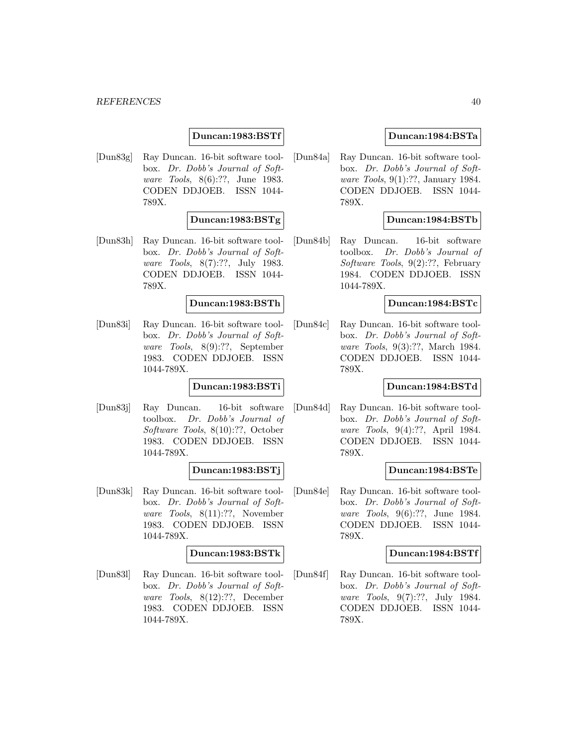**Duncan:1983:BSTf**

[Dun83g] Ray Duncan. 16-bit software toolbox. *Dr. Dobb's Journal of Software Tools*, 8(6):??, June 1983. CODEN DDJOEB. ISSN 1044-789X.

**Duncan:1983:BSTg**

[Dun83h] Ray Duncan. 16-bit software toolbox. *Dr. Dobb's Journal of Software Tools*, 8(7):??, July 1983. CODEN DDJOEB. ISSN 1044-789X.

**Duncan:1983:BSTh**

[Dun83i] Ray Duncan. 16-bit software toolbox. *Dr. Dobb's Journal of Software Tools*, 8(9):??, September 1983. CODEN DDJOEB. ISSN 1044-789X.

**Duncan:1983:BSTi**

[Dun83j] Ray Duncan. 16-bit software toolbox. *Dr. Dobb's Journal of Software Tools*, 8(10):??, October 1983. CODEN DDJOEB. ISSN 1044-789X.

**Duncan:1983:BSTj**

[Dun83k] Ray Duncan. 16-bit software toolbox. *Dr. Dobb's Journal of Software Tools*, 8(11):??, November 1983. CODEN DDJOEB. ISSN 1044-789X.

**Duncan:1983:BSTk**

[Dun83l] Ray Duncan. 16-bit software toolbox. *Dr. Dobb's Journal of Software Tools*, 8(12):??, December 1983. CODEN DDJOEB. ISSN 1044-789X.

**Duncan:1984:BSTa**

[Dun84a] Ray Duncan. 16-bit software toolbox. *Dr. Dobb's Journal of Software Tools*, 9(1):??, January 1984. CODEN DDJOEB. ISSN 1044-789X.

**Duncan:1984:BSTb**

[Dun84b] Ray Duncan. 16-bit software toolbox. *Dr. Dobb's Journal of Software Tools*, 9(2):??, February 1984. CODEN DDJOEB. ISSN 1044-789X.

**Duncan:1984:BSTc**

[Dun84c] Ray Duncan. 16-bit software toolbox. *Dr. Dobb's Journal of Software Tools*, 9(3):??, March 1984. CODEN DDJOEB. ISSN 1044-789X.

**Duncan:1984:BSTd**

[Dun84d] Ray Duncan. 16-bit software toolbox. *Dr. Dobb's Journal of Software Tools*, 9(4):??, April 1984. CODEN DDJOEB. ISSN 1044-789X.

**Duncan:1984:BSTe**

[Dun84e] Ray Duncan. 16-bit software toolbox. *Dr. Dobb's Journal of Software Tools*, 9(6):??, June 1984. CODEN DDJOEB. ISSN 1044-789X.

**Duncan:1984:BSTf**

[Dun84f] Ray Duncan. 16-bit software toolbox. *Dr. Dobb's Journal of Software Tools*, 9(7):??, July 1984. CODEN DDJOEB. ISSN 1044-789X.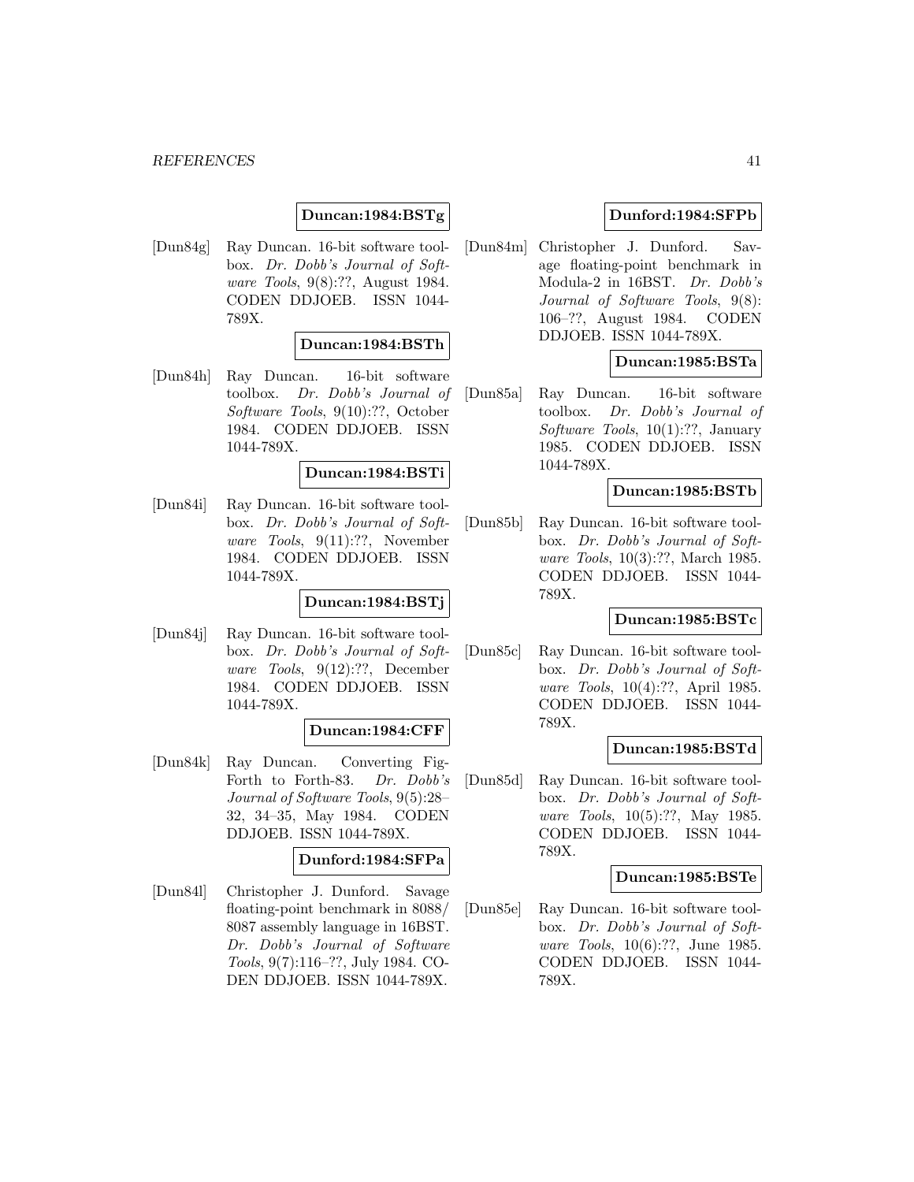**Duncan:1984:BSTg**

[Dun84g] Ray Duncan. 16-bit software toolbox. *Dr. Dobb's Journal of Software Tools*, 9(8):??, August 1984. CODEN DDJOEB. ISSN 1044-789X.

**Duncan:1984:BSTh**

[Dun84h] Ray Duncan. 16-bit software toolbox. *Dr. Dobb's Journal of Software Tools*, 9(10):??, October 1984. CODEN DDJOEB. ISSN 1044-789X.

**Duncan:1984:BSTi**

[Dun84i] Ray Duncan. 16-bit software toolbox. *Dr. Dobb's Journal of Software Tools*, 9(11):??, November 1984. CODEN DDJOEB. ISSN 1044-789X.

**Duncan:1984:BSTj**

[Dun84j] Ray Duncan. 16-bit software toolbox. *Dr. Dobb's Journal of Software Tools*, 9(12):??, December 1984. CODEN DDJOEB. ISSN 1044-789X.

**Duncan:1984:CFF**

[Dun84k] Ray Duncan. Converting Fig-Forth to Forth-83. *Dr. Dobb's Journal of Software Tools*, 9(5):28–32, 34–35, May 1984. CODEN DDJOEB. ISSN 1044-789X.

**Dunford:1984:SFPa**

[Dun84l] Christopher J. Dunford. Savage floating-point benchmark in 8088/8087 assembly language in 16BST. *Dr. Dobb's Journal of Software Tools*, 9(7):116–??, July 1984. CODEN DDJOEB. ISSN 1044-789X.

**Dunford:1984:SFPb**

[Dun84m] Christopher J. Dunford. Savage floating-point benchmark in Modula-2 in 16BST. *Dr. Dobb's Journal of Software Tools*, 9(8):106–??, August 1984. CODEN DDJOEB. ISSN 1044-789X.

**Duncan:1985:BSTa**

[Dun85a] Ray Duncan. 16-bit software toolbox. *Dr. Dobb's Journal of Software Tools*, 10(1):??, January 1985. CODEN DDJOEB. ISSN 1044-789X.

**Duncan:1985:BSTb**

[Dun85b] Ray Duncan. 16-bit software toolbox. *Dr. Dobb's Journal of Software Tools*, 10(3):??, March 1985. CODEN DDJOEB. ISSN 1044-789X.

**Duncan:1985:BSTc**

[Dun85c] Ray Duncan. 16-bit software toolbox. *Dr. Dobb's Journal of Software Tools*, 10(4):??, April 1985. CODEN DDJOEB. ISSN 1044-789X.

**Duncan:1985:BSTd**

[Dun85d] Ray Duncan. 16-bit software toolbox. *Dr. Dobb's Journal of Software Tools*, 10(5):??, May 1985. CODEN DDJOEB. ISSN 1044-789X.

**Duncan:1985:BSTe**

[Dun85e] Ray Duncan. 16-bit software toolbox. *Dr. Dobb's Journal of Software Tools*, 10(6):??, June 1985. CODEN DDJOEB. ISSN 1044-789X.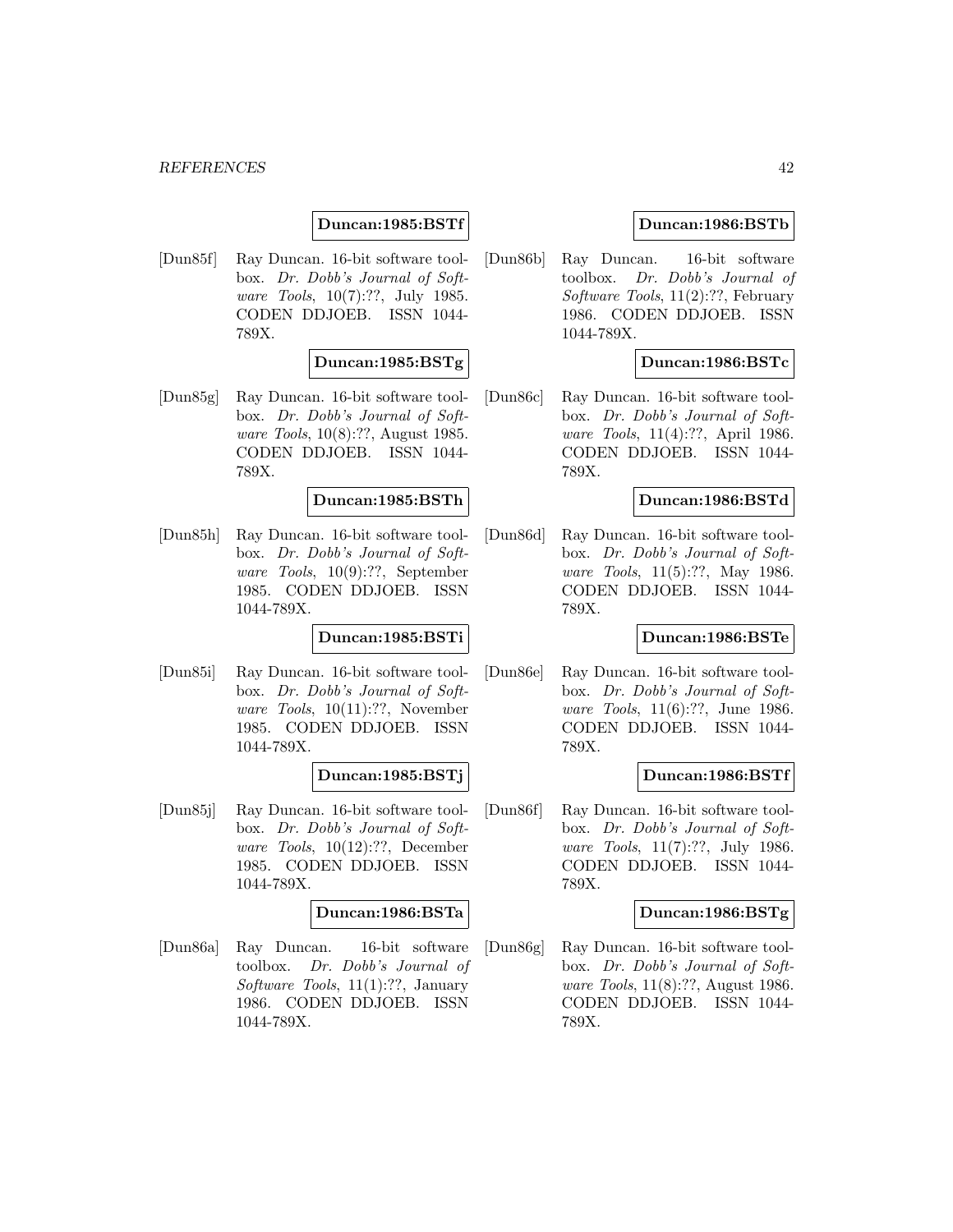**Duncan:1985:BSTf**

[Dun85f] Ray Duncan. 16-bit software toolbox. *Dr. Dobb's Journal of Software Tools*, 10(7):??, July 1985. CODEN DDJOEB. ISSN 1044-789X.

**Duncan:1985:BSTg**

[Dun85g] Ray Duncan. 16-bit software toolbox. *Dr. Dobb's Journal of Software Tools*, 10(8):??, August 1985. CODEN DDJOEB. ISSN 1044-789X.

**Duncan:1985:BSTh**

[Dun85h] Ray Duncan. 16-bit software toolbox. *Dr. Dobb's Journal of Software Tools*, 10(9):??, September 1985. CODEN DDJOEB. ISSN 1044-789X.

**Duncan:1985:BSTi**

[Dun85i] Ray Duncan. 16-bit software toolbox. *Dr. Dobb's Journal of Software Tools*, 10(11):??, November 1985. CODEN DDJOEB. ISSN 1044-789X.

**Duncan:1985:BSTj**

[Dun85j] Ray Duncan. 16-bit software toolbox. *Dr. Dobb's Journal of Software Tools*, 10(12):??, December 1985. CODEN DDJOEB. ISSN 1044-789X.

**Duncan:1986:BSTa**

[Dun86a] Ray Duncan. 16-bit software toolbox. *Dr. Dobb's Journal of Software Tools*, 11(1):??, January 1986. CODEN DDJOEB. ISSN 1044-789X.

**Duncan:1986:BSTb**

[Dun86b] Ray Duncan. 16-bit software toolbox. *Dr. Dobb's Journal of Software Tools*, 11(2):??, February 1986. CODEN DDJOEB. ISSN 1044-789X.

**Duncan:1986:BSTc**

[Dun86c] Ray Duncan. 16-bit software toolbox. *Dr. Dobb's Journal of Software Tools*, 11(4):??, April 1986. CODEN DDJOEB. ISSN 1044-789X.

**Duncan:1986:BSTd**

[Dun86d] Ray Duncan. 16-bit software toolbox. *Dr. Dobb's Journal of Software Tools*, 11(5):??, May 1986. CODEN DDJOEB. ISSN 1044-789X.

**Duncan:1986:BSTe**

[Dun86e] Ray Duncan. 16-bit software toolbox. *Dr. Dobb's Journal of Software Tools*, 11(6):??, June 1986. CODEN DDJOEB. ISSN 1044-789X.

**Duncan:1986:BSTf**

[Dun86f] Ray Duncan. 16-bit software toolbox. *Dr. Dobb's Journal of Software Tools*, 11(7):??, July 1986. CODEN DDJOEB. ISSN 1044-789X.

**Duncan:1986:BSTg**

[Dun86g] Ray Duncan. 16-bit software toolbox. *Dr. Dobb's Journal of Software Tools*, 11(8):??, August 1986. CODEN DDJOEB. ISSN 1044-789X.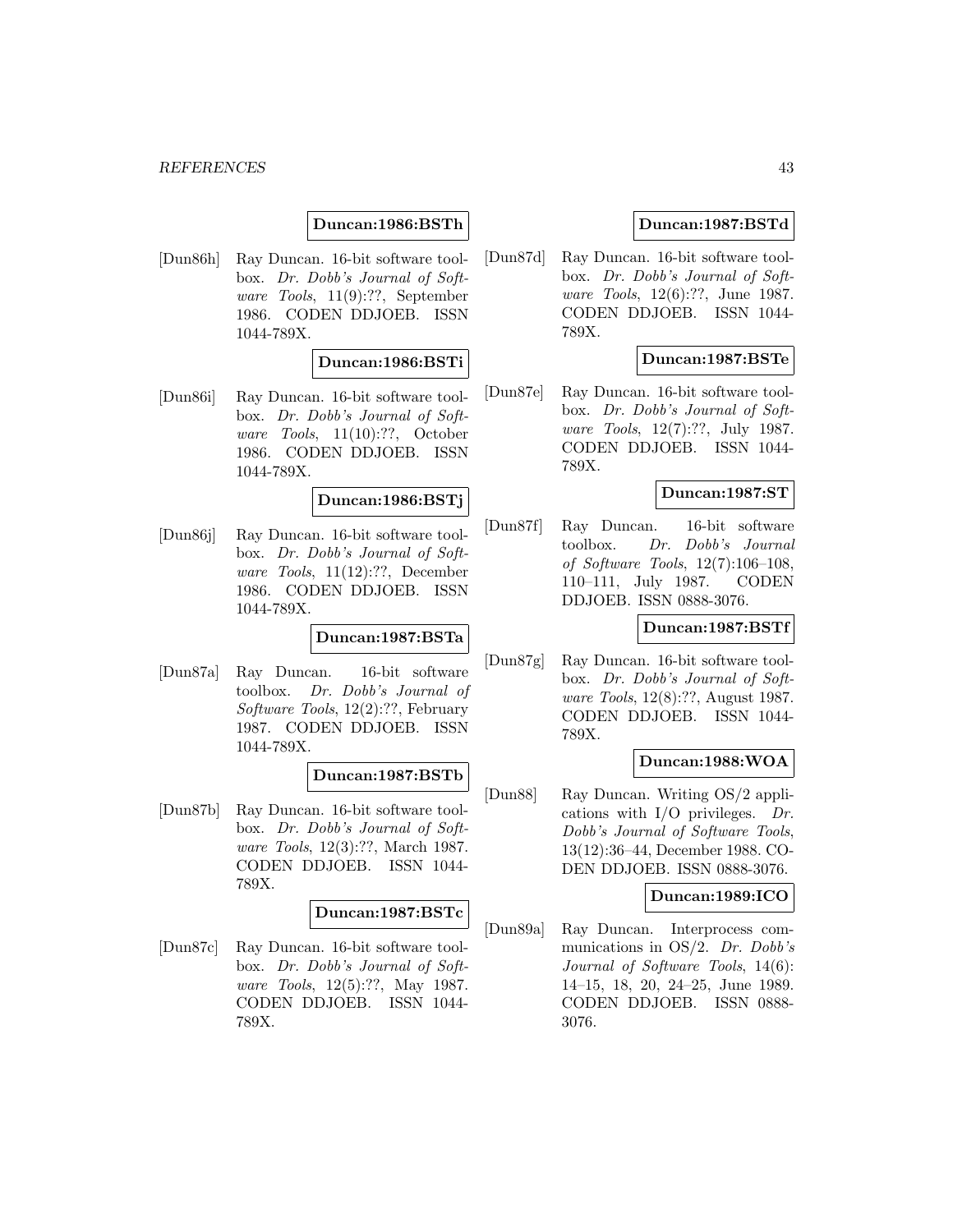**Duncan:1986:BSTh**

[Dun86h] Ray Duncan. 16-bit software toolbox. *Dr. Dobb's Journal of Software Tools*, 11(9):??, September 1986. CODEN DDJOEB. ISSN 1044-789X.

**Duncan:1986:BSTi**

[Dun86i] Ray Duncan. 16-bit software toolbox. *Dr. Dobb's Journal of Software Tools*, 11(10):??, October 1986. CODEN DDJOEB. ISSN 1044-789X.

**Duncan:1986:BSTj**

[Dun86j] Ray Duncan. 16-bit software toolbox. *Dr. Dobb's Journal of Software Tools*, 11(12):??, December 1986. CODEN DDJOEB. ISSN 1044-789X.

**Duncan:1987:BSTa**

[Dun87a] Ray Duncan. 16-bit software toolbox. *Dr. Dobb's Journal of Software Tools*, 12(2):??, February 1987. CODEN DDJOEB. ISSN 1044-789X.

**Duncan:1987:BSTb**

[Dun87b] Ray Duncan. 16-bit software toolbox. *Dr. Dobb's Journal of Software Tools*, 12(3):??, March 1987. CODEN DDJOEB. ISSN 1044-789X.

**Duncan:1987:BSTc**

[Dun87c] Ray Duncan. 16-bit software toolbox. *Dr. Dobb's Journal of Software Tools*, 12(5):??, May 1987. CODEN DDJOEB. ISSN 1044-789X.

**Duncan:1987:BSTd**

[Dun87d] Ray Duncan. 16-bit software toolbox. *Dr. Dobb's Journal of Software Tools*, 12(6):??, June 1987. CODEN DDJOEB. ISSN 1044-789X.

**Duncan:1987:BSTe**

[Dun87e] Ray Duncan. 16-bit software toolbox. *Dr. Dobb's Journal of Software Tools*, 12(7):??, July 1987. CODEN DDJOEB. ISSN 1044-789X.

**Duncan:1987:ST**

[Dun87f] Ray Duncan. 16-bit software toolbox. *Dr. Dobb's Journal of Software Tools*, 12(7):106–108, 110–111, July 1987. CODEN DDJOEB. ISSN 0888-3076.

**Duncan:1987:BSTf**

[Dun87g] Ray Duncan. 16-bit software toolbox. *Dr. Dobb's Journal of Software Tools*, 12(8):??, August 1987. CODEN DDJOEB. ISSN 1044-789X.

**Duncan:1988:WOA**

[Dun88] Ray Duncan. Writing OS/2 applications with I/O privileges. *Dr. Dobb's Journal of Software Tools*, 13(12):36–44, December 1988. CODEN DDJOEB. ISSN 0888-3076.

**Duncan:1989:ICO**

[Dun89a] Ray Duncan. Interprocess communications in OS/2. *Dr. Dobb's Journal of Software Tools*, 14(6): 14–15, 18, 20, 24–25, June 1989. CODEN DDJOEB. ISSN 0888-3076.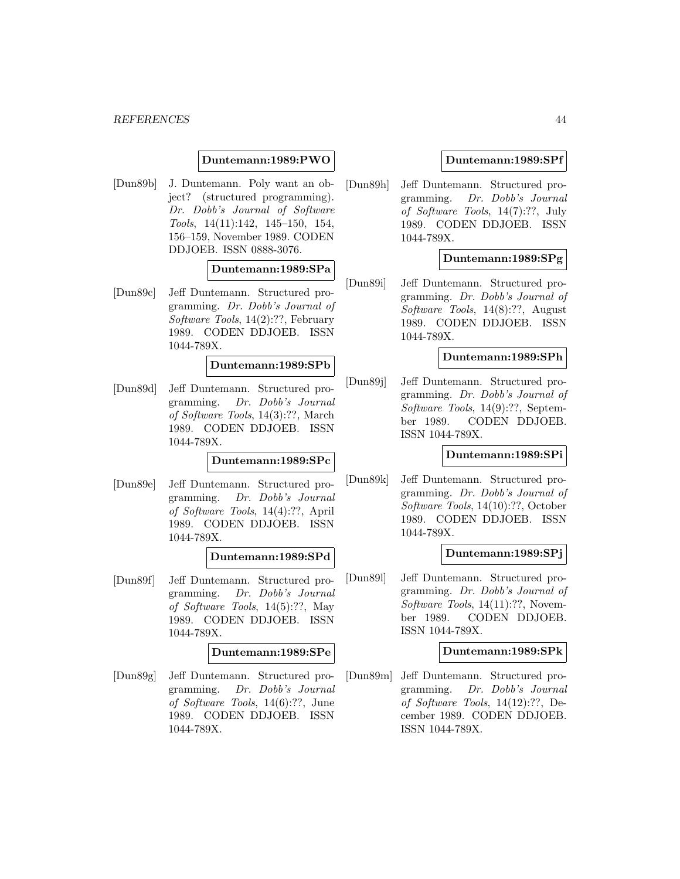**Duntemann:1989:PWO**

[Dun89b] J. Duntemann. Poly want an object? (structured programming). *Dr. Dobb's Journal of Software Tools*, 14(11):142, 145–150, 154, 156–159, November 1989. CODEN DDJOEB. ISSN 0888-3076.

**Duntemann:1989:SPa**

[Dun89c] Jeff Duntemann. Structured programming. *Dr. Dobb's Journal of Software Tools*, 14(2):??, February 1989. CODEN DDJOEB. ISSN 1044-789X.

**Duntemann:1989:SPb**

[Dun89d] Jeff Duntemann. Structured programming. *Dr. Dobb's Journal of Software Tools*, 14(3):??, March 1989. CODEN DDJOEB. ISSN 1044-789X.

**Duntemann:1989:SPc**

[Dun89e] Jeff Duntemann. Structured programming. *Dr. Dobb's Journal of Software Tools*, 14(4):??, April 1989. CODEN DDJOEB. ISSN 1044-789X.

**Duntemann:1989:SPd**

[Dun89f] Jeff Duntemann. Structured programming. *Dr. Dobb's Journal of Software Tools*, 14(5):??, May 1989. CODEN DDJOEB. ISSN 1044-789X.

**Duntemann:1989:SPe**

[Dun89g] Jeff Duntemann. Structured programming. *Dr. Dobb's Journal of Software Tools*, 14(6):??, June 1989. CODEN DDJOEB. ISSN 1044-789X.

**Duntemann:1989:SPf**

[Dun89h] Jeff Duntemann. Structured programming. *Dr. Dobb's Journal of Software Tools*, 14(7):??, July 1989. CODEN DDJOEB. ISSN 1044-789X.

**Duntemann:1989:SPg**

[Dun89i] Jeff Duntemann. Structured programming. *Dr. Dobb's Journal of Software Tools*, 14(8):??, August 1989. CODEN DDJOEB. ISSN 1044-789X.

**Duntemann:1989:SPh**

[Dun89j] Jeff Duntemann. Structured programming. *Dr. Dobb's Journal of Software Tools*, 14(9):??, September 1989. CODEN DDJOEB. ISSN 1044-789X.

**Duntemann:1989:SPi**

[Dun89k] Jeff Duntemann. Structured programming. *Dr. Dobb's Journal of Software Tools*, 14(10):??, October 1989. CODEN DDJOEB. ISSN 1044-789X.

**Duntemann:1989:SPj**

[Dun89l] Jeff Duntemann. Structured programming. *Dr. Dobb's Journal of Software Tools*, 14(11):??, November 1989. CODEN DDJOEB. ISSN 1044-789X.

**Duntemann:1989:SPk**

[Dun89m] Jeff Duntemann. Structured programming. *Dr. Dobb's Journal of Software Tools*, 14(12):??, December 1989. CODEN DDJOEB. ISSN 1044-789X.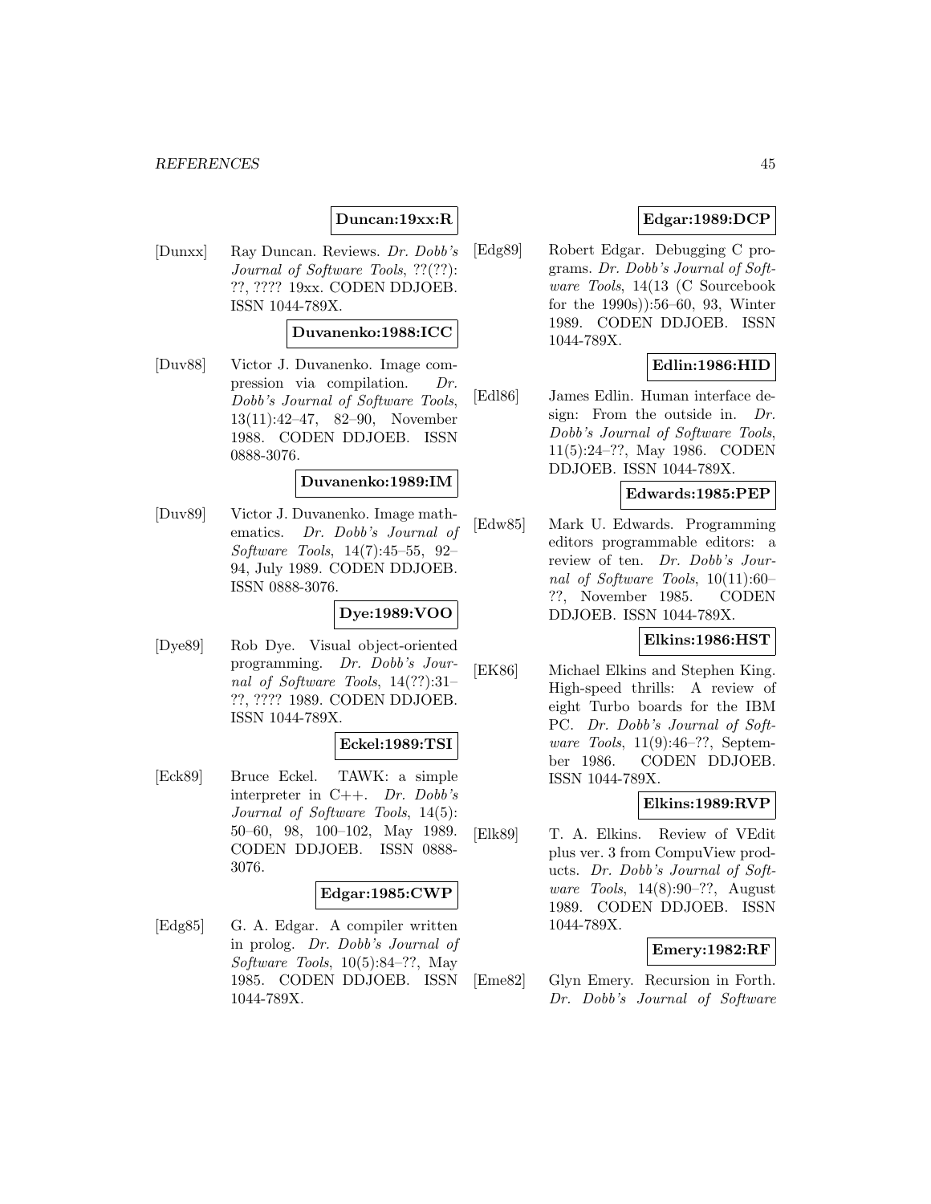**Duncan:19xx:R**

[Dunxx] Ray Duncan. Reviews. *Dr. Dobb's Journal of Software Tools*, ??(??): ??, ???? 19xx. CODEN DDJOEB. ISSN 1044-789X.

**Duvanenko:1988:ICC**

[Duv88] Victor J. Duvanenko. Image compression via compilation. *Dr. Dobb's Journal of Software Tools*, 13(11):42–47, 82–90, November 1988. CODEN DDJOEB. ISSN 0888-3076.

**Duvanenko:1989:IM**

[Duv89] Victor J. Duvanenko. Image mathematics. *Dr. Dobb's Journal of Software Tools*, 14(7):45–55, 92–94, July 1989. CODEN DDJOEB. ISSN 0888-3076.

**Dye:1989:VOO**

[Dye89] Rob Dye. Visual object-oriented programming. *Dr. Dobb's Journal of Software Tools*, 14(??):31–??, ???? 1989. CODEN DDJOEB. ISSN 1044-789X.

**Eckel:1989:TSI**

[Eck89] Bruce Eckel. TAWK: a simple interpreter in C++. *Dr. Dobb's Journal of Software Tools*, 14(5): 50–60, 98, 100–102, May 1989. CODEN DDJOEB. ISSN 0888-3076.

**Edgar:1985:CWP**

[Edg85] G. A. Edgar. A compiler written in prolog. *Dr. Dobb's Journal of Software Tools*, 10(5):84–??, May 1985. CODEN DDJOEB. ISSN 1044-789X.

**Edgar:1989:DCP**

[Edg89] Robert Edgar. Debugging C programs. *Dr. Dobb's Journal of Software Tools*, 14(13 (C Sourcebook for the 1990s)):56–60, 93, Winter 1989. CODEN DDJOEB. ISSN 1044-789X.

**Edlin:1986:HID**

[Edl86] James Edlin. Human interface design: From the outside in. *Dr. Dobb's Journal of Software Tools*, 11(5):24–??, May 1986. CODEN DDJOEB. ISSN 1044-789X.

**Edwards:1985:PEP**

[Edw85] Mark U. Edwards. Programming editors programmable editors: a review of ten. *Dr. Dobb's Journal of Software Tools*, 10(11):60–??, November 1985. CODEN DDJOEB. ISSN 1044-789X.

**Elkins:1986:HST**

[EK86] Michael Elkins and Stephen King. High-speed thrills: A review of eight Turbo boards for the IBM PC. *Dr. Dobb's Journal of Software Tools*, 11(9):46–??, September 1986. CODEN DDJOEB. ISSN 1044-789X.

**Elkins:1989:RVP**

[Elk89] T. A. Elkins. Review of VEdit plus ver. 3 from CompuView products. *Dr. Dobb's Journal of Software Tools*, 14(8):90–??, August 1989. CODEN DDJOEB. ISSN 1044-789X.

**Emery:1982:RF**

[Eme82] Glyn Emery. Recursion in Forth. *Dr. Dobb's Journal of Software*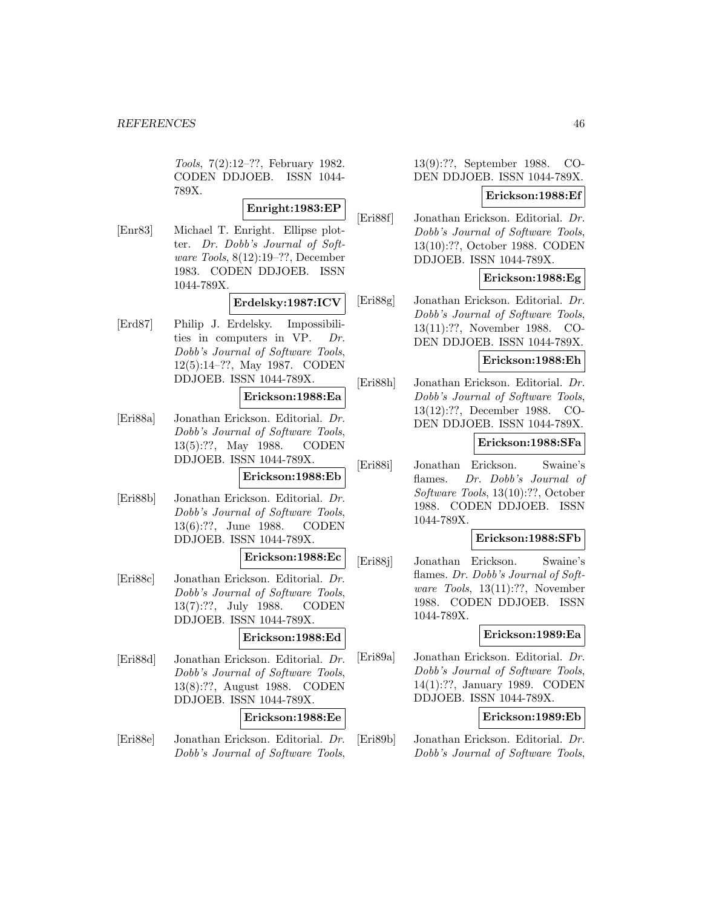*Tools*, 7(2):12–??, February 1982. CODEN DDJOEB. ISSN 1044-789X.

**Enright:1983:EP**

[Enr83] Michael T. Enright. Ellipse plotter. *Dr. Dobb's Journal of Software Tools*, 8(12):19–??, December 1983. CODEN DDJOEB. ISSN 1044-789X.

**Erdelsky:1987:ICV**

[Erd87] Philip J. Erdelsky. Impossibilities in computers in VP. *Dr. Dobb's Journal of Software Tools*, 12(5):14–??, May 1987. CODEN DDJOEB. ISSN 1044-789X.

**Erickson:1988:Ea**

[Eri88a] Jonathan Erickson. Editorial. *Dr. Dobb's Journal of Software Tools*, 13(5):??, May 1988. CODEN DDJOEB. ISSN 1044-789X.

**Erickson:1988:Eb**

[Eri88b] Jonathan Erickson. Editorial. *Dr. Dobb's Journal of Software Tools*, 13(6):??, June 1988. CODEN DDJOEB. ISSN 1044-789X.

**Erickson:1988:Ec**

[Eri88c] Jonathan Erickson. Editorial. *Dr. Dobb's Journal of Software Tools*, 13(7):??, July 1988. CODEN DDJOEB. ISSN 1044-789X.

**Erickson:1988:Ed**

[Eri88d] Jonathan Erickson. Editorial. *Dr. Dobb's Journal of Software Tools*, 13(8):??, August 1988. CODEN DDJOEB. ISSN 1044-789X.

**Erickson:1988:Ee**

[Eri88e] Jonathan Erickson. Editorial. *Dr. Dobb's Journal of Software Tools*, 13(9):??, September 1988. CODEN DDJOEB. ISSN 1044-789X.

**Erickson:1988:Ef**

[Eri88f] Jonathan Erickson. Editorial. *Dr. Dobb's Journal of Software Tools*, 13(10):??, October 1988. CODEN DDJOEB. ISSN 1044-789X.

**Erickson:1988:Eg**

[Eri88g] Jonathan Erickson. Editorial. *Dr. Dobb's Journal of Software Tools*, 13(11):??, November 1988. CODEN DDJOEB. ISSN 1044-789X.

**Erickson:1988:Eh**

[Eri88h] Jonathan Erickson. Editorial. *Dr. Dobb's Journal of Software Tools*, 13(12):??, December 1988. CODEN DDJOEB. ISSN 1044-789X.

**Erickson:1988:SFa**

[Eri88i] Jonathan Erickson. Swaine's flames. *Dr. Dobb's Journal of Software Tools*, 13(10):??, October 1988. CODEN DDJOEB. ISSN 1044-789X.

**Erickson:1988:SFb**

[Eri88j] Jonathan Erickson. Swaine's flames. *Dr. Dobb's Journal of Software Tools*, 13(11):??, November 1988. CODEN DDJOEB. ISSN 1044-789X.

**Erickson:1989:Ea**

[Eri89a] Jonathan Erickson. Editorial. *Dr. Dobb's Journal of Software Tools*, 14(1):??, January 1989. CODEN DDJOEB. ISSN 1044-789X.

**Erickson:1989:Eb**

[Eri89b] Jonathan Erickson. Editorial. *Dr. Dobb's Journal of Software Tools*,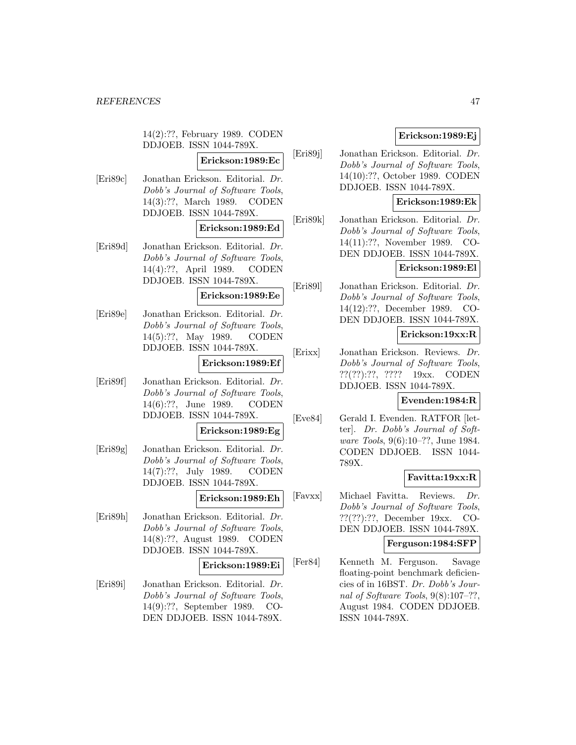14(2):??, February 1989. CODEN DDJOEB. ISSN 1044-789X.

**Erickson:1989:Ec**

[Eri89c] Jonathan Erickson. Editorial. *Dr. Dobb's Journal of Software Tools*, 14(3):??, March 1989. CODEN DDJOEB. ISSN 1044-789X.

**Erickson:1989:Ed**

[Eri89d] Jonathan Erickson. Editorial. *Dr. Dobb's Journal of Software Tools*, 14(4):??, April 1989. CODEN DDJOEB. ISSN 1044-789X.

**Erickson:1989:Ee**

[Eri89e] Jonathan Erickson. Editorial. *Dr. Dobb's Journal of Software Tools*, 14(5):??, May 1989. CODEN DDJOEB. ISSN 1044-789X.

**Erickson:1989:Ef**

[Eri89f] Jonathan Erickson. Editorial. *Dr. Dobb's Journal of Software Tools*, 14(6):??, June 1989. CODEN DDJOEB. ISSN 1044-789X.

**Erickson:1989:Eg**

[Eri89g] Jonathan Erickson. Editorial. *Dr. Dobb's Journal of Software Tools*, 14(7):??, July 1989. CODEN DDJOEB. ISSN 1044-789X.

**Erickson:1989:Eh**

[Eri89h] Jonathan Erickson. Editorial. *Dr. Dobb's Journal of Software Tools*, 14(8):??, August 1989. CODEN DDJOEB. ISSN 1044-789X.

**Erickson:1989:Ei**

[Eri89i] Jonathan Erickson. Editorial. *Dr. Dobb's Journal of Software Tools*, 14(9):??, September 1989. CODEN DDJOEB. ISSN 1044-789X.

**Erickson:1989:Ej**

[Eri89j] Jonathan Erickson. Editorial. *Dr. Dobb's Journal of Software Tools*, 14(10):??, October 1989. CODEN DDJOEB. ISSN 1044-789X.

**Erickson:1989:Ek**

[Eri89k] Jonathan Erickson. Editorial. *Dr. Dobb's Journal of Software Tools*, 14(11):??, November 1989. CODEN DDJOEB. ISSN 1044-789X.

**Erickson:1989:El**

[Eri89l] Jonathan Erickson. Editorial. *Dr. Dobb's Journal of Software Tools*, 14(12):??, December 1989. CODEN DDJOEB. ISSN 1044-789X.

**Erickson:19xx:R**

[Erixx] Jonathan Erickson. Reviews. *Dr. Dobb's Journal of Software Tools*, ??(??):??, ???? 19xx. CODEN DDJOEB. ISSN 1044-789X.

**Evenden:1984:R**

[Eve84] Gerald I. Evenden. RATFOR [letter]. *Dr. Dobb's Journal of Software Tools*, 9(6):10–??, June 1984. CODEN DDJOEB. ISSN 1044-789X.

**Favitta:19xx:R**

[Favxx] Michael Favitta. Reviews. *Dr. Dobb's Journal of Software Tools*, ??(??):??, December 19xx. CODEN DDJOEB. ISSN 1044-789X.

**Ferguson:1984:SFP**

[Fer84] Kenneth M. Ferguson. Savage floating-point benchmark deficiencies of in 16BST. *Dr. Dobb's Journal of Software Tools*, 9(8):107–??, August 1984. CODEN DDJOEB. ISSN 1044-789X.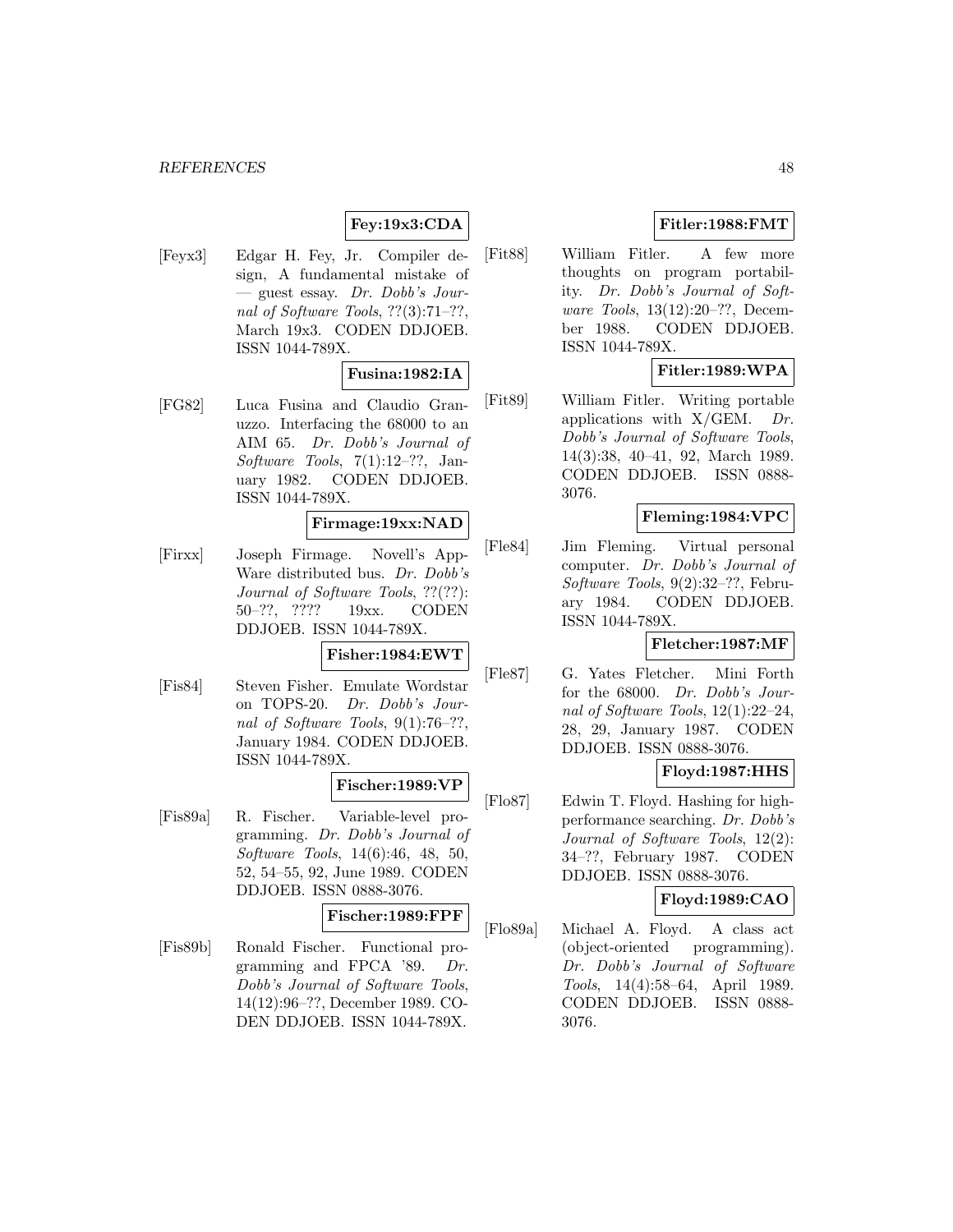**Fey:19x3:CDA**

[Feyx3] Edgar H. Fey, Jr. Compiler design, A fundamental mistake of — guest essay. *Dr. Dobb's Journal of Software Tools*, ??(3):71–??, March 19x3. CODEN DDJOEB. ISSN 1044-789X.

**Fusina:1982:IA**

[FG82] Luca Fusina and Claudio Granuzzo. Interfacing the 68000 to an AIM 65. *Dr. Dobb's Journal of Software Tools*, 7(1):12–??, January 1982. CODEN DDJOEB. ISSN 1044-789X.

**Firmage:19xx:NAD**

[Firxx] Joseph Firmage. Novell's AppWare distributed bus. *Dr. Dobb's Journal of Software Tools*, ??(??):50–??, ???? 19xx. CODEN DDJOEB. ISSN 1044-789X.

**Fisher:1984:EWT**

[Fis84] Steven Fisher. Emulate Wordstar on TOPS-20. *Dr. Dobb's Journal of Software Tools*, 9(1):76–??, January 1984. CODEN DDJOEB. ISSN 1044-789X.

**Fischer:1989:VP**

[Fis89a] R. Fischer. Variable-level programming. *Dr. Dobb's Journal of Software Tools*, 14(6):46, 48, 50, 52, 54–55, 92, June 1989. CODEN DDJOEB. ISSN 0888-3076.

**Fischer:1989:FPF**

[Fis89b] Ronald Fischer. Functional programming and FPCA '89. *Dr. Dobb's Journal of Software Tools*, 14(12):96–??, December 1989. CODEN DDJOEB. ISSN 1044-789X.

**Fitler:1988:FMT**

[Fit88] William Fitler. A few more thoughts on program portability. *Dr. Dobb's Journal of Software Tools*, 13(12):20–??, December 1988. CODEN DDJOEB. ISSN 1044-789X.

**Fitler:1989:WPA**

[Fit89] William Fitler. Writing portable applications with X/GEM. *Dr. Dobb's Journal of Software Tools*, 14(3):38, 40–41, 92, March 1989. CODEN DDJOEB. ISSN 0888-3076.

**Fleming:1984:VPC**

[Fle84] Jim Fleming. Virtual personal computer. *Dr. Dobb's Journal of Software Tools*, 9(2):32–??, February 1984. CODEN DDJOEB. ISSN 1044-789X.

**Fletcher:1987:MF**

[Fle87] G. Yates Fletcher. Mini Forth for the 68000. *Dr. Dobb's Journal of Software Tools*, 12(1):22–24, 28, 29, January 1987. CODEN DDJOEB. ISSN 0888-3076.

**Floyd:1987:HHS**

[Flo87] Edwin T. Floyd. Hashing for high-performance searching. *Dr. Dobb's Journal of Software Tools*, 12(2):34–??, February 1987. CODEN DDJOEB. ISSN 0888-3076.

**Floyd:1989:CAO**

[Flo89a] Michael A. Floyd. A class act (object-oriented programming). *Dr. Dobb's Journal of Software Tools*, 14(4):58–64, April 1989. CODEN DDJOEB. ISSN 0888-3076.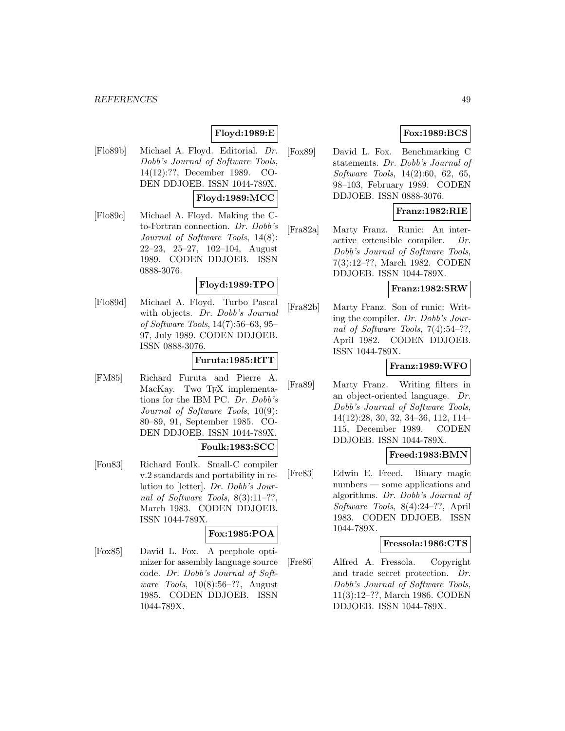**Floyd:1989:E**

[Flo89b] Michael A. Floyd. Editorial. *Dr. Dobb's Journal of Software Tools*, 14(12):??, December 1989. CODEN DDJOEB. ISSN 1044-789X.

**Floyd:1989:MCC**

[Flo89c] Michael A. Floyd. Making the C-to-Fortran connection. *Dr. Dobb's Journal of Software Tools*, 14(8): 22–23, 25–27, 102–104, August 1989. CODEN DDJOEB. ISSN 0888-3076.

**Floyd:1989:TPO**

[Flo89d] Michael A. Floyd. Turbo Pascal with objects. *Dr. Dobb's Journal of Software Tools*, 14(7):56–63, 95–97, July 1989. CODEN DDJOEB. ISSN 0888-3076.

**Furuta:1985:RTT**

[FM85] Richard Furuta and Pierre A. MacKay. Two TEX implementations for the IBM PC. *Dr. Dobb's Journal of Software Tools*, 10(9): 80–89, 91, September 1985. CODEN DDJOEB. ISSN 1044-789X.

**Foulk:1983:SCC**

[Fou83] Richard Foulk. Small-C compiler v.2 standards and portability in relation to [letter]. *Dr. Dobb's Journal of Software Tools*, 8(3):11–??, March 1983. CODEN DDJOEB. ISSN 1044-789X.

**Fox:1985:POA**

[Fox85] David L. Fox. A peephole optimizer for assembly language source code. *Dr. Dobb's Journal of Software Tools*, 10(8):56–??, August 1985. CODEN DDJOEB. ISSN 1044-789X.

**Fox:1989:BCS**

[Fox89] David L. Fox. Benchmarking C statements. *Dr. Dobb's Journal of Software Tools*, 14(2):60, 62, 65, 98–103, February 1989. CODEN DDJOEB. ISSN 0888-3076.

**Franz:1982:RIE**

[Fra82a] Marty Franz. Runic: An interactive extensible compiler. *Dr. Dobb's Journal of Software Tools*, 7(3):12–??, March 1982. CODEN DDJOEB. ISSN 1044-789X.

**Franz:1982:SRW**

[Fra82b] Marty Franz. Son of runic: Writing the compiler. *Dr. Dobb's Journal of Software Tools*, 7(4):54–??, April 1982. CODEN DDJOEB. ISSN 1044-789X.

**Franz:1989:WFO**

[Fra89] Marty Franz. Writing filters in an object-oriented language. *Dr. Dobb's Journal of Software Tools*, 14(12):28, 30, 32, 34–36, 112, 114–115, December 1989. CODEN DDJOEB. ISSN 1044-789X.

**Freed:1983:BMN**

[Fre83] Edwin E. Freed. Binary magic numbers — some applications and algorithms. *Dr. Dobb's Journal of Software Tools*, 8(4):24–??, April 1983. CODEN DDJOEB. ISSN 1044-789X.

**Fressola:1986:CTS**

[Fre86] Alfred A. Fressola. Copyright and trade secret protection. *Dr. Dobb's Journal of Software Tools*, 11(3):12–??, March 1986. CODEN DDJOEB. ISSN 1044-789X.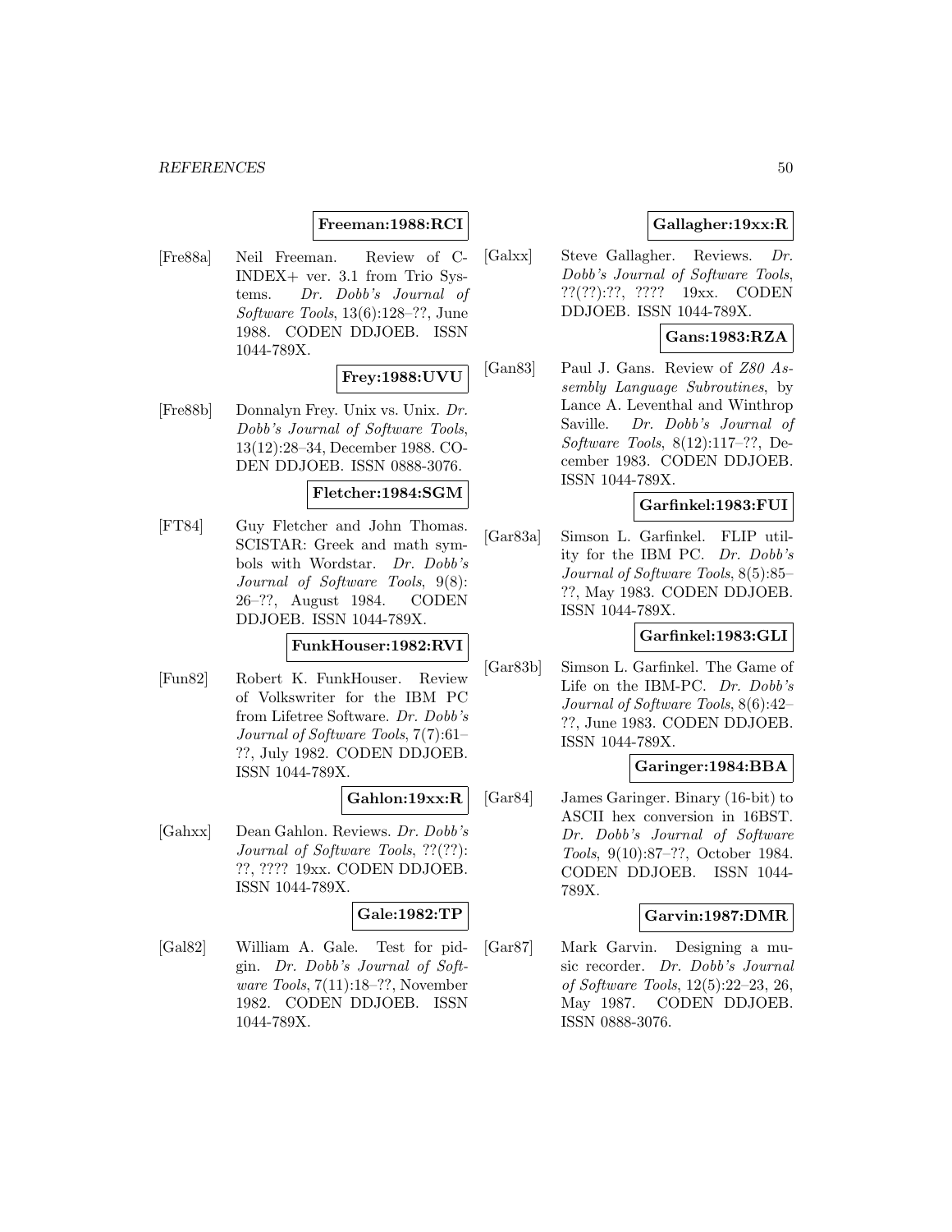**Freeman:1988:RCI**

[Fre88a] Neil Freeman. Review of C-INDEX+ ver. 3.1 from Trio Systems. *Dr. Dobb's Journal of Software Tools*, 13(6):128–??, June 1988. CODEN DDJOEB. ISSN 1044-789X.

**Frey:1988:UVU**

[Fre88b] Donnalyn Frey. Unix vs. Unix. *Dr. Dobb's Journal of Software Tools*, 13(12):28–34, December 1988. CODEN DDJOEB. ISSN 0888-3076.

**Fletcher:1984:SGM**

[FT84] Guy Fletcher and John Thomas. SCISTAR: Greek and math symbols with Wordstar. *Dr. Dobb's Journal of Software Tools*, 9(8): 26–??, August 1984. CODEN DDJOEB. ISSN 1044-789X.

**FunkHouser:1982:RVI**

[Fun82] Robert K. FunkHouser. Review of Volkswriter for the IBM PC from Lifetree Software. *Dr. Dobb's Journal of Software Tools*, 7(7):61–??, July 1982. CODEN DDJOEB. ISSN 1044-789X.

**Gahlon:19xx:R**

[Gahxx] Dean Gahlon. Reviews. *Dr. Dobb's Journal of Software Tools*, ??(??): ??, ???? 19xx. CODEN DDJOEB. ISSN 1044-789X.

**Gale:1982:TP**

[Gal82] William A. Gale. Test for pidgin. *Dr. Dobb's Journal of Software Tools*, 7(11):18–??, November 1982. CODEN DDJOEB. ISSN 1044-789X.

**Gallagher:19xx:R**

[Galxx] Steve Gallagher. Reviews. *Dr. Dobb's Journal of Software Tools*, ??(??):??, ???? 19xx. CODEN DDJOEB. ISSN 1044-789X.

**Gans:1983:RZA**

[Gan83] Paul J. Gans. Review of *Z80 Assembly Language Subroutines*, by Lance A. Leventhal and Winthrop Saville. *Dr. Dobb's Journal of Software Tools*, 8(12):117–??, December 1983. CODEN DDJOEB. ISSN 1044-789X.

**Garfinkel:1983:FUI**

[Gar83a] Simson L. Garfinkel. FLIP utility for the IBM PC. *Dr. Dobb's Journal of Software Tools*, 8(5):85–??, May 1983. CODEN DDJOEB. ISSN 1044-789X.

**Garfinkel:1983:GLI**

[Gar83b] Simson L. Garfinkel. The Game of Life on the IBM-PC. *Dr. Dobb's Journal of Software Tools*, 8(6):42–??, June 1983. CODEN DDJOEB. ISSN 1044-789X.

**Garinger:1984:BBA**

[Gar84] James Garinger. Binary (16-bit) to ASCII hex conversion in 16BST. *Dr. Dobb's Journal of Software Tools*, 9(10):87–??, October 1984. CODEN DDJOEB. ISSN 1044-789X.

**Garvin:1987:DMR**

[Gar87] Mark Garvin. Designing a music recorder. *Dr. Dobb's Journal of Software Tools*, 12(5):22–23, 26, May 1987. CODEN DDJOEB. ISSN 0888-3076.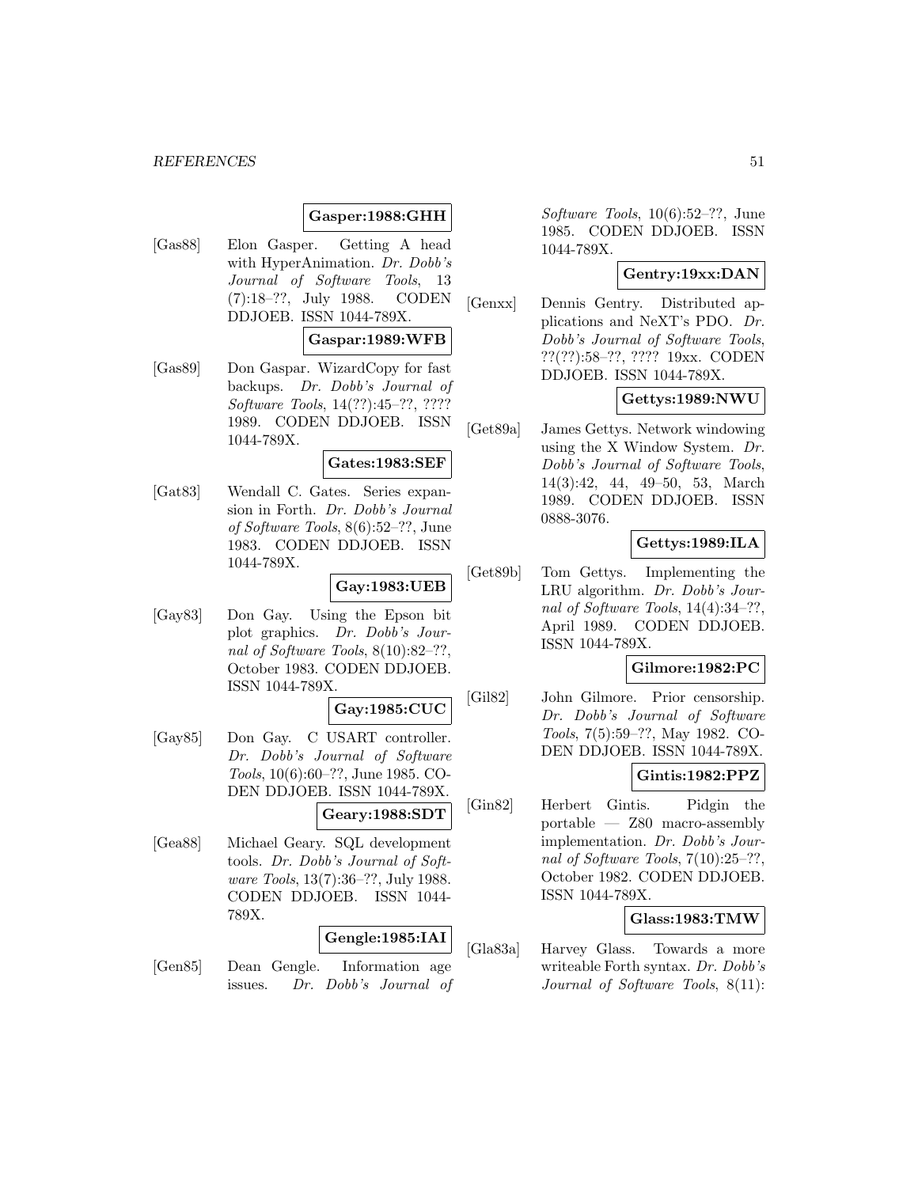**Gasper:1988:GHH**

[Gas88] Elon Gasper. Getting A head with HyperAnimation. *Dr. Dobb's Journal of Software Tools*, 13 (7):18–??, July 1988. CODEN DDJOEB. ISSN 1044-789X.

**Gaspar:1989:WFB**

[Gas89] Don Gaspar. WizardCopy for fast backups. *Dr. Dobb's Journal of Software Tools*, 14(??):45–??, ???? 1989. CODEN DDJOEB. ISSN 1044-789X.

**Gates:1983:SEF**

[Gat83] Wendall C. Gates. Series expansion in Forth. *Dr. Dobb's Journal of Software Tools*, 8(6):52–??, June 1983. CODEN DDJOEB. ISSN 1044-789X.

**Gay:1983:UEB**

[Gay83] Don Gay. Using the Epson bit plot graphics. *Dr. Dobb's Journal of Software Tools*, 8(10):82–??, October 1983. CODEN DDJOEB. ISSN 1044-789X.

**Gay:1985:CUC**

[Gay85] Don Gay. C USART controller. *Dr. Dobb's Journal of Software Tools*, 10(6):60–??, June 1985. CODEN DDJOEB. ISSN 1044-789X.

**Geary:1988:SDT**

[Gea88] Michael Geary. SQL development tools. *Dr. Dobb's Journal of Software Tools*, 13(7):36–??, July 1988. CODEN DDJOEB. ISSN 1044-789X.

**Gengle:1985:IAI**

[Gen85] Dean Gengle. Information age issues. *Dr. Dobb's Journal of Software Tools*, 10(6):52–??, June 1985. CODEN DDJOEB. ISSN 1044-789X.

**Gentry:19xx:DAN**

[Genxx] Dennis Gentry. Distributed applications and NeXT's PDO. *Dr. Dobb's Journal of Software Tools*, ??(??):58–??, ???? 19xx. CODEN DDJOEB. ISSN 1044-789X.

**Gettys:1989:NWU**

[Get89a] James Gettys. Network windowing using the X Window System. *Dr. Dobb's Journal of Software Tools*, 14(3):42, 44, 49–50, 53, March 1989. CODEN DDJOEB. ISSN 0888-3076.

**Gettys:1989:ILA**

[Get89b] Tom Gettys. Implementing the LRU algorithm. *Dr. Dobb's Journal of Software Tools*, 14(4):34–??, April 1989. CODEN DDJOEB. ISSN 1044-789X.

**Gilmore:1982:PC**

[Gil82] John Gilmore. Prior censorship. *Dr. Dobb's Journal of Software Tools*, 7(5):59–??, May 1982. CODEN DDJOEB. ISSN 1044-789X.

**Gintis:1982:PPZ**

[Gin82] Herbert Gintis. Pidgin the portable — Z80 macro-assembly implementation. *Dr. Dobb's Journal of Software Tools*, 7(10):25–??, October 1982. CODEN DDJOEB. ISSN 1044-789X.

**Glass:1983:TMW**

[Gla83a] Harvey Glass. Towards a more writeable Forth syntax. *Dr. Dobb's Journal of Software Tools*, 8(11):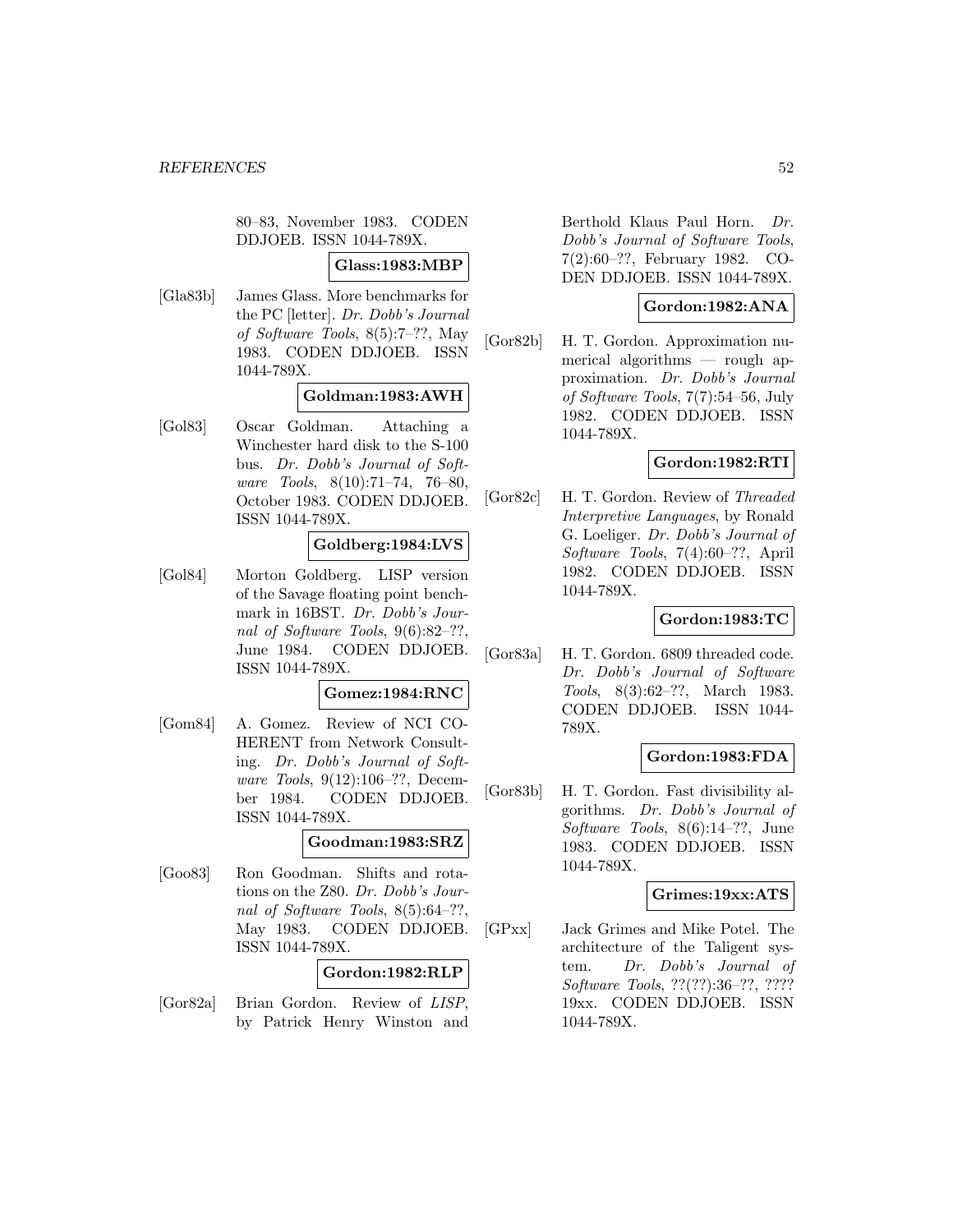80–83, November 1983. CODEN DDJOEB. ISSN 1044-789X.

**Glass:1983:MBP**

[Gla83b] James Glass. More benchmarks for the PC [letter]. *Dr. Dobb's Journal of Software Tools*, 8(5):7–??, May 1983. CODEN DDJOEB. ISSN 1044-789X.

**Goldman:1983:AWH**

[Gol83] Oscar Goldman. Attaching a Winchester hard disk to the S-100 bus. *Dr. Dobb's Journal of Software Tools*, 8(10):71–74, 76–80, October 1983. CODEN DDJOEB. ISSN 1044-789X.

**Goldberg:1984:LVS**

[Gol84] Morton Goldberg. LISP version of the Savage floating point benchmark in 16BST. *Dr. Dobb's Journal of Software Tools*, 9(6):82–??, June 1984. CODEN DDJOEB. ISSN 1044-789X.

**Gomez:1984:RNC**

[Gom84] A. Gomez. Review of NCI COHERENT from Network Consulting. *Dr. Dobb's Journal of Software Tools*, 9(12):106–??, December 1984. CODEN DDJOEB. ISSN 1044-789X.

**Goodman:1983:SRZ**

[Goo83] Ron Goodman. Shifts and rotations on the Z80. *Dr. Dobb's Journal of Software Tools*, 8(5):64–??, May 1983. CODEN DDJOEB. ISSN 1044-789X.

**Gordon:1982:RLP**

[Gor82a] Brian Gordon. Review of *LISP*, by Patrick Henry Winston and Berthold Klaus Paul Horn. *Dr. Dobb's Journal of Software Tools*, 7(2):60–??, February 1982. CODEN DDJOEB. ISSN 1044-789X.

**Gordon:1982:ANA**

[Gor82b] H. T. Gordon. Approximation numerical algorithms — rough approximation. *Dr. Dobb's Journal of Software Tools*, 7(7):54–56, July 1982. CODEN DDJOEB. ISSN 1044-789X.

**Gordon:1982:RTI**

[Gor82c] H. T. Gordon. Review of *Threaded Interpretive Languages*, by Ronald G. Loeliger. *Dr. Dobb's Journal of Software Tools*, 7(4):60–??, April 1982. CODEN DDJOEB. ISSN 1044-789X.

**Gordon:1983:TC**

[Gor83a] H. T. Gordon. 6809 threaded code. *Dr. Dobb's Journal of Software Tools*, 8(3):62–??, March 1983. CODEN DDJOEB. ISSN 1044-789X.

**Gordon:1983:FDA**

[Gor83b] H. T. Gordon. Fast divisibility algorithms. *Dr. Dobb's Journal of Software Tools*, 8(6):14–??, June 1983. CODEN DDJOEB. ISSN 1044-789X.

**Grimes:19xx:ATS**

[GPxx] Jack Grimes and Mike Potel. The architecture of the Taligent system. *Dr. Dobb's Journal of Software Tools*, ??(??):36–??, ???? 19xx. CODEN DDJOEB. ISSN 1044-789X.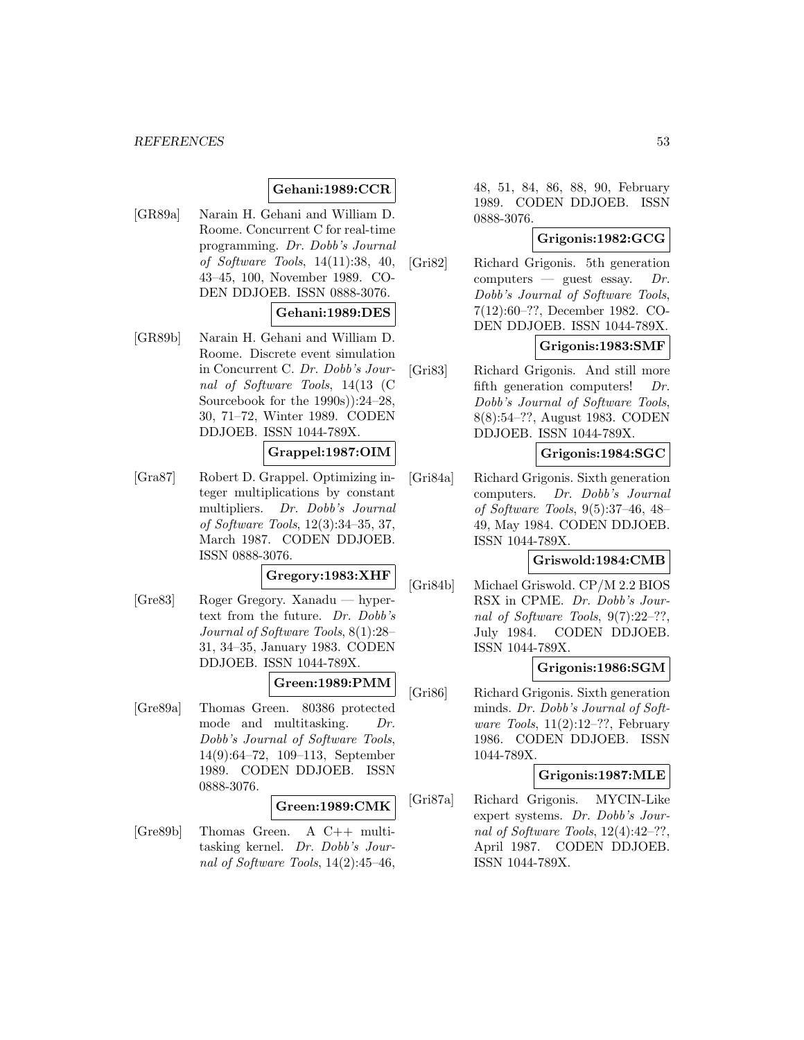**Gehani:1989:CCR**

[GR89a] Narain H. Gehani and William D. Roome. Concurrent C for real-time programming. *Dr. Dobb's Journal of Software Tools*, 14(11):38, 40, 43–45, 100, November 1989. CODEN DDJOEB. ISSN 0888-3076.

**Gehani:1989:DES**

[GR89b] Narain H. Gehani and William D. Roome. Discrete event simulation in Concurrent C. *Dr. Dobb's Journal of Software Tools*, 14(13 (C Sourcebook for the 1990s)):24–28, 30, 71–72, Winter 1989. CODEN DDJOEB. ISSN 1044-789X.

**Grappel:1987:OIM**

[Gra87] Robert D. Grappel. Optimizing integer multiplications by constant multipliers. *Dr. Dobb's Journal of Software Tools*, 12(3):34–35, 37, March 1987. CODEN DDJOEB. ISSN 0888-3076.

**Gregory:1983:XHF**

[Gre83] Roger Gregory. Xanadu — hypertext from the future. *Dr. Dobb's Journal of Software Tools*, 8(1):28–31, 34–35, January 1983. CODEN DDJOEB. ISSN 1044-789X.

**Green:1989:PMM**

[Gre89a] Thomas Green. 80386 protected mode and multitasking. *Dr. Dobb's Journal of Software Tools*, 14(9):64–72, 109–113, September 1989. CODEN DDJOEB. ISSN 0888-3076.

**Green:1989:CMK**

[Gre89b] Thomas Green. A C++ multitasking kernel. *Dr. Dobb's Journal of Software Tools*, 14(2):45–46, 48, 51, 84, 86, 88, 90, February 1989. CODEN DDJOEB. ISSN 0888-3076.

**Grigonis:1982:GCG**

[Gri82] Richard Grigonis. 5th generation computers — guest essay. *Dr. Dobb's Journal of Software Tools*, 7(12):60–??, December 1982. CODEN DDJOEB. ISSN 1044-789X.

**Grigonis:1983:SMF**

[Gri83] Richard Grigonis. And still more fifth generation computers! *Dr. Dobb's Journal of Software Tools*, 8(8):54–??, August 1983. CODEN DDJOEB. ISSN 1044-789X.

**Grigonis:1984:SGC**

[Gri84a] Richard Grigonis. Sixth generation computers. *Dr. Dobb's Journal of Software Tools*, 9(5):37–46, 48–49, May 1984. CODEN DDJOEB. ISSN 1044-789X.

**Griswold:1984:CMB**

[Gri84b] Michael Griswold. CP/M 2.2 BIOS RSX in CPME. *Dr. Dobb's Journal of Software Tools*, 9(7):22–??, July 1984. CODEN DDJOEB. ISSN 1044-789X.

**Grigonis:1986:SGM**

[Gri86] Richard Grigonis. Sixth generation minds. *Dr. Dobb's Journal of Software Tools*, 11(2):12–??, February 1986. CODEN DDJOEB. ISSN 1044-789X.

**Grigonis:1987:MLE**

[Gri87a] Richard Grigonis. MYCIN-Like expert systems. *Dr. Dobb's Journal of Software Tools*, 12(4):42–??, April 1987. CODEN DDJOEB. ISSN 1044-789X.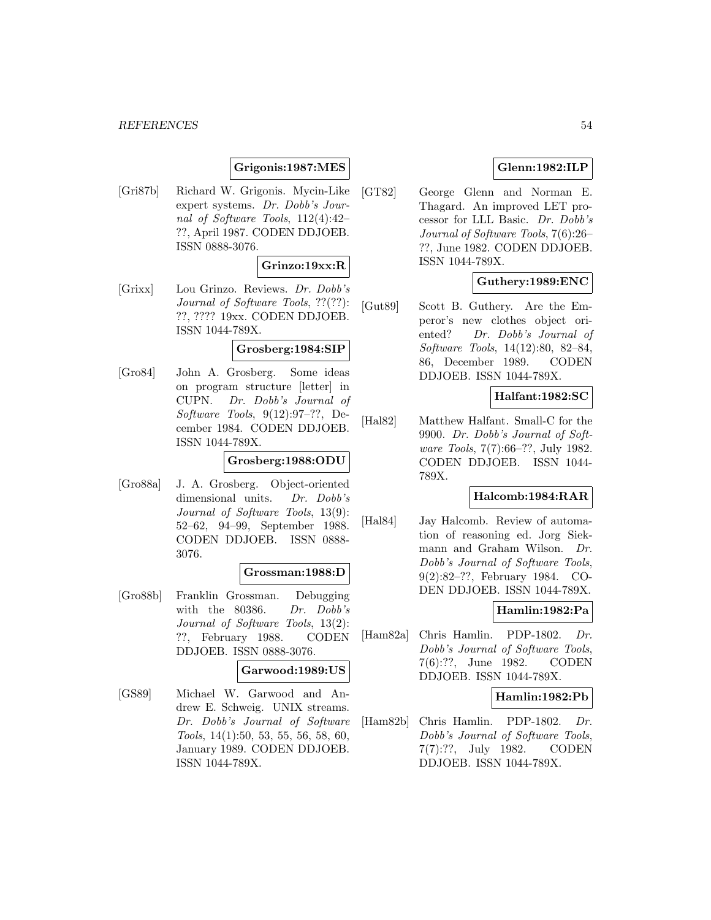**Grigonis:1987:MES**

[Gri87b] Richard W. Grigonis. Mycin-Like expert systems. *Dr. Dobb's Journal of Software Tools*, 112(4):42–??, April 1987. CODEN DDJOEB. ISSN 0888-3076.

**Grinzo:19xx:R**

[Grixx] Lou Grinzo. Reviews. *Dr. Dobb's Journal of Software Tools*, ??(??): ??, ???? 19xx. CODEN DDJOEB. ISSN 1044-789X.

**Grosberg:1984:SIP**

[Gro84] John A. Grosberg. Some ideas on program structure [letter] in CUPN. *Dr. Dobb's Journal of Software Tools*, 9(12):97–??, December 1984. CODEN DDJOEB. ISSN 1044-789X.

**Grosberg:1988:ODU**

[Gro88a] J. A. Grosberg. Object-oriented dimensional units. *Dr. Dobb's Journal of Software Tools*, 13(9): 52–62, 94–99, September 1988. CODEN DDJOEB. ISSN 0888-3076.

**Grossman:1988:D**

[Gro88b] Franklin Grossman. Debugging with the 80386. *Dr. Dobb's Journal of Software Tools*, 13(2): ??, February 1988. CODEN DDJOEB. ISSN 0888-3076.

**Garwood:1989:US**

[GS89] Michael W. Garwood and Andrew E. Schweig. UNIX streams. *Dr. Dobb's Journal of Software Tools*, 14(1):50, 53, 55, 56, 58, 60, January 1989. CODEN DDJOEB. ISSN 1044-789X.

**Glenn:1982:ILP**

[GT82] George Glenn and Norman E. Thagard. An improved LET processor for LLL Basic. *Dr. Dobb's Journal of Software Tools*, 7(6):26–??, June 1982. CODEN DDJOEB. ISSN 1044-789X.

**Guthery:1989:ENC**

[Gut89] Scott B. Guthery. Are the Emperor's new clothes object oriented? *Dr. Dobb's Journal of Software Tools*, 14(12):80, 82–84, 86, December 1989. CODEN DDJOEB. ISSN 1044-789X.

**Halfant:1982:SC**

[Hal82] Matthew Halfant. Small-C for the 9900. *Dr. Dobb's Journal of Software Tools*, 7(7):66–??, July 1982. CODEN DDJOEB. ISSN 1044-789X.

**Halcomb:1984:RAR**

[Hal84] Jay Halcomb. Review of automation of reasoning ed. Jorg Siekmann and Graham Wilson. *Dr. Dobb's Journal of Software Tools*, 9(2):82–??, February 1984. CODEN DDJOEB. ISSN 1044-789X.

**Hamlin:1982:Pa**

[Ham82a] Chris Hamlin. PDP-1802. *Dr. Dobb's Journal of Software Tools*, 7(6):??, June 1982. CODEN DDJOEB. ISSN 1044-789X.

**Hamlin:1982:Pb**

[Ham82b] Chris Hamlin. PDP-1802. *Dr. Dobb's Journal of Software Tools*, 7(7):??, July 1982. CODEN DDJOEB. ISSN 1044-789X.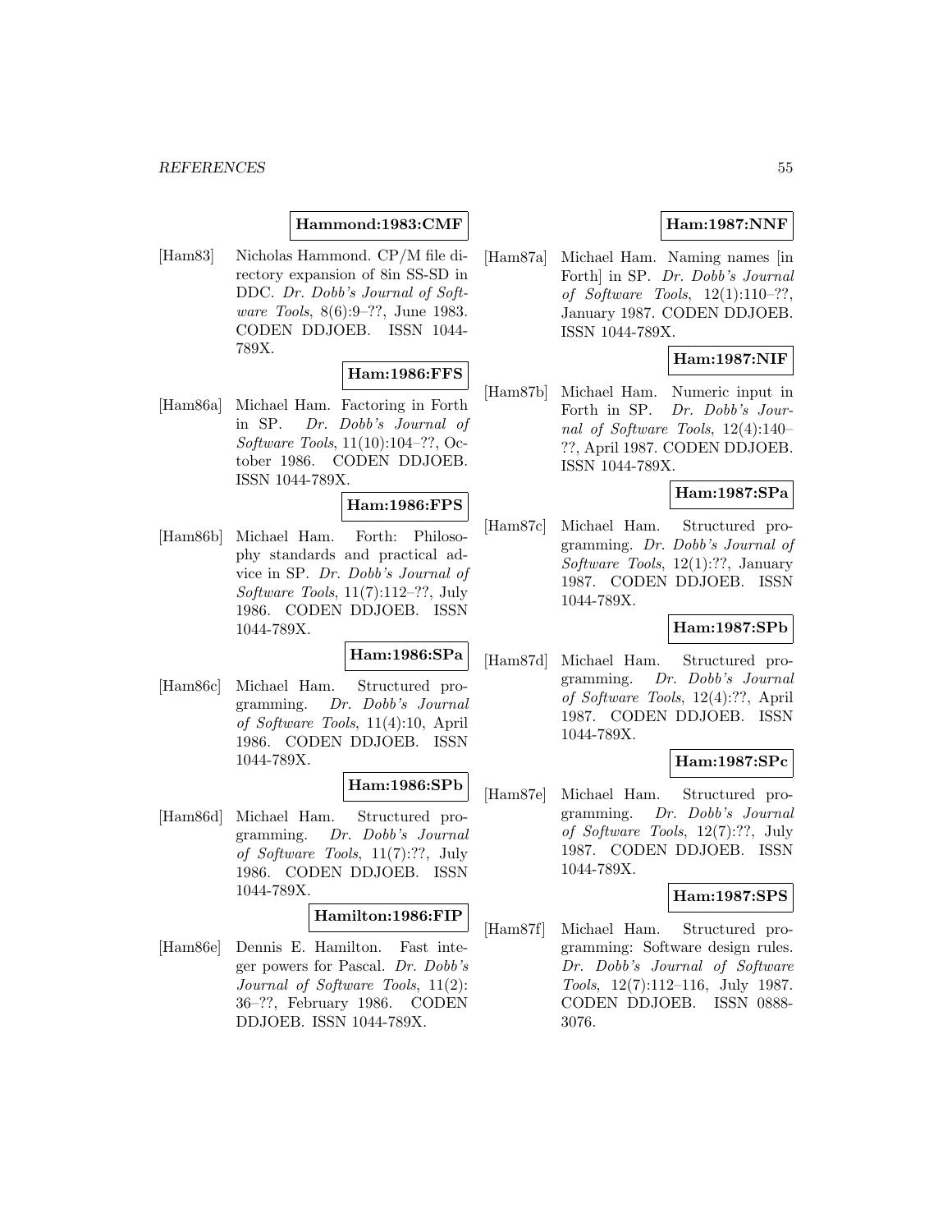**Hammond:1983:CMF**

[Ham83] Nicholas Hammond. CP/M file directory expansion of 8in SS-SD in DDC. *Dr. Dobb's Journal of Software Tools*, 8(6):9–??, June 1983. CODEN DDJOEB. ISSN 1044-789X.

**Ham:1986:FFS**

[Ham86a] Michael Ham. Factoring in Forth in SP. *Dr. Dobb's Journal of Software Tools*, 11(10):104–??, October 1986. CODEN DDJOEB. ISSN 1044-789X.

**Ham:1986:FPS**

[Ham86b] Michael Ham. Forth: Philosophy standards and practical advice in SP. *Dr. Dobb's Journal of Software Tools*, 11(7):112–??, July 1986. CODEN DDJOEB. ISSN 1044-789X.

**Ham:1986:SPa**

[Ham86c] Michael Ham. Structured programming. *Dr. Dobb's Journal of Software Tools*, 11(4):10, April 1986. CODEN DDJOEB. ISSN 1044-789X.

**Ham:1986:SPb**

[Ham86d] Michael Ham. Structured programming. *Dr. Dobb's Journal of Software Tools*, 11(7):??, July 1986. CODEN DDJOEB. ISSN 1044-789X.

**Hamilton:1986:FIP**

[Ham86e] Dennis E. Hamilton. Fast integer powers for Pascal. *Dr. Dobb's Journal of Software Tools*, 11(2): 36–??, February 1986. CODEN DDJOEB. ISSN 1044-789X.

**Ham:1987:NNF**

[Ham87a] Michael Ham. Naming names [in Forth] in SP. *Dr. Dobb's Journal of Software Tools*, 12(1):110–??, January 1987. CODEN DDJOEB. ISSN 1044-789X.

**Ham:1987:NIF**

[Ham87b] Michael Ham. Numeric input in Forth in SP. *Dr. Dobb's Journal of Software Tools*, 12(4):140–??, April 1987. CODEN DDJOEB. ISSN 1044-789X.

**Ham:1987:SPa**

[Ham87c] Michael Ham. Structured programming. *Dr. Dobb's Journal of Software Tools*, 12(1):??, January 1987. CODEN DDJOEB. ISSN 1044-789X.

**Ham:1987:SPb**

[Ham87d] Michael Ham. Structured programming. *Dr. Dobb's Journal of Software Tools*, 12(4):??, April 1987. CODEN DDJOEB. ISSN 1044-789X.

**Ham:1987:SPc**

[Ham87e] Michael Ham. Structured programming. *Dr. Dobb's Journal of Software Tools*, 12(7):??, July 1987. CODEN DDJOEB. ISSN 1044-789X.

**Ham:1987:SPS**

[Ham87f] Michael Ham. Structured programming: Software design rules. *Dr. Dobb's Journal of Software Tools*, 12(7):112–116, July 1987. CODEN DDJOEB. ISSN 0888-3076.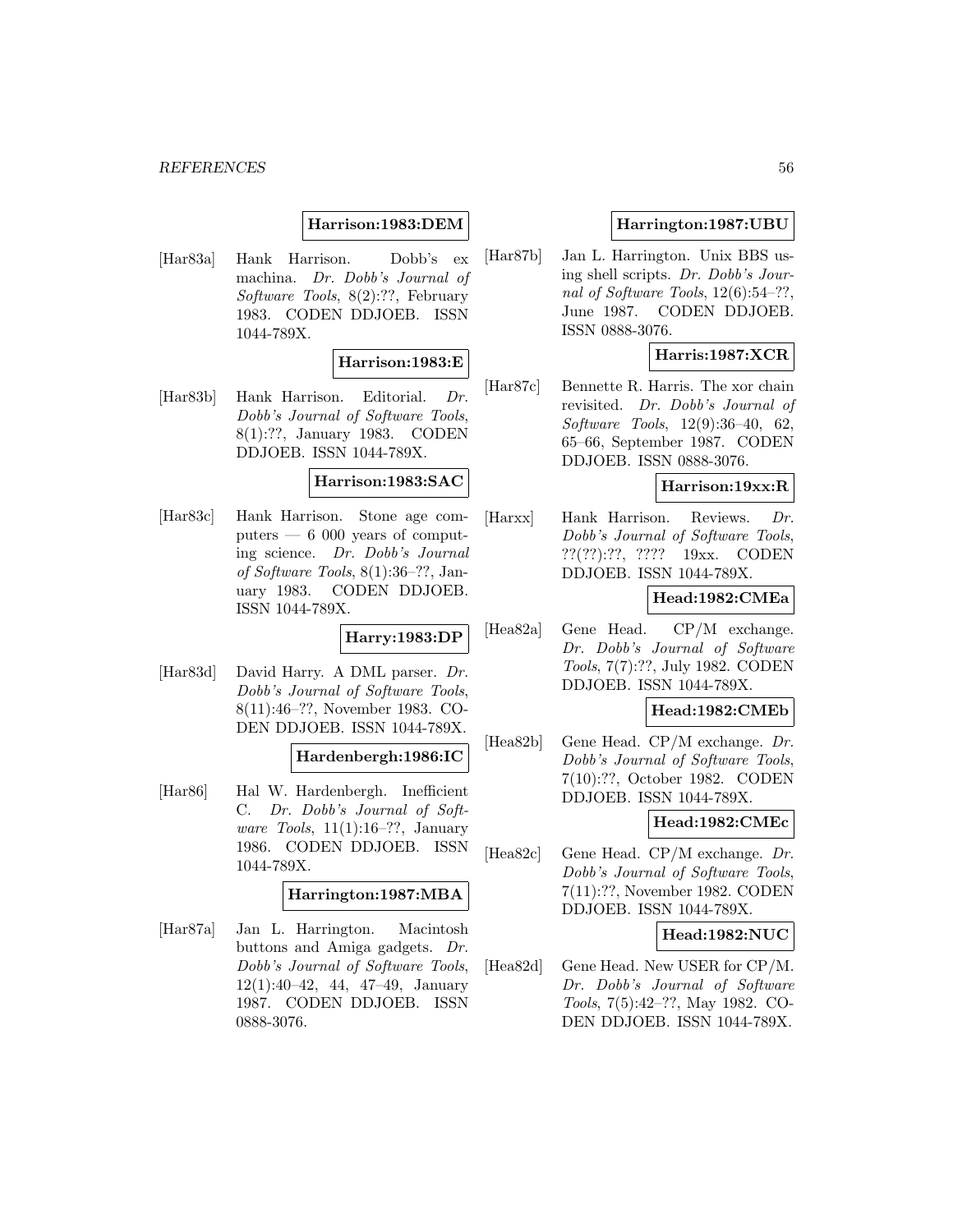**Harrison:1983:DEM**

[Har83a] Hank Harrison. Dobb's ex machina. *Dr. Dobb's Journal of Software Tools*, 8(2):??, February 1983. CODEN DDJOEB. ISSN 1044-789X.

**Harrison:1983:E**

[Har83b] Hank Harrison. Editorial. *Dr. Dobb's Journal of Software Tools*, 8(1):??, January 1983. CODEN DDJOEB. ISSN 1044-789X.

**Harrison:1983:SAC**

[Har83c] Hank Harrison. Stone age computers — 6 000 years of computing science. *Dr. Dobb's Journal of Software Tools*, 8(1):36–??, January 1983. CODEN DDJOEB. ISSN 1044-789X.

**Harry:1983:DP**

[Har83d] David Harry. A DML parser. *Dr. Dobb's Journal of Software Tools*, 8(11):46–??, November 1983. CODEN DDJOEB. ISSN 1044-789X.

**Hardenbergh:1986:IC**

[Har86] Hal W. Hardenbergh. Inefficient C. *Dr. Dobb's Journal of Software Tools*, 11(1):16–??, January 1986. CODEN DDJOEB. ISSN 1044-789X.

**Harrington:1987:MBA**

[Har87a] Jan L. Harrington. Macintosh buttons and Amiga gadgets. *Dr. Dobb's Journal of Software Tools*, 12(1):40–42, 44, 47–49, January 1987. CODEN DDJOEB. ISSN 0888-3076.

**Harrington:1987:UBU**

[Har87b] Jan L. Harrington. Unix BBS using shell scripts. *Dr. Dobb's Journal of Software Tools*, 12(6):54–??, June 1987. CODEN DDJOEB. ISSN 0888-3076.

**Harris:1987:XCR**

[Har87c] Bennette R. Harris. The xor chain revisited. *Dr. Dobb's Journal of Software Tools*, 12(9):36–40, 62, 65–66, September 1987. CODEN DDJOEB. ISSN 0888-3076.

**Harrison:19xx:R**

[Harxx] Hank Harrison. Reviews. *Dr. Dobb's Journal of Software Tools*, ??(??):??, ???? 19xx. CODEN DDJOEB. ISSN 1044-789X.

**Head:1982:CMEa**

[Hea82a] Gene Head. CP/M exchange. *Dr. Dobb's Journal of Software Tools*, 7(7):??, July 1982. CODEN DDJOEB. ISSN 1044-789X.

**Head:1982:CMEb**

[Hea82b] Gene Head. CP/M exchange. *Dr. Dobb's Journal of Software Tools*, 7(10):??, October 1982. CODEN DDJOEB. ISSN 1044-789X.

**Head:1982:CMEc**

[Hea82c] Gene Head. CP/M exchange. *Dr. Dobb's Journal of Software Tools*, 7(11):??, November 1982. CODEN DDJOEB. ISSN 1044-789X.

**Head:1982:NUC**

[Hea82d] Gene Head. New USER for CP/M. *Dr. Dobb's Journal of Software Tools*, 7(5):42–??, May 1982. CODEN DDJOEB. ISSN 1044-789X.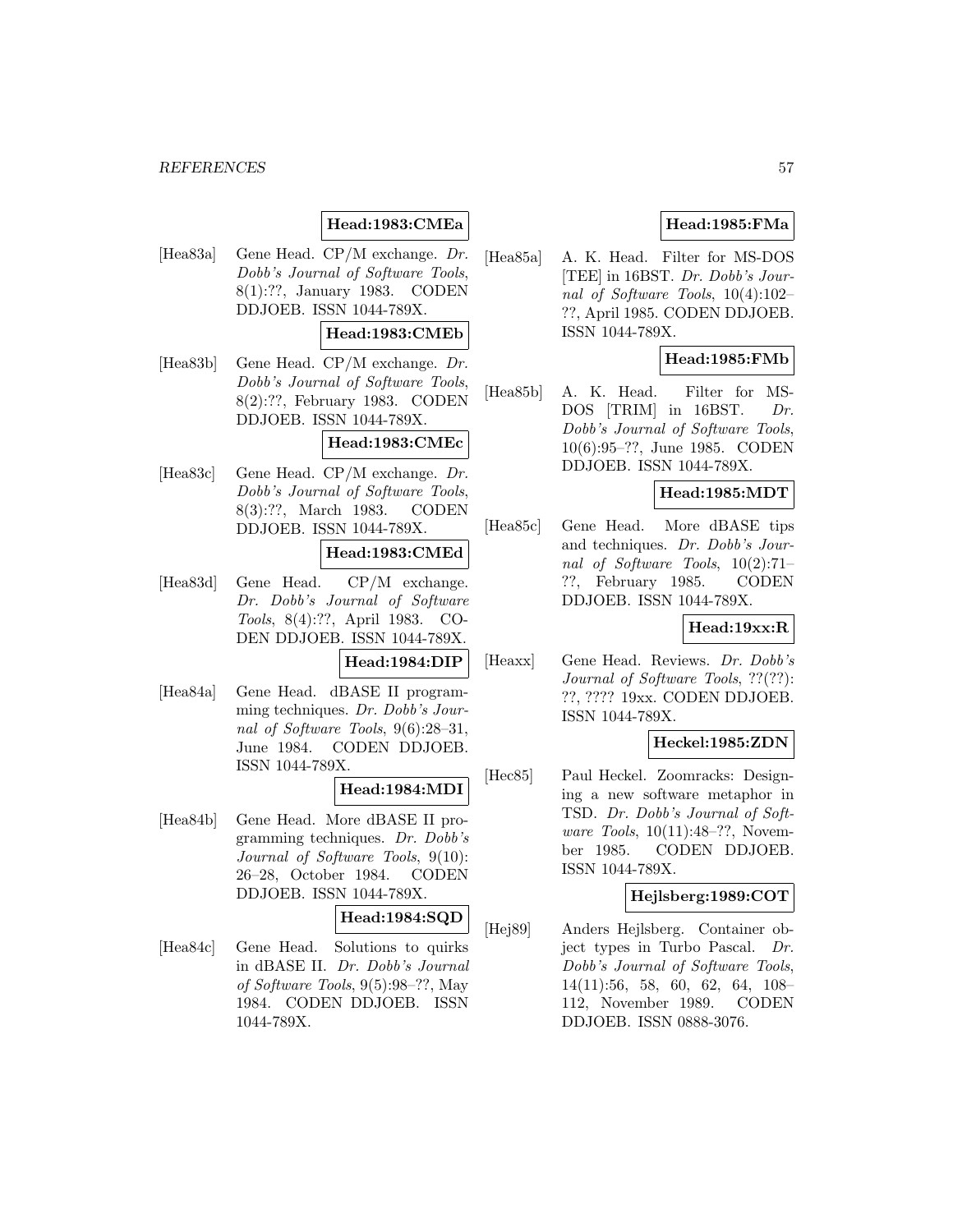**Head:1983:CMEa**

[Hea83a] Gene Head. CP/M exchange. *Dr. Dobb's Journal of Software Tools*, 8(1):??, January 1983. CODEN DDJOEB. ISSN 1044-789X.

**Head:1983:CMEb**

[Hea83b] Gene Head. CP/M exchange. *Dr. Dobb's Journal of Software Tools*, 8(2):??, February 1983. CODEN DDJOEB. ISSN 1044-789X.

**Head:1983:CMEc**

[Hea83c] Gene Head. CP/M exchange. *Dr. Dobb's Journal of Software Tools*, 8(3):??, March 1983. CODEN DDJOEB. ISSN 1044-789X.

**Head:1983:CMEd**

[Hea83d] Gene Head. CP/M exchange. *Dr. Dobb's Journal of Software Tools*, 8(4):??, April 1983. CODEN DDJOEB. ISSN 1044-789X.

**Head:1984:DIP**

[Hea84a] Gene Head. dBASE II programming techniques. *Dr. Dobb's Journal of Software Tools*, 9(6):28–31, June 1984. CODEN DDJOEB. ISSN 1044-789X.

**Head:1984:MDI**

[Hea84b] Gene Head. More dBASE II programming techniques. *Dr. Dobb's Journal of Software Tools*, 9(10): 26–28, October 1984. CODEN DDJOEB. ISSN 1044-789X.

**Head:1984:SQD**

[Hea84c] Gene Head. Solutions to quirks in dBASE II. *Dr. Dobb's Journal of Software Tools*, 9(5):98–??, May 1984. CODEN DDJOEB. ISSN 1044-789X.

**Head:1985:FMa**

[Hea85a] A. K. Head. Filter for MS-DOS [TEE] in 16BST. *Dr. Dobb's Journal of Software Tools*, 10(4):102–??, April 1985. CODEN DDJOEB. ISSN 1044-789X.

**Head:1985:FMb**

[Hea85b] A. K. Head. Filter for MS-DOS [TRIM] in 16BST. *Dr. Dobb's Journal of Software Tools*, 10(6):95–??, June 1985. CODEN DDJOEB. ISSN 1044-789X.

**Head:1985:MDT**

[Hea85c] Gene Head. More dBASE tips and techniques. *Dr. Dobb's Journal of Software Tools*, 10(2):71–??, February 1985. CODEN DDJOEB. ISSN 1044-789X.

**Head:19xx:R**

[Heaxx] Gene Head. Reviews. *Dr. Dobb's Journal of Software Tools*, ??(??): ??, ???? 19xx. CODEN DDJOEB. ISSN 1044-789X.

**Heckel:1985:ZDN**

[Hec85] Paul Heckel. Zoomracks: Designing a new software metaphor in TSD. *Dr. Dobb's Journal of Software Tools*, 10(11):48–??, November 1985. CODEN DDJOEB. ISSN 1044-789X.

**Hejlsberg:1989:COT**

[Hej89] Anders Hejlsberg. Container object types in Turbo Pascal. *Dr. Dobb's Journal of Software Tools*, 14(11):56, 58, 60, 62, 64, 108–112, November 1989. CODEN DDJOEB. ISSN 0888-3076.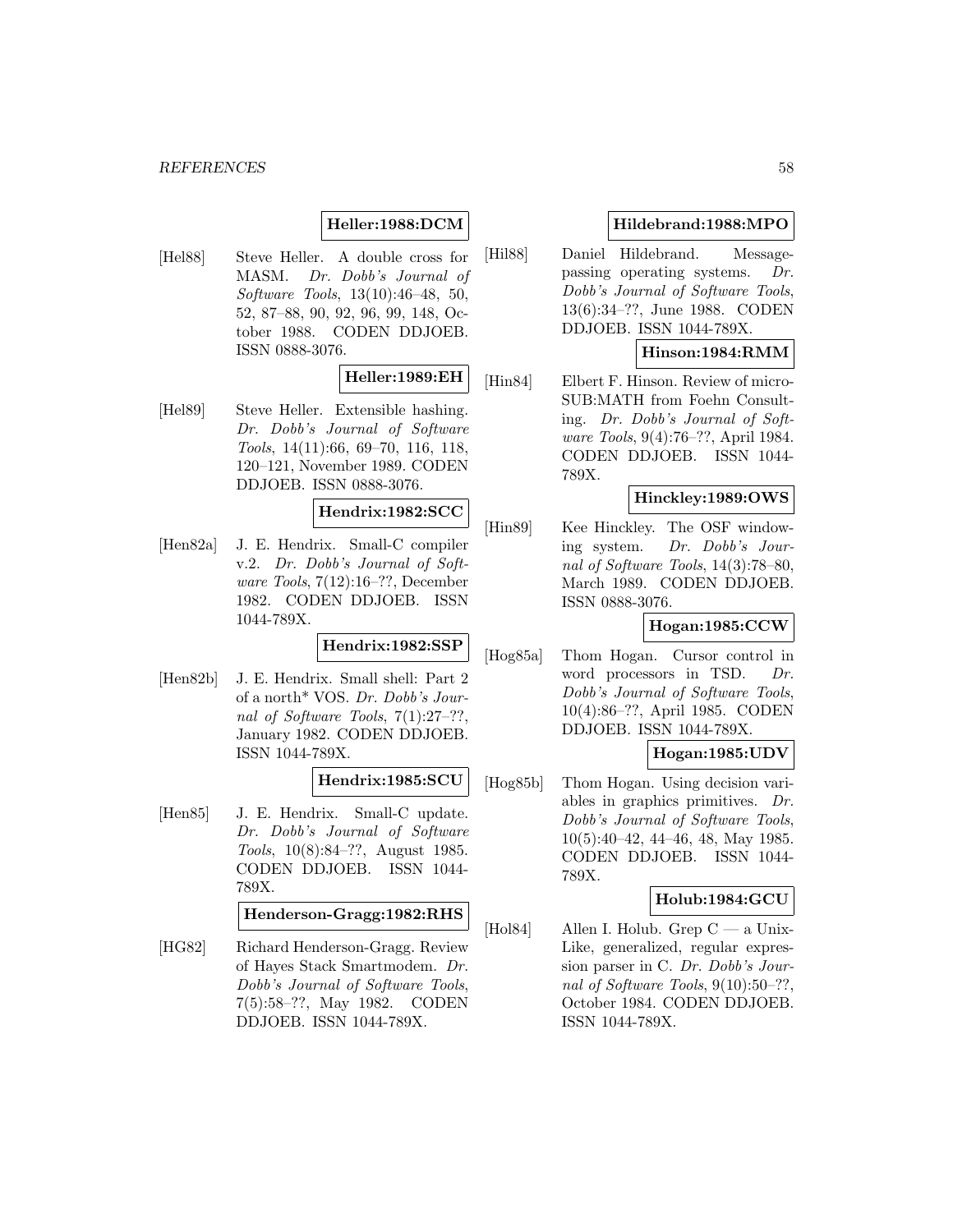**Heller:1988:DCM**

[Hel88] Steve Heller. A double cross for MASM. *Dr. Dobb's Journal of Software Tools*, 13(10):46–48, 50, 52, 87–88, 90, 92, 96, 99, 148, October 1988. CODEN DDJOEB. ISSN 0888-3076.

**Heller:1989:EH**

[Hel89] Steve Heller. Extensible hashing. *Dr. Dobb's Journal of Software Tools*, 14(11):66, 69–70, 116, 118, 120–121, November 1989. CODEN DDJOEB. ISSN 0888-3076.

**Hendrix:1982:SCC**

[Hen82a] J. E. Hendrix. Small-C compiler v.2. *Dr. Dobb's Journal of Software Tools*, 7(12):16–??, December 1982. CODEN DDJOEB. ISSN 1044-789X.

**Hendrix:1982:SSP**

[Hen82b] J. E. Hendrix. Small shell: Part 2 of a north* VOS. *Dr. Dobb's Journal of Software Tools*, 7(1):27–??, January 1982. CODEN DDJOEB. ISSN 1044-789X.

**Hendrix:1985:SCU**

[Hen85] J. E. Hendrix. Small-C update. *Dr. Dobb's Journal of Software Tools*, 10(8):84–??, August 1985. CODEN DDJOEB. ISSN 1044-789X.

**Henderson-Gragg:1982:RHS**

[HG82] Richard Henderson-Gragg. Review of Hayes Stack Smartmodem. *Dr. Dobb's Journal of Software Tools*, 7(5):58–??, May 1982. CODEN DDJOEB. ISSN 1044-789X.

**Hildebrand:1988:MPO**

[Hil88] Daniel Hildebrand. Message-passing operating systems. *Dr. Dobb's Journal of Software Tools*, 13(6):34–??, June 1988. CODEN DDJOEB. ISSN 1044-789X.

**Hinson:1984:RMM**

[Hin84] Elbert F. Hinson. Review of micro-SUB:MATH from Foehn Consulting. *Dr. Dobb's Journal of Software Tools*, 9(4):76–??, April 1984. CODEN DDJOEB. ISSN 1044-789X.

**Hinckley:1989:OWS**

[Hin89] Kee Hinckley. The OSF windowing system. *Dr. Dobb's Journal of Software Tools*, 14(3):78–80, March 1989. CODEN DDJOEB. ISSN 0888-3076.

**Hogan:1985:CCW**

[Hog85a] Thom Hogan. Cursor control in word processors in TSD. *Dr. Dobb's Journal of Software Tools*, 10(4):86–??, April 1985. CODEN DDJOEB. ISSN 1044-789X.

**Hogan:1985:UDV**

[Hog85b] Thom Hogan. Using decision variables in graphics primitives. *Dr. Dobb's Journal of Software Tools*, 10(5):40–42, 44–46, 48, May 1985. CODEN DDJOEB. ISSN 1044-789X.

**Holub:1984:GCU**

[Hol84] Allen I. Holub. Grep C — a Unix-Like, generalized, regular expression parser in C. *Dr. Dobb's Journal of Software Tools*, 9(10):50–??, October 1984. CODEN DDJOEB. ISSN 1044-789X.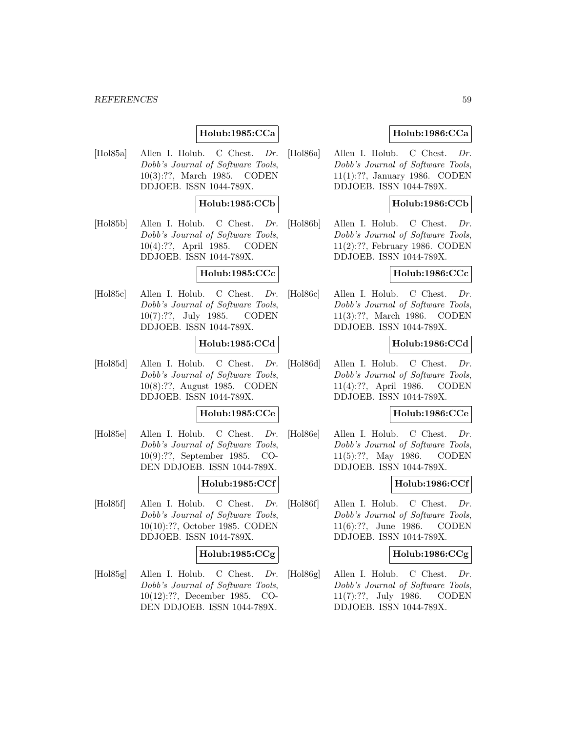**Holub:1985:CCa**

[Hol85a] Allen I. Holub. C Chest. *Dr. Dobb's Journal of Software Tools*, 10(3):??, March 1985. CODEN DDJOEB. ISSN 1044-789X.

**Holub:1985:CCb**

[Hol85b] Allen I. Holub. C Chest. *Dr. Dobb's Journal of Software Tools*, 10(4):??, April 1985. CODEN DDJOEB. ISSN 1044-789X.

**Holub:1985:CCc**

[Hol85c] Allen I. Holub. C Chest. *Dr. Dobb's Journal of Software Tools*, 10(7):??, July 1985. CODEN DDJOEB. ISSN 1044-789X.

**Holub:1985:CCd**

[Hol85d] Allen I. Holub. C Chest. *Dr. Dobb's Journal of Software Tools*, 10(8):??, August 1985. CODEN DDJOEB. ISSN 1044-789X.

**Holub:1985:CCe**

[Hol85e] Allen I. Holub. C Chest. *Dr. Dobb's Journal of Software Tools*, 10(9):??, September 1985. CODEN DDJOEB. ISSN 1044-789X.

**Holub:1985:CCf**

[Hol85f] Allen I. Holub. C Chest. *Dr. Dobb's Journal of Software Tools*, 10(10):??, October 1985. CODEN DDJOEB. ISSN 1044-789X.

**Holub:1985:CCg**

[Hol85g] Allen I. Holub. C Chest. *Dr. Dobb's Journal of Software Tools*, 10(12):??, December 1985. CODEN DDJOEB. ISSN 1044-789X.

**Holub:1986:CCa**

[Hol86a] Allen I. Holub. C Chest. *Dr. Dobb's Journal of Software Tools*, 11(1):??, January 1986. CODEN DDJOEB. ISSN 1044-789X.

**Holub:1986:CCb**

[Hol86b] Allen I. Holub. C Chest. *Dr. Dobb's Journal of Software Tools*, 11(2):??, February 1986. CODEN DDJOEB. ISSN 1044-789X.

**Holub:1986:CCc**

[Hol86c] Allen I. Holub. C Chest. *Dr. Dobb's Journal of Software Tools*, 11(3):??, March 1986. CODEN DDJOEB. ISSN 1044-789X.

**Holub:1986:CCd**

[Hol86d] Allen I. Holub. C Chest. *Dr. Dobb's Journal of Software Tools*, 11(4):??, April 1986. CODEN DDJOEB. ISSN 1044-789X.

**Holub:1986:CCe**

[Hol86e] Allen I. Holub. C Chest. *Dr. Dobb's Journal of Software Tools*, 11(5):??, May 1986. CODEN DDJOEB. ISSN 1044-789X.

**Holub:1986:CCf**

[Hol86f] Allen I. Holub. C Chest. *Dr. Dobb's Journal of Software Tools*, 11(6):??, June 1986. CODEN DDJOEB. ISSN 1044-789X.

**Holub:1986:CCg**

[Hol86g] Allen I. Holub. C Chest. *Dr. Dobb's Journal of Software Tools*, 11(7):??, July 1986. CODEN DDJOEB. ISSN 1044-789X.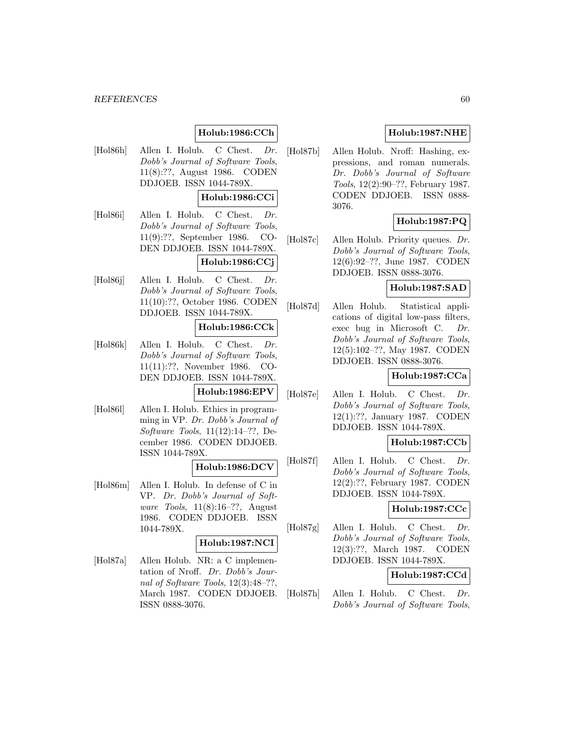**Holub:1986:CCh**

[Hol86h] Allen I. Holub. C Chest. *Dr. Dobb's Journal of Software Tools*, 11(8):??, August 1986. CODEN DDJOEB. ISSN 1044-789X.

**Holub:1986:CCi**

[Hol86i] Allen I. Holub. C Chest. *Dr. Dobb's Journal of Software Tools*, 11(9):??, September 1986. CODEN DDJOEB. ISSN 1044-789X.

**Holub:1986:CCj**

[Hol86j] Allen I. Holub. C Chest. *Dr. Dobb's Journal of Software Tools*, 11(10):??, October 1986. CODEN DDJOEB. ISSN 1044-789X.

**Holub:1986:CCk**

[Hol86k] Allen I. Holub. C Chest. *Dr. Dobb's Journal of Software Tools*, 11(11):??, November 1986. CODEN DDJOEB. ISSN 1044-789X.

**Holub:1986:EPV**

[Hol86l] Allen I. Holub. Ethics in programming in VP. *Dr. Dobb's Journal of Software Tools*, 11(12):14–??, December 1986. CODEN DDJOEB. ISSN 1044-789X.

**Holub:1986:DCV**

[Hol86m] Allen I. Holub. In defense of C in VP. *Dr. Dobb's Journal of Software Tools*, 11(8):16–??, August 1986. CODEN DDJOEB. ISSN 1044-789X.

**Holub:1987:NCI**

[Hol87a] Allen Holub. NR: a C implementation of Nroff. *Dr. Dobb's Journal of Software Tools*, 12(3):48–??, March 1987. CODEN DDJOEB. ISSN 0888-3076.

**Holub:1987:NHE**

[Hol87b] Allen Holub. Nroff: Hashing, expressions, and roman numerals. *Dr. Dobb's Journal of Software Tools*, 12(2):90–??, February 1987. CODEN DDJOEB. ISSN 0888-3076.

**Holub:1987:PQ**

[Hol87c] Allen Holub. Priority queues. *Dr. Dobb's Journal of Software Tools*, 12(6):92–??, June 1987. CODEN DDJOEB. ISSN 0888-3076.

**Holub:1987:SAD**

[Hol87d] Allen Holub. Statistical applications of digital low-pass filters, exec bug in Microsoft C. *Dr. Dobb's Journal of Software Tools*, 12(5):102–??, May 1987. CODEN DDJOEB. ISSN 0888-3076.

**Holub:1987:CCa**

[Hol87e] Allen I. Holub. C Chest. *Dr. Dobb's Journal of Software Tools*, 12(1):??, January 1987. CODEN DDJOEB. ISSN 1044-789X.

**Holub:1987:CCb**

[Hol87f] Allen I. Holub. C Chest. *Dr. Dobb's Journal of Software Tools*, 12(2):??, February 1987. CODEN DDJOEB. ISSN 1044-789X.

**Holub:1987:CCc**

[Hol87g] Allen I. Holub. C Chest. *Dr. Dobb's Journal of Software Tools*, 12(3):??, March 1987. CODEN DDJOEB. ISSN 1044-789X.

**Holub:1987:CCd**

[Hol87h] Allen I. Holub. C Chest. *Dr. Dobb's Journal of Software Tools*,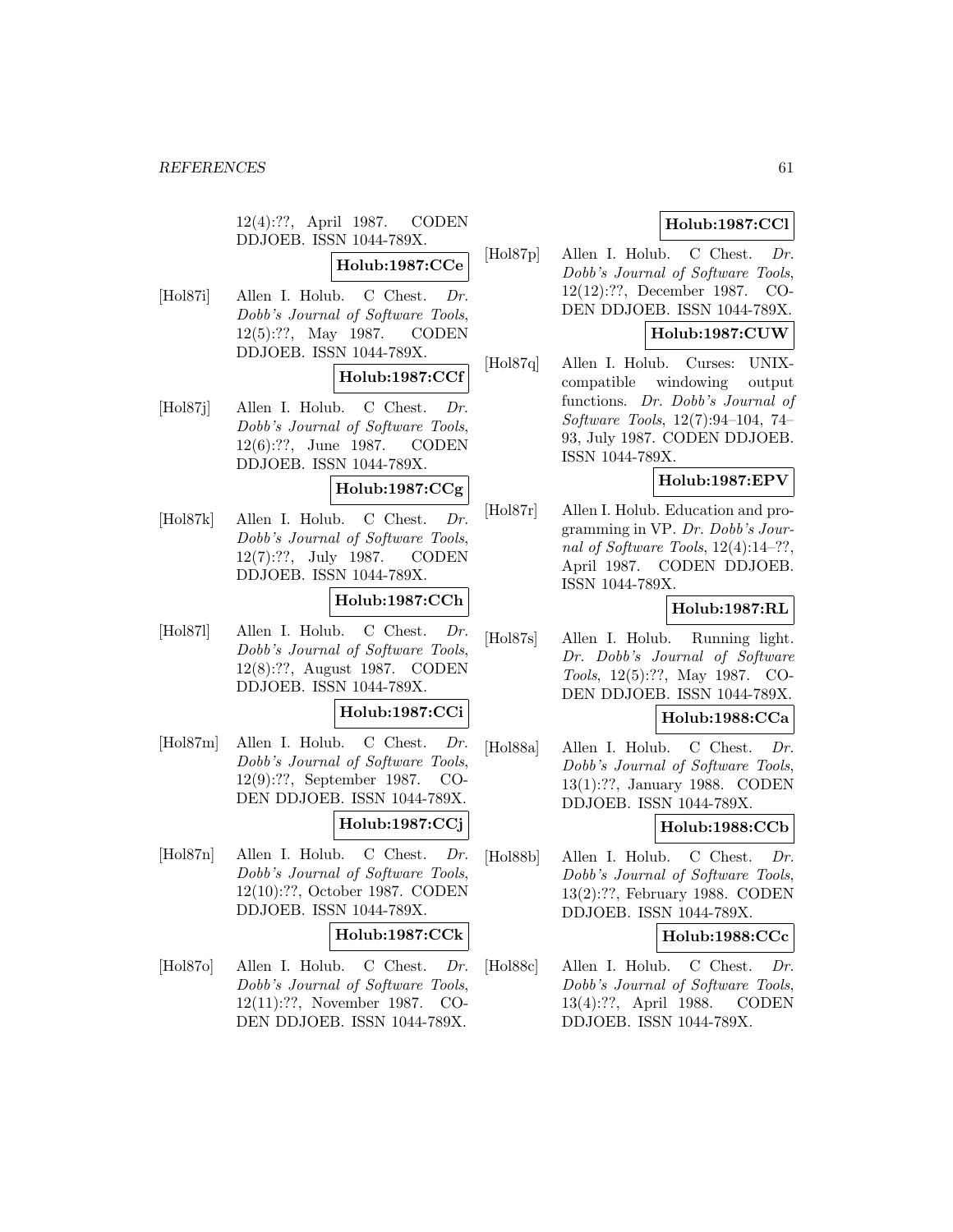12(4):??, April 1987. CODEN DDJOEB. ISSN 1044-789X.

**Holub:1987:CCe**

[Hol87i] Allen I. Holub. C Chest. *Dr. Dobb's Journal of Software Tools*, 12(5):??, May 1987. CODEN DDJOEB. ISSN 1044-789X.

**Holub:1987:CCf**

[Hol87j] Allen I. Holub. C Chest. *Dr. Dobb's Journal of Software Tools*, 12(6):??, June 1987. CODEN DDJOEB. ISSN 1044-789X.

**Holub:1987:CCg**

[Hol87k] Allen I. Holub. C Chest. *Dr. Dobb's Journal of Software Tools*, 12(7):??, July 1987. CODEN DDJOEB. ISSN 1044-789X.

**Holub:1987:CCh**

[Hol87l] Allen I. Holub. C Chest. *Dr. Dobb's Journal of Software Tools*, 12(8):??, August 1987. CODEN DDJOEB. ISSN 1044-789X.

**Holub:1987:CCi**

[Hol87m] Allen I. Holub. C Chest. *Dr. Dobb's Journal of Software Tools*, 12(9):??, September 1987. CODEN DDJOEB. ISSN 1044-789X.

**Holub:1987:CCj**

[Hol87n] Allen I. Holub. C Chest. *Dr. Dobb's Journal of Software Tools*, 12(10):??, October 1987. CODEN DDJOEB. ISSN 1044-789X.

**Holub:1987:CCk**

[Hol87o] Allen I. Holub. C Chest. *Dr. Dobb's Journal of Software Tools*, 12(11):??, November 1987. CODEN DDJOEB. ISSN 1044-789X.

**Holub:1987:CCl**

[Hol87p] Allen I. Holub. C Chest. *Dr. Dobb's Journal of Software Tools*, 12(12):??, December 1987. CODEN DDJOEB. ISSN 1044-789X.

**Holub:1987:CUW**

[Hol87q] Allen I. Holub. Curses: UNIX-compatible windowing output functions. *Dr. Dobb's Journal of Software Tools*, 12(7):94–104, 74–93, July 1987. CODEN DDJOEB. ISSN 1044-789X.

**Holub:1987:EPV**

[Hol87r] Allen I. Holub. Education and programming in VP. *Dr. Dobb's Journal of Software Tools*, 12(4):14–??, April 1987. CODEN DDJOEB. ISSN 1044-789X.

**Holub:1987:RL**

[Hol87s] Allen I. Holub. Running light. *Dr. Dobb's Journal of Software Tools*, 12(5):??, May 1987. CODEN DDJOEB. ISSN 1044-789X.

**Holub:1988:CCa**

[Hol88a] Allen I. Holub. C Chest. *Dr. Dobb's Journal of Software Tools*, 13(1):??, January 1988. CODEN DDJOEB. ISSN 1044-789X.

**Holub:1988:CCb**

[Hol88b] Allen I. Holub. C Chest. *Dr. Dobb's Journal of Software Tools*, 13(2):??, February 1988. CODEN DDJOEB. ISSN 1044-789X.

**Holub:1988:CCc**

[Hol88c] Allen I. Holub. C Chest. *Dr. Dobb's Journal of Software Tools*, 13(4):??, April 1988. CODEN DDJOEB. ISSN 1044-789X.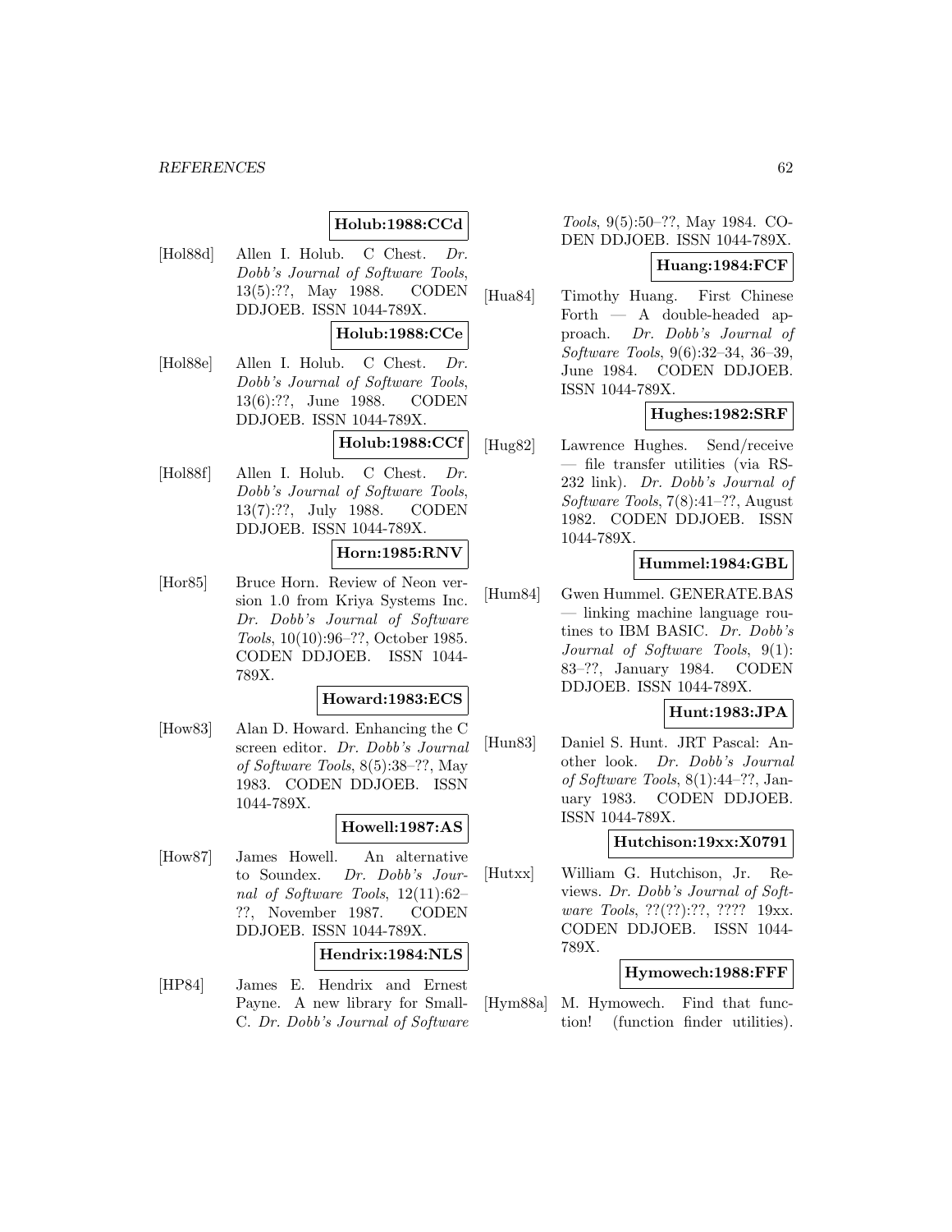**Holub:1988:CCd**

[Hol88d] Allen I. Holub. C Chest. *Dr. Dobb's Journal of Software Tools*, 13(5):??, May 1988. CODEN DDJOEB. ISSN 1044-789X.

**Holub:1988:CCe**

[Hol88e] Allen I. Holub. C Chest. *Dr. Dobb's Journal of Software Tools*, 13(6):??, June 1988. CODEN DDJOEB. ISSN 1044-789X.

**Holub:1988:CCf**

[Hol88f] Allen I. Holub. C Chest. *Dr. Dobb's Journal of Software Tools*, 13(7):??, July 1988. CODEN DDJOEB. ISSN 1044-789X.

**Horn:1985:RNV**

[Hor85] Bruce Horn. Review of Neon version 1.0 from Kriya Systems Inc. *Dr. Dobb's Journal of Software Tools*, 10(10):96–??, October 1985. CODEN DDJOEB. ISSN 1044-789X.

**Howard:1983:ECS**

[How83] Alan D. Howard. Enhancing the C screen editor. *Dr. Dobb's Journal of Software Tools*, 8(5):38–??, May 1983. CODEN DDJOEB. ISSN 1044-789X.

**Howell:1987:AS**

[How87] James Howell. An alternative to Soundex. *Dr. Dobb's Journal of Software Tools*, 12(11):62–??, November 1987. CODEN DDJOEB. ISSN 1044-789X.

**Hendrix:1984:NLS**

[HP84] James E. Hendrix and Ernest Payne. A new library for Small-C. *Dr. Dobb's Journal of Software Tools*, 9(5):50–??, May 1984. CODEN DDJOEB. ISSN 1044-789X.

**Huang:1984:FCF**

[Hua84] Timothy Huang. First Chinese Forth — A double-headed approach. *Dr. Dobb's Journal of Software Tools*, 9(6):32–34, 36–39, June 1984. CODEN DDJOEB. ISSN 1044-789X.

**Hughes:1982:SRF**

[Hug82] Lawrence Hughes. Send/receive — file transfer utilities (via RS-232 link). *Dr. Dobb's Journal of Software Tools*, 7(8):41–??, August 1982. CODEN DDJOEB. ISSN 1044-789X.

**Hummel:1984:GBL**

[Hum84] Gwen Hummel. GENERATE.BAS — linking machine language routines to IBM BASIC. *Dr. Dobb's Journal of Software Tools*, 9(1): 83–??, January 1984. CODEN DDJOEB. ISSN 1044-789X.

**Hunt:1983:JPA**

[Hun83] Daniel S. Hunt. JRT Pascal: Another look. *Dr. Dobb's Journal of Software Tools*, 8(1):44–??, January 1983. CODEN DDJOEB. ISSN 1044-789X.

**Hutchison:19xx:X0791**

[Hutxx] William G. Hutchison, Jr. Reviews. *Dr. Dobb's Journal of Software Tools*, ??(??):??, ???? 19xx. CODEN DDJOEB. ISSN 1044-789X.

**Hymowech:1988:FFF**

[Hym88a] M. Hymowech. Find that function! (function finder utilities).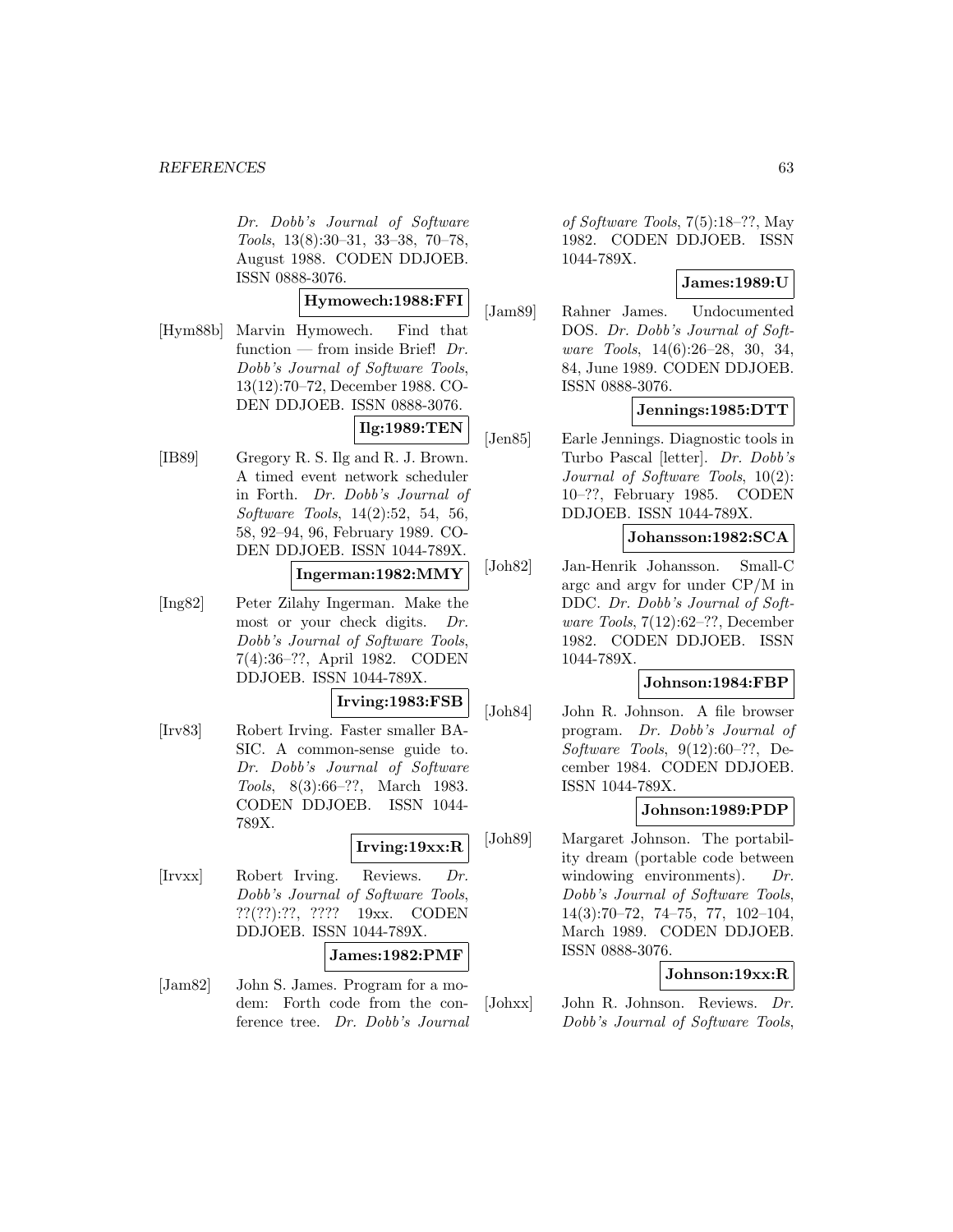Dr. Dobb's Journal of Software Tools, 13(8):30–31, 33–38, 70–78, August 1988. CODEN DDJOEB. ISSN 0888-3076.

**Hymowech:1988:FFI**

[Hym88b] Marvin Hymowech. Find that function — from inside Brief! *Dr. Dobb's Journal of Software Tools*, 13(12):70–72, December 1988. CODEN DDJOEB. ISSN 0888-3076.

**Ilg:1989:TEN**

[IB89] Gregory R. S. Ilg and R. J. Brown. A timed event network scheduler in Forth. *Dr. Dobb's Journal of Software Tools*, 14(2):52, 54, 56, 58, 92–94, 96, February 1989. CODEN DDJOEB. ISSN 1044-789X.

**Ingerman:1982:MMY**

[Ing82] Peter Zilahy Ingerman. Make the most or your check digits. *Dr. Dobb's Journal of Software Tools*, 7(4):36–??, April 1982. CODEN DDJOEB. ISSN 1044-789X.

**Irving:1983:FSB**

[Irv83] Robert Irving. Faster smaller BASIC. A common-sense guide to. *Dr. Dobb's Journal of Software Tools*, 8(3):66–??, March 1983. CODEN DDJOEB. ISSN 1044-789X.

**Irving:19xx:R**

[Irvxx] Robert Irving. Reviews. *Dr. Dobb's Journal of Software Tools*, ??(??):??, ???? 19xx. CODEN DDJOEB. ISSN 1044-789X.

**James:1982:PMF**

[Jam82] John S. James. Program for a modem: Forth code from the conference tree. *Dr. Dobb's Journal of Software Tools*, 7(5):18–??, May 1982. CODEN DDJOEB. ISSN 1044-789X.

**James:1989:U**

[Jam89] Rahner James. Undocumented DOS. *Dr. Dobb's Journal of Software Tools*, 14(6):26–28, 30, 34, 84, June 1989. CODEN DDJOEB. ISSN 0888-3076.

**Jennings:1985:DTT**

[Jen85] Earle Jennings. Diagnostic tools in Turbo Pascal [letter]. *Dr. Dobb's Journal of Software Tools*, 10(2):10–??, February 1985. CODEN DDJOEB. ISSN 1044-789X.

**Johansson:1982:SCA**

[Joh82] Jan-Henrik Johansson. Small-C argc and argv for under CP/M in DDC. *Dr. Dobb's Journal of Software Tools*, 7(12):62–??, December 1982. CODEN DDJOEB. ISSN 1044-789X.

**Johnson:1984:FBP**

[Joh84] John R. Johnson. A file browser program. *Dr. Dobb's Journal of Software Tools*, 9(12):60–??, December 1984. CODEN DDJOEB. ISSN 1044-789X.

**Johnson:1989:PDP**

[Joh89] Margaret Johnson. The portability dream (portable code between windowing environments). *Dr. Dobb's Journal of Software Tools*, 14(3):70–72, 74–75, 77, 102–104, March 1989. CODEN DDJOEB. ISSN 0888-3076.

**Johnson:19xx:R**

[Johxx] John R. Johnson. Reviews. *Dr. Dobb's Journal of Software Tools*,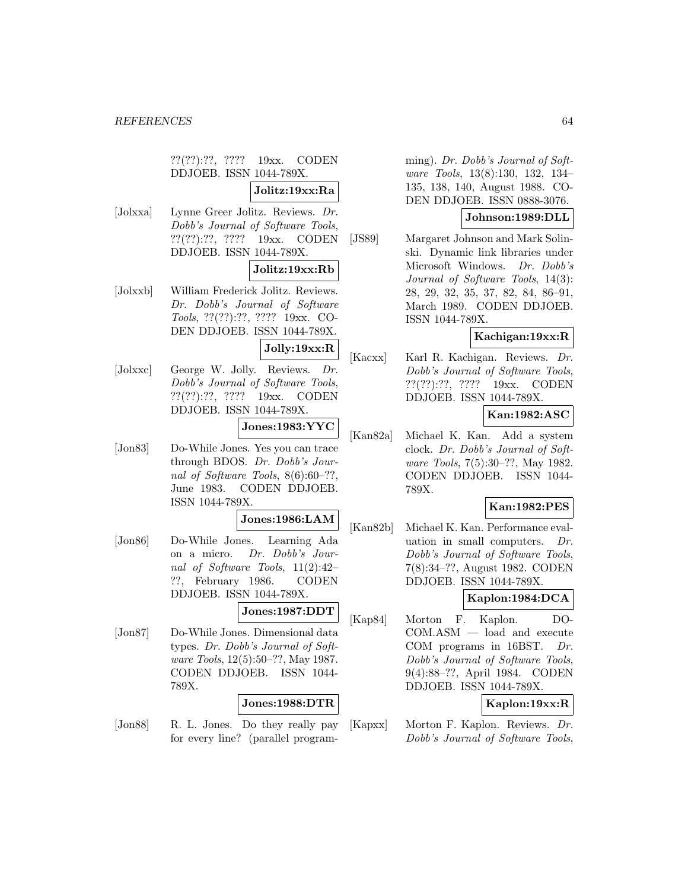??(??):??, ???? 19xx. CODEN DDJOEB. ISSN 1044-789X.

**Jolitz:19xx:Ra**

[Jolxxa] Lynne Greer Jolitz. Reviews. *Dr. Dobb's Journal of Software Tools*, ??(??):??, ???? 19xx. CODEN DDJOEB. ISSN 1044-789X.

**Jolitz:19xx:Rb**

[Jolxxb] William Frederick Jolitz. Reviews. *Dr. Dobb's Journal of Software Tools*, ??(??):??, ???? 19xx. CODEN DDJOEB. ISSN 1044-789X.

**Jolly:19xx:R**

[Jolxxc] George W. Jolly. Reviews. *Dr. Dobb's Journal of Software Tools*, ??(??):??, ???? 19xx. CODEN DDJOEB. ISSN 1044-789X.

**Jones:1983:YYC**

[Jon83] Do-While Jones. Yes you can trace through BDOS. *Dr. Dobb's Journal of Software Tools*, 8(6):60–??, June 1983. CODEN DDJOEB. ISSN 1044-789X.

**Jones:1986:LAM**

[Jon86] Do-While Jones. Learning Ada on a micro. *Dr. Dobb's Journal of Software Tools*, 11(2):42–??, February 1986. CODEN DDJOEB. ISSN 1044-789X.

**Jones:1987:DDT**

[Jon87] Do-While Jones. Dimensional data types. *Dr. Dobb's Journal of Software Tools*, 12(5):50–??, May 1987. CODEN DDJOEB. ISSN 1044-789X.

**Jones:1988:DTR**

[Jon88] R. L. Jones. Do they really pay for every line? (parallel programming). *Dr. Dobb's Journal of Software Tools*, 13(8):130, 132, 134–135, 138, 140, August 1988. CODEN DDJOEB. ISSN 0888-3076.

**Johnson:1989:DLL**

[JS89] Margaret Johnson and Mark Solinski. Dynamic link libraries under Microsoft Windows. *Dr. Dobb's Journal of Software Tools*, 14(3): 28, 29, 32, 35, 37, 82, 84, 86–91, March 1989. CODEN DDJOEB. ISSN 1044-789X.

**Kachigan:19xx:R**

[Kacxx] Karl R. Kachigan. Reviews. *Dr. Dobb's Journal of Software Tools*, ??(??):??, ???? 19xx. CODEN DDJOEB. ISSN 1044-789X.

**Kan:1982:ASC**

[Kan82a] Michael K. Kan. Add a system clock. *Dr. Dobb's Journal of Software Tools*, 7(5):30–??, May 1982. CODEN DDJOEB. ISSN 1044-789X.

**Kan:1982:PES**

[Kan82b] Michael K. Kan. Performance evaluation in small computers. *Dr. Dobb's Journal of Software Tools*, 7(8):34–??, August 1982. CODEN DDJOEB. ISSN 1044-789X.

**Kaplon:1984:DCA**

[Kap84] Morton F. Kaplon. DOCOM.ASM — load and execute COM programs in 16BST. *Dr. Dobb's Journal of Software Tools*, 9(4):88–??, April 1984. CODEN DDJOEB. ISSN 1044-789X.

**Kaplon:19xx:R**

[Kapxx] Morton F. Kaplon. Reviews. *Dr. Dobb's Journal of Software Tools*,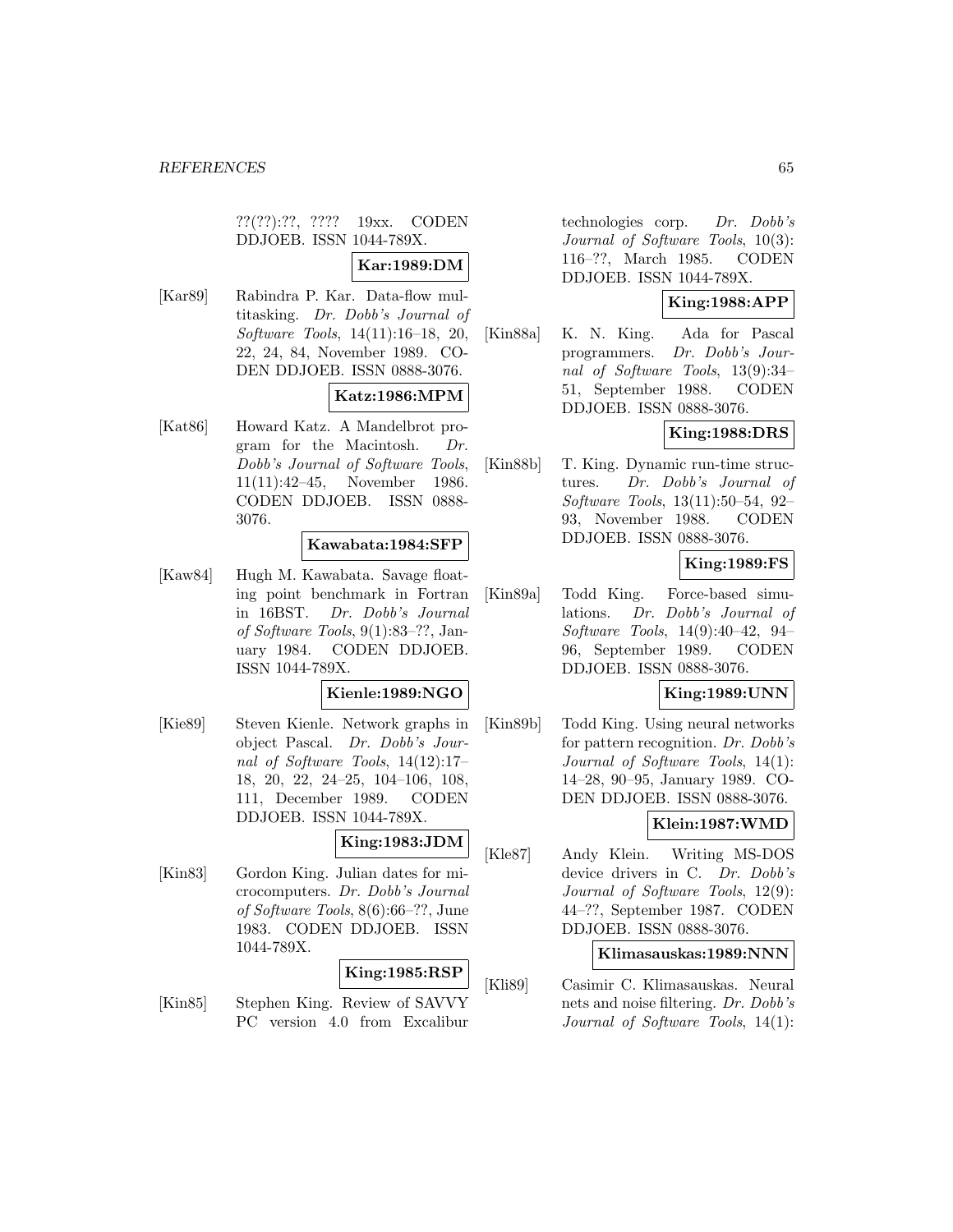??(??):??, ???? 19xx. CODEN DDJOEB. ISSN 1044-789X.

**Kar:1989:DM**

[Kar89] Rabindra P. Kar. Data-flow multitasking. *Dr. Dobb's Journal of Software Tools*, 14(11):16–18, 20, 22, 24, 84, November 1989. CODEN DDJOEB. ISSN 0888-3076.

**Katz:1986:MPM**

[Kat86] Howard Katz. A Mandelbrot program for the Macintosh. *Dr. Dobb's Journal of Software Tools*, 11(11):42–45, November 1986. CODEN DDJOEB. ISSN 0888-3076.

**Kawabata:1984:SFP**

[Kaw84] Hugh M. Kawabata. Savage floating point benchmark in Fortran in 16BST. *Dr. Dobb's Journal of Software Tools*, 9(1):83–??, January 1984. CODEN DDJOEB. ISSN 1044-789X.

**Kienle:1989:NGO**

[Kie89] Steven Kienle. Network graphs in object Pascal. *Dr. Dobb's Journal of Software Tools*, 14(12):17–18, 20, 22, 24–25, 104–106, 108, 111, December 1989. CODEN DDJOEB. ISSN 1044-789X.

**King:1983:JDM**

[Kin83] Gordon King. Julian dates for microcomputers. *Dr. Dobb's Journal of Software Tools*, 8(6):66–??, June 1983. CODEN DDJOEB. ISSN 1044-789X.

**King:1985:RSP**

[Kin85] Stephen King. Review of SAVVY PC version 4.0 from Excalibur technologies corp. *Dr. Dobb's Journal of Software Tools*, 10(3): 116–??, March 1985. CODEN DDJOEB. ISSN 1044-789X.

**King:1988:APP**

[Kin88a] K. N. King. Ada for Pascal programmers. *Dr. Dobb's Journal of Software Tools*, 13(9):34–51, September 1988. CODEN DDJOEB. ISSN 0888-3076.

**King:1988:DRS**

[Kin88b] T. King. Dynamic run-time structures. *Dr. Dobb's Journal of Software Tools*, 13(11):50–54, 92–93, November 1988. CODEN DDJOEB. ISSN 0888-3076.

**King:1989:FS**

[Kin89a] Todd King. Force-based simulations. *Dr. Dobb's Journal of Software Tools*, 14(9):40–42, 94–96, September 1989. CODEN DDJOEB. ISSN 0888-3076.

**King:1989:UNN**

[Kin89b] Todd King. Using neural networks for pattern recognition. *Dr. Dobb's Journal of Software Tools*, 14(1): 14–28, 90–95, January 1989. CODEN DDJOEB. ISSN 0888-3076.

**Klein:1987:WMD**

[Kle87] Andy Klein. Writing MS-DOS device drivers in C. *Dr. Dobb's Journal of Software Tools*, 12(9): 44–??, September 1987. CODEN DDJOEB. ISSN 0888-3076.

**Klimasauskas:1989:NNN**

[Kli89] Casimir C. Klimasauskas. Neural nets and noise filtering. *Dr. Dobb's Journal of Software Tools*, 14(1):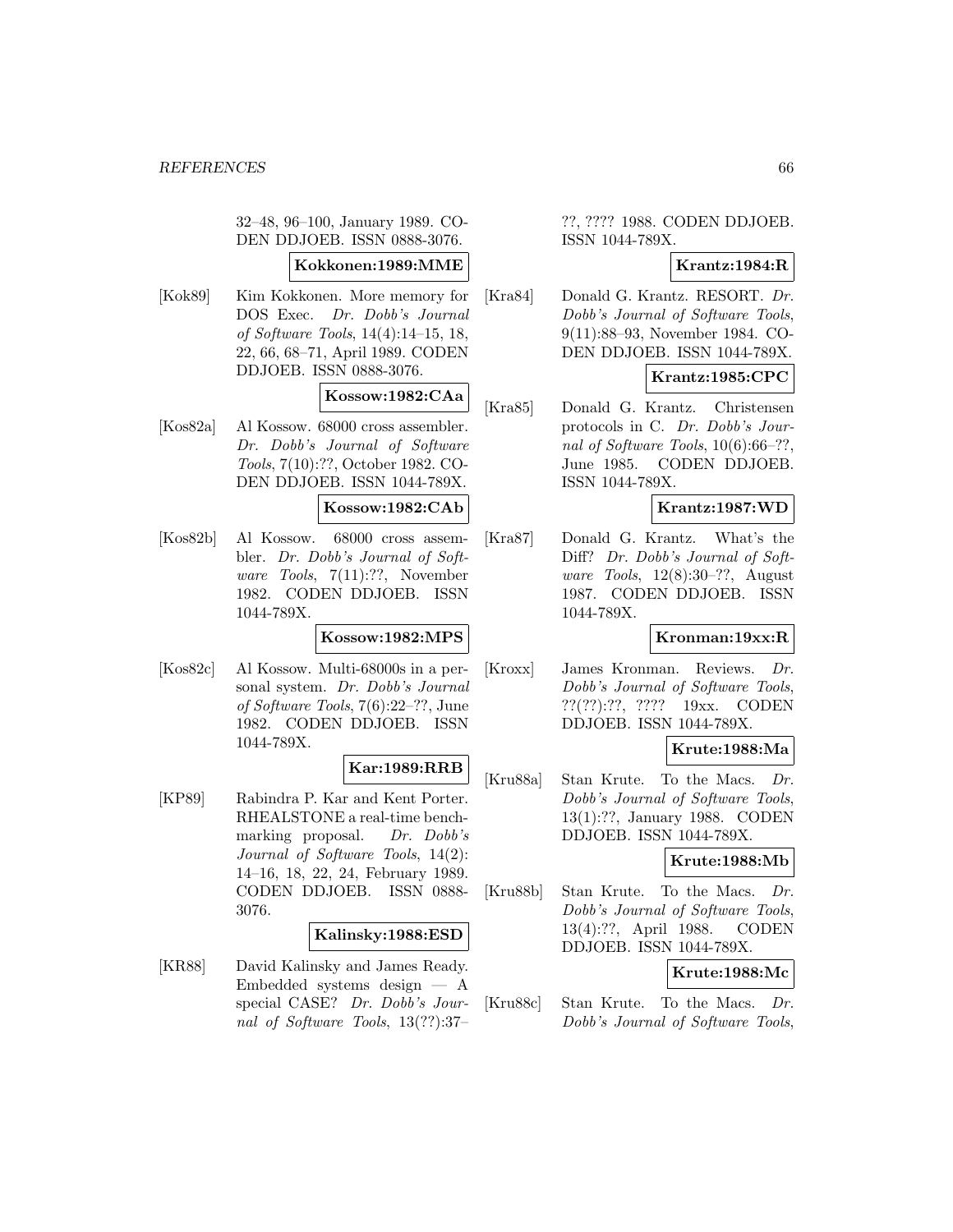32–48, 96–100, January 1989. CODEN DDJOEB. ISSN 0888-3076.

**Kokkonen:1989:MME**

[Kok89] Kim Kokkonen. More memory for DOS Exec. *Dr. Dobb's Journal of Software Tools*, 14(4):14–15, 18, 22, 66, 68–71, April 1989. CODEN DDJOEB. ISSN 0888-3076.

**Kossow:1982:CAa**

[Kos82a] Al Kossow. 68000 cross assembler. *Dr. Dobb's Journal of Software Tools*, 7(10):??, October 1982. CODEN DDJOEB. ISSN 1044-789X.

**Kossow:1982:CAb**

[Kos82b] Al Kossow. 68000 cross assembler. *Dr. Dobb's Journal of Software Tools*, 7(11):??, November 1982. CODEN DDJOEB. ISSN 1044-789X.

**Kossow:1982:MPS**

[Kos82c] Al Kossow. Multi-68000s in a personal system. *Dr. Dobb's Journal of Software Tools*, 7(6):22–??, June 1982. CODEN DDJOEB. ISSN 1044-789X.

**Kar:1989:RRB**

[KP89] Rabindra P. Kar and Kent Porter. RHEALSTONE a real-time benchmarking proposal. *Dr. Dobb's Journal of Software Tools*, 14(2): 14–16, 18, 22, 24, February 1989. CODEN DDJOEB. ISSN 0888-3076.

**Kalinsky:1988:ESD**

[KR88] David Kalinsky and James Ready. Embedded systems design — A special CASE? *Dr. Dobb's Journal of Software Tools*, 13(??):37–??, ???? 1988. CODEN DDJOEB. ISSN 1044-789X.

**Krantz:1984:R**

[Kra84] Donald G. Krantz. RESORT. *Dr. Dobb's Journal of Software Tools*, 9(11):88–93, November 1984. CODEN DDJOEB. ISSN 1044-789X.

**Krantz:1985:CPC**

[Kra85] Donald G. Krantz. Christensen protocols in C. *Dr. Dobb's Journal of Software Tools*, 10(6):66–??, June 1985. CODEN DDJOEB. ISSN 1044-789X.

**Krantz:1987:WD**

[Kra87] Donald G. Krantz. What's the Diff? *Dr. Dobb's Journal of Software Tools*, 12(8):30–??, August 1987. CODEN DDJOEB. ISSN 1044-789X.

**Kronman:19xx:R**

[Kroxx] James Kronman. Reviews. *Dr. Dobb's Journal of Software Tools*, ??(??):??, ???? 19xx. CODEN DDJOEB. ISSN 1044-789X.

**Krute:1988:Ma**

[Kru88a] Stan Krute. To the Macs. *Dr. Dobb's Journal of Software Tools*, 13(1):??, January 1988. CODEN DDJOEB. ISSN 1044-789X.

**Krute:1988:Mb**

[Kru88b] Stan Krute. To the Macs. *Dr. Dobb's Journal of Software Tools*, 13(4):??, April 1988. CODEN DDJOEB. ISSN 1044-789X.

**Krute:1988:Mc**

[Kru88c] Stan Krute. To the Macs. *Dr. Dobb's Journal of Software Tools*,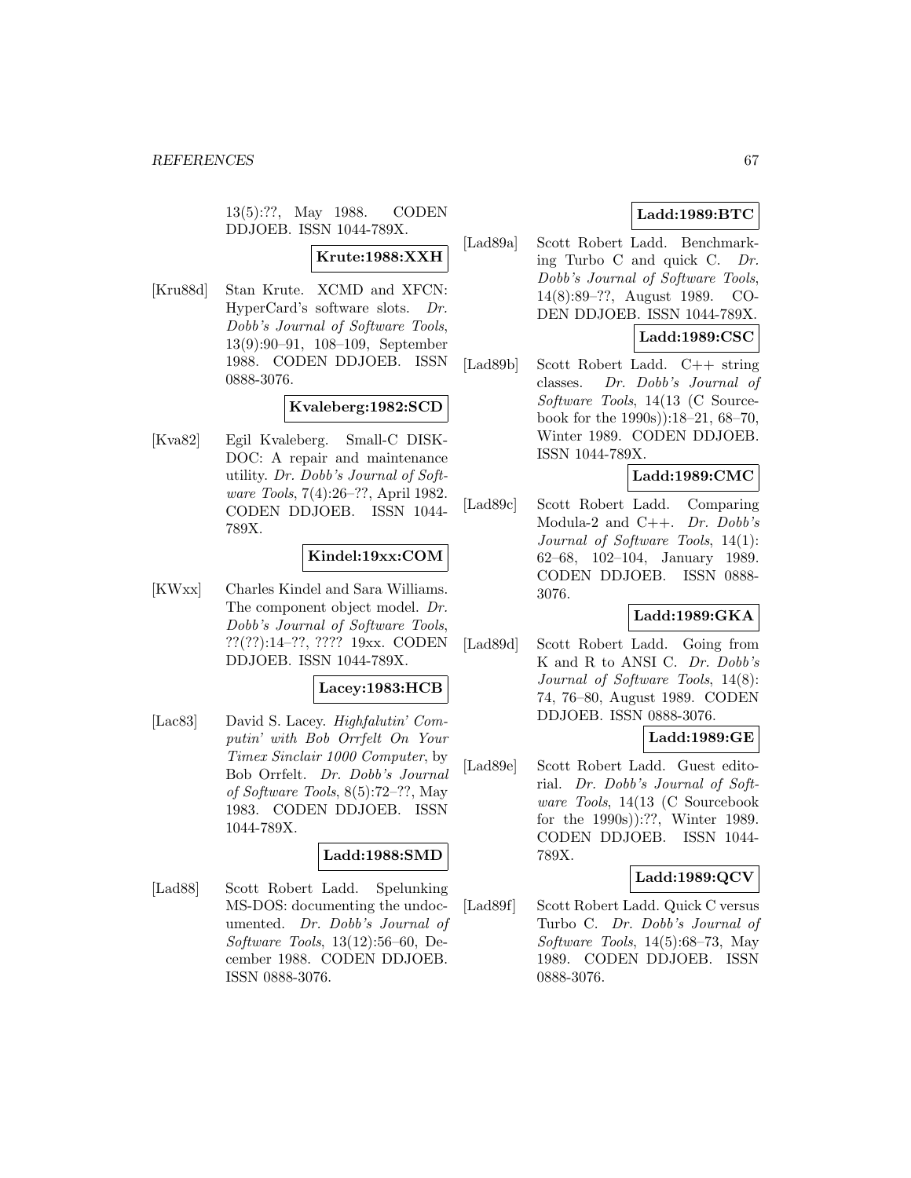13(5):??, May 1988. CODEN DDJOEB. ISSN 1044-789X.

**Krute:1988:XXH**

[Kru88d] Stan Krute. XCMD and XFCN: HyperCard's software slots. *Dr. Dobb's Journal of Software Tools*, 13(9):90–91, 108–109, September 1988. CODEN DDJOEB. ISSN 0888-3076.

**Kvaleberg:1982:SCD**

[Kva82] Egil Kvaleberg. Small-C DISK-DOC: A repair and maintenance utility. *Dr. Dobb's Journal of Software Tools*, 7(4):26–??, April 1982. CODEN DDJOEB. ISSN 1044-789X.

**Kindel:19xx:COM**

[KWxx] Charles Kindel and Sara Williams. The component object model. *Dr. Dobb's Journal of Software Tools*, ??(??):14–??, ???? 19xx. CODEN DDJOEB. ISSN 1044-789X.

**Lacey:1983:HCB**

[Lac83] David S. Lacey. *Highfalutin' Computin' with Bob Orrfelt On Your Timex Sinclair 1000 Computer*, by Bob Orrfelt. *Dr. Dobb's Journal of Software Tools*, 8(5):72–??, May 1983. CODEN DDJOEB. ISSN 1044-789X.

**Ladd:1988:SMD**

[Lad88] Scott Robert Ladd. Spelunking MS-DOS: documenting the undocumented. *Dr. Dobb's Journal of Software Tools*, 13(12):56–60, December 1988. CODEN DDJOEB. ISSN 0888-3076.

**Ladd:1989:BTC**

[Lad89a] Scott Robert Ladd. Benchmarking Turbo C and quick C. *Dr. Dobb's Journal of Software Tools*, 14(8):89–??, August 1989. CODEN DDJOEB. ISSN 1044-789X.

**Ladd:1989:CSC**

[Lad89b] Scott Robert Ladd. C++ string classes. *Dr. Dobb's Journal of Software Tools*, 14(13 (C Sourcebook for the 1990s)):18–21, 68–70, Winter 1989. CODEN DDJOEB. ISSN 1044-789X.

**Ladd:1989:CMC**

[Lad89c] Scott Robert Ladd. Comparing Modula-2 and C++. *Dr. Dobb's Journal of Software Tools*, 14(1): 62–68, 102–104, January 1989. CODEN DDJOEB. ISSN 0888-3076.

**Ladd:1989:GKA**

[Lad89d] Scott Robert Ladd. Going from K and R to ANSI C. *Dr. Dobb's Journal of Software Tools*, 14(8): 74, 76–80, August 1989. CODEN DDJOEB. ISSN 0888-3076.

**Ladd:1989:GE**

[Lad89e] Scott Robert Ladd. Guest editorial. *Dr. Dobb's Journal of Software Tools*, 14(13 (C Sourcebook for the 1990s)):??, Winter 1989. CODEN DDJOEB. ISSN 1044-789X.

**Ladd:1989:QCV**

[Lad89f] Scott Robert Ladd. Quick C versus Turbo C. *Dr. Dobb's Journal of Software Tools*, 14(5):68–73, May 1989. CODEN DDJOEB. ISSN 0888-3076.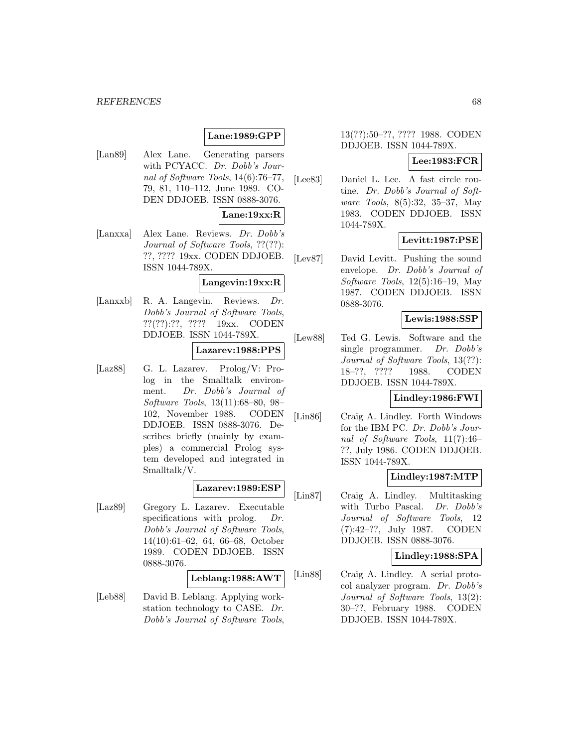**Lane:1989:GPP**

[Lan89] Alex Lane. Generating parsers with PCYACC. *Dr. Dobb's Journal of Software Tools*, 14(6):76–77, 79, 81, 110–112, June 1989. CODEN DDJOEB. ISSN 0888-3076.

**Lane:19xx:R**

[Lanxxa] Alex Lane. Reviews. *Dr. Dobb's Journal of Software Tools*, ??(??): ??, ???? 19xx. CODEN DDJOEB. ISSN 1044-789X.

**Langevin:19xx:R**

[Lanxxb] R. A. Langevin. Reviews. *Dr. Dobb's Journal of Software Tools*, ??(??):??, ???? 19xx. CODEN DDJOEB. ISSN 1044-789X.

**Lazarev:1988:PPS**

[Laz88] G. L. Lazarev. Prolog/V: Prolog in the Smalltalk environment. *Dr. Dobb's Journal of Software Tools*, 13(11):68–80, 98–102, November 1988. CODEN DDJOEB. ISSN 0888-3076. Describes briefly (mainly by examples) a commercial Prolog system developed and integrated in Smalltalk/V.

**Lazarev:1989:ESP**

[Laz89] Gregory L. Lazarev. Executable specifications with prolog. *Dr. Dobb's Journal of Software Tools*, 14(10):61–62, 64, 66–68, October 1989. CODEN DDJOEB. ISSN 0888-3076.

**Leblang:1988:AWT**

[Leb88] David B. Leblang. Applying workstation technology to CASE. *Dr. Dobb's Journal of Software Tools*, 13(??):50–??, ???? 1988. CODEN DDJOEB. ISSN 1044-789X.

**Lee:1983:FCR**

[Lee83] Daniel L. Lee. A fast circle routine. *Dr. Dobb's Journal of Software Tools*, 8(5):32, 35–37, May 1983. CODEN DDJOEB. ISSN 1044-789X.

**Levitt:1987:PSE**

[Lev87] David Levitt. Pushing the sound envelope. *Dr. Dobb's Journal of Software Tools*, 12(5):16–19, May 1987. CODEN DDJOEB. ISSN 0888-3076.

**Lewis:1988:SSP**

[Lew88] Ted G. Lewis. Software and the single programmer. *Dr. Dobb's Journal of Software Tools*, 13(??): 18–??, ???? 1988. CODEN DDJOEB. ISSN 1044-789X.

**Lindley:1986:FWI**

[Lin86] Craig A. Lindley. Forth Windows for the IBM PC. *Dr. Dobb's Journal of Software Tools*, 11(7):46–??, July 1986. CODEN DDJOEB. ISSN 1044-789X.

**Lindley:1987:MTP**

[Lin87] Craig A. Lindley. Multitasking with Turbo Pascal. *Dr. Dobb's Journal of Software Tools*, 12 (7):42–??, July 1987. CODEN DDJOEB. ISSN 0888-3076.

**Lindley:1988:SPA**

[Lin88] Craig A. Lindley. A serial protocol analyzer program. *Dr. Dobb's Journal of Software Tools*, 13(2): 30–??, February 1988. CODEN DDJOEB. ISSN 1044-789X.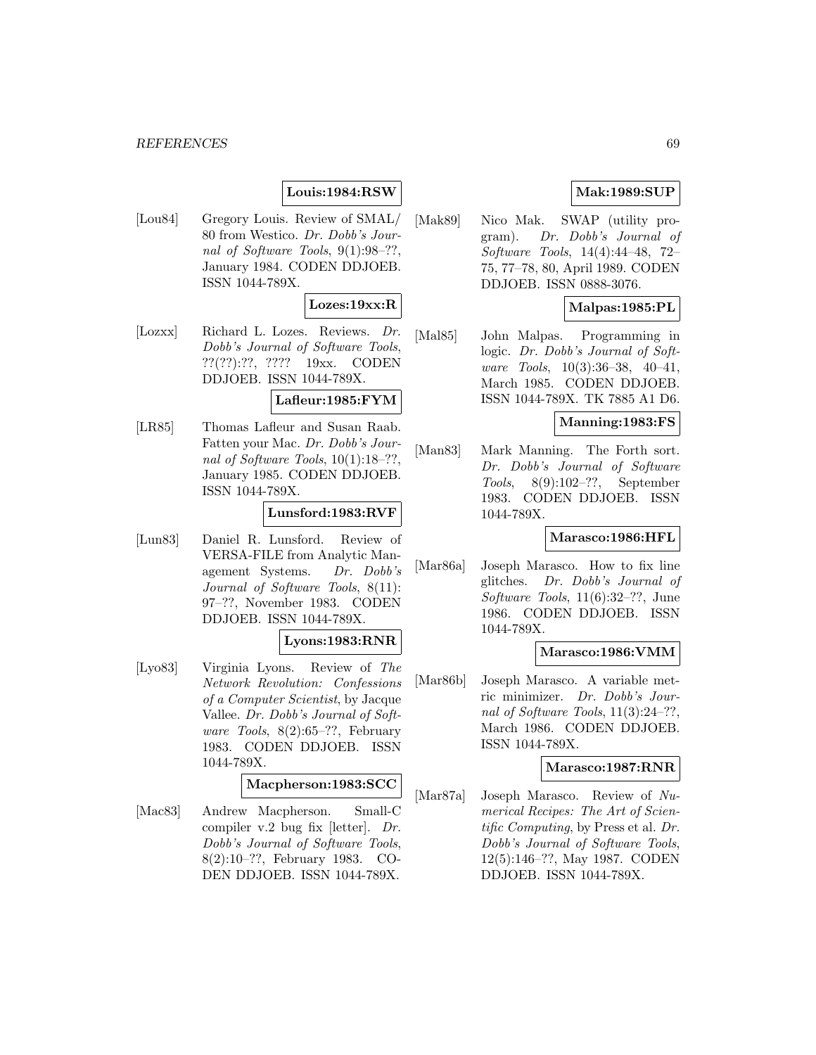**Louis:1984:RSW**

[Lou84] Gregory Louis. Review of SMAL/ 80 from Westico. *Dr. Dobb's Journal of Software Tools*, 9(1):98–??, January 1984. CODEN DDJOEB. ISSN 1044-789X.

**Lozes:19xx:R**

[Lozxx] Richard L. Lozes. Reviews. *Dr. Dobb's Journal of Software Tools*, ??(??):??, ???? 19xx. CODEN DDJOEB. ISSN 1044-789X.

**Lafleur:1985:FYM**

[LR85] Thomas Lafleur and Susan Raab. Fatten your Mac. *Dr. Dobb's Journal of Software Tools*, 10(1):18–??, January 1985. CODEN DDJOEB. ISSN 1044-789X.

**Lunsford:1983:RVF**

[Lun83] Daniel R. Lunsford. Review of VERSA-FILE from Analytic Management Systems. *Dr. Dobb's Journal of Software Tools*, 8(11): 97–??, November 1983. CODEN DDJOEB. ISSN 1044-789X.

**Lyons:1983:RNR**

[Lyo83] Virginia Lyons. Review of *The Network Revolution: Confessions of a Computer Scientist*, by Jacque Vallee. *Dr. Dobb's Journal of Software Tools*, 8(2):65–??, February 1983. CODEN DDJOEB. ISSN 1044-789X.

**Macpherson:1983:SCC**

[Mac83] Andrew Macpherson. Small-C compiler v.2 bug fix [letter]. *Dr. Dobb's Journal of Software Tools*, 8(2):10–??, February 1983. CODEN DDJOEB. ISSN 1044-789X.

**Mak:1989:SUP**

[Mak89] Nico Mak. SWAP (utility program). *Dr. Dobb's Journal of Software Tools*, 14(4):44–48, 72–75, 77–78, 80, April 1989. CODEN DDJOEB. ISSN 0888-3076.

**Malpas:1985:PL**

[Mal85] John Malpas. Programming in logic. *Dr. Dobb's Journal of Software Tools*, 10(3):36–38, 40–41, March 1985. CODEN DDJOEB. ISSN 1044-789X. TK 7885 A1 D6.

**Manning:1983:FS**

[Man83] Mark Manning. The Forth sort. *Dr. Dobb's Journal of Software Tools*, 8(9):102–??, September 1983. CODEN DDJOEB. ISSN 1044-789X.

**Marasco:1986:HFL**

[Mar86a] Joseph Marasco. How to fix line glitches. *Dr. Dobb's Journal of Software Tools*, 11(6):32–??, June 1986. CODEN DDJOEB. ISSN 1044-789X.

**Marasco:1986:VMM**

[Mar86b] Joseph Marasco. A variable metric minimizer. *Dr. Dobb's Journal of Software Tools*, 11(3):24–??, March 1986. CODEN DDJOEB. ISSN 1044-789X.

**Marasco:1987:RNR**

[Mar87a] Joseph Marasco. Review of *Numerical Recipes: The Art of Scientific Computing*, by Press et al. *Dr. Dobb's Journal of Software Tools*, 12(5):146–??, May 1987. CODEN DDJOEB. ISSN 1044-789X.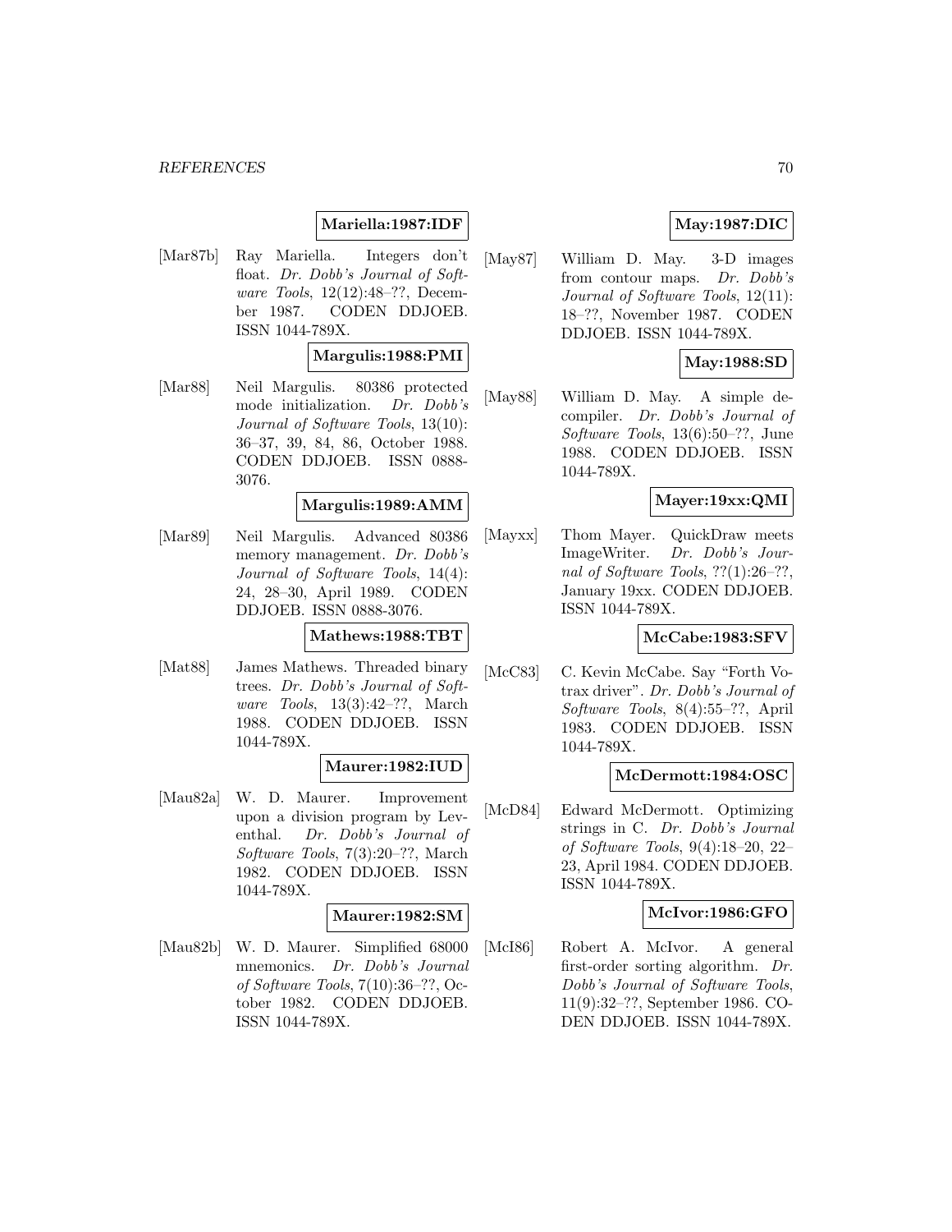**Mariella:1987:IDF**

[Mar87b] Ray Mariella. Integers don't float. *Dr. Dobb's Journal of Software Tools*, 12(12):48–??, December 1987. CODEN DDJOEB. ISSN 1044-789X.

**Margulis:1988:PMI**

[Mar88] Neil Margulis. 80386 protected mode initialization. *Dr. Dobb's Journal of Software Tools*, 13(10): 36–37, 39, 84, 86, October 1988. CODEN DDJOEB. ISSN 0888-3076.

**Margulis:1989:AMM**

[Mar89] Neil Margulis. Advanced 80386 memory management. *Dr. Dobb's Journal of Software Tools*, 14(4): 24, 28–30, April 1989. CODEN DDJOEB. ISSN 0888-3076.

**Mathews:1988:TBT**

[Mat88] James Mathews. Threaded binary trees. *Dr. Dobb's Journal of Software Tools*, 13(3):42–??, March 1988. CODEN DDJOEB. ISSN 1044-789X.

**Maurer:1982:IUD**

[Mau82a] W. D. Maurer. Improvement upon a division program by Leventhal. *Dr. Dobb's Journal of Software Tools*, 7(3):20–??, March 1982. CODEN DDJOEB. ISSN 1044-789X.

**Maurer:1982:SM**

[Mau82b] W. D. Maurer. Simplified 68000 mnemonics. *Dr. Dobb's Journal of Software Tools*, 7(10):36–??, October 1982. CODEN DDJOEB. ISSN 1044-789X.

**May:1987:DIC**

[May87] William D. May. 3-D images from contour maps. *Dr. Dobb's Journal of Software Tools*, 12(11): 18–??, November 1987. CODEN DDJOEB. ISSN 1044-789X.

**May:1988:SD**

[May88] William D. May. A simple decompiler. *Dr. Dobb's Journal of Software Tools*, 13(6):50–??, June 1988. CODEN DDJOEB. ISSN 1044-789X.

**Mayer:19xx:QMI**

[Mayxx] Thom Mayer. QuickDraw meets ImageWriter. *Dr. Dobb's Journal of Software Tools*, ??(1):26–??, January 19xx. CODEN DDJOEB. ISSN 1044-789X.

**McCabe:1983:SFV**

[McC83] C. Kevin McCabe. Say "Forth Votrax driver". *Dr. Dobb's Journal of Software Tools*, 8(4):55–??, April 1983. CODEN DDJOEB. ISSN 1044-789X.

**McDermott:1984:OSC**

[McD84] Edward McDermott. Optimizing strings in C. *Dr. Dobb's Journal of Software Tools*, 9(4):18–20, 22–23, April 1984. CODEN DDJOEB. ISSN 1044-789X.

**McIvor:1986:GFO**

[McI86] Robert A. McIvor. A general first-order sorting algorithm. *Dr. Dobb's Journal of Software Tools*, 11(9):32–??, September 1986. CODEN DDJOEB. ISSN 1044-789X.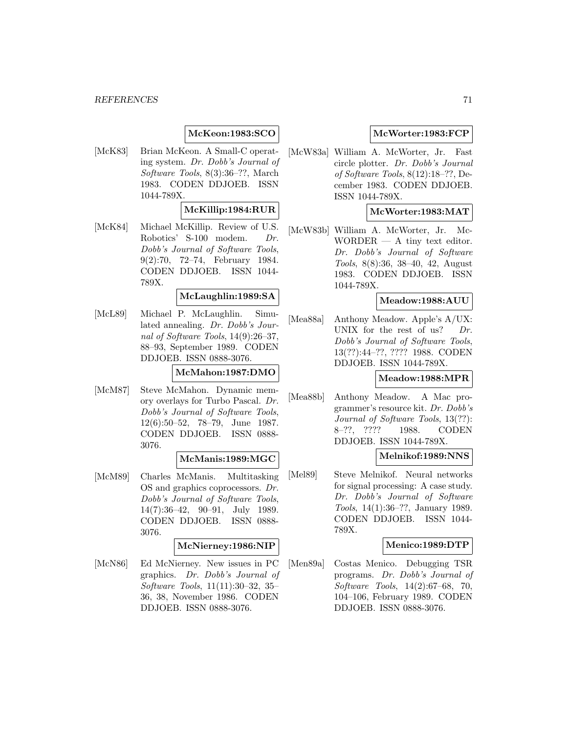**McKeon:1983:SCO**

[McK83] Brian McKeon. A Small-C operating system. *Dr. Dobb's Journal of Software Tools*, 8(3):36–??, March 1983. CODEN DDJOEB. ISSN 1044-789X.

**McKillip:1984:RUR**

[McK84] Michael McKillip. Review of U.S. Robotics' S-100 modem. *Dr. Dobb's Journal of Software Tools*, 9(2):70, 72–74, February 1984. CODEN DDJOEB. ISSN 1044-789X.

**McLaughlin:1989:SA**

[McL89] Michael P. McLaughlin. Simulated annealing. *Dr. Dobb's Journal of Software Tools*, 14(9):26–37, 88–93, September 1989. CODEN DDJOEB. ISSN 0888-3076.

**McMahon:1987:DMO**

[McM87] Steve McMahon. Dynamic memory overlays for Turbo Pascal. *Dr. Dobb's Journal of Software Tools*, 12(6):50–52, 78–79, June 1987. CODEN DDJOEB. ISSN 0888-3076.

**McManis:1989:MGC**

[McM89] Charles McManis. Multitasking OS and graphics coprocessors. *Dr. Dobb's Journal of Software Tools*, 14(7):36–42, 90–91, July 1989. CODEN DDJOEB. ISSN 0888-3076.

**McNierney:1986:NIP**

[McN86] Ed McNierney. New issues in PC graphics. *Dr. Dobb's Journal of Software Tools*, 11(11):30–32, 35–36, 38, November 1986. CODEN DDJOEB. ISSN 0888-3076.

**McWorter:1983:FCP**

[McW83a] William A. McWorter, Jr. Fast circle plotter. *Dr. Dobb's Journal of Software Tools*, 8(12):18–??, December 1983. CODEN DDJOEB. ISSN 1044-789X.

**McWorter:1983:MAT**

[McW83b] William A. McWorter, Jr. McWORDER — A tiny text editor. *Dr. Dobb's Journal of Software Tools*, 8(8):36, 38–40, 42, August 1983. CODEN DDJOEB. ISSN 1044-789X.

**Meadow:1988:AUU**

[Mea88a] Anthony Meadow. Apple's A/UX: UNIX for the rest of us? *Dr. Dobb's Journal of Software Tools*, 13(??):44–??, ???? 1988. CODEN DDJOEB. ISSN 1044-789X.

**Meadow:1988:MPR**

[Mea88b] Anthony Meadow. A Mac programmer's resource kit. *Dr. Dobb's Journal of Software Tools*, 13(??): 8–??, ???? 1988. CODEN DDJOEB. ISSN 1044-789X.

**Melnikof:1989:NNS**

[Mel89] Steve Melnikof. Neural networks for signal processing: A case study. *Dr. Dobb's Journal of Software Tools*, 14(1):36–??, January 1989. CODEN DDJOEB. ISSN 1044-789X.

**Menico:1989:DTP**

[Men89a] Costas Menico. Debugging TSR programs. *Dr. Dobb's Journal of Software Tools*, 14(2):67–68, 70, 104–106, February 1989. CODEN DDJOEB. ISSN 0888-3076.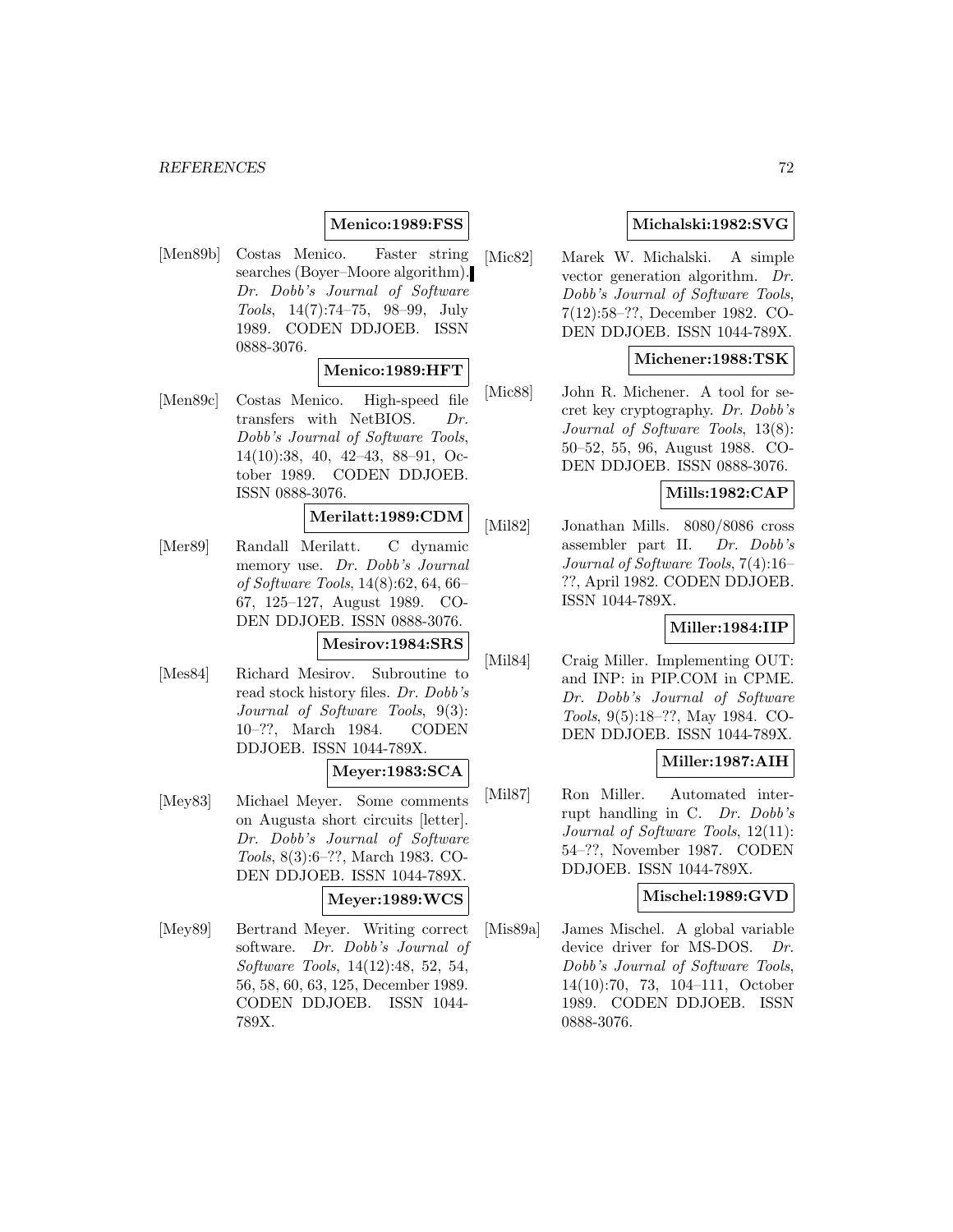**Menico:1989:FSS**

[Men89b] Costas Menico. Faster string searches (Boyer–Moore algorithm). *Dr. Dobb's Journal of Software Tools*, 14(7):74–75, 98–99, July 1989. CODEN DDJOEB. ISSN 0888-3076.

**Menico:1989:HFT**

[Men89c] Costas Menico. High-speed file transfers with NetBIOS. *Dr. Dobb's Journal of Software Tools*, 14(10):38, 40, 42–43, 88–91, October 1989. CODEN DDJOEB. ISSN 0888-3076.

**Merilatt:1989:CDM**

[Mer89] Randall Merilatt. C dynamic memory use. *Dr. Dobb's Journal of Software Tools*, 14(8):62, 64, 66–67, 125–127, August 1989. CODEN DDJOEB. ISSN 0888-3076.

**Mesirov:1984:SRS**

[Mes84] Richard Mesirov. Subroutine to read stock history files. *Dr. Dobb's Journal of Software Tools*, 9(3):10–??, March 1984. CODEN DDJOEB. ISSN 1044-789X.

**Meyer:1983:SCA**

[Mey83] Michael Meyer. Some comments on Augusta short circuits [letter]. *Dr. Dobb's Journal of Software Tools*, 8(3):6–??, March 1983. CODEN DDJOEB. ISSN 1044-789X.

**Meyer:1989:WCS**

[Mey89] Bertrand Meyer. Writing correct software. *Dr. Dobb's Journal of Software Tools*, 14(12):48, 52, 54, 56, 58, 60, 63, 125, December 1989. CODEN DDJOEB. ISSN 1044-789X.

**Michalski:1982:SVG**

[Mic82] Marek W. Michalski. A simple vector generation algorithm. *Dr. Dobb's Journal of Software Tools*, 7(12):58–??, December 1982. CODEN DDJOEB. ISSN 1044-789X.

**Michener:1988:TSK**

[Mic88] John R. Michener. A tool for secret key cryptography. *Dr. Dobb's Journal of Software Tools*, 13(8):50–52, 55, 96, August 1988. CODEN DDJOEB. ISSN 0888-3076.

**Mills:1982:CAP**

[Mil82] Jonathan Mills. 8080/8086 cross assembler part II. *Dr. Dobb's Journal of Software Tools*, 7(4):16–??, April 1982. CODEN DDJOEB. ISSN 1044-789X.

**Miller:1984:IIP**

[Mil84] Craig Miller. Implementing OUT: and INP: in PIP.COM in CPME. *Dr. Dobb's Journal of Software Tools*, 9(5):18–??, May 1984. CODEN DDJOEB. ISSN 1044-789X.

**Miller:1987:AIH**

[Mil87] Ron Miller. Automated interrupt handling in C. *Dr. Dobb's Journal of Software Tools*, 12(11):54–??, November 1987. CODEN DDJOEB. ISSN 1044-789X.

**Mischel:1989:GVD**

[Mis89a] James Mischel. A global variable device driver for MS-DOS. *Dr. Dobb's Journal of Software Tools*, 14(10):70, 73, 104–111, October 1989. CODEN DDJOEB. ISSN 0888-3076.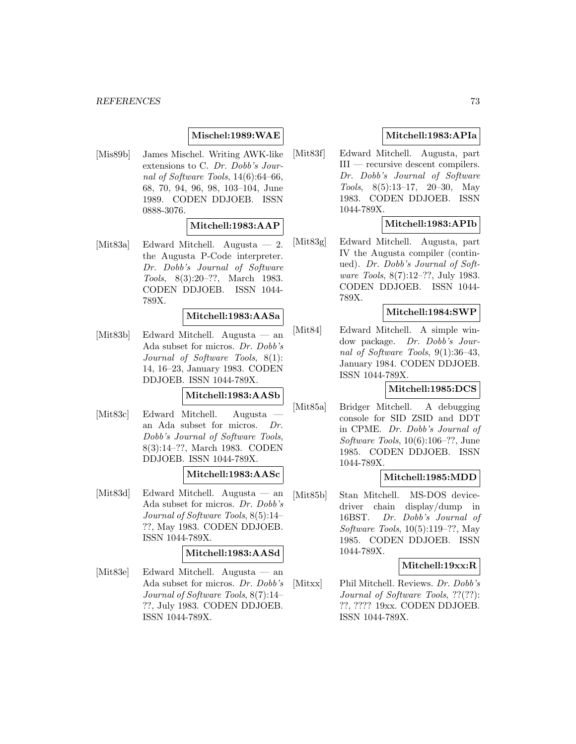**Mischel:1989:WAE**

[Mis89b] James Mischel. Writing AWK-like extensions to C. *Dr. Dobb's Journal of Software Tools*, 14(6):64–66, 68, 70, 94, 96, 98, 103–104, June 1989. CODEN DDJOEB. ISSN 0888-3076.

**Mitchell:1983:AAP**

[Mit83a] Edward Mitchell. Augusta — 2. the Augusta P-Code interpreter. *Dr. Dobb's Journal of Software Tools*, 8(3):20–??, March 1983. CODEN DDJOEB. ISSN 1044-789X.

**Mitchell:1983:AASa**

[Mit83b] Edward Mitchell. Augusta — an Ada subset for micros. *Dr. Dobb's Journal of Software Tools*, 8(1): 14, 16–23, January 1983. CODEN DDJOEB. ISSN 1044-789X.

**Mitchell:1983:AASb**

[Mit83c] Edward Mitchell. Augusta — an Ada subset for micros. *Dr. Dobb's Journal of Software Tools*, 8(3):14–??, March 1983. CODEN DDJOEB. ISSN 1044-789X.

**Mitchell:1983:AASc**

[Mit83d] Edward Mitchell. Augusta — an Ada subset for micros. *Dr. Dobb's Journal of Software Tools*, 8(5):14–??, May 1983. CODEN DDJOEB. ISSN 1044-789X.

**Mitchell:1983:AASd**

[Mit83e] Edward Mitchell. Augusta — an Ada subset for micros. *Dr. Dobb's Journal of Software Tools*, 8(7):14–??, July 1983. CODEN DDJOEB. ISSN 1044-789X.

**Mitchell:1983:APIa**

[Mit83f] Edward Mitchell. Augusta, part III — recursive descent compilers. *Dr. Dobb's Journal of Software Tools*, 8(5):13–17, 20–30, May 1983. CODEN DDJOEB. ISSN 1044-789X.

**Mitchell:1983:APIb**

[Mit83g] Edward Mitchell. Augusta, part IV the Augusta compiler (continued). *Dr. Dobb's Journal of Software Tools*, 8(7):12–??, July 1983. CODEN DDJOEB. ISSN 1044-789X.

**Mitchell:1984:SWP**

[Mit84] Edward Mitchell. A simple window package. *Dr. Dobb's Journal of Software Tools*, 9(1):36–43, January 1984. CODEN DDJOEB. ISSN 1044-789X.

**Mitchell:1985:DCS**

[Mit85a] Bridger Mitchell. A debugging console for SID ZSID and DDT in CPME. *Dr. Dobb's Journal of Software Tools*, 10(6):106–??, June 1985. CODEN DDJOEB. ISSN 1044-789X.

**Mitchell:1985:MDD**

[Mit85b] Stan Mitchell. MS-DOS device-driver chain display/dump in 16BST. *Dr. Dobb's Journal of Software Tools*, 10(5):119–??, May 1985. CODEN DDJOEB. ISSN 1044-789X.

**Mitchell:19xx:R**

[Mitxx] Phil Mitchell. Reviews. *Dr. Dobb's Journal of Software Tools*, ??(??): ??, ???? 19xx. CODEN DDJOEB. ISSN 1044-789X.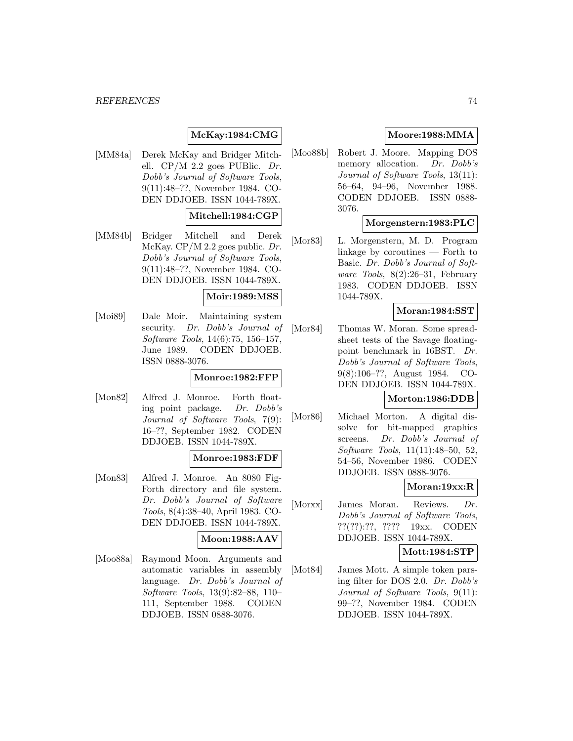**McKay:1984:CMG**

[MM84a] Derek McKay and Bridger Mitchell. CP/M 2.2 goes PUBlic. *Dr. Dobb's Journal of Software Tools*, 9(11):48–??, November 1984. CODEN DDJOEB. ISSN 1044-789X.

**Mitchell:1984:CGP**

[MM84b] Bridger Mitchell and Derek McKay. CP/M 2.2 goes public. *Dr. Dobb's Journal of Software Tools*, 9(11):48–??, November 1984. CODEN DDJOEB. ISSN 1044-789X.

**Moir:1989:MSS**

[Moi89] Dale Moir. Maintaining system security. *Dr. Dobb's Journal of Software Tools*, 14(6):75, 156–157, June 1989. CODEN DDJOEB. ISSN 0888-3076.

**Monroe:1982:FFP**

[Mon82] Alfred J. Monroe. Forth floating point package. *Dr. Dobb's Journal of Software Tools*, 7(9): 16–??, September 1982. CODEN DDJOEB. ISSN 1044-789X.

**Monroe:1983:FDF**

[Mon83] Alfred J. Monroe. An 8080 Fig-Forth directory and file system. *Dr. Dobb's Journal of Software Tools*, 8(4):38–40, April 1983. CODEN DDJOEB. ISSN 1044-789X.

**Moon:1988:AAV**

[Moo88a] Raymond Moon. Arguments and automatic variables in assembly language. *Dr. Dobb's Journal of Software Tools*, 13(9):82–88, 110–111, September 1988. CODEN DDJOEB. ISSN 0888-3076.

**Moore:1988:MMA**

[Moo88b] Robert J. Moore. Mapping DOS memory allocation. *Dr. Dobb's Journal of Software Tools*, 13(11): 56–64, 94–96, November 1988. CODEN DDJOEB. ISSN 0888-3076.

**Morgenstern:1983:PLC**

[Mor83] L. Morgenstern, M. D. Program linkage by coroutines — Forth to Basic. *Dr. Dobb's Journal of Software Tools*, 8(2):26–31, February 1983. CODEN DDJOEB. ISSN 1044-789X.

**Moran:1984:SST**

[Mor84] Thomas W. Moran. Some spreadsheet tests of the Savage floating-point benchmark in 16BST. *Dr. Dobb's Journal of Software Tools*, 9(8):106–??, August 1984. CODEN DDJOEB. ISSN 1044-789X.

**Morton:1986:DDB**

[Mor86] Michael Morton. A digital dissolve for bit-mapped graphics screens. *Dr. Dobb's Journal of Software Tools*, 11(11):48–50, 52, 54–56, November 1986. CODEN DDJOEB. ISSN 0888-3076.

**Moran:19xx:R**

[Morxx] James Moran. Reviews. *Dr. Dobb's Journal of Software Tools*, ??(??):??, ???? 19xx. CODEN DDJOEB. ISSN 1044-789X.

**Mott:1984:STP**

[Mot84] James Mott. A simple token parsing filter for DOS 2.0. *Dr. Dobb's Journal of Software Tools*, 9(11): 99–??, November 1984. CODEN DDJOEB. ISSN 1044-789X.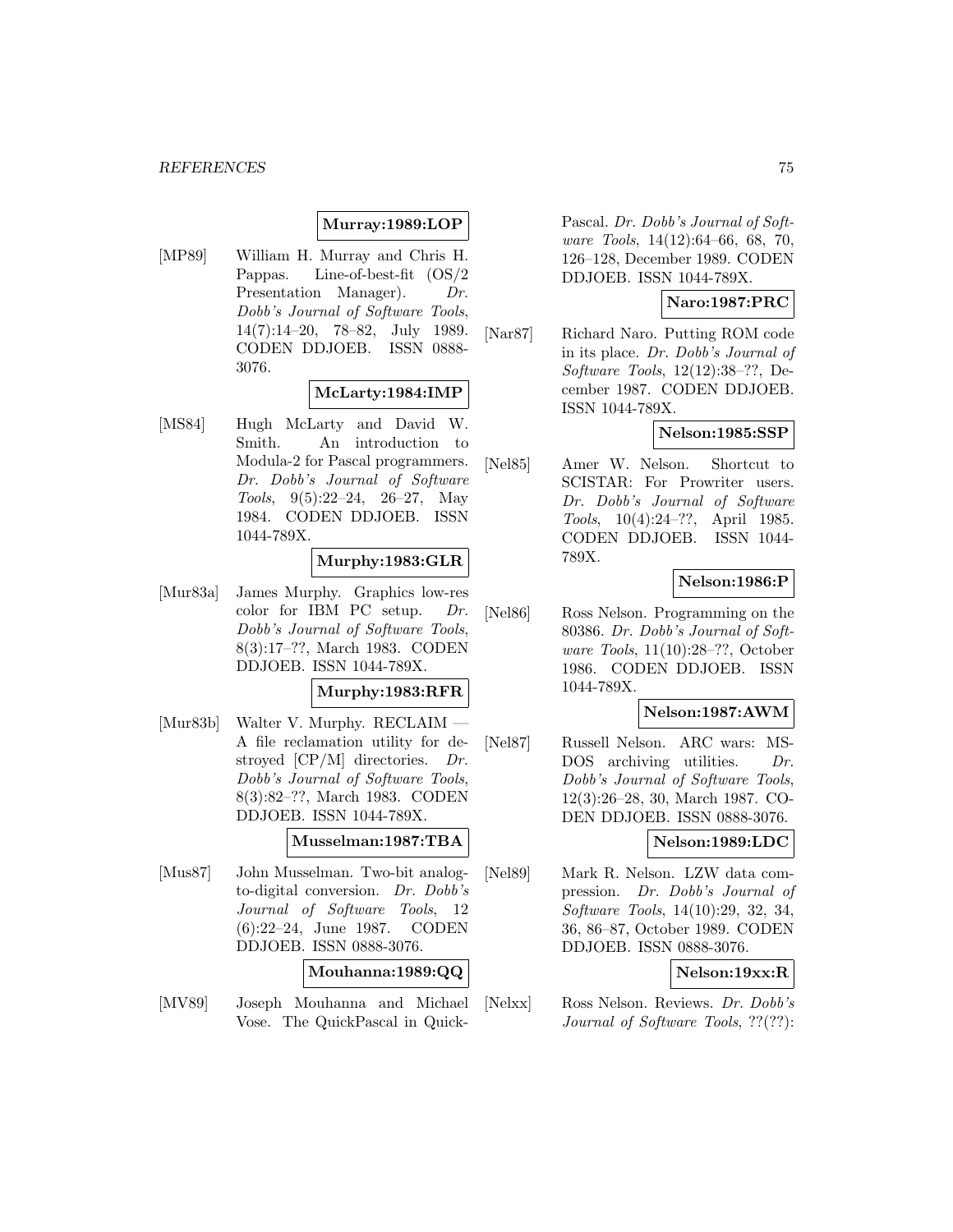**Murray:1989:LOP**

[MP89] William H. Murray and Chris H. Pappas. Line-of-best-fit (OS/2 Presentation Manager). *Dr. Dobb's Journal of Software Tools*, 14(7):14–20, 78–82, July 1989. CODEN DDJOEB. ISSN 0888-3076.

**McLarty:1984:IMP**

[MS84] Hugh McLarty and David W. Smith. An introduction to Modula-2 for Pascal programmers. *Dr. Dobb's Journal of Software Tools*, 9(5):22–24, 26–27, May 1984. CODEN DDJOEB. ISSN 1044-789X.

**Murphy:1983:GLR**

[Mur83a] James Murphy. Graphics low-res color for IBM PC setup. *Dr. Dobb's Journal of Software Tools*, 8(3):17–??, March 1983. CODEN DDJOEB. ISSN 1044-789X.

**Murphy:1983:RFR**

[Mur83b] Walter V. Murphy. RECLAIM — A file reclamation utility for destroyed [CP/M] directories. *Dr. Dobb's Journal of Software Tools*, 8(3):82–??, March 1983. CODEN DDJOEB. ISSN 1044-789X.

**Musselman:1987:TBA**

[Mus87] John Musselman. Two-bit analog-to-digital conversion. *Dr. Dobb's Journal of Software Tools*, 12 (6):22–24, June 1987. CODEN DDJOEB. ISSN 0888-3076.

**Mouhanna:1989:QQ**

[MV89] Joseph Mouhanna and Michael Vose. The QuickPascal in QuickPascal. *Dr. Dobb's Journal of Software Tools*, 14(12):64–66, 68, 70, 126–128, December 1989. CODEN DDJOEB. ISSN 1044-789X.

**Naro:1987:PRC**

[Nar87] Richard Naro. Putting ROM code in its place. *Dr. Dobb's Journal of Software Tools*, 12(12):38–??, December 1987. CODEN DDJOEB. ISSN 1044-789X.

**Nelson:1985:SSP**

[Nel85] Amer W. Nelson. Shortcut to SCISTAR: For Prowriter users. *Dr. Dobb's Journal of Software Tools*, 10(4):24–??, April 1985. CODEN DDJOEB. ISSN 1044-789X.

**Nelson:1986:P**

[Nel86] Ross Nelson. Programming on the 80386. *Dr. Dobb's Journal of Software Tools*, 11(10):28–??, October 1986. CODEN DDJOEB. ISSN 1044-789X.

**Nelson:1987:AWM**

[Nel87] Russell Nelson. ARC wars: MS-DOS archiving utilities. *Dr. Dobb's Journal of Software Tools*, 12(3):26–28, 30, March 1987. CODEN DDJOEB. ISSN 0888-3076.

**Nelson:1989:LDC**

[Nel89] Mark R. Nelson. LZW data compression. *Dr. Dobb's Journal of Software Tools*, 14(10):29, 32, 34, 36, 86–87, October 1989. CODEN DDJOEB. ISSN 0888-3076.

**Nelson:19xx:R**

[Nelxx] Ross Nelson. Reviews. *Dr. Dobb's Journal of Software Tools*, ??(??):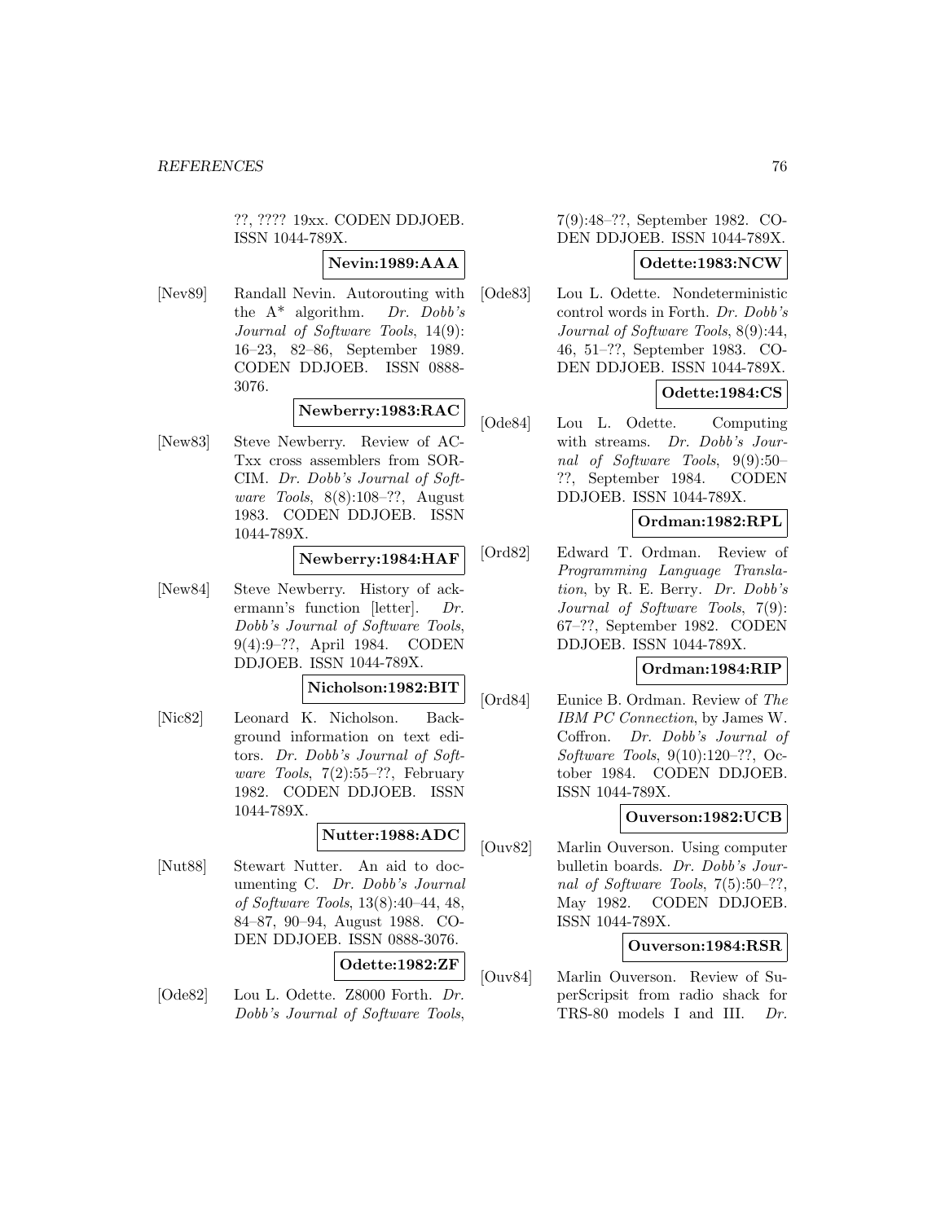??, ???? 19xx. CODEN DDJOEB. ISSN 1044-789X.

**Nevin:1989:AAA**

[Nev89] Randall Nevin. Autorouting with the A* algorithm. *Dr. Dobb's Journal of Software Tools*, 14(9): 16–23, 82–86, September 1989. CODEN DDJOEB. ISSN 0888-3076.

**Newberry:1983:RAC**

[New83] Steve Newberry. Review of AC-Txx cross assemblers from SORCIM. *Dr. Dobb's Journal of Software Tools*, 8(8):108–??, August 1983. CODEN DDJOEB. ISSN 1044-789X.

**Newberry:1984:HAF**

[New84] Steve Newberry. History of ackermann's function [letter]. *Dr. Dobb's Journal of Software Tools*, 9(4):9–??, April 1984. CODEN DDJOEB. ISSN 1044-789X.

**Nicholson:1982:BIT**

[Nic82] Leonard K. Nicholson. Background information on text editors. *Dr. Dobb's Journal of Software Tools*, 7(2):55–??, February 1982. CODEN DDJOEB. ISSN 1044-789X.

**Nutter:1988:ADC**

[Nut88] Stewart Nutter. An aid to documenting C. *Dr. Dobb's Journal of Software Tools*, 13(8):40–44, 48, 84–87, 90–94, August 1988. CODEN DDJOEB. ISSN 0888-3076.

**Odette:1982:ZF**

[Ode82] Lou L. Odette. Z8000 Forth. *Dr. Dobb's Journal of Software Tools*, 7(9):48–??, September 1982. CODEN DDJOEB. ISSN 1044-789X.

**Odette:1983:NCW**

[Ode83] Lou L. Odette. Nondeterministic control words in Forth. *Dr. Dobb's Journal of Software Tools*, 8(9):44, 46, 51–??, September 1983. CODEN DDJOEB. ISSN 1044-789X.

**Odette:1984:CS**

[Ode84] Lou L. Odette. Computing with streams. *Dr. Dobb's Journal of Software Tools*, 9(9):50–??, September 1984. CODEN DDJOEB. ISSN 1044-789X.

**Ordman:1982:RPL**

[Ord82] Edward T. Ordman. Review of *Programming Language Translation*, by R. E. Berry. *Dr. Dobb's Journal of Software Tools*, 7(9): 67–??, September 1982. CODEN DDJOEB. ISSN 1044-789X.

**Ordman:1984:RIP**

[Ord84] Eunice B. Ordman. Review of *The IBM PC Connection*, by James W. Coffron. *Dr. Dobb's Journal of Software Tools*, 9(10):120–??, October 1984. CODEN DDJOEB. ISSN 1044-789X.

**Ouverson:1982:UCB**

[Ouv82] Marlin Ouverson. Using computer bulletin boards. *Dr. Dobb's Journal of Software Tools*, 7(5):50–??, May 1982. CODEN DDJOEB. ISSN 1044-789X.

**Ouverson:1984:RSR**

[Ouv84] Marlin Ouverson. Review of SuperScripsit from radio shack for TRS-80 models I and III. *Dr.*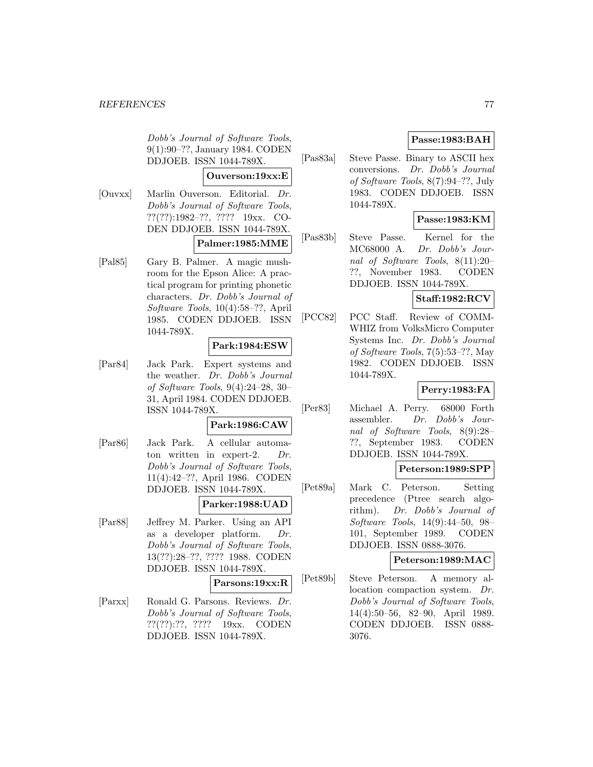*Dobb's Journal of Software Tools*, 9(1):90–??, January 1984. CODEN DDJOEB. ISSN 1044-789X.

**Ouverson:19xx:E**

[Ouvxx] Marlin Ouverson. Editorial. *Dr. Dobb's Journal of Software Tools*, ??(??):1982–??, ???? 19xx. CODEN DDJOEB. ISSN 1044-789X.

**Palmer:1985:MME**

[Pal85] Gary B. Palmer. A magic mushroom for the Epson Alice: A practical program for printing phonetic characters. *Dr. Dobb's Journal of Software Tools*, 10(4):58–??, April 1985. CODEN DDJOEB. ISSN 1044-789X.

**Park:1984:ESW**

[Par84] Jack Park. Expert systems and the weather. *Dr. Dobb's Journal of Software Tools*, 9(4):24–28, 30–31, April 1984. CODEN DDJOEB. ISSN 1044-789X.

**Park:1986:CAW**

[Par86] Jack Park. A cellular automaton written in expert-2. *Dr. Dobb's Journal of Software Tools*, 11(4):42–??, April 1986. CODEN DDJOEB. ISSN 1044-789X.

**Parker:1988:UAD**

[Par88] Jeffrey M. Parker. Using an API as a developer platform. *Dr. Dobb's Journal of Software Tools*, 13(??):28–??, ???? 1988. CODEN DDJOEB. ISSN 1044-789X.

**Parsons:19xx:R**

[Parxx] Ronald G. Parsons. Reviews. *Dr. Dobb's Journal of Software Tools*, ??(??):??, ???? 19xx. CODEN DDJOEB. ISSN 1044-789X.

**Passe:1983:BAH**

[Pas83a] Steve Passe. Binary to ASCII hex conversions. *Dr. Dobb's Journal of Software Tools*, 8(7):94–??, July 1983. CODEN DDJOEB. ISSN 1044-789X.

**Passe:1983:KM**

[Pas83b] Steve Passe. Kernel for the MC68000 A. *Dr. Dobb's Journal of Software Tools*, 8(11):20–??, November 1983. CODEN DDJOEB. ISSN 1044-789X.

**Staff:1982:RCV**

[PCC82] PCC Staff. Review of COMM-WHIZ from VolksMicro Computer Systems Inc. *Dr. Dobb's Journal of Software Tools*, 7(5):53–??, May 1982. CODEN DDJOEB. ISSN 1044-789X.

**Perry:1983:FA**

[Per83] Michael A. Perry. 68000 Forth assembler. *Dr. Dobb's Journal of Software Tools*, 8(9):28–??, September 1983. CODEN DDJOEB. ISSN 1044-789X.

**Peterson:1989:SPP**

[Pet89a] Mark C. Peterson. Setting precedence (Ptree search algorithm). *Dr. Dobb's Journal of Software Tools*, 14(9):44–50, 98–101, September 1989. CODEN DDJOEB. ISSN 0888-3076.

**Peterson:1989:MAC**

[Pet89b] Steve Peterson. A memory allocation compaction system. *Dr. Dobb's Journal of Software Tools*, 14(4):50–56, 82–90, April 1989. CODEN DDJOEB. ISSN 0888-3076.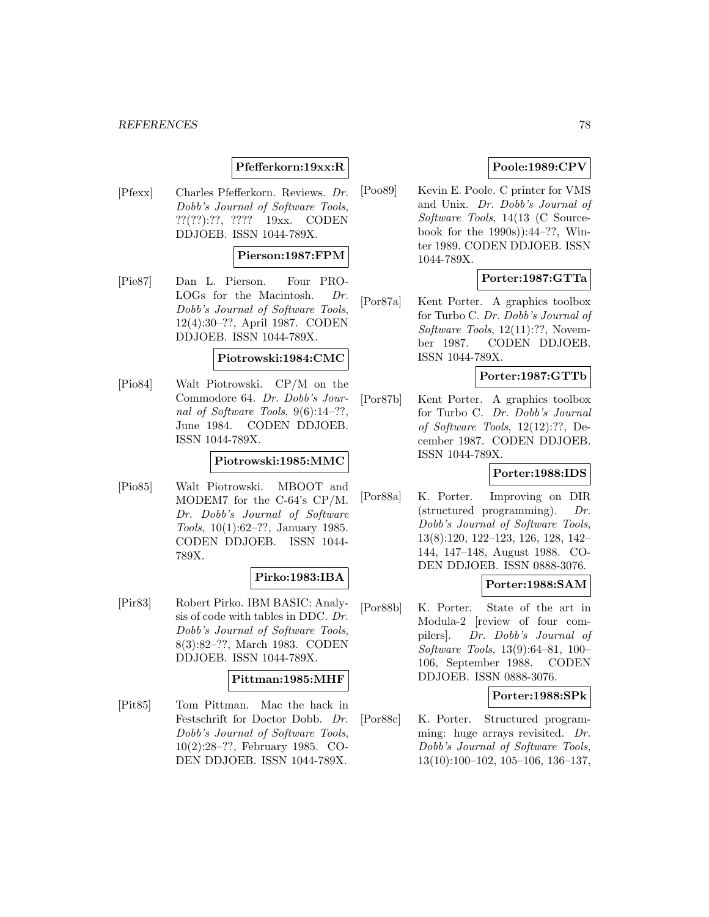**Pfefferkorn:19xx:R**

[Pfexx] Charles Pfefferkorn. Reviews. *Dr. Dobb's Journal of Software Tools*, ??(??):??, ???? 19xx. CODEN DDJOEB. ISSN 1044-789X.

**Pierson:1987:FPM**

[Pie87] Dan L. Pierson. Four PROLOGs for the Macintosh. *Dr. Dobb's Journal of Software Tools*, 12(4):30–??, April 1987. CODEN DDJOEB. ISSN 1044-789X.

**Piotrowski:1984:CMC**

[Pio84] Walt Piotrowski. CP/M on the Commodore 64. *Dr. Dobb's Journal of Software Tools*, 9(6):14–??, June 1984. CODEN DDJOEB. ISSN 1044-789X.

**Piotrowski:1985:MMC**

[Pio85] Walt Piotrowski. MBOOT and MODEM7 for the C-64's CP/M. *Dr. Dobb's Journal of Software Tools*, 10(1):62–??, January 1985. CODEN DDJOEB. ISSN 1044-789X.

**Pirko:1983:IBA**

[Pir83] Robert Pirko. IBM BASIC: Analysis of code with tables in DDC. *Dr. Dobb's Journal of Software Tools*, 8(3):82–??, March 1983. CODEN DDJOEB. ISSN 1044-789X.

**Pittman:1985:MHF**

[Pit85] Tom Pittman. Mac the hack in Festschrift for Doctor Dobb. *Dr. Dobb's Journal of Software Tools*, 10(2):28–??, February 1985. CODEN DDJOEB. ISSN 1044-789X.

**Poole:1989:CPV**

[Poo89] Kevin E. Poole. C printer for VMS and Unix. *Dr. Dobb's Journal of Software Tools*, 14(13 (C Sourcebook for the 1990s)):44–??, Winter 1989. CODEN DDJOEB. ISSN 1044-789X.

**Porter:1987:GTTa**

[Por87a] Kent Porter. A graphics toolbox for Turbo C. *Dr. Dobb's Journal of Software Tools*, 12(11):??, November 1987. CODEN DDJOEB. ISSN 1044-789X.

**Porter:1987:GTTb**

[Por87b] Kent Porter. A graphics toolbox for Turbo C. *Dr. Dobb's Journal of Software Tools*, 12(12):??, December 1987. CODEN DDJOEB. ISSN 1044-789X.

**Porter:1988:IDS**

[Por88a] K. Porter. Improving on DIR (structured programming). *Dr. Dobb's Journal of Software Tools*, 13(8):120, 122–123, 126, 128, 142–144, 147–148, August 1988. CODEN DDJOEB. ISSN 0888-3076.

**Porter:1988:SAM**

[Por88b] K. Porter. State of the art in Modula-2 [review of four compilers]. *Dr. Dobb's Journal of Software Tools*, 13(9):64–81, 100–106, September 1988. CODEN DDJOEB. ISSN 0888-3076.

**Porter:1988:SPk**

[Por88c] K. Porter. Structured programming: huge arrays revisited. *Dr. Dobb's Journal of Software Tools*, 13(10):100–102, 105–106, 136–137,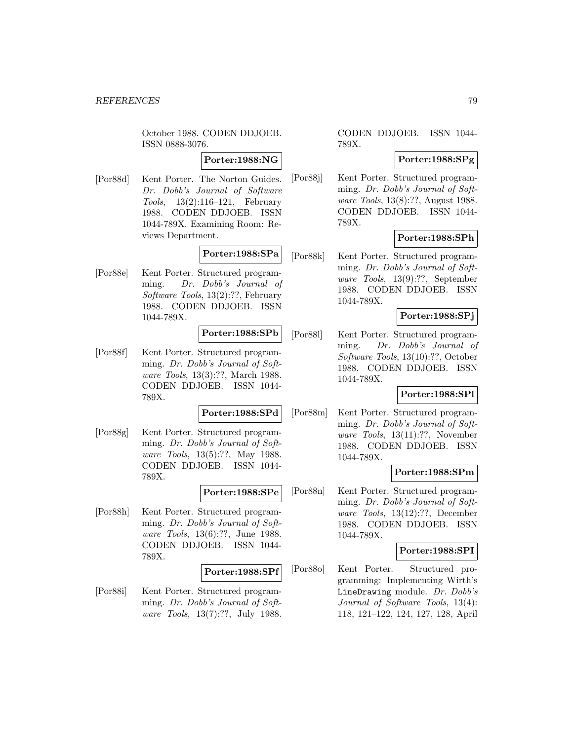October 1988. CODEN DDJOEB. ISSN 0888-3076.

**Porter:1988:NG**

[Por88d] Kent Porter. The Norton Guides. *Dr. Dobb's Journal of Software Tools*, 13(2):116–121, February 1988. CODEN DDJOEB. ISSN 1044-789X. Examining Room: Reviews Department.

**Porter:1988:SPa**

[Por88e] Kent Porter. Structured programming. *Dr. Dobb's Journal of Software Tools*, 13(2):??, February 1988. CODEN DDJOEB. ISSN 1044-789X.

**Porter:1988:SPb**

[Por88f] Kent Porter. Structured programming. *Dr. Dobb's Journal of Software Tools*, 13(3):??, March 1988. CODEN DDJOEB. ISSN 1044-789X.

**Porter:1988:SPd**

[Por88g] Kent Porter. Structured programming. *Dr. Dobb's Journal of Software Tools*, 13(5):??, May 1988. CODEN DDJOEB. ISSN 1044-789X.

**Porter:1988:SPe**

[Por88h] Kent Porter. Structured programming. *Dr. Dobb's Journal of Software Tools*, 13(6):??, June 1988. CODEN DDJOEB. ISSN 1044-789X.

**Porter:1988:SPf**

[Por88i] Kent Porter. Structured programming. *Dr. Dobb's Journal of Software Tools*, 13(7):??, July 1988. CODEN DDJOEB. ISSN 1044-789X.

**Porter:1988:SPg**

[Por88j] Kent Porter. Structured programming. *Dr. Dobb's Journal of Software Tools*, 13(8):??, August 1988. CODEN DDJOEB. ISSN 1044-789X.

**Porter:1988:SPh**

[Por88k] Kent Porter. Structured programming. *Dr. Dobb's Journal of Software Tools*, 13(9):??, September 1988. CODEN DDJOEB. ISSN 1044-789X.

**Porter:1988:SPj**

[Por88l] Kent Porter. Structured programming. *Dr. Dobb's Journal of Software Tools*, 13(10):??, October 1988. CODEN DDJOEB. ISSN 1044-789X.

**Porter:1988:SPl**

[Por88m] Kent Porter. Structured programming. *Dr. Dobb's Journal of Software Tools*, 13(11):??, November 1988. CODEN DDJOEB. ISSN 1044-789X.

**Porter:1988:SPm**

[Por88n] Kent Porter. Structured programming. *Dr. Dobb's Journal of Software Tools*, 13(12):??, December 1988. CODEN DDJOEB. ISSN 1044-789X.

**Porter:1988:SPI**

[Por88o] Kent Porter. Structured programming: Implementing Wirth's `LineDrawing` module. *Dr. Dobb's Journal of Software Tools*, 13(4): 118, 121–122, 124, 127, 128, April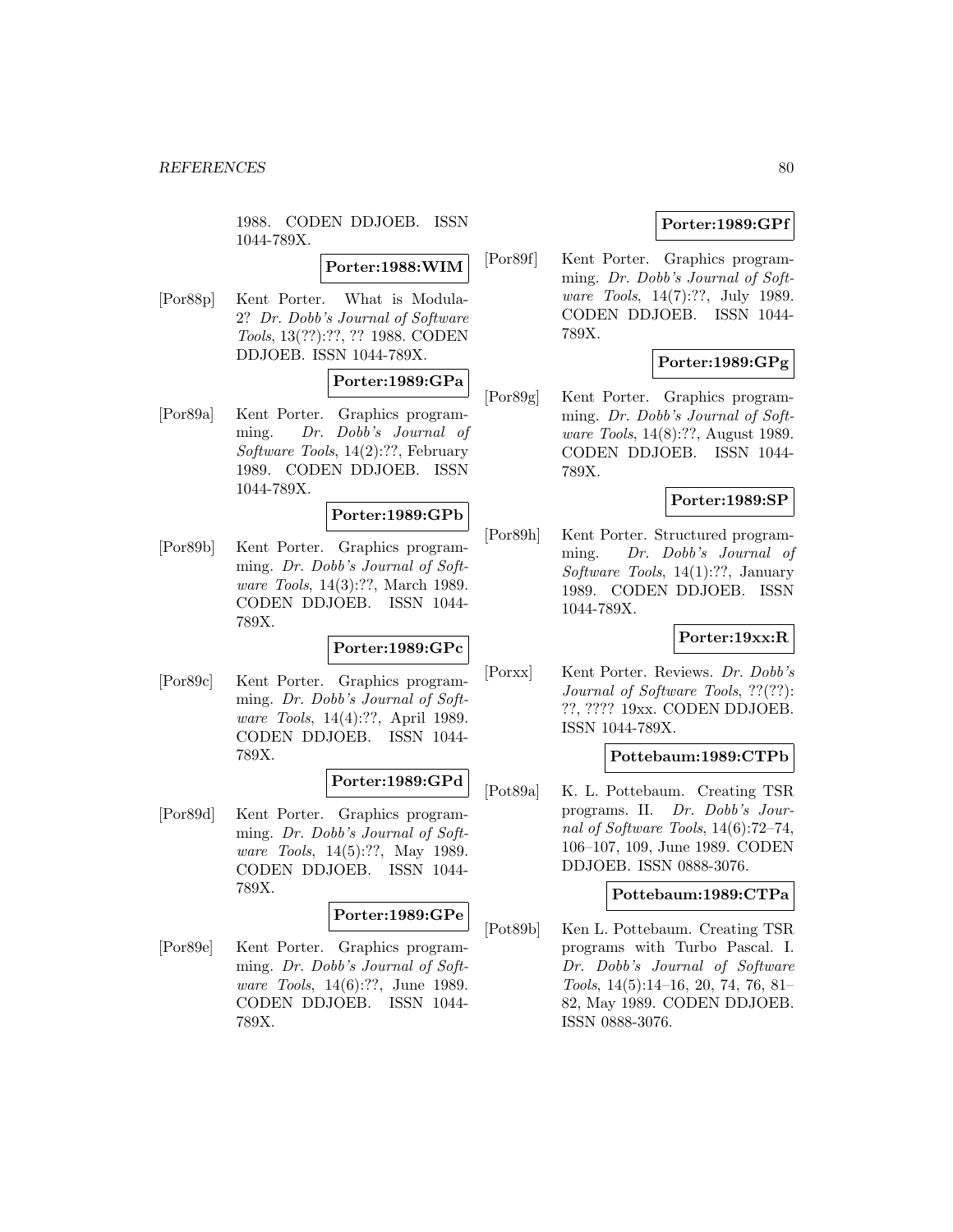1988. CODEN DDJOEB. ISSN 1044-789X.

**Porter:1988:WIM**

[Por88p] Kent Porter. What is Modula-2? *Dr. Dobb's Journal of Software Tools*, 13(??):??, ?? 1988. CODEN DDJOEB. ISSN 1044-789X.

**Porter:1989:GPa**

[Por89a] Kent Porter. Graphics programming. *Dr. Dobb's Journal of Software Tools*, 14(2):??, February 1989. CODEN DDJOEB. ISSN 1044-789X.

**Porter:1989:GPb**

[Por89b] Kent Porter. Graphics programming. *Dr. Dobb's Journal of Software Tools*, 14(3):??, March 1989. CODEN DDJOEB. ISSN 1044-789X.

**Porter:1989:GPc**

[Por89c] Kent Porter. Graphics programming. *Dr. Dobb's Journal of Software Tools*, 14(4):??, April 1989. CODEN DDJOEB. ISSN 1044-789X.

**Porter:1989:GPd**

[Por89d] Kent Porter. Graphics programming. *Dr. Dobb's Journal of Software Tools*, 14(5):??, May 1989. CODEN DDJOEB. ISSN 1044-789X.

**Porter:1989:GPe**

[Por89e] Kent Porter. Graphics programming. *Dr. Dobb's Journal of Software Tools*, 14(6):??, June 1989. CODEN DDJOEB. ISSN 1044-789X.

**Porter:1989:GPf**

[Por89f] Kent Porter. Graphics programming. *Dr. Dobb's Journal of Software Tools*, 14(7):??, July 1989. CODEN DDJOEB. ISSN 1044-789X.

**Porter:1989:GPg**

[Por89g] Kent Porter. Graphics programming. *Dr. Dobb's Journal of Software Tools*, 14(8):??, August 1989. CODEN DDJOEB. ISSN 1044-789X.

**Porter:1989:SP**

[Por89h] Kent Porter. Structured programming. *Dr. Dobb's Journal of Software Tools*, 14(1):??, January 1989. CODEN DDJOEB. ISSN 1044-789X.

**Porter:19xx:R**

[Porxx] Kent Porter. Reviews. *Dr. Dobb's Journal of Software Tools*, ??(??): ??, ???? 19xx. CODEN DDJOEB. ISSN 1044-789X.

**Pottebaum:1989:CTPb**

[Pot89a] K. L. Pottebaum. Creating TSR programs. II. *Dr. Dobb's Journal of Software Tools*, 14(6):72–74, 106–107, 109, June 1989. CODEN DDJOEB. ISSN 0888-3076.

**Pottebaum:1989:CTPa**

[Pot89b] Ken L. Pottebaum. Creating TSR programs with Turbo Pascal. I. *Dr. Dobb's Journal of Software Tools*, 14(5):14–16, 20, 74, 76, 81–82, May 1989. CODEN DDJOEB. ISSN 0888-3076.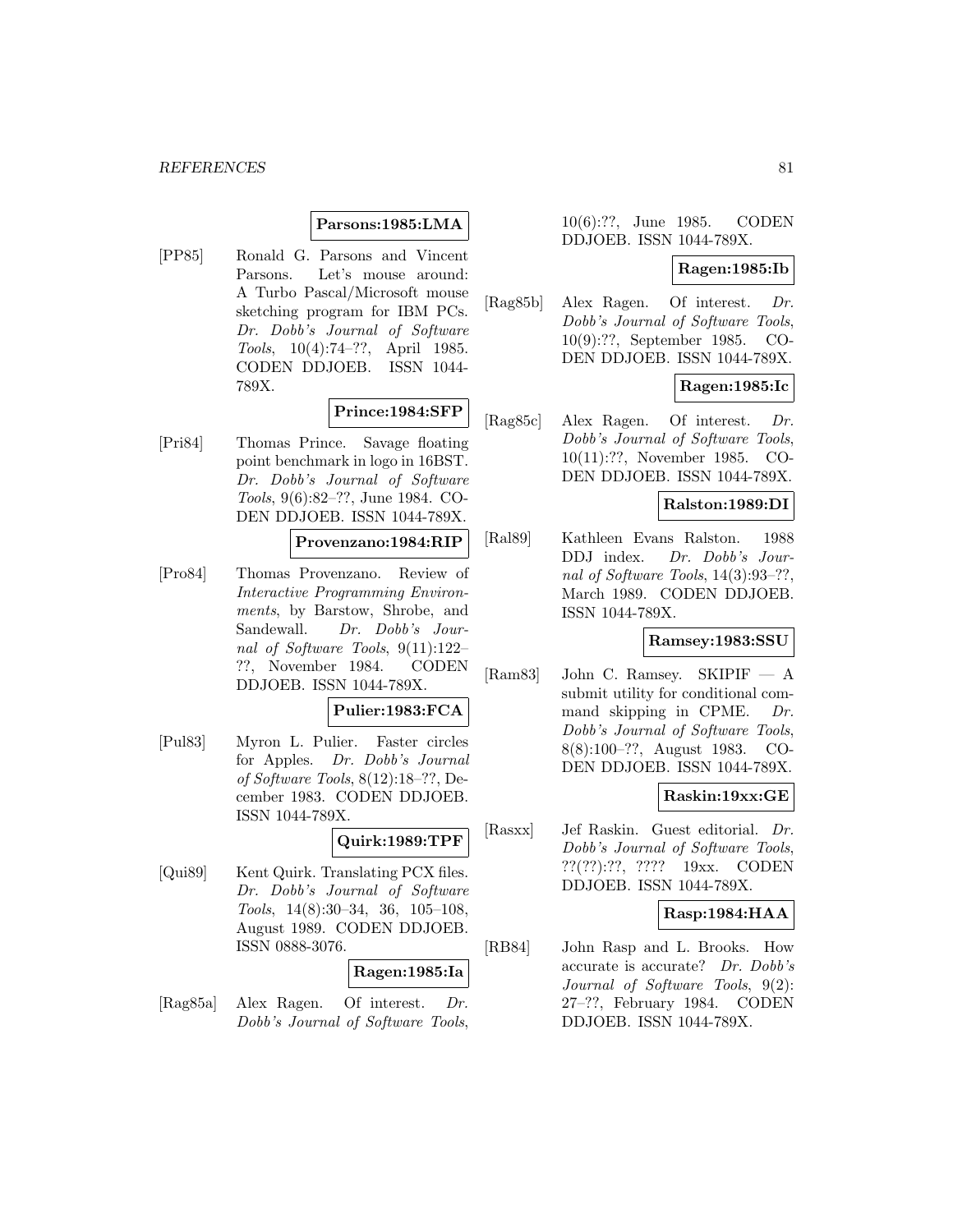**Parsons:1985:LMA**

[PP85] Ronald G. Parsons and Vincent Parsons. Let's mouse around: A Turbo Pascal/Microsoft mouse sketching program for IBM PCs. *Dr. Dobb's Journal of Software Tools*, 10(4):74–??, April 1985. CODEN DDJOEB. ISSN 1044-789X.

**Prince:1984:SFP**

[Pri84] Thomas Prince. Savage floating point benchmark in logo in 16BST. *Dr. Dobb's Journal of Software Tools*, 9(6):82–??, June 1984. CODEN DDJOEB. ISSN 1044-789X.

**Provenzano:1984:RIP**

[Pro84] Thomas Provenzano. Review of *Interactive Programming Environments*, by Barstow, Shrobe, and Sandewall. *Dr. Dobb's Journal of Software Tools*, 9(11):122–??, November 1984. CODEN DDJOEB. ISSN 1044-789X.

**Pulier:1983:FCA**

[Pul83] Myron L. Pulier. Faster circles for Apples. *Dr. Dobb's Journal of Software Tools*, 8(12):18–??, December 1983. CODEN DDJOEB. ISSN 1044-789X.

**Quirk:1989:TPF**

[Qui89] Kent Quirk. Translating PCX files. *Dr. Dobb's Journal of Software Tools*, 14(8):30–34, 36, 105–108, August 1989. CODEN DDJOEB. ISSN 0888-3076.

**Ragen:1985:Ia**

[Rag85a] Alex Ragen. Of interest. *Dr. Dobb's Journal of Software Tools*, 10(6):??, June 1985. CODEN DDJOEB. ISSN 1044-789X.

**Ragen:1985:Ib**

[Rag85b] Alex Ragen. Of interest. *Dr. Dobb's Journal of Software Tools*, 10(9):??, September 1985. CODEN DDJOEB. ISSN 1044-789X.

**Ragen:1985:Ic**

[Rag85c] Alex Ragen. Of interest. *Dr. Dobb's Journal of Software Tools*, 10(11):??, November 1985. CODEN DDJOEB. ISSN 1044-789X.

**Ralston:1989:DI**

[Ral89] Kathleen Evans Ralston. 1988 DDJ index. *Dr. Dobb's Journal of Software Tools*, 14(3):93–??, March 1989. CODEN DDJOEB. ISSN 1044-789X.

**Ramsey:1983:SSU**

[Ram83] John C. Ramsey. SKIPIF — A submit utility for conditional command skipping in CPME. *Dr. Dobb's Journal of Software Tools*, 8(8):100–??, August 1983. CODEN DDJOEB. ISSN 1044-789X.

**Raskin:19xx:GE**

[Rasxx] Jef Raskin. Guest editorial. *Dr. Dobb's Journal of Software Tools*, ??(??):??, ???? 19xx. CODEN DDJOEB. ISSN 1044-789X.

**Rasp:1984:HAA**

[RB84] John Rasp and L. Brooks. How accurate is accurate? *Dr. Dobb's Journal of Software Tools*, 9(2):27–??, February 1984. CODEN DDJOEB. ISSN 1044-789X.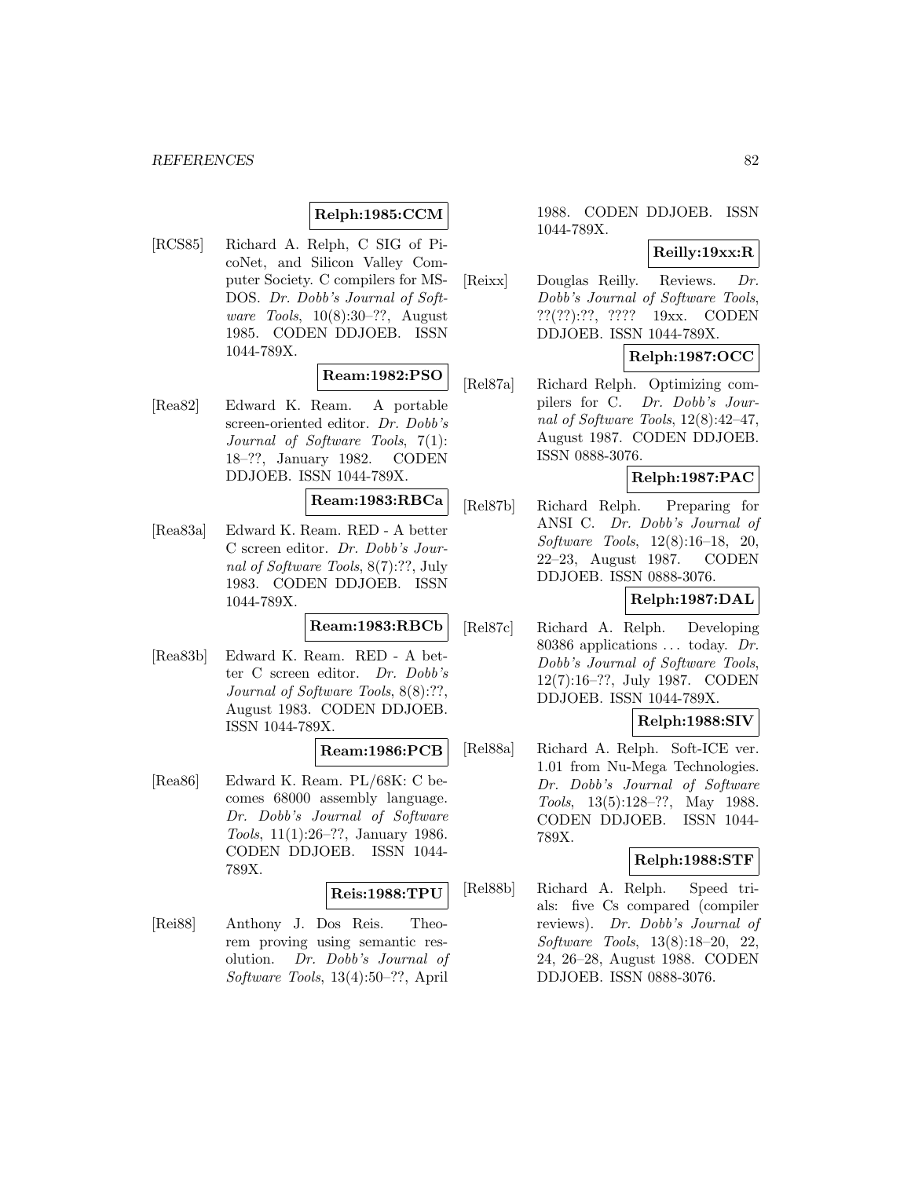**Relph:1985:CCM**

[RCS85] Richard A. Relph, C SIG of PicoNet, and Silicon Valley Computer Society. C compilers for MS-DOS. *Dr. Dobb's Journal of Software Tools*, 10(8):30–??, August 1985. CODEN DDJOEB. ISSN 1044-789X.

**Ream:1982:PSO**

[Rea82] Edward K. Ream. A portable screen-oriented editor. *Dr. Dobb's Journal of Software Tools*, 7(1): 18–??, January 1982. CODEN DDJOEB. ISSN 1044-789X.

**Ream:1983:RBCa**

[Rea83a] Edward K. Ream. RED - A better C screen editor. *Dr. Dobb's Journal of Software Tools*, 8(7):??, July 1983. CODEN DDJOEB. ISSN 1044-789X.

**Ream:1983:RBCb**

[Rea83b] Edward K. Ream. RED - A better C screen editor. *Dr. Dobb's Journal of Software Tools*, 8(8):??, August 1983. CODEN DDJOEB. ISSN 1044-789X.

**Ream:1986:PCB**

[Rea86] Edward K. Ream. PL/68K: C becomes 68000 assembly language. *Dr. Dobb's Journal of Software Tools*, 11(1):26–??, January 1986. CODEN DDJOEB. ISSN 1044-789X.

**Reis:1988:TPU**

[Rei88] Anthony J. Dos Reis. Theorem proving using semantic resolution. *Dr. Dobb's Journal of Software Tools*, 13(4):50–??, April 1988. CODEN DDJOEB. ISSN 1044-789X.

**Reilly:19xx:R**

[Reixx] Douglas Reilly. Reviews. *Dr. Dobb's Journal of Software Tools*, ??(??):??, ???? 19xx. CODEN DDJOEB. ISSN 1044-789X.

**Relph:1987:OCC**

[Rel87a] Richard Relph. Optimizing compilers for C. *Dr. Dobb's Journal of Software Tools*, 12(8):42–47, August 1987. CODEN DDJOEB. ISSN 0888-3076.

**Relph:1987:PAC**

[Rel87b] Richard Relph. Preparing for ANSI C. *Dr. Dobb's Journal of Software Tools*, 12(8):16–18, 20, 22–23, August 1987. CODEN DDJOEB. ISSN 0888-3076.

**Relph:1987:DAL**

[Rel87c] Richard A. Relph. Developing 80386 applications ... today. *Dr. Dobb's Journal of Software Tools*, 12(7):16–??, July 1987. CODEN DDJOEB. ISSN 1044-789X.

**Relph:1988:SIV**

[Rel88a] Richard A. Relph. Soft-ICE ver. 1.01 from Nu-Mega Technologies. *Dr. Dobb's Journal of Software Tools*, 13(5):128–??, May 1988. CODEN DDJOEB. ISSN 1044-789X.

**Relph:1988:STF**

[Rel88b] Richard A. Relph. Speed trials: five Cs compared (compiler reviews). *Dr. Dobb's Journal of Software Tools*, 13(8):18–20, 22, 24, 26–28, August 1988. CODEN DDJOEB. ISSN 0888-3076.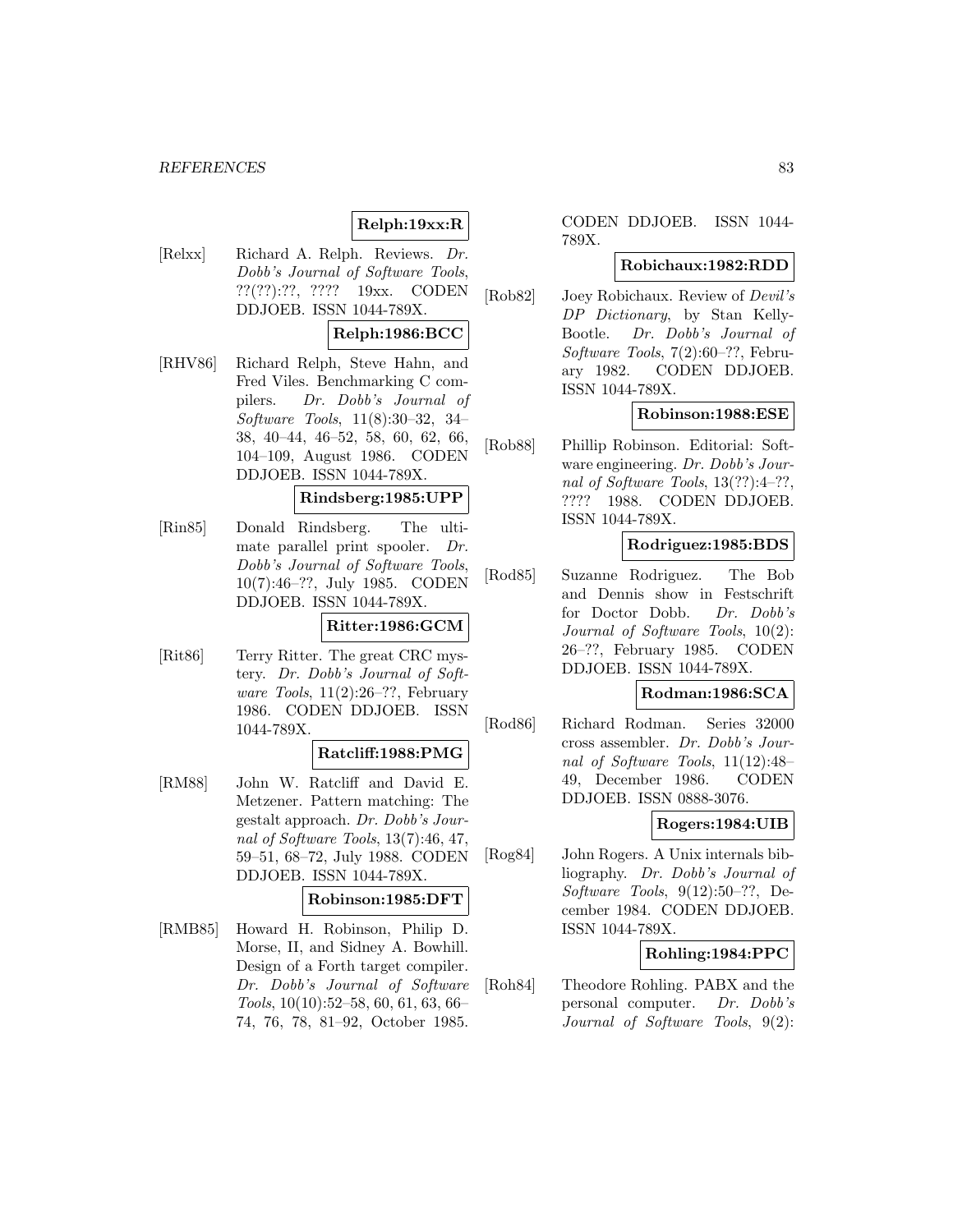**Relph:19xx:R**

[Relxx] Richard A. Relph. Reviews. *Dr. Dobb's Journal of Software Tools*, ??(??):??, ???? 19xx. CODEN DDJOEB. ISSN 1044-789X.

**Relph:1986:BCC**

[RHV86] Richard Relph, Steve Hahn, and Fred Viles. Benchmarking C compilers. *Dr. Dobb's Journal of Software Tools*, 11(8):30–32, 34–38, 40–44, 46–52, 58, 60, 62, 66, 104–109, August 1986. CODEN DDJOEB. ISSN 1044-789X.

**Rindsberg:1985:UPP**

[Rin85] Donald Rindsberg. The ultimate parallel print spooler. *Dr. Dobb's Journal of Software Tools*, 10(7):46–??, July 1985. CODEN DDJOEB. ISSN 1044-789X.

**Ritter:1986:GCM**

[Rit86] Terry Ritter. The great CRC mystery. *Dr. Dobb's Journal of Software Tools*, 11(2):26–??, February 1986. CODEN DDJOEB. ISSN 1044-789X.

**Ratcliff:1988:PMG**

[RM88] John W. Ratcliff and David E. Metzener. Pattern matching: The gestalt approach. *Dr. Dobb's Journal of Software Tools*, 13(7):46, 47, 59–51, 68–72, July 1988. CODEN DDJOEB. ISSN 1044-789X.

**Robinson:1985:DFT**

[RMB85] Howard H. Robinson, Philip D. Morse, II, and Sidney A. Bowhill. Design of a Forth target compiler. *Dr. Dobb's Journal of Software Tools*, 10(10):52–58, 60, 61, 63, 66–74, 76, 78, 81–92, October 1985. CODEN DDJOEB. ISSN 1044-789X.

**Robichaux:1982:RDD**

[Rob82] Joey Robichaux. Review of *Devil's DP Dictionary*, by Stan Kelly-Bootle. *Dr. Dobb's Journal of Software Tools*, 7(2):60–??, February 1982. CODEN DDJOEB. ISSN 1044-789X.

**Robinson:1988:ESE**

[Rob88] Phillip Robinson. Editorial: Software engineering. *Dr. Dobb's Journal of Software Tools*, 13(??):4–??, ???? 1988. CODEN DDJOEB. ISSN 1044-789X.

**Rodriguez:1985:BDS**

[Rod85] Suzanne Rodriguez. The Bob and Dennis show in Festschrift for Doctor Dobb. *Dr. Dobb's Journal of Software Tools*, 10(2):26–??, February 1985. CODEN DDJOEB. ISSN 1044-789X.

**Rodman:1986:SCA**

[Rod86] Richard Rodman. Series 32000 cross assembler. *Dr. Dobb's Journal of Software Tools*, 11(12):48–49, December 1986. CODEN DDJOEB. ISSN 0888-3076.

**Rogers:1984:UIB**

[Rog84] John Rogers. A Unix internals bibliography. *Dr. Dobb's Journal of Software Tools*, 9(12):50–??, December 1984. CODEN DDJOEB. ISSN 1044-789X.

**Rohling:1984:PPC**

[Roh84] Theodore Rohling. PABX and the personal computer. *Dr. Dobb's Journal of Software Tools*, 9(2):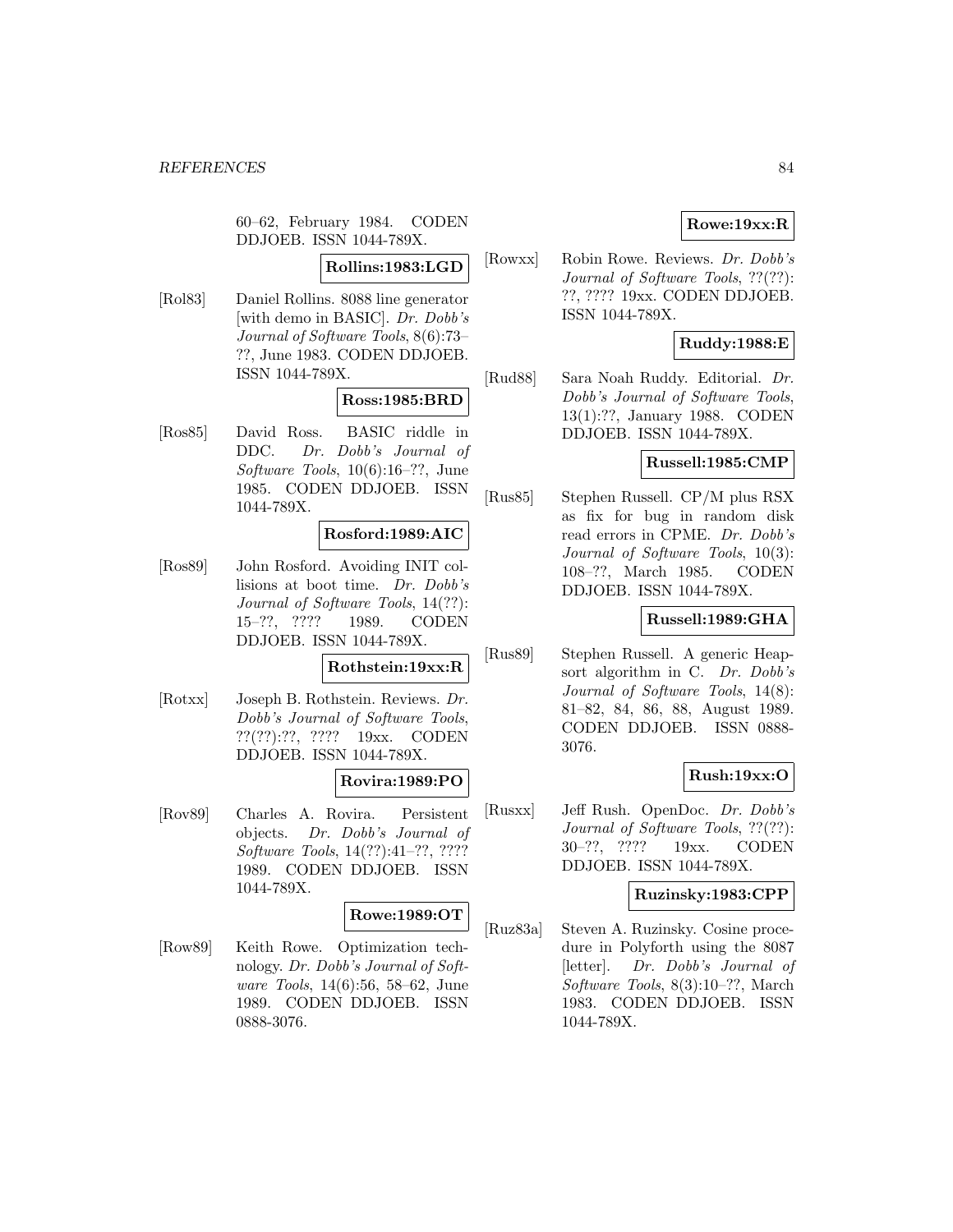60–62, February 1984. CODEN DDJOEB. ISSN 1044-789X.

**Rollins:1983:LGD**

[Rol83] Daniel Rollins. 8088 line generator [with demo in BASIC]. *Dr. Dobb's Journal of Software Tools*, 8(6):73–??, June 1983. CODEN DDJOEB. ISSN 1044-789X.

**Ross:1985:BRD**

[Ros85] David Ross. BASIC riddle in DDC. *Dr. Dobb's Journal of Software Tools*, 10(6):16–??, June 1985. CODEN DDJOEB. ISSN 1044-789X.

**Rosford:1989:AIC**

[Ros89] John Rosford. Avoiding INIT collisions at boot time. *Dr. Dobb's Journal of Software Tools*, 14(??): 15–??, ???? 1989. CODEN DDJOEB. ISSN 1044-789X.

**Rothstein:19xx:R**

[Rotxx] Joseph B. Rothstein. Reviews. *Dr. Dobb's Journal of Software Tools*, ??(??):??, ???? 19xx. CODEN DDJOEB. ISSN 1044-789X.

**Rovira:1989:PO**

[Rov89] Charles A. Rovira. Persistent objects. *Dr. Dobb's Journal of Software Tools*, 14(??):41–??, ???? 1989. CODEN DDJOEB. ISSN 1044-789X.

**Rowe:1989:OT**

[Row89] Keith Rowe. Optimization technology. *Dr. Dobb's Journal of Software Tools*, 14(6):56, 58–62, June 1989. CODEN DDJOEB. ISSN 0888-3076.

**Rowe:19xx:R**

[Rowxx] Robin Rowe. Reviews. *Dr. Dobb's Journal of Software Tools*, ??(??): ??, ???? 19xx. CODEN DDJOEB. ISSN 1044-789X.

**Ruddy:1988:E**

[Rud88] Sara Noah Ruddy. Editorial. *Dr. Dobb's Journal of Software Tools*, 13(1):??, January 1988. CODEN DDJOEB. ISSN 1044-789X.

**Russell:1985:CMP**

[Rus85] Stephen Russell. CP/M plus RSX as fix for bug in random disk read errors in CPME. *Dr. Dobb's Journal of Software Tools*, 10(3): 108–??, March 1985. CODEN DDJOEB. ISSN 1044-789X.

**Russell:1989:GHA**

[Rus89] Stephen Russell. A generic Heapsort algorithm in C. *Dr. Dobb's Journal of Software Tools*, 14(8): 81–82, 84, 86, 88, August 1989. CODEN DDJOEB. ISSN 0888-3076.

**Rush:19xx:O**

[Rusxx] Jeff Rush. OpenDoc. *Dr. Dobb's Journal of Software Tools*, ??(??): 30–??, ???? 19xx. CODEN DDJOEB. ISSN 1044-789X.

**Ruzinsky:1983:CPP**

[Ruz83a] Steven A. Ruzinsky. Cosine procedure in Polyforth using the 8087 [letter]. *Dr. Dobb's Journal of Software Tools*, 8(3):10–??, March 1983. CODEN DDJOEB. ISSN 1044-789X.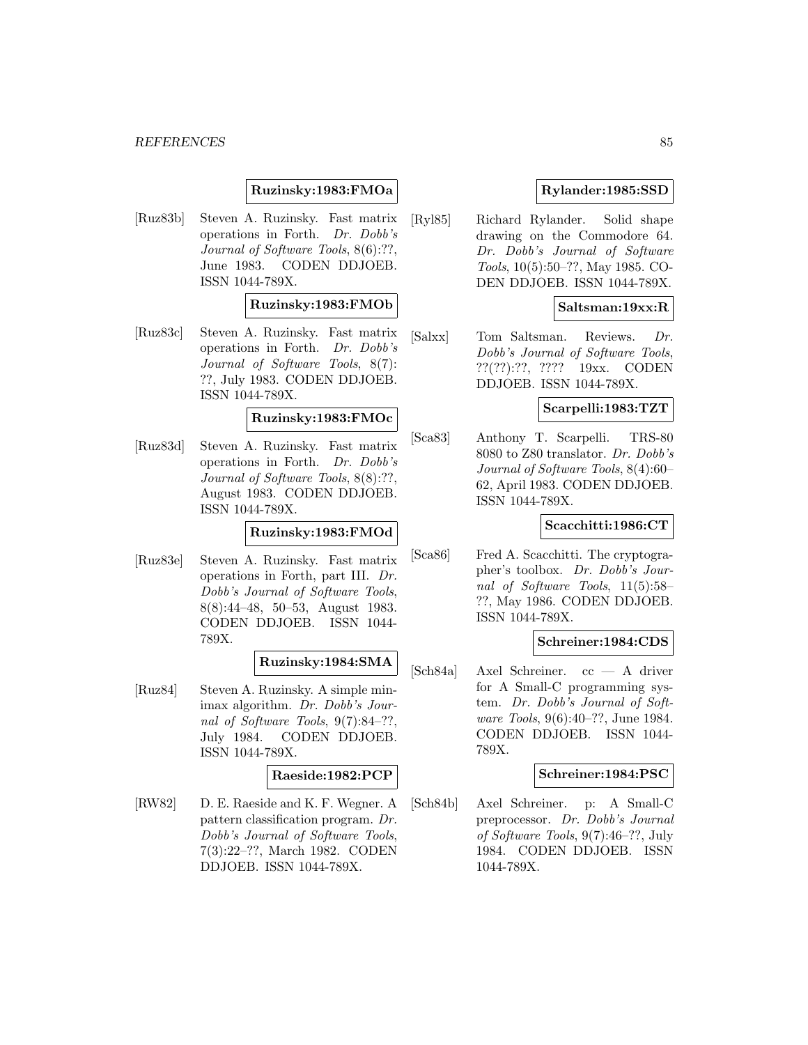**Ruzinsky:1983:FMOa**

[Ruz83b] Steven A. Ruzinsky. Fast matrix operations in Forth. *Dr. Dobb's Journal of Software Tools*, 8(6):??, June 1983. CODEN DDJOEB. ISSN 1044-789X.

**Ruzinsky:1983:FMOb**

[Ruz83c] Steven A. Ruzinsky. Fast matrix operations in Forth. *Dr. Dobb's Journal of Software Tools*, 8(7): ??, July 1983. CODEN DDJOEB. ISSN 1044-789X.

**Ruzinsky:1983:FMOc**

[Ruz83d] Steven A. Ruzinsky. Fast matrix operations in Forth. *Dr. Dobb's Journal of Software Tools*, 8(8):??, August 1983. CODEN DDJOEB. ISSN 1044-789X.

**Ruzinsky:1983:FMOd**

[Ruz83e] Steven A. Ruzinsky. Fast matrix operations in Forth, part III. *Dr. Dobb's Journal of Software Tools*, 8(8):44–48, 50–53, August 1983. CODEN DDJOEB. ISSN 1044-789X.

**Ruzinsky:1984:SMA**

[Ruz84] Steven A. Ruzinsky. A simple minimax algorithm. *Dr. Dobb's Journal of Software Tools*, 9(7):84–??, July 1984. CODEN DDJOEB. ISSN 1044-789X.

**Raeside:1982:PCP**

[RW82] D. E. Raeside and K. F. Wegner. A pattern classification program. *Dr. Dobb's Journal of Software Tools*, 7(3):22–??, March 1982. CODEN DDJOEB. ISSN 1044-789X.

**Rylander:1985:SSD**

[Ryl85] Richard Rylander. Solid shape drawing on the Commodore 64. *Dr. Dobb's Journal of Software Tools*, 10(5):50–??, May 1985. CODEN DDJOEB. ISSN 1044-789X.

**Saltsman:19xx:R**

[Salxx] Tom Saltsman. Reviews. *Dr. Dobb's Journal of Software Tools*, ??(??):??, ???? 19xx. CODEN DDJOEB. ISSN 1044-789X.

**Scarpelli:1983:TZT**

[Sca83] Anthony T. Scarpelli. TRS-80 8080 to Z80 translator. *Dr. Dobb's Journal of Software Tools*, 8(4):60–62, April 1983. CODEN DDJOEB. ISSN 1044-789X.

**Scacchitti:1986:CT**

[Sca86] Fred A. Scacchitti. The cryptographer's toolbox. *Dr. Dobb's Journal of Software Tools*, 11(5):58–??, May 1986. CODEN DDJOEB. ISSN 1044-789X.

**Schreiner:1984:CDS**

[Sch84a] Axel Schreiner. cc — A driver for A Small-C programming system. *Dr. Dobb's Journal of Software Tools*, 9(6):40–??, June 1984. CODEN DDJOEB. ISSN 1044-789X.

**Schreiner:1984:PSC**

[Sch84b] Axel Schreiner. p: A Small-C preprocessor. *Dr. Dobb's Journal of Software Tools*, 9(7):46–??, July 1984. CODEN DDJOEB. ISSN 1044-789X.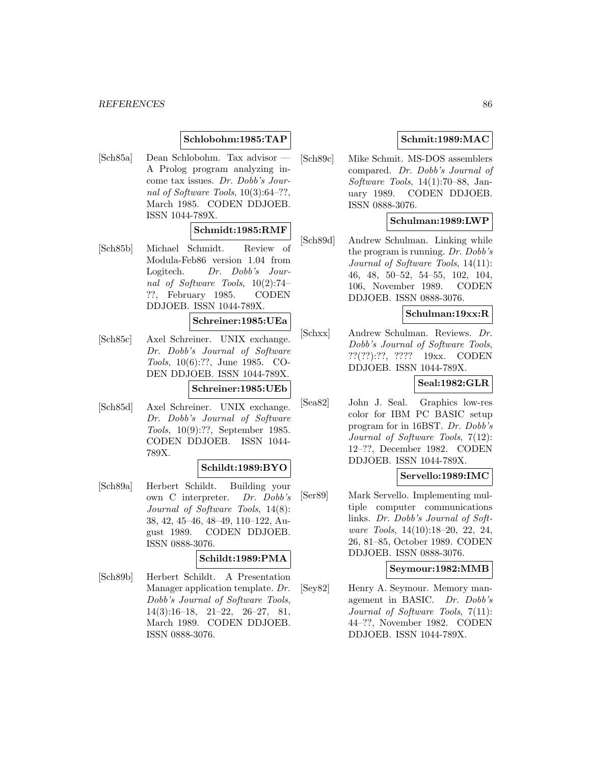**Schlobohm:1985:TAP**

[Sch85a] Dean Schlobohm. Tax advisor — A Prolog program analyzing income tax issues. *Dr. Dobb's Journal of Software Tools*, 10(3):64–??, March 1985. CODEN DDJOEB. ISSN 1044-789X.

**Schmidt:1985:RMF**

[Sch85b] Michael Schmidt. Review of Modula-Feb86 version 1.04 from Logitech. *Dr. Dobb's Journal of Software Tools*, 10(2):74–??, February 1985. CODEN DDJOEB. ISSN 1044-789X.

**Schreiner:1985:UEa**

[Sch85c] Axel Schreiner. UNIX exchange. *Dr. Dobb's Journal of Software Tools*, 10(6):??, June 1985. CODEN DDJOEB. ISSN 1044-789X.

**Schreiner:1985:UEb**

[Sch85d] Axel Schreiner. UNIX exchange. *Dr. Dobb's Journal of Software Tools*, 10(9):??, September 1985. CODEN DDJOEB. ISSN 1044-789X.

**Schildt:1989:BYO**

[Sch89a] Herbert Schildt. Building your own C interpreter. *Dr. Dobb's Journal of Software Tools*, 14(8): 38, 42, 45–46, 48–49, 110–122, August 1989. CODEN DDJOEB. ISSN 0888-3076.

**Schildt:1989:PMA**

[Sch89b] Herbert Schildt. A Presentation Manager application template. *Dr. Dobb's Journal of Software Tools*, 14(3):16–18, 21–22, 26–27, 81, March 1989. CODEN DDJOEB. ISSN 0888-3076.

**Schmit:1989:MAC**

[Sch89c] Mike Schmit. MS-DOS assemblers compared. *Dr. Dobb's Journal of Software Tools*, 14(1):70–88, January 1989. CODEN DDJOEB. ISSN 0888-3076.

**Schulman:1989:LWP**

[Sch89d] Andrew Schulman. Linking while the program is running. *Dr. Dobb's Journal of Software Tools*, 14(11): 46, 48, 50–52, 54–55, 102, 104, 106, November 1989. CODEN DDJOEB. ISSN 0888-3076.

**Schulman:19xx:R**

[Schxx] Andrew Schulman. Reviews. *Dr. Dobb's Journal of Software Tools*, ??(??):??, ???? 19xx. CODEN DDJOEB. ISSN 1044-789X.

**Seal:1982:GLR**

[Sea82] John J. Seal. Graphics low-res color for IBM PC BASIC setup program for in 16BST. *Dr. Dobb's Journal of Software Tools*, 7(12): 12–??, December 1982. CODEN DDJOEB. ISSN 1044-789X.

**Servello:1989:IMC**

[Ser89] Mark Servello. Implementing multiple computer communications links. *Dr. Dobb's Journal of Software Tools*, 14(10):18–20, 22, 24, 26, 81–85, October 1989. CODEN DDJOEB. ISSN 0888-3076.

**Seymour:1982:MMB**

[Sey82] Henry A. Seymour. Memory management in BASIC. *Dr. Dobb's Journal of Software Tools*, 7(11): 44–??, November 1982. CODEN DDJOEB. ISSN 1044-789X.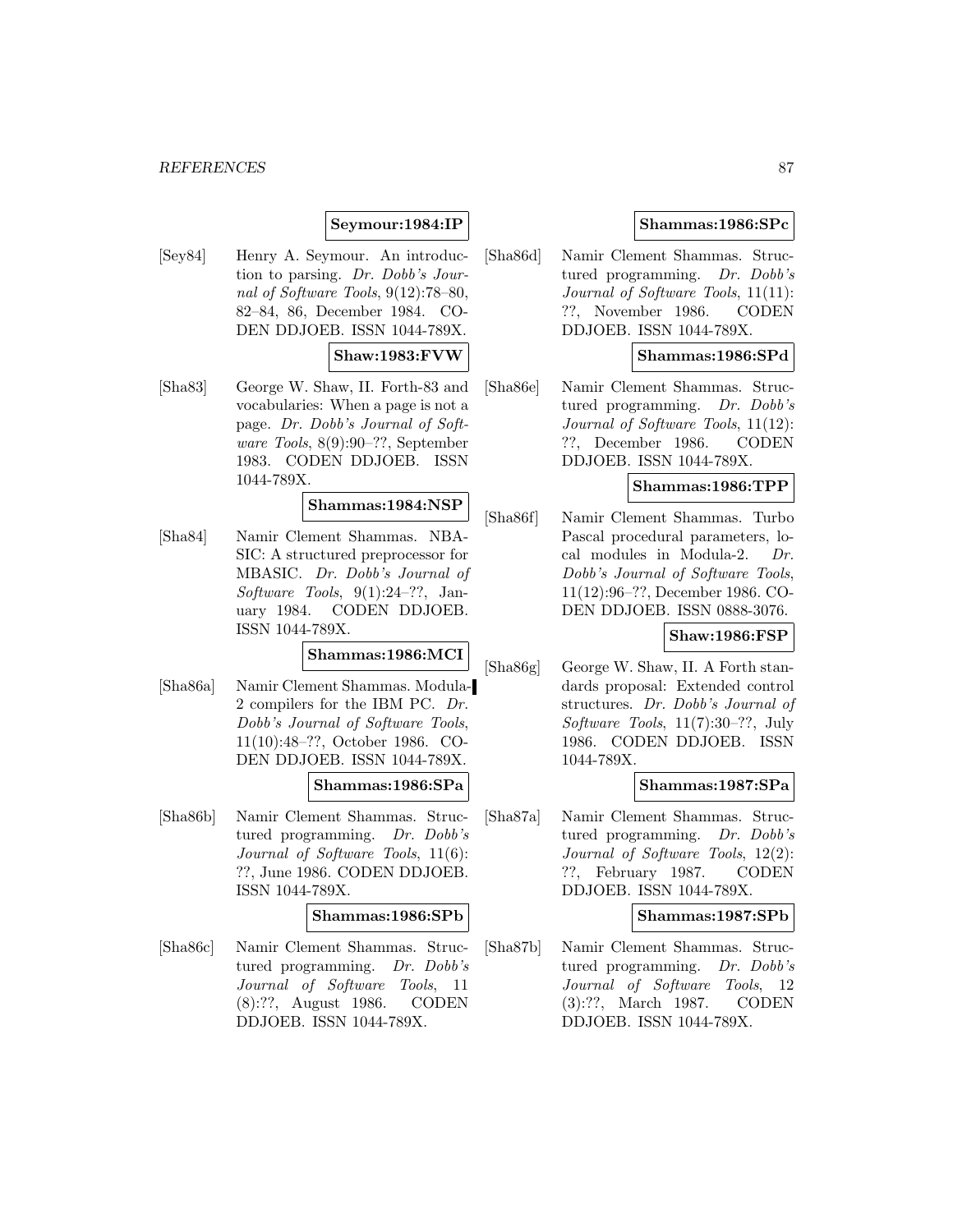**Seymour:1984:IP**

[Sey84] Henry A. Seymour. An introduction to parsing. *Dr. Dobb's Journal of Software Tools*, 9(12):78–80, 82–84, 86, December 1984. CODEN DDJOEB. ISSN 1044-789X.

**Shaw:1983:FVW**

[Sha83] George W. Shaw, II. Forth-83 and vocabularies: When a page is not a page. *Dr. Dobb's Journal of Software Tools*, 8(9):90–??, September 1983. CODEN DDJOEB. ISSN 1044-789X.

**Shammas:1984:NSP**

[Sha84] Namir Clement Shammas. NBASIC: A structured preprocessor for MBASIC. *Dr. Dobb's Journal of Software Tools*, 9(1):24–??, January 1984. CODEN DDJOEB. ISSN 1044-789X.

**Shammas:1986:MCI**

[Sha86a] Namir Clement Shammas. Modula-2 compilers for the IBM PC. *Dr. Dobb's Journal of Software Tools*, 11(10):48–??, October 1986. CODEN DDJOEB. ISSN 1044-789X.

**Shammas:1986:SPa**

[Sha86b] Namir Clement Shammas. Structured programming. *Dr. Dobb's Journal of Software Tools*, 11(6): ??, June 1986. CODEN DDJOEB. ISSN 1044-789X.

**Shammas:1986:SPb**

[Sha86c] Namir Clement Shammas. Structured programming. *Dr. Dobb's Journal of Software Tools*, 11 (8):??, August 1986. CODEN DDJOEB. ISSN 1044-789X.

**Shammas:1986:SPc**

[Sha86d] Namir Clement Shammas. Structured programming. *Dr. Dobb's Journal of Software Tools*, 11(11): ??, November 1986. CODEN DDJOEB. ISSN 1044-789X.

**Shammas:1986:SPd**

[Sha86e] Namir Clement Shammas. Structured programming. *Dr. Dobb's Journal of Software Tools*, 11(12): ??, December 1986. CODEN DDJOEB. ISSN 1044-789X.

**Shammas:1986:TPP**

[Sha86f] Namir Clement Shammas. Turbo Pascal procedural parameters, local modules in Modula-2. *Dr. Dobb's Journal of Software Tools*, 11(12):96–??, December 1986. CODEN DDJOEB. ISSN 0888-3076.

**Shaw:1986:FSP**

[Sha86g] George W. Shaw, II. A Forth standards proposal: Extended control structures. *Dr. Dobb's Journal of Software Tools*, 11(7):30–??, July 1986. CODEN DDJOEB. ISSN 1044-789X.

**Shammas:1987:SPa**

[Sha87a] Namir Clement Shammas. Structured programming. *Dr. Dobb's Journal of Software Tools*, 12(2): ??, February 1987. CODEN DDJOEB. ISSN 1044-789X.

**Shammas:1987:SPb**

[Sha87b] Namir Clement Shammas. Structured programming. *Dr. Dobb's Journal of Software Tools*, 12 (3):??, March 1987. CODEN DDJOEB. ISSN 1044-789X.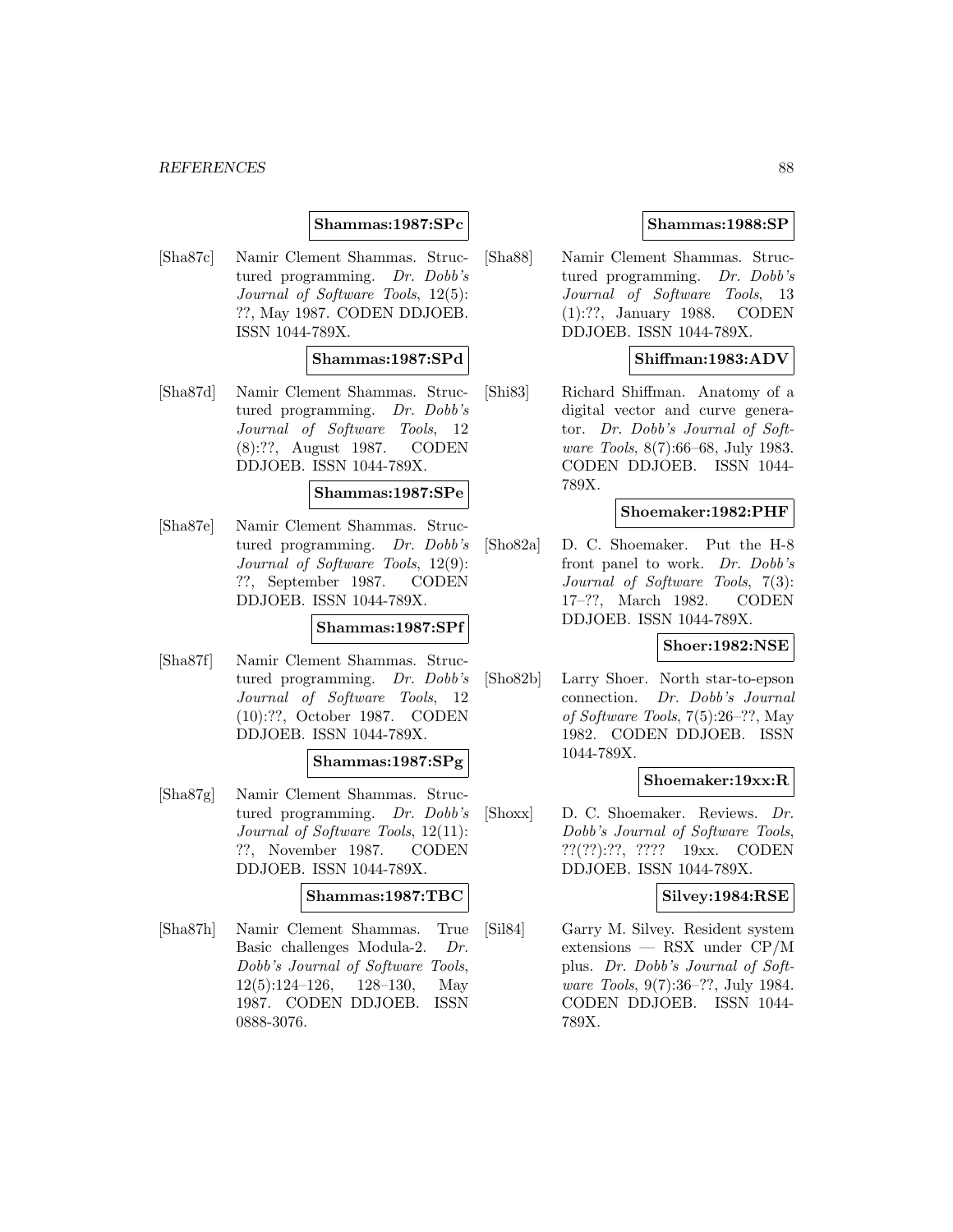**Shammas:1987:SPc**

[Sha87c] Namir Clement Shammas. Structured programming. *Dr. Dobb's Journal of Software Tools*, 12(5): ??, May 1987. CODEN DDJOEB. ISSN 1044-789X.

**Shammas:1987:SPd**

[Sha87d] Namir Clement Shammas. Structured programming. *Dr. Dobb's Journal of Software Tools*, 12 (8):??, August 1987. CODEN DDJOEB. ISSN 1044-789X.

**Shammas:1987:SPe**

[Sha87e] Namir Clement Shammas. Structured programming. *Dr. Dobb's Journal of Software Tools*, 12(9): ??, September 1987. CODEN DDJOEB. ISSN 1044-789X.

**Shammas:1987:SPf**

[Sha87f] Namir Clement Shammas. Structured programming. *Dr. Dobb's Journal of Software Tools*, 12 (10):??, October 1987. CODEN DDJOEB. ISSN 1044-789X.

**Shammas:1987:SPg**

[Sha87g] Namir Clement Shammas. Structured programming. *Dr. Dobb's Journal of Software Tools*, 12(11): ??, November 1987. CODEN DDJOEB. ISSN 1044-789X.

**Shammas:1987:TBC**

[Sha87h] Namir Clement Shammas. True Basic challenges Modula-2. *Dr. Dobb's Journal of Software Tools*, 12(5):124–126, 128–130, May 1987. CODEN DDJOEB. ISSN 0888-3076.

**Shammas:1988:SP**

[Sha88] Namir Clement Shammas. Structured programming. *Dr. Dobb's Journal of Software Tools*, 13 (1):??, January 1988. CODEN DDJOEB. ISSN 1044-789X.

**Shiffman:1983:ADV**

[Shi83] Richard Shiffman. Anatomy of a digital vector and curve generator. *Dr. Dobb's Journal of Software Tools*, 8(7):66–68, July 1983. CODEN DDJOEB. ISSN 1044-789X.

**Shoemaker:1982:PHF**

[Sho82a] D. C. Shoemaker. Put the H-8 front panel to work. *Dr. Dobb's Journal of Software Tools*, 7(3): 17–??, March 1982. CODEN DDJOEB. ISSN 1044-789X.

**Shoer:1982:NSE**

[Sho82b] Larry Shoer. North star-to-epson connection. *Dr. Dobb's Journal of Software Tools*, 7(5):26–??, May 1982. CODEN DDJOEB. ISSN 1044-789X.

**Shoemaker:19xx:R**

[Shoxx] D. C. Shoemaker. Reviews. *Dr. Dobb's Journal of Software Tools*, ??(??):??, ???? 19xx. CODEN DDJOEB. ISSN 1044-789X.

**Silvey:1984:RSE**

[Sil84] Garry M. Silvey. Resident system extensions — RSX under CP/M plus. *Dr. Dobb's Journal of Software Tools*, 9(7):36–??, July 1984. CODEN DDJOEB. ISSN 1044-789X.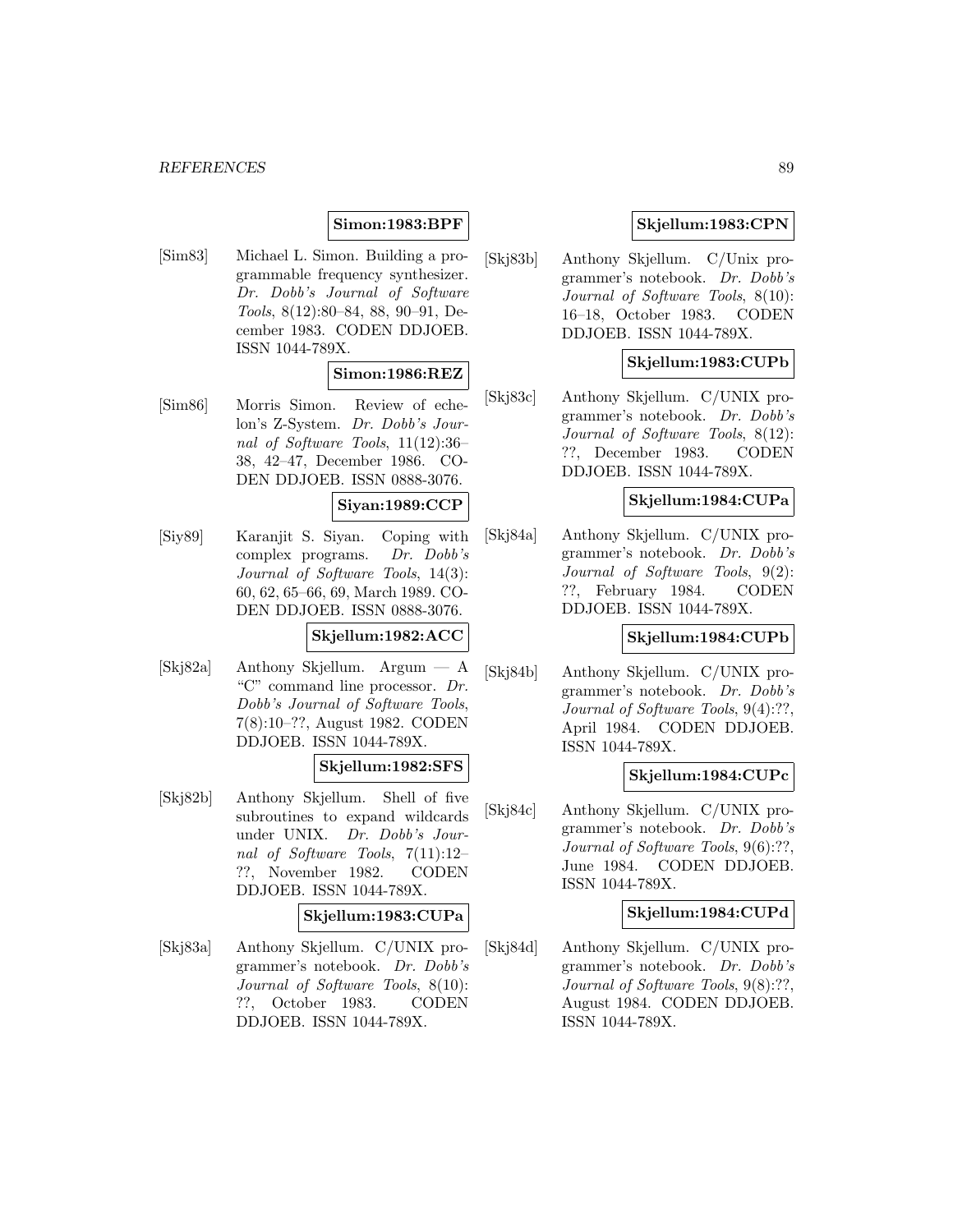**Simon:1983:BPF**

[Sim83] Michael L. Simon. Building a programmable frequency synthesizer. *Dr. Dobb's Journal of Software Tools*, 8(12):80–84, 88, 90–91, December 1983. CODEN DDJOEB. ISSN 1044-789X.

**Simon:1986:REZ**

[Sim86] Morris Simon. Review of echelon's Z-System. *Dr. Dobb's Journal of Software Tools*, 11(12):36–38, 42–47, December 1986. CODEN DDJOEB. ISSN 0888-3076.

**Siyan:1989:CCP**

[Siy89] Karanjit S. Siyan. Coping with complex programs. *Dr. Dobb's Journal of Software Tools*, 14(3): 60, 62, 65–66, 69, March 1989. CODEN DDJOEB. ISSN 0888-3076.

**Skjellum:1982:ACC**

[Skj82a] Anthony Skjellum. Argum — A "C" command line processor. *Dr. Dobb's Journal of Software Tools*, 7(8):10–??, August 1982. CODEN DDJOEB. ISSN 1044-789X.

**Skjellum:1982:SFS**

[Skj82b] Anthony Skjellum. Shell of five subroutines to expand wildcards under UNIX. *Dr. Dobb's Journal of Software Tools*, 7(11):12–??, November 1982. CODEN DDJOEB. ISSN 1044-789X.

**Skjellum:1983:CUPa**

[Skj83a] Anthony Skjellum. C/UNIX programmer's notebook. *Dr. Dobb's Journal of Software Tools*, 8(10): ??, October 1983. CODEN DDJOEB. ISSN 1044-789X.

**Skjellum:1983:CPN**

[Skj83b] Anthony Skjellum. C/Unix programmer's notebook. *Dr. Dobb's Journal of Software Tools*, 8(10): 16–18, October 1983. CODEN DDJOEB. ISSN 1044-789X.

**Skjellum:1983:CUPb**

[Skj83c] Anthony Skjellum. C/UNIX programmer's notebook. *Dr. Dobb's Journal of Software Tools*, 8(12): ??, December 1983. CODEN DDJOEB. ISSN 1044-789X.

**Skjellum:1984:CUPa**

[Skj84a] Anthony Skjellum. C/UNIX programmer's notebook. *Dr. Dobb's Journal of Software Tools*, 9(2): ??, February 1984. CODEN DDJOEB. ISSN 1044-789X.

**Skjellum:1984:CUPb**

[Skj84b] Anthony Skjellum. C/UNIX programmer's notebook. *Dr. Dobb's Journal of Software Tools*, 9(4):??, April 1984. CODEN DDJOEB. ISSN 1044-789X.

**Skjellum:1984:CUPc**

[Skj84c] Anthony Skjellum. C/UNIX programmer's notebook. *Dr. Dobb's Journal of Software Tools*, 9(6):??, June 1984. CODEN DDJOEB. ISSN 1044-789X.

**Skjellum:1984:CUPd**

[Skj84d] Anthony Skjellum. C/UNIX programmer's notebook. *Dr. Dobb's Journal of Software Tools*, 9(8):??, August 1984. CODEN DDJOEB. ISSN 1044-789X.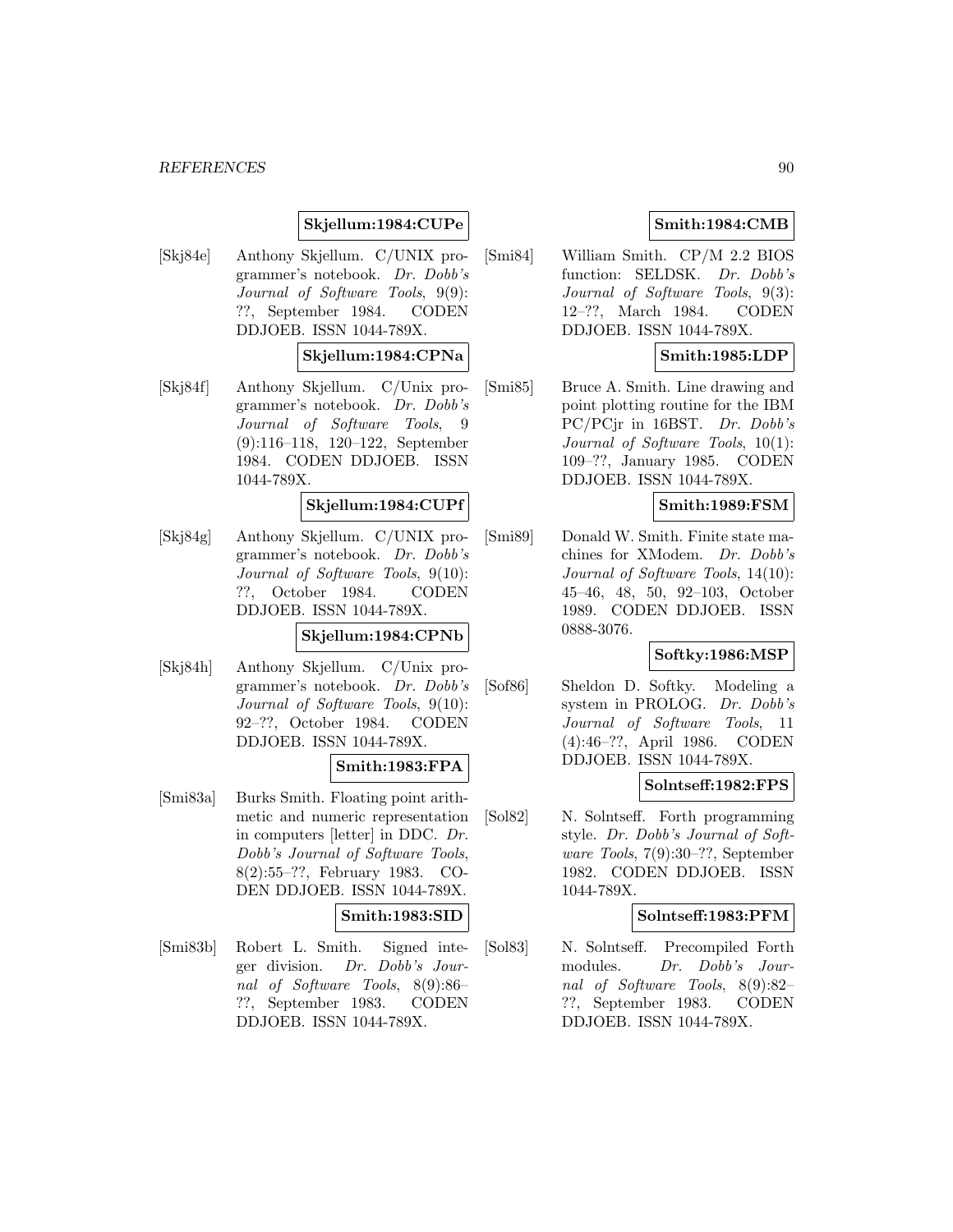**Skjellum:1984:CUPe**

[Skj84e] Anthony Skjellum. C/UNIX programmer's notebook. *Dr. Dobb's Journal of Software Tools*, 9(9): ??, September 1984. CODEN DDJOEB. ISSN 1044-789X.

**Skjellum:1984:CPNa**

[Skj84f] Anthony Skjellum. C/Unix programmer's notebook. *Dr. Dobb's Journal of Software Tools*, 9 (9):116–118, 120–122, September 1984. CODEN DDJOEB. ISSN 1044-789X.

**Skjellum:1984:CUPf**

[Skj84g] Anthony Skjellum. C/UNIX programmer's notebook. *Dr. Dobb's Journal of Software Tools*, 9(10): ??, October 1984. CODEN DDJOEB. ISSN 1044-789X.

**Skjellum:1984:CPNb**

[Skj84h] Anthony Skjellum. C/Unix programmer's notebook. *Dr. Dobb's Journal of Software Tools*, 9(10): 92–??, October 1984. CODEN DDJOEB. ISSN 1044-789X.

**Smith:1983:FPA**

[Smi83a] Burks Smith. Floating point arithmetic and numeric representation in computers [letter] in DDC. *Dr. Dobb's Journal of Software Tools*, 8(2):55–??, February 1983. CODEN DDJOEB. ISSN 1044-789X.

**Smith:1983:SID**

[Smi83b] Robert L. Smith. Signed integer division. *Dr. Dobb's Journal of Software Tools*, 8(9):86–??, September 1983. CODEN DDJOEB. ISSN 1044-789X.

**Smith:1984:CMB**

[Smi84] William Smith. CP/M 2.2 BIOS function: SELDSK. *Dr. Dobb's Journal of Software Tools*, 9(3): 12–??, March 1984. CODEN DDJOEB. ISSN 1044-789X.

**Smith:1985:LDP**

[Smi85] Bruce A. Smith. Line drawing and point plotting routine for the IBM PC/PCjr in 16BST. *Dr. Dobb's Journal of Software Tools*, 10(1): 109–??, January 1985. CODEN DDJOEB. ISSN 1044-789X.

**Smith:1989:FSM**

[Smi89] Donald W. Smith. Finite state machines for XModem. *Dr. Dobb's Journal of Software Tools*, 14(10): 45–46, 48, 50, 92–103, October 1989. CODEN DDJOEB. ISSN 0888-3076.

**Softky:1986:MSP**

[Sof86] Sheldon D. Softky. Modeling a system in PROLOG. *Dr. Dobb's Journal of Software Tools*, 11 (4):46–??, April 1986. CODEN DDJOEB. ISSN 1044-789X.

**Solntseff:1982:FPS**

[Sol82] N. Solntseff. Forth programming style. *Dr. Dobb's Journal of Software Tools*, 7(9):30–??, September 1982. CODEN DDJOEB. ISSN 1044-789X.

**Solntseff:1983:PFM**

[Sol83] N. Solntseff. Precompiled Forth modules. *Dr. Dobb's Journal of Software Tools*, 8(9):82–??, September 1983. CODEN DDJOEB. ISSN 1044-789X.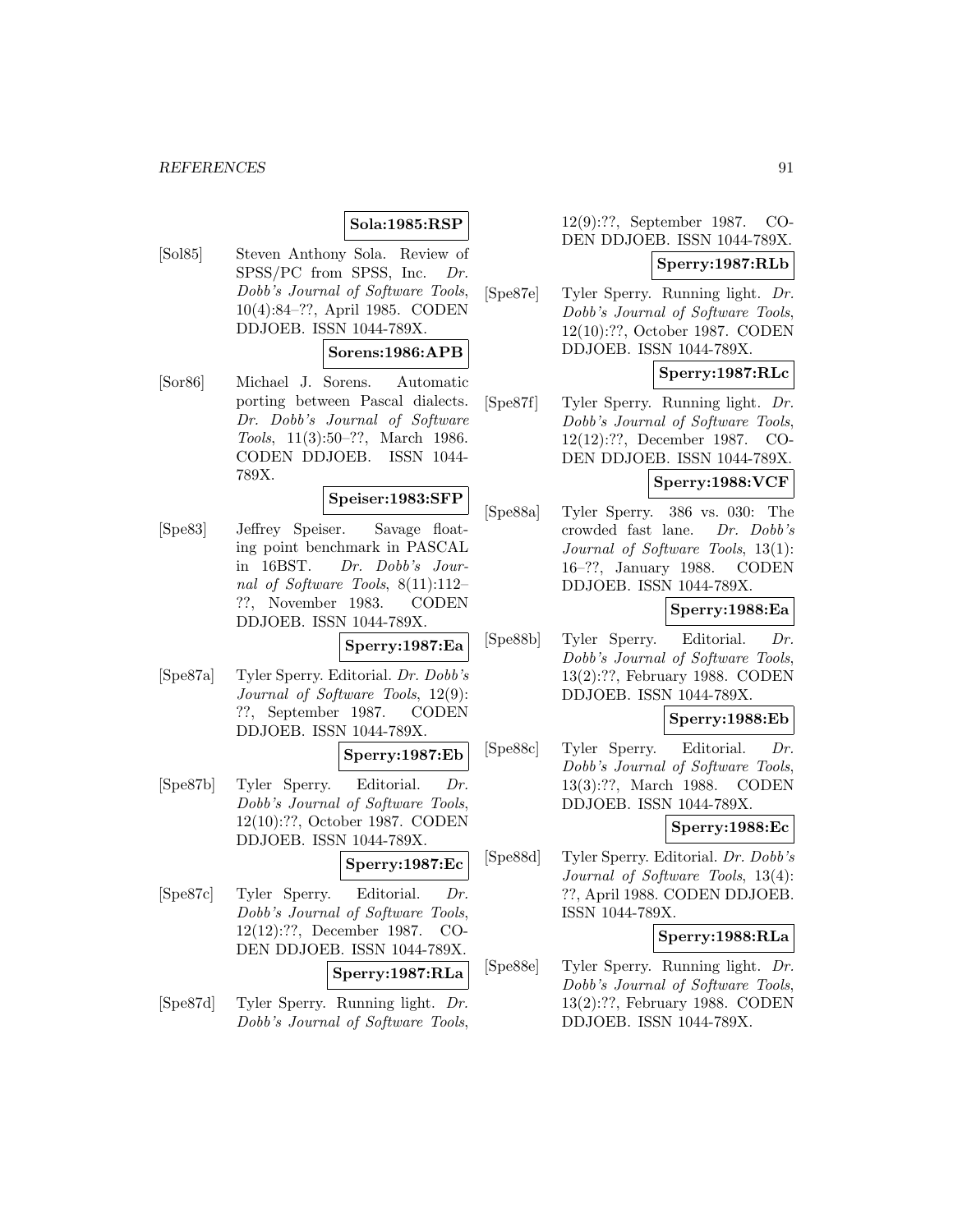**Sola:1985:RSP**

[Sol85] Steven Anthony Sola. Review of SPSS/PC from SPSS, Inc. *Dr. Dobb's Journal of Software Tools*, 10(4):84–??, April 1985. CODEN DDJOEB. ISSN 1044-789X.

**Sorens:1986:APB**

[Sor86] Michael J. Sorens. Automatic porting between Pascal dialects. *Dr. Dobb's Journal of Software Tools*, 11(3):50–??, March 1986. CODEN DDJOEB. ISSN 1044-789X.

**Speiser:1983:SFP**

[Spe83] Jeffrey Speiser. Savage floating point benchmark in PASCAL in 16BST. *Dr. Dobb's Journal of Software Tools*, 8(11):112–??, November 1983. CODEN DDJOEB. ISSN 1044-789X.

**Sperry:1987:Ea**

[Spe87a] Tyler Sperry. Editorial. *Dr. Dobb's Journal of Software Tools*, 12(9): ??, September 1987. CODEN DDJOEB. ISSN 1044-789X.

**Sperry:1987:Eb**

[Spe87b] Tyler Sperry. Editorial. *Dr. Dobb's Journal of Software Tools*, 12(10):??, October 1987. CODEN DDJOEB. ISSN 1044-789X.

**Sperry:1987:Ec**

[Spe87c] Tyler Sperry. Editorial. *Dr. Dobb's Journal of Software Tools*, 12(12):??, December 1987. CODEN DDJOEB. ISSN 1044-789X.

**Sperry:1987:RLa**

[Spe87d] Tyler Sperry. Running light. *Dr. Dobb's Journal of Software Tools*, 12(9):??, September 1987. CODEN DDJOEB. ISSN 1044-789X.

**Sperry:1987:RLb**

[Spe87e] Tyler Sperry. Running light. *Dr. Dobb's Journal of Software Tools*, 12(10):??, October 1987. CODEN DDJOEB. ISSN 1044-789X.

**Sperry:1987:RLc**

[Spe87f] Tyler Sperry. Running light. *Dr. Dobb's Journal of Software Tools*, 12(12):??, December 1987. CODEN DDJOEB. ISSN 1044-789X.

**Sperry:1988:VCF**

[Spe88a] Tyler Sperry. 386 vs. 030: The crowded fast lane. *Dr. Dobb's Journal of Software Tools*, 13(1): 16–??, January 1988. CODEN DDJOEB. ISSN 1044-789X.

**Sperry:1988:Ea**

[Spe88b] Tyler Sperry. Editorial. *Dr. Dobb's Journal of Software Tools*, 13(2):??, February 1988. CODEN DDJOEB. ISSN 1044-789X.

**Sperry:1988:Eb**

[Spe88c] Tyler Sperry. Editorial. *Dr. Dobb's Journal of Software Tools*, 13(3):??, March 1988. CODEN DDJOEB. ISSN 1044-789X.

**Sperry:1988:Ec**

[Spe88d] Tyler Sperry. Editorial. *Dr. Dobb's Journal of Software Tools*, 13(4): ??, April 1988. CODEN DDJOEB. ISSN 1044-789X.

**Sperry:1988:RLa**

[Spe88e] Tyler Sperry. Running light. *Dr. Dobb's Journal of Software Tools*, 13(2):??, February 1988. CODEN DDJOEB. ISSN 1044-789X.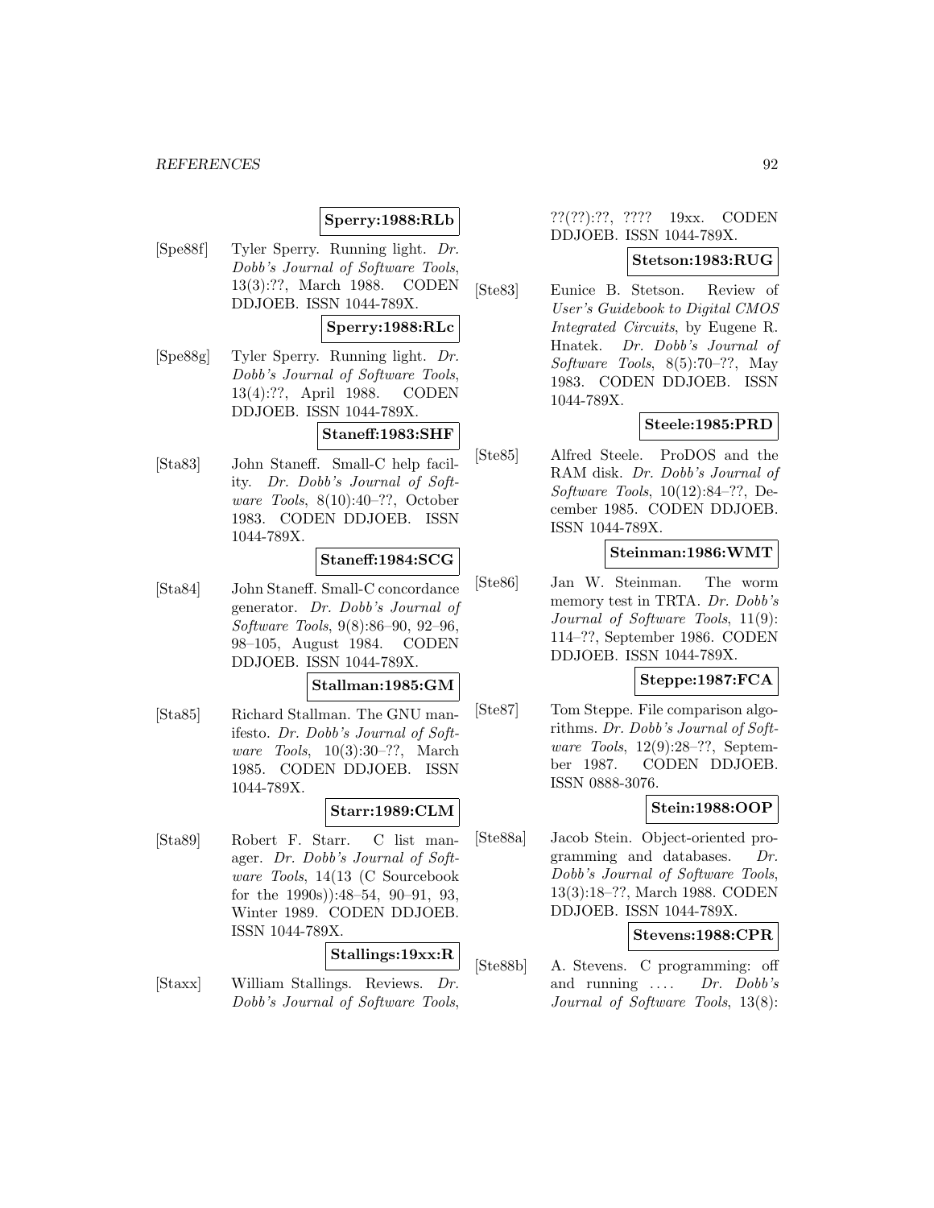**Sperry:1988:RLb**

[Spe88f] Tyler Sperry. Running light. *Dr. Dobb's Journal of Software Tools*, 13(3):??, March 1988. CODEN DDJOEB. ISSN 1044-789X.

**Sperry:1988:RLc**

[Spe88g] Tyler Sperry. Running light. *Dr. Dobb's Journal of Software Tools*, 13(4):??, April 1988. CODEN DDJOEB. ISSN 1044-789X.

**Staneff:1983:SHF**

[Sta83] John Staneff. Small-C help facility. *Dr. Dobb's Journal of Software Tools*, 8(10):40–??, October 1983. CODEN DDJOEB. ISSN 1044-789X.

**Staneff:1984:SCG**

[Sta84] John Staneff. Small-C concordance generator. *Dr. Dobb's Journal of Software Tools*, 9(8):86–90, 92–96, 98–105, August 1984. CODEN DDJOEB. ISSN 1044-789X.

**Stallman:1985:GM**

[Sta85] Richard Stallman. The GNU manifesto. *Dr. Dobb's Journal of Software Tools*, 10(3):30–??, March 1985. CODEN DDJOEB. ISSN 1044-789X.

**Starr:1989:CLM**

[Sta89] Robert F. Starr. C list manager. *Dr. Dobb's Journal of Software Tools*, 14(13 (C Sourcebook for the 1990s)):48–54, 90–91, 93, Winter 1989. CODEN DDJOEB. ISSN 1044-789X.

**Stallings:19xx:R**

[Staxx] William Stallings. Reviews. *Dr. Dobb's Journal of Software Tools*, ??(??):??, ???? 19xx. CODEN DDJOEB. ISSN 1044-789X.

**Stetson:1983:RUG**

[Ste83] Eunice B. Stetson. Review of *User's Guidebook to Digital CMOS Integrated Circuits*, by Eugene R. Hnatek. *Dr. Dobb's Journal of Software Tools*, 8(5):70–??, May 1983. CODEN DDJOEB. ISSN 1044-789X.

**Steele:1985:PRD**

[Ste85] Alfred Steele. ProDOS and the RAM disk. *Dr. Dobb's Journal of Software Tools*, 10(12):84–??, December 1985. CODEN DDJOEB. ISSN 1044-789X.

**Steinman:1986:WMT**

[Ste86] Jan W. Steinman. The worm memory test in TRTA. *Dr. Dobb's Journal of Software Tools*, 11(9): 114–??, September 1986. CODEN DDJOEB. ISSN 1044-789X.

**Steppe:1987:FCA**

[Ste87] Tom Steppe. File comparison algorithms. *Dr. Dobb's Journal of Software Tools*, 12(9):28–??, September 1987. CODEN DDJOEB. ISSN 0888-3076.

**Stein:1988:OOP**

[Ste88a] Jacob Stein. Object-oriented programming and databases. *Dr. Dobb's Journal of Software Tools*, 13(3):18–??, March 1988. CODEN DDJOEB. ISSN 1044-789X.

**Stevens:1988:CPR**

[Ste88b] A. Stevens. C programming: off and running .... *Dr. Dobb's Journal of Software Tools*, 13(8):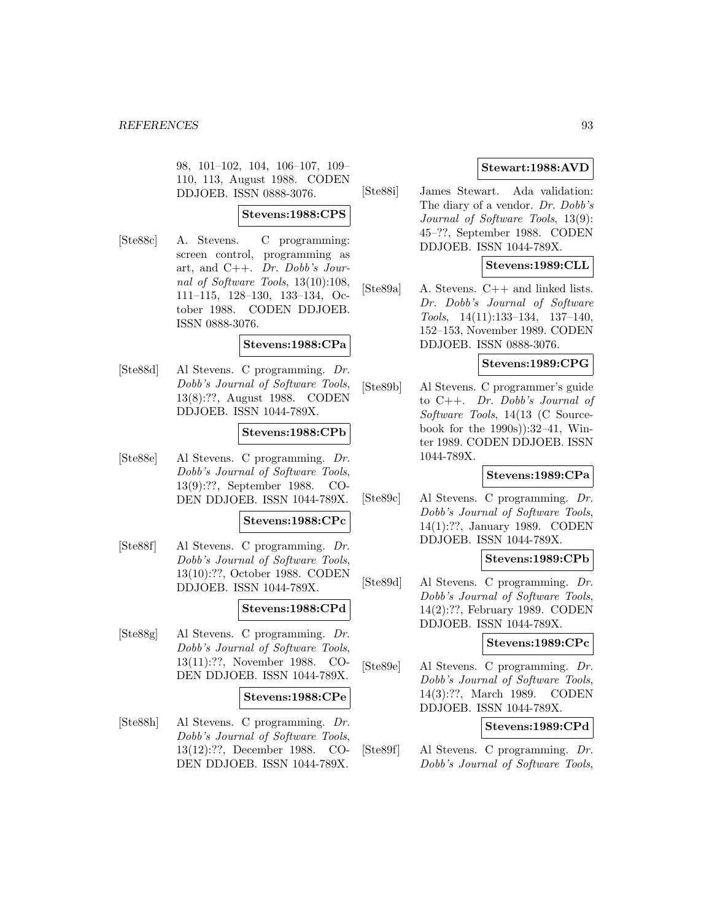98, 101–102, 104, 106–107, 109–110, 113, August 1988. CODEN DDJOEB. ISSN 0888-3076.

**Stevens:1988:CPS**

[Ste88c] A. Stevens. C programming: screen control, programming as art, and C++. *Dr. Dobb's Journal of Software Tools*, 13(10):108, 111–115, 128–130, 133–134, October 1988. CODEN DDJOEB. ISSN 0888-3076.

**Stevens:1988:CPa**

[Ste88d] Al Stevens. C programming. *Dr. Dobb's Journal of Software Tools*, 13(8):??, August 1988. CODEN DDJOEB. ISSN 1044-789X.

**Stevens:1988:CPb**

[Ste88e] Al Stevens. C programming. *Dr. Dobb's Journal of Software Tools*, 13(9):??, September 1988. CODEN DDJOEB. ISSN 1044-789X.

**Stevens:1988:CPc**

[Ste88f] Al Stevens. C programming. *Dr. Dobb's Journal of Software Tools*, 13(10):??, October 1988. CODEN DDJOEB. ISSN 1044-789X.

**Stevens:1988:CPd**

[Ste88g] Al Stevens. C programming. *Dr. Dobb's Journal of Software Tools*, 13(11):??, November 1988. CODEN DDJOEB. ISSN 1044-789X.

**Stevens:1988:CPe**

[Ste88h] Al Stevens. C programming. *Dr. Dobb's Journal of Software Tools*, 13(12):??, December 1988. CODEN DDJOEB. ISSN 1044-789X.

**Stewart:1988:AVD**

[Ste88i] James Stewart. Ada validation: The diary of a vendor. *Dr. Dobb's Journal of Software Tools*, 13(9): 45–??, September 1988. CODEN DDJOEB. ISSN 1044-789X.

**Stevens:1989:CLL**

[Ste89a] A. Stevens. C++ and linked lists. *Dr. Dobb's Journal of Software Tools*, 14(11):133–134, 137–140, 152–153, November 1989. CODEN DDJOEB. ISSN 0888-3076.

**Stevens:1989:CPG**

[Ste89b] Al Stevens. C programmer's guide to C++. *Dr. Dobb's Journal of Software Tools*, 14(13 (C Sourcebook for the 1990s)):32–41, Winter 1989. CODEN DDJOEB. ISSN 1044-789X.

**Stevens:1989:CPa**

[Ste89c] Al Stevens. C programming. *Dr. Dobb's Journal of Software Tools*, 14(1):??, January 1989. CODEN DDJOEB. ISSN 1044-789X.

**Stevens:1989:CPb**

[Ste89d] Al Stevens. C programming. *Dr. Dobb's Journal of Software Tools*, 14(2):??, February 1989. CODEN DDJOEB. ISSN 1044-789X.

**Stevens:1989:CPc**

[Ste89e] Al Stevens. C programming. *Dr. Dobb's Journal of Software Tools*, 14(3):??, March 1989. CODEN DDJOEB. ISSN 1044-789X.

**Stevens:1989:CPd**

[Ste89f] Al Stevens. C programming. *Dr. Dobb's Journal of Software Tools*,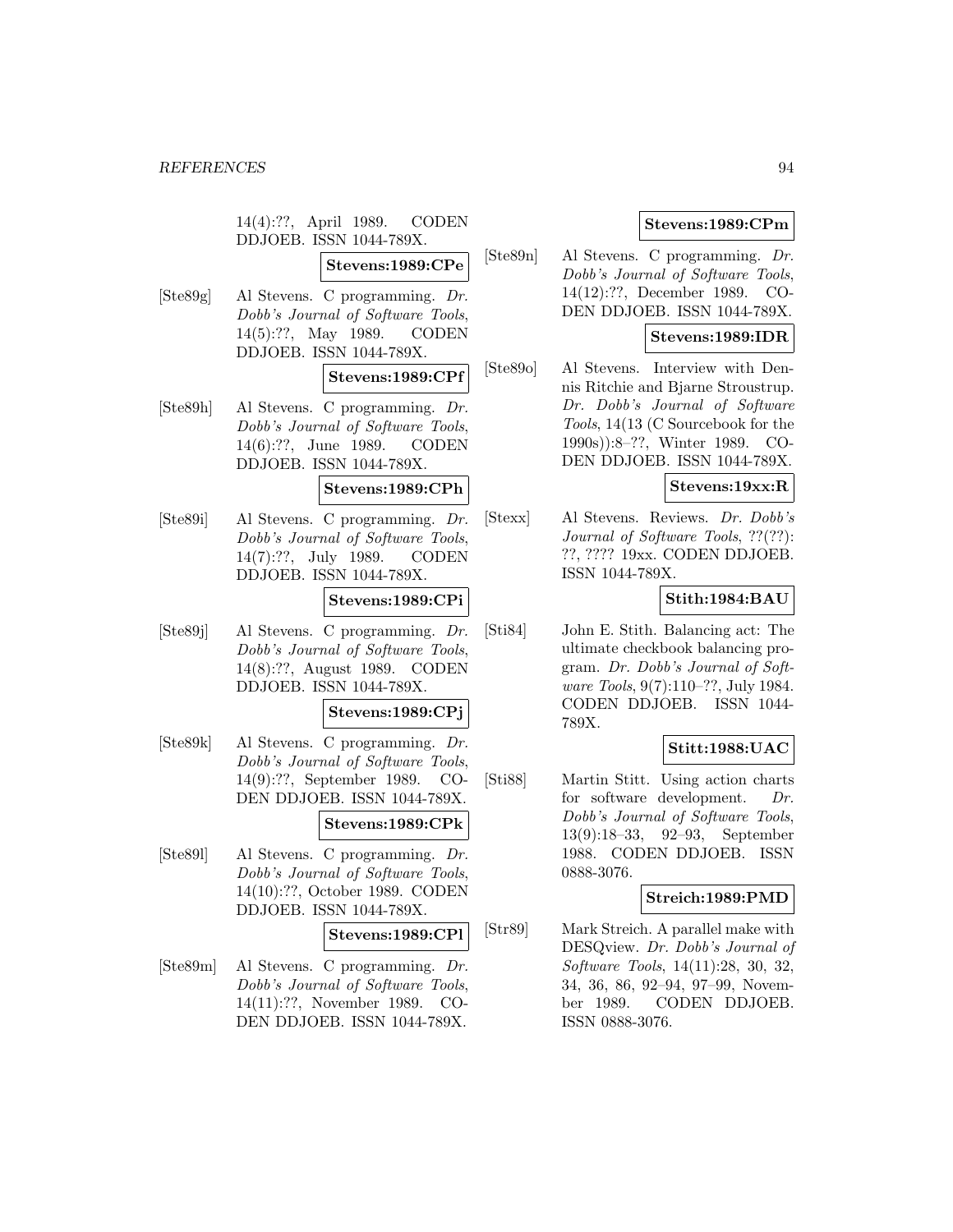14(4):??, April 1989. CODEN DDJOEB. ISSN 1044-789X.

**Stevens:1989:CPe**

[Ste89g] Al Stevens. C programming. *Dr. Dobb's Journal of Software Tools*, 14(5):??, May 1989. CODEN DDJOEB. ISSN 1044-789X.

**Stevens:1989:CPf**

[Ste89h] Al Stevens. C programming. *Dr. Dobb's Journal of Software Tools*, 14(6):??, June 1989. CODEN DDJOEB. ISSN 1044-789X.

**Stevens:1989:CPh**

[Ste89i] Al Stevens. C programming. *Dr. Dobb's Journal of Software Tools*, 14(7):??, July 1989. CODEN DDJOEB. ISSN 1044-789X.

**Stevens:1989:CPi**

[Ste89j] Al Stevens. C programming. *Dr. Dobb's Journal of Software Tools*, 14(8):??, August 1989. CODEN DDJOEB. ISSN 1044-789X.

**Stevens:1989:CPj**

[Ste89k] Al Stevens. C programming. *Dr. Dobb's Journal of Software Tools*, 14(9):??, September 1989. CODEN DDJOEB. ISSN 1044-789X.

**Stevens:1989:CPk**

[Ste89l] Al Stevens. C programming. *Dr. Dobb's Journal of Software Tools*, 14(10):??, October 1989. CODEN DDJOEB. ISSN 1044-789X.

**Stevens:1989:CPl**

[Ste89m] Al Stevens. C programming. *Dr. Dobb's Journal of Software Tools*, 14(11):??, November 1989. CODEN DDJOEB. ISSN 1044-789X.

**Stevens:1989:CPm**

[Ste89n] Al Stevens. C programming. *Dr. Dobb's Journal of Software Tools*, 14(12):??, December 1989. CODEN DDJOEB. ISSN 1044-789X.

**Stevens:1989:IDR**

[Ste89o] Al Stevens. Interview with Dennis Ritchie and Bjarne Stroustrup. *Dr. Dobb's Journal of Software Tools*, 14(13 (C Sourcebook for the 1990s)):8–??, Winter 1989. CODEN DDJOEB. ISSN 1044-789X.

**Stevens:19xx:R**

[Stexx] Al Stevens. Reviews. *Dr. Dobb's Journal of Software Tools*, ??(??): ??, ???? 19xx. CODEN DDJOEB. ISSN 1044-789X.

**Stith:1984:BAU**

[Sti84] John E. Stith. Balancing act: The ultimate checkbook balancing program. *Dr. Dobb's Journal of Software Tools*, 9(7):110–??, July 1984. CODEN DDJOEB. ISSN 1044-789X.

**Stitt:1988:UAC**

[Sti88] Martin Stitt. Using action charts for software development. *Dr. Dobb's Journal of Software Tools*, 13(9):18–33, 92–93, September 1988. CODEN DDJOEB. ISSN 0888-3076.

**Streich:1989:PMD**

[Str89] Mark Streich. A parallel make with DESQview. *Dr. Dobb's Journal of Software Tools*, 14(11):28, 30, 32, 34, 36, 86, 92–94, 97–99, November 1989. CODEN DDJOEB. ISSN 0888-3076.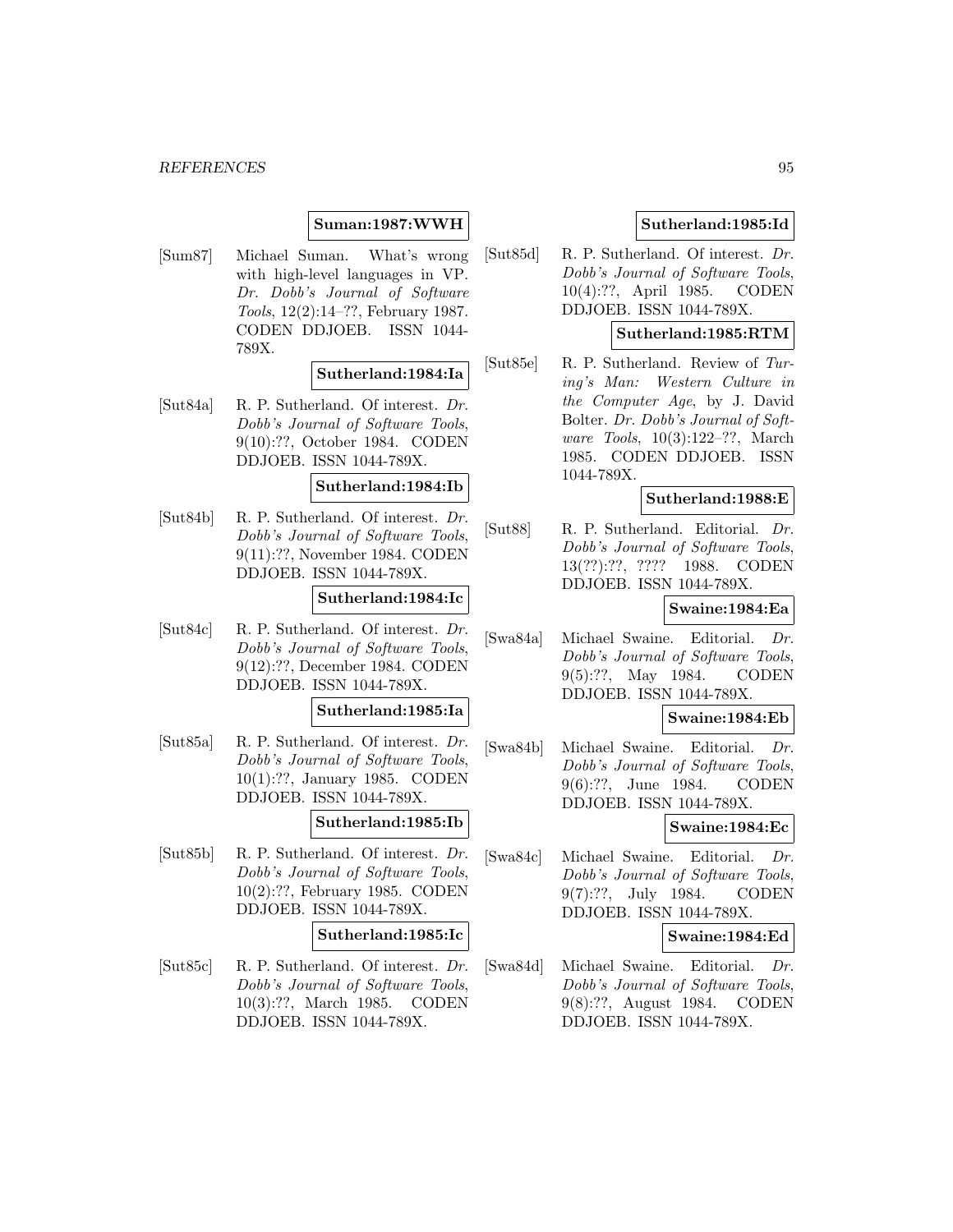**Suman:1987:WWH**

[Sum87] Michael Suman. What's wrong with high-level languages in VP. *Dr. Dobb's Journal of Software Tools*, 12(2):14–??, February 1987. CODEN DDJOEB. ISSN 1044-789X.

**Sutherland:1984:Ia**

[Sut84a] R. P. Sutherland. Of interest. *Dr. Dobb's Journal of Software Tools*, 9(10):??, October 1984. CODEN DDJOEB. ISSN 1044-789X.

**Sutherland:1984:Ib**

[Sut84b] R. P. Sutherland. Of interest. *Dr. Dobb's Journal of Software Tools*, 9(11):??, November 1984. CODEN DDJOEB. ISSN 1044-789X.

**Sutherland:1984:Ic**

[Sut84c] R. P. Sutherland. Of interest. *Dr. Dobb's Journal of Software Tools*, 9(12):??, December 1984. CODEN DDJOEB. ISSN 1044-789X.

**Sutherland:1985:Ia**

[Sut85a] R. P. Sutherland. Of interest. *Dr. Dobb's Journal of Software Tools*, 10(1):??, January 1985. CODEN DDJOEB. ISSN 1044-789X.

**Sutherland:1985:Ib**

[Sut85b] R. P. Sutherland. Of interest. *Dr. Dobb's Journal of Software Tools*, 10(2):??, February 1985. CODEN DDJOEB. ISSN 1044-789X.

**Sutherland:1985:Ic**

[Sut85c] R. P. Sutherland. Of interest. *Dr. Dobb's Journal of Software Tools*, 10(3):??, March 1985. CODEN DDJOEB. ISSN 1044-789X.

**Sutherland:1985:Id**

[Sut85d] R. P. Sutherland. Of interest. *Dr. Dobb's Journal of Software Tools*, 10(4):??, April 1985. CODEN DDJOEB. ISSN 1044-789X.

**Sutherland:1985:RTM**

[Sut85e] R. P. Sutherland. Review of *Turing's Man: Western Culture in the Computer Age*, by J. David Bolter. *Dr. Dobb's Journal of Software Tools*, 10(3):122–??, March 1985. CODEN DDJOEB. ISSN 1044-789X.

**Sutherland:1988:E**

[Sut88] R. P. Sutherland. Editorial. *Dr. Dobb's Journal of Software Tools*, 13(??):??, ???? 1988. CODEN DDJOEB. ISSN 1044-789X.

**Swaine:1984:Ea**

[Swa84a] Michael Swaine. Editorial. *Dr. Dobb's Journal of Software Tools*, 9(5):??, May 1984. CODEN DDJOEB. ISSN 1044-789X.

**Swaine:1984:Eb**

[Swa84b] Michael Swaine. Editorial. *Dr. Dobb's Journal of Software Tools*, 9(6):??, June 1984. CODEN DDJOEB. ISSN 1044-789X.

**Swaine:1984:Ec**

[Swa84c] Michael Swaine. Editorial. *Dr. Dobb's Journal of Software Tools*, 9(7):??, July 1984. CODEN DDJOEB. ISSN 1044-789X.

**Swaine:1984:Ed**

[Swa84d] Michael Swaine. Editorial. *Dr. Dobb's Journal of Software Tools*, 9(8):??, August 1984. CODEN DDJOEB. ISSN 1044-789X.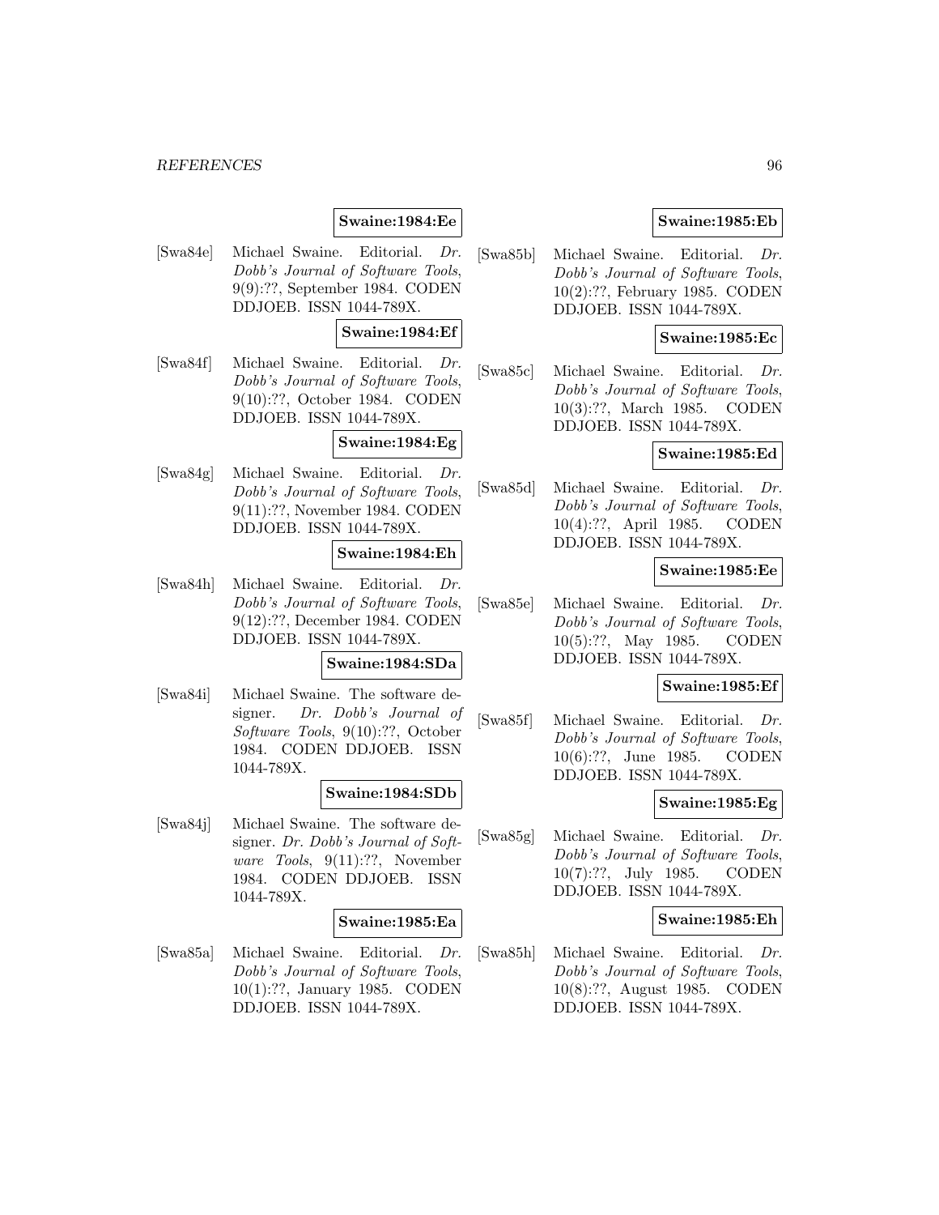**Swaine:1984:Ee**

[Swa84e] Michael Swaine. Editorial. *Dr. Dobb's Journal of Software Tools*, 9(9):??, September 1984. CODEN DDJOEB. ISSN 1044-789X.

**Swaine:1984:Ef**

[Swa84f] Michael Swaine. Editorial. *Dr. Dobb's Journal of Software Tools*, 9(10):??, October 1984. CODEN DDJOEB. ISSN 1044-789X.

**Swaine:1984:Eg**

[Swa84g] Michael Swaine. Editorial. *Dr. Dobb's Journal of Software Tools*, 9(11):??, November 1984. CODEN DDJOEB. ISSN 1044-789X.

**Swaine:1984:Eh**

[Swa84h] Michael Swaine. Editorial. *Dr. Dobb's Journal of Software Tools*, 9(12):??, December 1984. CODEN DDJOEB. ISSN 1044-789X.

**Swaine:1984:SDa**

[Swa84i] Michael Swaine. The software designer. *Dr. Dobb's Journal of Software Tools*, 9(10):??, October 1984. CODEN DDJOEB. ISSN 1044-789X.

**Swaine:1984:SDb**

[Swa84j] Michael Swaine. The software designer. *Dr. Dobb's Journal of Software Tools*, 9(11):??, November 1984. CODEN DDJOEB. ISSN 1044-789X.

**Swaine:1985:Ea**

[Swa85a] Michael Swaine. Editorial. *Dr. Dobb's Journal of Software Tools*, 10(1):??, January 1985. CODEN DDJOEB. ISSN 1044-789X.

**Swaine:1985:Eb**

[Swa85b] Michael Swaine. Editorial. *Dr. Dobb's Journal of Software Tools*, 10(2):??, February 1985. CODEN DDJOEB. ISSN 1044-789X.

**Swaine:1985:Ec**

[Swa85c] Michael Swaine. Editorial. *Dr. Dobb's Journal of Software Tools*, 10(3):??, March 1985. CODEN DDJOEB. ISSN 1044-789X.

**Swaine:1985:Ed**

[Swa85d] Michael Swaine. Editorial. *Dr. Dobb's Journal of Software Tools*, 10(4):??, April 1985. CODEN DDJOEB. ISSN 1044-789X.

**Swaine:1985:Ee**

[Swa85e] Michael Swaine. Editorial. *Dr. Dobb's Journal of Software Tools*, 10(5):??, May 1985. CODEN DDJOEB. ISSN 1044-789X.

**Swaine:1985:Ef**

[Swa85f] Michael Swaine. Editorial. *Dr. Dobb's Journal of Software Tools*, 10(6):??, June 1985. CODEN DDJOEB. ISSN 1044-789X.

**Swaine:1985:Eg**

[Swa85g] Michael Swaine. Editorial. *Dr. Dobb's Journal of Software Tools*, 10(7):??, July 1985. CODEN DDJOEB. ISSN 1044-789X.

**Swaine:1985:Eh**

[Swa85h] Michael Swaine. Editorial. *Dr. Dobb's Journal of Software Tools*, 10(8):??, August 1985. CODEN DDJOEB. ISSN 1044-789X.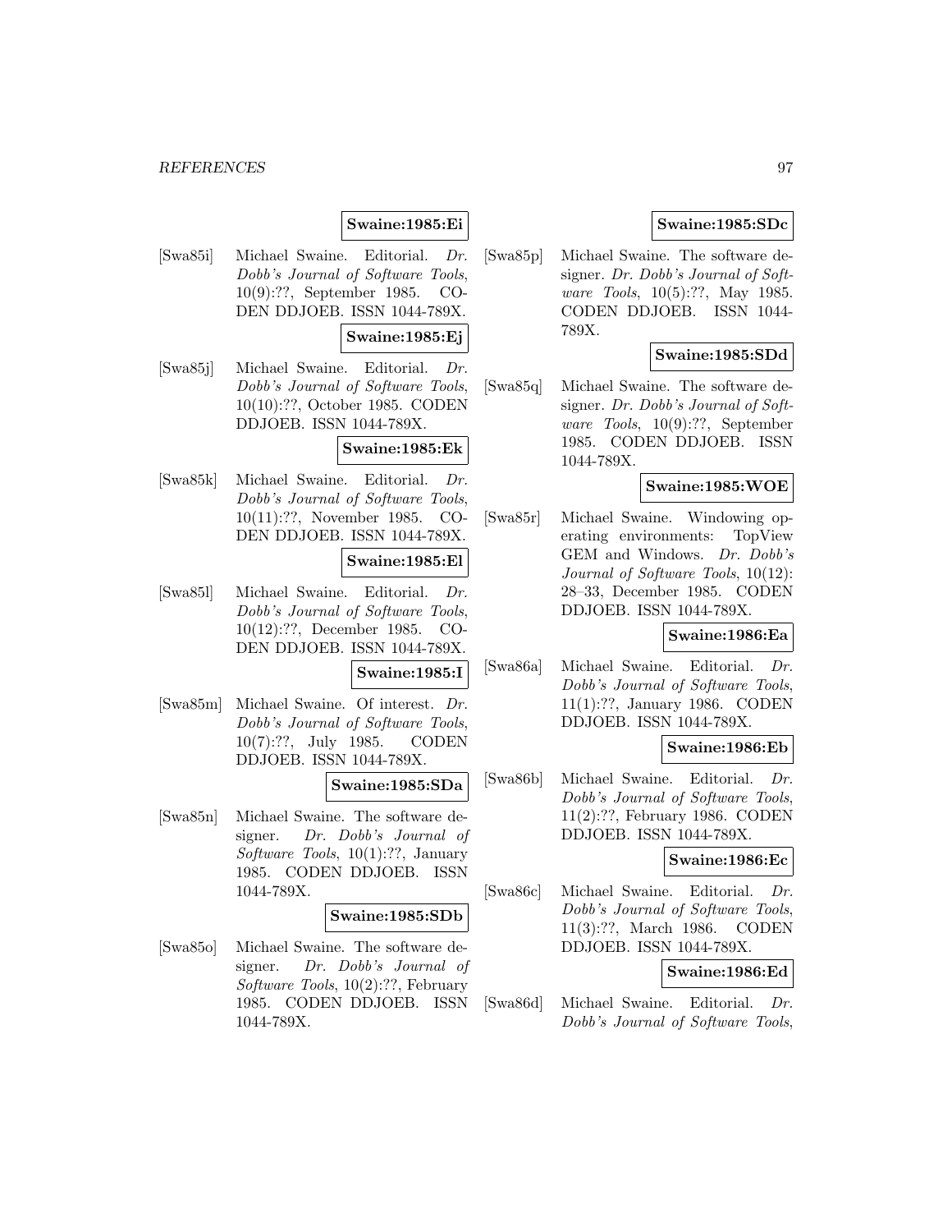**Swaine:1985:Ei**

[Swa85i] Michael Swaine. Editorial. *Dr. Dobb's Journal of Software Tools*, 10(9):??, September 1985. CODEN DDJOEB. ISSN 1044-789X.

**Swaine:1985:Ej**

[Swa85j] Michael Swaine. Editorial. *Dr. Dobb's Journal of Software Tools*, 10(10):??, October 1985. CODEN DDJOEB. ISSN 1044-789X.

**Swaine:1985:Ek**

[Swa85k] Michael Swaine. Editorial. *Dr. Dobb's Journal of Software Tools*, 10(11):??, November 1985. CODEN DDJOEB. ISSN 1044-789X.

**Swaine:1985:El**

[Swa85l] Michael Swaine. Editorial. *Dr. Dobb's Journal of Software Tools*, 10(12):??, December 1985. CODEN DDJOEB. ISSN 1044-789X.

**Swaine:1985:I**

[Swa85m] Michael Swaine. Of interest. *Dr. Dobb's Journal of Software Tools*, 10(7):??, July 1985. CODEN DDJOEB. ISSN 1044-789X.

**Swaine:1985:SDa**

[Swa85n] Michael Swaine. The software designer. *Dr. Dobb's Journal of Software Tools*, 10(1):??, January 1985. CODEN DDJOEB. ISSN 1044-789X.

**Swaine:1985:SDb**

[Swa85o] Michael Swaine. The software designer. *Dr. Dobb's Journal of Software Tools*, 10(2):??, February 1985. CODEN DDJOEB. ISSN 1044-789X.

**Swaine:1985:SDc**

[Swa85p] Michael Swaine. The software designer. *Dr. Dobb's Journal of Software Tools*, 10(5):??, May 1985. CODEN DDJOEB. ISSN 1044-789X.

**Swaine:1985:SDd**

[Swa85q] Michael Swaine. The software designer. *Dr. Dobb's Journal of Software Tools*, 10(9):??, September 1985. CODEN DDJOEB. ISSN 1044-789X.

**Swaine:1985:WOE**

[Swa85r] Michael Swaine. Windowing operating environments: TopView GEM and Windows. *Dr. Dobb's Journal of Software Tools*, 10(12): 28–33, December 1985. CODEN DDJOEB. ISSN 1044-789X.

**Swaine:1986:Ea**

[Swa86a] Michael Swaine. Editorial. *Dr. Dobb's Journal of Software Tools*, 11(1):??, January 1986. CODEN DDJOEB. ISSN 1044-789X.

**Swaine:1986:Eb**

[Swa86b] Michael Swaine. Editorial. *Dr. Dobb's Journal of Software Tools*, 11(2):??, February 1986. CODEN DDJOEB. ISSN 1044-789X.

**Swaine:1986:Ec**

[Swa86c] Michael Swaine. Editorial. *Dr. Dobb's Journal of Software Tools*, 11(3):??, March 1986. CODEN DDJOEB. ISSN 1044-789X.

**Swaine:1986:Ed**

[Swa86d] Michael Swaine. Editorial. *Dr. Dobb's Journal of Software Tools*,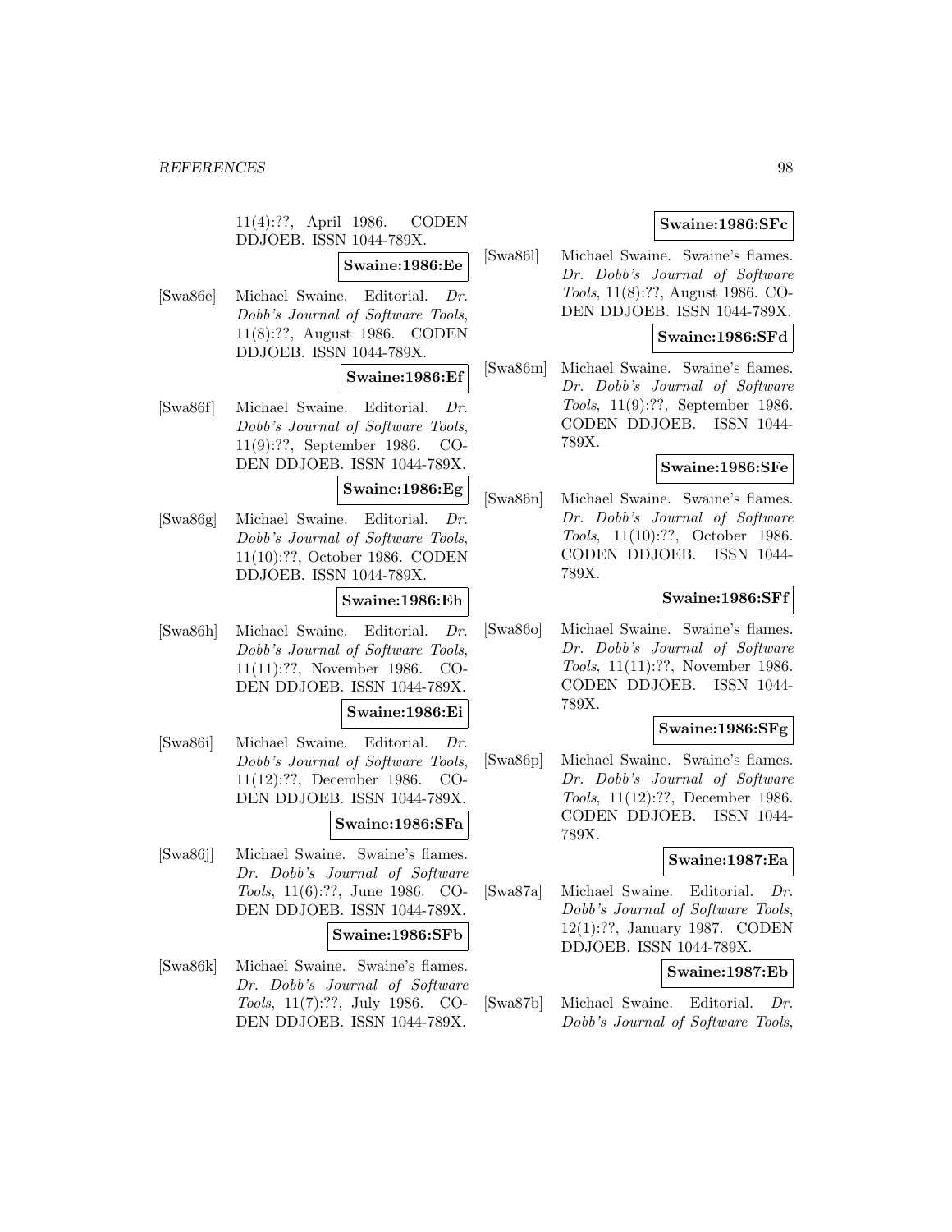11(4):??, April 1986. CODEN DDJOEB. ISSN 1044-789X.

**Swaine:1986:Ee**

[Swa86e] Michael Swaine. Editorial. *Dr. Dobb's Journal of Software Tools*, 11(8):??, August 1986. CODEN DDJOEB. ISSN 1044-789X.

**Swaine:1986:Ef**

[Swa86f] Michael Swaine. Editorial. *Dr. Dobb's Journal of Software Tools*, 11(9):??, September 1986. CODEN DDJOEB. ISSN 1044-789X.

**Swaine:1986:Eg**

[Swa86g] Michael Swaine. Editorial. *Dr. Dobb's Journal of Software Tools*, 11(10):??, October 1986. CODEN DDJOEB. ISSN 1044-789X.

**Swaine:1986:Eh**

[Swa86h] Michael Swaine. Editorial. *Dr. Dobb's Journal of Software Tools*, 11(11):??, November 1986. CODEN DDJOEB. ISSN 1044-789X.

**Swaine:1986:Ei**

[Swa86i] Michael Swaine. Editorial. *Dr. Dobb's Journal of Software Tools*, 11(12):??, December 1986. CODEN DDJOEB. ISSN 1044-789X.

**Swaine:1986:SFa**

[Swa86j] Michael Swaine. Swaine's flames. *Dr. Dobb's Journal of Software Tools*, 11(6):??, June 1986. CODEN DDJOEB. ISSN 1044-789X.

**Swaine:1986:SFb**

[Swa86k] Michael Swaine. Swaine's flames. *Dr. Dobb's Journal of Software Tools*, 11(7):??, July 1986. CODEN DDJOEB. ISSN 1044-789X.

**Swaine:1986:SFc**

[Swa86l] Michael Swaine. Swaine's flames. *Dr. Dobb's Journal of Software Tools*, 11(8):??, August 1986. CODEN DDJOEB. ISSN 1044-789X.

**Swaine:1986:SFd**

[Swa86m] Michael Swaine. Swaine's flames. *Dr. Dobb's Journal of Software Tools*, 11(9):??, September 1986. CODEN DDJOEB. ISSN 1044-789X.

**Swaine:1986:SFe**

[Swa86n] Michael Swaine. Swaine's flames. *Dr. Dobb's Journal of Software Tools*, 11(10):??, October 1986. CODEN DDJOEB. ISSN 1044-789X.

**Swaine:1986:SFf**

[Swa86o] Michael Swaine. Swaine's flames. *Dr. Dobb's Journal of Software Tools*, 11(11):??, November 1986. CODEN DDJOEB. ISSN 1044-789X.

**Swaine:1986:SFg**

[Swa86p] Michael Swaine. Swaine's flames. *Dr. Dobb's Journal of Software Tools*, 11(12):??, December 1986. CODEN DDJOEB. ISSN 1044-789X.

**Swaine:1987:Ea**

[Swa87a] Michael Swaine. Editorial. *Dr. Dobb's Journal of Software Tools*, 12(1):??, January 1987. CODEN DDJOEB. ISSN 1044-789X.

**Swaine:1987:Eb**

[Swa87b] Michael Swaine. Editorial. *Dr. Dobb's Journal of Software Tools*,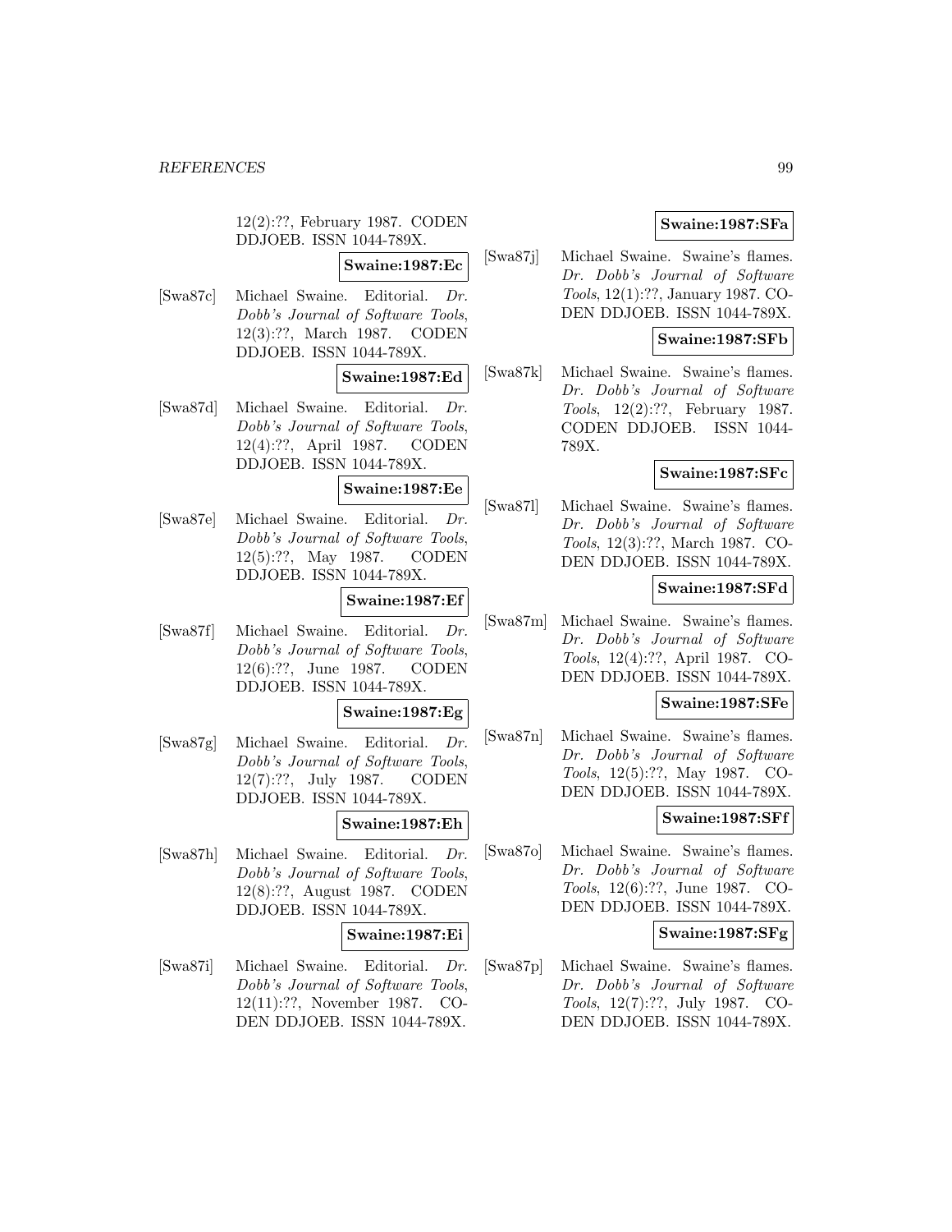12(2):??, February 1987. CODEN DDJOEB. ISSN 1044-789X.

**Swaine:1987:Ec**

[Swa87c] Michael Swaine. Editorial. *Dr. Dobb's Journal of Software Tools*, 12(3):??, March 1987. CODEN DDJOEB. ISSN 1044-789X.

**Swaine:1987:Ed**

[Swa87d] Michael Swaine. Editorial. *Dr. Dobb's Journal of Software Tools*, 12(4):??, April 1987. CODEN DDJOEB. ISSN 1044-789X.

**Swaine:1987:Ee**

[Swa87e] Michael Swaine. Editorial. *Dr. Dobb's Journal of Software Tools*, 12(5):??, May 1987. CODEN DDJOEB. ISSN 1044-789X.

**Swaine:1987:Ef**

[Swa87f] Michael Swaine. Editorial. *Dr. Dobb's Journal of Software Tools*, 12(6):??, June 1987. CODEN DDJOEB. ISSN 1044-789X.

**Swaine:1987:Eg**

[Swa87g] Michael Swaine. Editorial. *Dr. Dobb's Journal of Software Tools*, 12(7):??, July 1987. CODEN DDJOEB. ISSN 1044-789X.

**Swaine:1987:Eh**

[Swa87h] Michael Swaine. Editorial. *Dr. Dobb's Journal of Software Tools*, 12(8):??, August 1987. CODEN DDJOEB. ISSN 1044-789X.

**Swaine:1987:Ei**

[Swa87i] Michael Swaine. Editorial. *Dr. Dobb's Journal of Software Tools*, 12(11):??, November 1987. CODEN DDJOEB. ISSN 1044-789X.

**Swaine:1987:SFa**

[Swa87j] Michael Swaine. Swaine's flames. *Dr. Dobb's Journal of Software Tools*, 12(1):??, January 1987. CODEN DDJOEB. ISSN 1044-789X.

**Swaine:1987:SFb**

[Swa87k] Michael Swaine. Swaine's flames. *Dr. Dobb's Journal of Software Tools*, 12(2):??, February 1987. CODEN DDJOEB. ISSN 1044-789X.

**Swaine:1987:SFc**

[Swa87l] Michael Swaine. Swaine's flames. *Dr. Dobb's Journal of Software Tools*, 12(3):??, March 1987. CODEN DDJOEB. ISSN 1044-789X.

**Swaine:1987:SFd**

[Swa87m] Michael Swaine. Swaine's flames. *Dr. Dobb's Journal of Software Tools*, 12(4):??, April 1987. CODEN DDJOEB. ISSN 1044-789X.

**Swaine:1987:SFe**

[Swa87n] Michael Swaine. Swaine's flames. *Dr. Dobb's Journal of Software Tools*, 12(5):??, May 1987. CODEN DDJOEB. ISSN 1044-789X.

**Swaine:1987:SFf**

[Swa87o] Michael Swaine. Swaine's flames. *Dr. Dobb's Journal of Software Tools*, 12(6):??, June 1987. CODEN DDJOEB. ISSN 1044-789X.

**Swaine:1987:SFg**

[Swa87p] Michael Swaine. Swaine's flames. *Dr. Dobb's Journal of Software Tools*, 12(7):??, July 1987. CODEN DDJOEB. ISSN 1044-789X.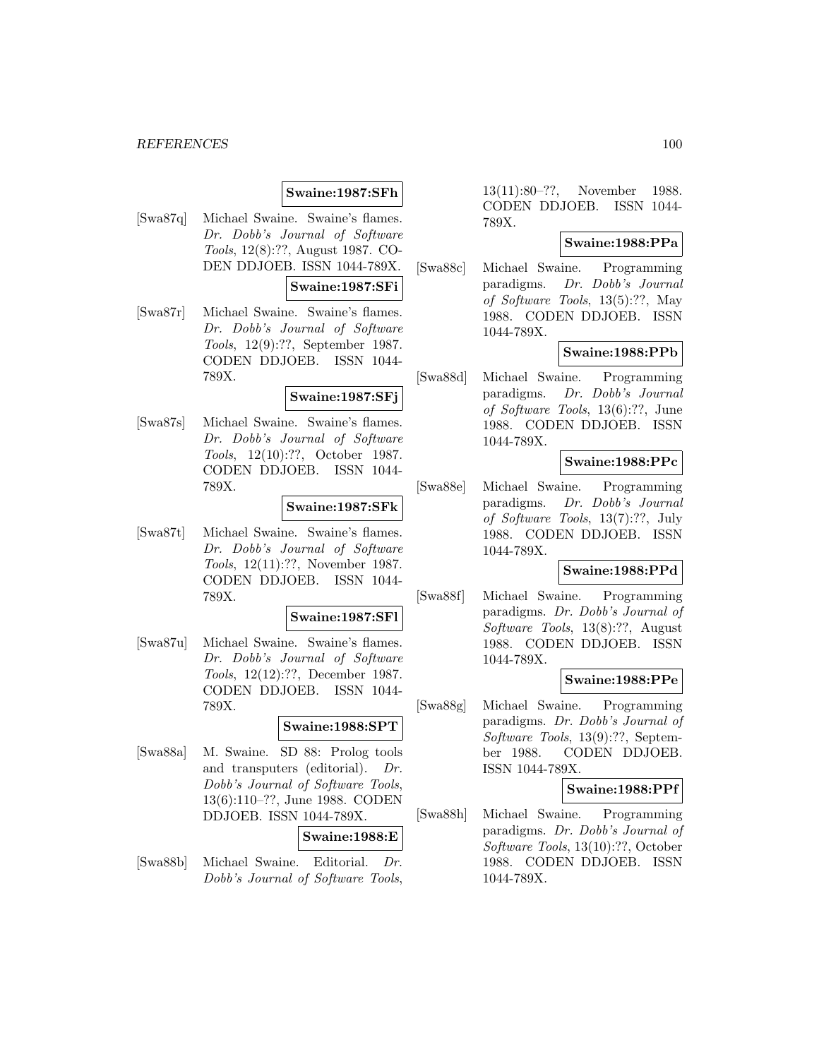**Swaine:1987:SFh**

[Swa87q] Michael Swaine. Swaine's flames. *Dr. Dobb's Journal of Software Tools*, 12(8):??, August 1987. CODEN DDJOEB. ISSN 1044-789X.

**Swaine:1987:SFi**

[Swa87r] Michael Swaine. Swaine's flames. *Dr. Dobb's Journal of Software Tools*, 12(9):??, September 1987. CODEN DDJOEB. ISSN 1044-789X.

**Swaine:1987:SFj**

[Swa87s] Michael Swaine. Swaine's flames. *Dr. Dobb's Journal of Software Tools*, 12(10):??, October 1987. CODEN DDJOEB. ISSN 1044-789X.

**Swaine:1987:SFk**

[Swa87t] Michael Swaine. Swaine's flames. *Dr. Dobb's Journal of Software Tools*, 12(11):??, November 1987. CODEN DDJOEB. ISSN 1044-789X.

**Swaine:1987:SFl**

[Swa87u] Michael Swaine. Swaine's flames. *Dr. Dobb's Journal of Software Tools*, 12(12):??, December 1987. CODEN DDJOEB. ISSN 1044-789X.

**Swaine:1988:SPT**

[Swa88a] M. Swaine. SD 88: Prolog tools and transputers (editorial). *Dr. Dobb's Journal of Software Tools*, 13(6):110–??, June 1988. CODEN DDJOEB. ISSN 1044-789X.

**Swaine:1988:E**

[Swa88b] Michael Swaine. Editorial. *Dr. Dobb's Journal of Software Tools*, 13(11):80–??, November 1988. CODEN DDJOEB. ISSN 1044-789X.

**Swaine:1988:PPa**

[Swa88c] Michael Swaine. Programming paradigms. *Dr. Dobb's Journal of Software Tools*, 13(5):??, May 1988. CODEN DDJOEB. ISSN 1044-789X.

**Swaine:1988:PPb**

[Swa88d] Michael Swaine. Programming paradigms. *Dr. Dobb's Journal of Software Tools*, 13(6):??, June 1988. CODEN DDJOEB. ISSN 1044-789X.

**Swaine:1988:PPc**

[Swa88e] Michael Swaine. Programming paradigms. *Dr. Dobb's Journal of Software Tools*, 13(7):??, July 1988. CODEN DDJOEB. ISSN 1044-789X.

**Swaine:1988:PPd**

[Swa88f] Michael Swaine. Programming paradigms. *Dr. Dobb's Journal of Software Tools*, 13(8):??, August 1988. CODEN DDJOEB. ISSN 1044-789X.

**Swaine:1988:PPe**

[Swa88g] Michael Swaine. Programming paradigms. *Dr. Dobb's Journal of Software Tools*, 13(9):??, September 1988. CODEN DDJOEB. ISSN 1044-789X.

**Swaine:1988:PPf**

[Swa88h] Michael Swaine. Programming paradigms. *Dr. Dobb's Journal of Software Tools*, 13(10):??, October 1988. CODEN DDJOEB. ISSN 1044-789X.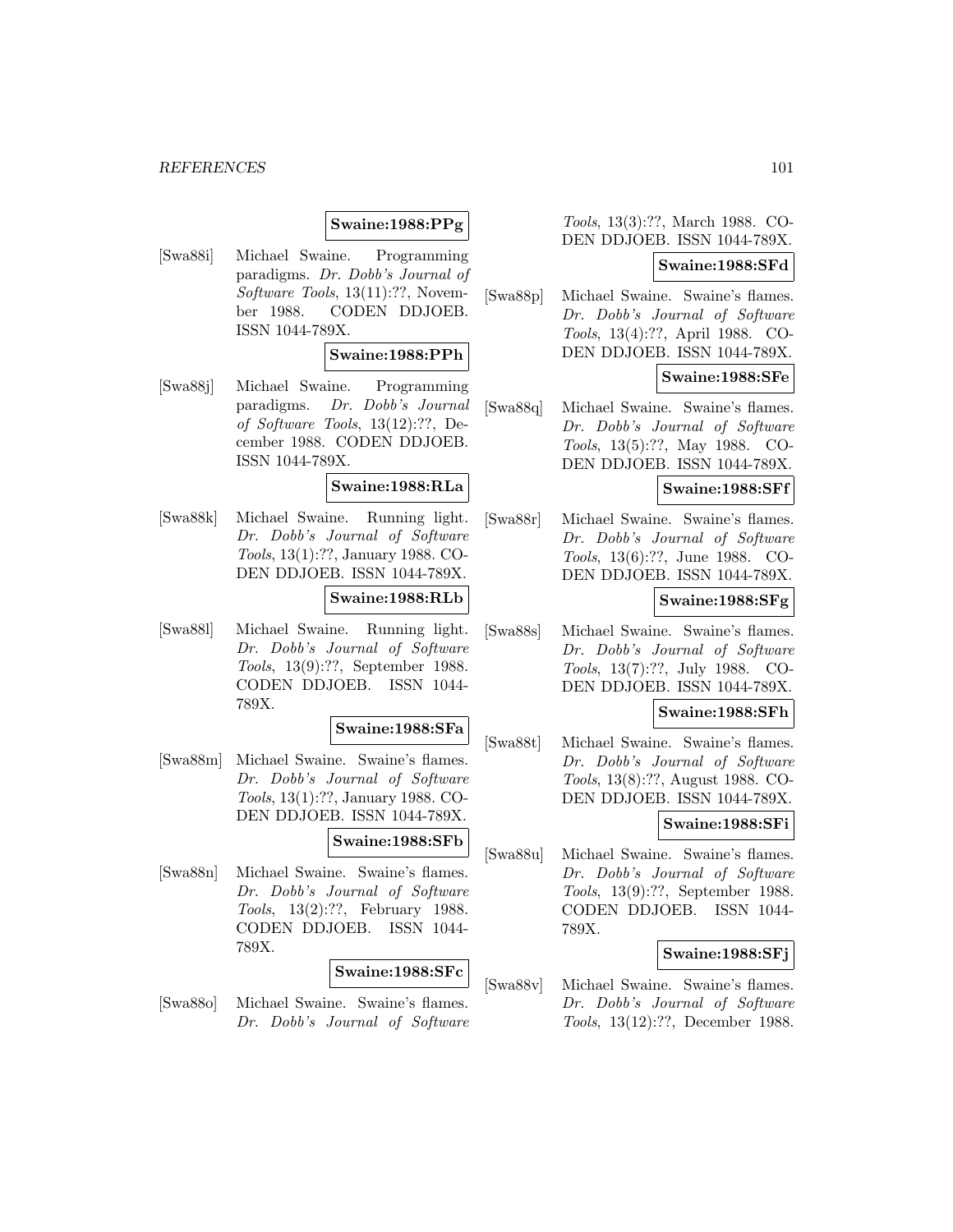**Swaine:1988:PPg**

[Swa88i] Michael Swaine. Programming paradigms. *Dr. Dobb's Journal of Software Tools*, 13(11):??, November 1988. CODEN DDJOEB. ISSN 1044-789X.

**Swaine:1988:PPh**

[Swa88j] Michael Swaine. Programming paradigms. *Dr. Dobb's Journal of Software Tools*, 13(12):??, December 1988. CODEN DDJOEB. ISSN 1044-789X.

**Swaine:1988:RLa**

[Swa88k] Michael Swaine. Running light. *Dr. Dobb's Journal of Software Tools*, 13(1):??, January 1988. CODEN DDJOEB. ISSN 1044-789X.

**Swaine:1988:RLb**

[Swa88l] Michael Swaine. Running light. *Dr. Dobb's Journal of Software Tools*, 13(9):??, September 1988. CODEN DDJOEB. ISSN 1044-789X.

**Swaine:1988:SFa**

[Swa88m] Michael Swaine. Swaine's flames. *Dr. Dobb's Journal of Software Tools*, 13(1):??, January 1988. CODEN DDJOEB. ISSN 1044-789X.

**Swaine:1988:SFb**

[Swa88n] Michael Swaine. Swaine's flames. *Dr. Dobb's Journal of Software Tools*, 13(2):??, February 1988. CODEN DDJOEB. ISSN 1044-789X.

**Swaine:1988:SFc**

[Swa88o] Michael Swaine. Swaine's flames. *Dr. Dobb's Journal of Software Tools*, 13(3):??, March 1988. CODEN DDJOEB. ISSN 1044-789X.

**Swaine:1988:SFd**

[Swa88p] Michael Swaine. Swaine's flames. *Dr. Dobb's Journal of Software Tools*, 13(4):??, April 1988. CODEN DDJOEB. ISSN 1044-789X.

**Swaine:1988:SFe**

[Swa88q] Michael Swaine. Swaine's flames. *Dr. Dobb's Journal of Software Tools*, 13(5):??, May 1988. CODEN DDJOEB. ISSN 1044-789X.

**Swaine:1988:SFf**

[Swa88r] Michael Swaine. Swaine's flames. *Dr. Dobb's Journal of Software Tools*, 13(6):??, June 1988. CODEN DDJOEB. ISSN 1044-789X.

**Swaine:1988:SFg**

[Swa88s] Michael Swaine. Swaine's flames. *Dr. Dobb's Journal of Software Tools*, 13(7):??, July 1988. CODEN DDJOEB. ISSN 1044-789X.

**Swaine:1988:SFh**

[Swa88t] Michael Swaine. Swaine's flames. *Dr. Dobb's Journal of Software Tools*, 13(8):??, August 1988. CODEN DDJOEB. ISSN 1044-789X.

**Swaine:1988:SFi**

[Swa88u] Michael Swaine. Swaine's flames. *Dr. Dobb's Journal of Software Tools*, 13(9):??, September 1988. CODEN DDJOEB. ISSN 1044-789X.

**Swaine:1988:SFj**

[Swa88v] Michael Swaine. Swaine's flames. *Dr. Dobb's Journal of Software Tools*, 13(12):??, December 1988.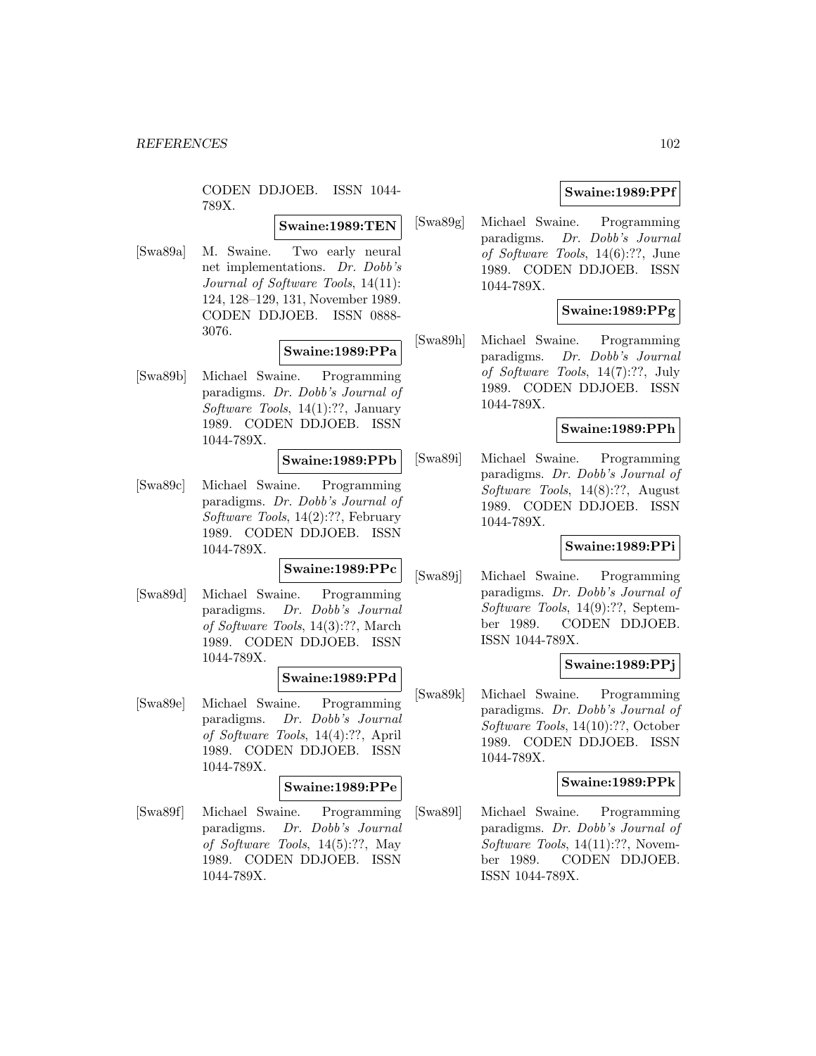CODEN DDJOEB. ISSN 1044-789X.

**Swaine:1989:TEN**

[Swa89a] M. Swaine. Two early neural net implementations. *Dr. Dobb's Journal of Software Tools*, 14(11): 124, 128–129, 131, November 1989. CODEN DDJOEB. ISSN 0888-3076.

**Swaine:1989:PPa**

[Swa89b] Michael Swaine. Programming paradigms. *Dr. Dobb's Journal of Software Tools*, 14(1):??, January 1989. CODEN DDJOEB. ISSN 1044-789X.

**Swaine:1989:PPb**

[Swa89c] Michael Swaine. Programming paradigms. *Dr. Dobb's Journal of Software Tools*, 14(2):??, February 1989. CODEN DDJOEB. ISSN 1044-789X.

**Swaine:1989:PPc**

[Swa89d] Michael Swaine. Programming paradigms. *Dr. Dobb's Journal of Software Tools*, 14(3):??, March 1989. CODEN DDJOEB. ISSN 1044-789X.

**Swaine:1989:PPd**

[Swa89e] Michael Swaine. Programming paradigms. *Dr. Dobb's Journal of Software Tools*, 14(4):??, April 1989. CODEN DDJOEB. ISSN 1044-789X.

**Swaine:1989:PPe**

[Swa89f] Michael Swaine. Programming paradigms. *Dr. Dobb's Journal of Software Tools*, 14(5):??, May 1989. CODEN DDJOEB. ISSN 1044-789X.

**Swaine:1989:PPf**

[Swa89g] Michael Swaine. Programming paradigms. *Dr. Dobb's Journal of Software Tools*, 14(6):??, June 1989. CODEN DDJOEB. ISSN 1044-789X.

**Swaine:1989:PPg**

[Swa89h] Michael Swaine. Programming paradigms. *Dr. Dobb's Journal of Software Tools*, 14(7):??, July 1989. CODEN DDJOEB. ISSN 1044-789X.

**Swaine:1989:PPh**

[Swa89i] Michael Swaine. Programming paradigms. *Dr. Dobb's Journal of Software Tools*, 14(8):??, August 1989. CODEN DDJOEB. ISSN 1044-789X.

**Swaine:1989:PPi**

[Swa89j] Michael Swaine. Programming paradigms. *Dr. Dobb's Journal of Software Tools*, 14(9):??, September 1989. CODEN DDJOEB. ISSN 1044-789X.

**Swaine:1989:PPj**

[Swa89k] Michael Swaine. Programming paradigms. *Dr. Dobb's Journal of Software Tools*, 14(10):??, October 1989. CODEN DDJOEB. ISSN 1044-789X.

**Swaine:1989:PPk**

[Swa89l] Michael Swaine. Programming paradigms. *Dr. Dobb's Journal of Software Tools*, 14(11):??, November 1989. CODEN DDJOEB. ISSN 1044-789X.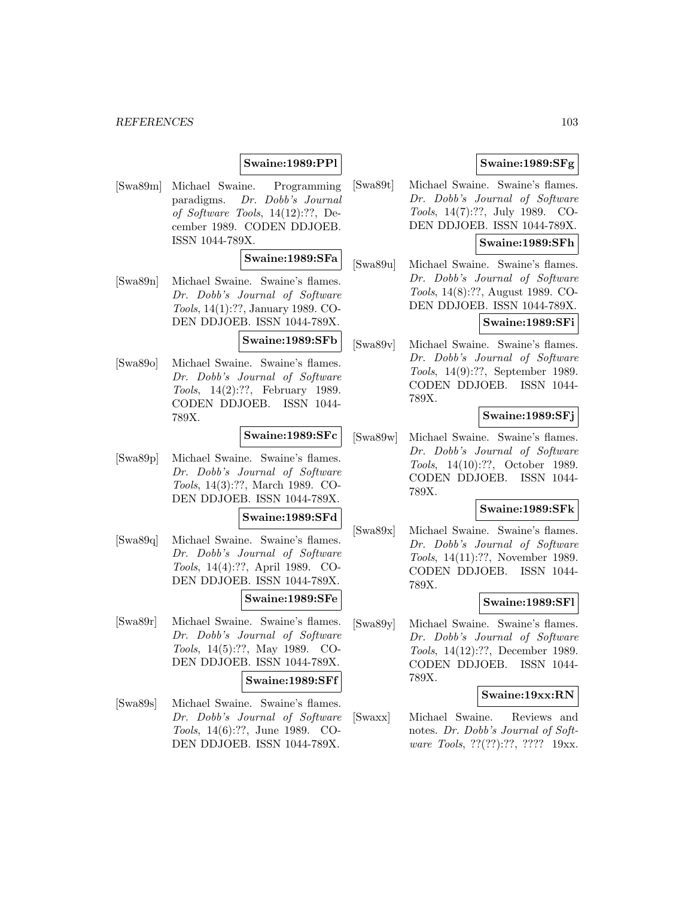**Swaine:1989:PPl**

[Swa89m] Michael Swaine. Programming paradigms. *Dr. Dobb's Journal of Software Tools*, 14(12):??, December 1989. CODEN DDJOEB. ISSN 1044-789X.

**Swaine:1989:SFa**

[Swa89n] Michael Swaine. Swaine's flames. *Dr. Dobb's Journal of Software Tools*, 14(1):??, January 1989. CODEN DDJOEB. ISSN 1044-789X.

**Swaine:1989:SFb**

[Swa89o] Michael Swaine. Swaine's flames. *Dr. Dobb's Journal of Software Tools*, 14(2):??, February 1989. CODEN DDJOEB. ISSN 1044-789X.

**Swaine:1989:SFc**

[Swa89p] Michael Swaine. Swaine's flames. *Dr. Dobb's Journal of Software Tools*, 14(3):??, March 1989. CODEN DDJOEB. ISSN 1044-789X.

**Swaine:1989:SFd**

[Swa89q] Michael Swaine. Swaine's flames. *Dr. Dobb's Journal of Software Tools*, 14(4):??, April 1989. CODEN DDJOEB. ISSN 1044-789X.

**Swaine:1989:SFe**

[Swa89r] Michael Swaine. Swaine's flames. *Dr. Dobb's Journal of Software Tools*, 14(5):??, May 1989. CODEN DDJOEB. ISSN 1044-789X.

**Swaine:1989:SFf**

[Swa89s] Michael Swaine. Swaine's flames. *Dr. Dobb's Journal of Software Tools*, 14(6):??, June 1989. CODEN DDJOEB. ISSN 1044-789X.

**Swaine:1989:SFg**

[Swa89t] Michael Swaine. Swaine's flames. *Dr. Dobb's Journal of Software Tools*, 14(7):??, July 1989. CODEN DDJOEB. ISSN 1044-789X.

**Swaine:1989:SFh**

[Swa89u] Michael Swaine. Swaine's flames. *Dr. Dobb's Journal of Software Tools*, 14(8):??, August 1989. CODEN DDJOEB. ISSN 1044-789X.

**Swaine:1989:SFi**

[Swa89v] Michael Swaine. Swaine's flames. *Dr. Dobb's Journal of Software Tools*, 14(9):??, September 1989. CODEN DDJOEB. ISSN 1044-789X.

**Swaine:1989:SFj**

[Swa89w] Michael Swaine. Swaine's flames. *Dr. Dobb's Journal of Software Tools*, 14(10):??, October 1989. CODEN DDJOEB. ISSN 1044-789X.

**Swaine:1989:SFk**

[Swa89x] Michael Swaine. Swaine's flames. *Dr. Dobb's Journal of Software Tools*, 14(11):??, November 1989. CODEN DDJOEB. ISSN 1044-789X.

**Swaine:1989:SFl**

[Swa89y] Michael Swaine. Swaine's flames. *Dr. Dobb's Journal of Software Tools*, 14(12):??, December 1989. CODEN DDJOEB. ISSN 1044-789X.

**Swaine:19xx:RN**

[Swaxx] Michael Swaine. Reviews and notes. *Dr. Dobb's Journal of Software Tools*, ??(??):??, ???? 19xx.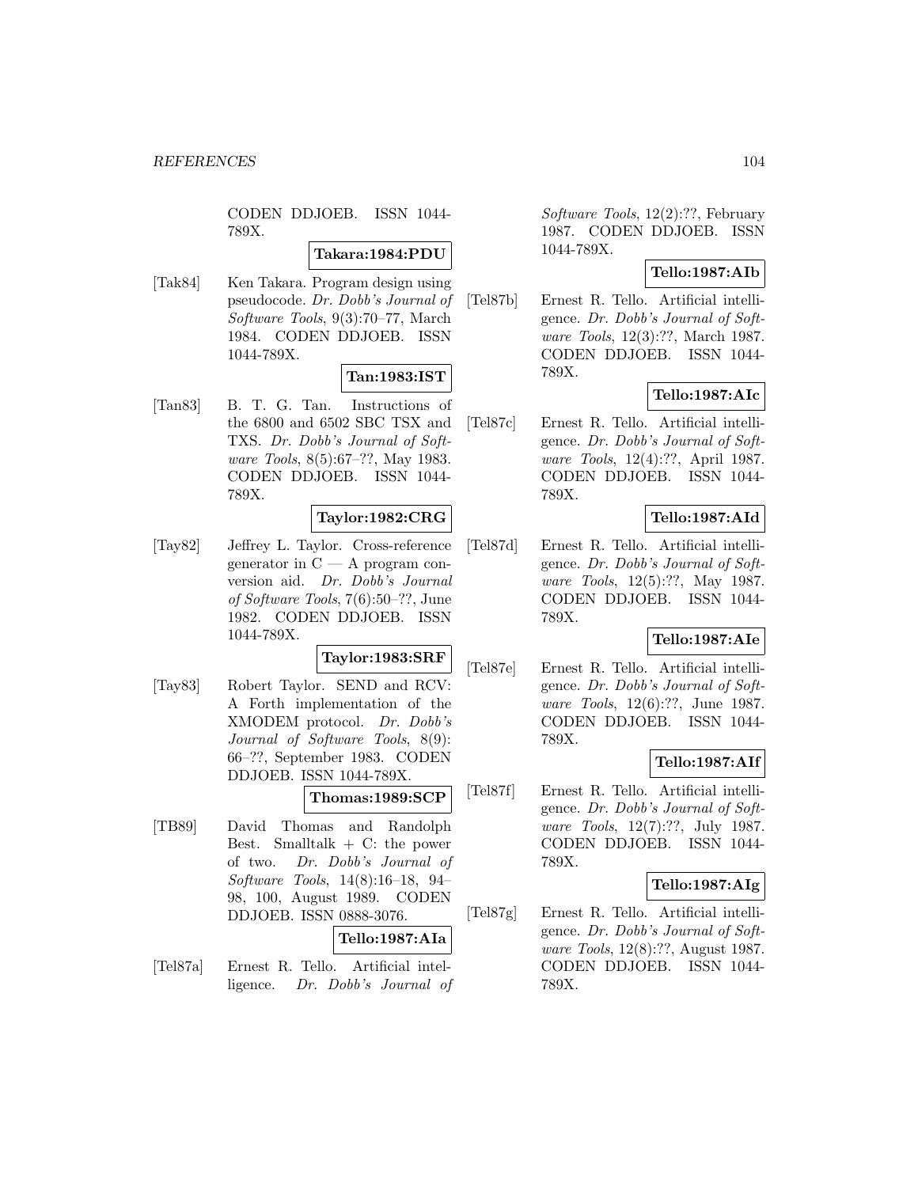CODEN DDJOEB. ISSN 1044-789X.

**Takara:1984:PDU**

[Tak84] Ken Takara. Program design using pseudocode. *Dr. Dobb's Journal of Software Tools*, 9(3):70–77, March 1984. CODEN DDJOEB. ISSN 1044-789X.

**Tan:1983:IST**

[Tan83] B. T. G. Tan. Instructions of the 6800 and 6502 SBC TSX and TXS. *Dr. Dobb's Journal of Software Tools*, 8(5):67–??, May 1983. CODEN DDJOEB. ISSN 1044-789X.

**Taylor:1982:CRG**

[Tay82] Jeffrey L. Taylor. Cross-reference generator in C — A program conversion aid. *Dr. Dobb's Journal of Software Tools*, 7(6):50–??, June 1982. CODEN DDJOEB. ISSN 1044-789X.

**Taylor:1983:SRF**

[Tay83] Robert Taylor. SEND and RCV: A Forth implementation of the XMODEM protocol. *Dr. Dobb's Journal of Software Tools*, 8(9):66–??, September 1983. CODEN DDJOEB. ISSN 1044-789X.

**Thomas:1989:SCP**

[TB89] David Thomas and Randolph Best. Smalltalk + C: the power of two. *Dr. Dobb's Journal of Software Tools*, 14(8):16–18, 94–98, 100, August 1989. CODEN DDJOEB. ISSN 0888-3076.

**Tello:1987:AIa**

[Tel87a] Ernest R. Tello. Artificial intelligence. *Dr. Dobb's Journal of Software Tools*, 12(2):??, February 1987. CODEN DDJOEB. ISSN 1044-789X.

**Tello:1987:AIb**

[Tel87b] Ernest R. Tello. Artificial intelligence. *Dr. Dobb's Journal of Software Tools*, 12(3):??, March 1987. CODEN DDJOEB. ISSN 1044-789X.

**Tello:1987:AIc**

[Tel87c] Ernest R. Tello. Artificial intelligence. *Dr. Dobb's Journal of Software Tools*, 12(4):??, April 1987. CODEN DDJOEB. ISSN 1044-789X.

**Tello:1987:AId**

[Tel87d] Ernest R. Tello. Artificial intelligence. *Dr. Dobb's Journal of Software Tools*, 12(5):??, May 1987. CODEN DDJOEB. ISSN 1044-789X.

**Tello:1987:AIe**

[Tel87e] Ernest R. Tello. Artificial intelligence. *Dr. Dobb's Journal of Software Tools*, 12(6):??, June 1987. CODEN DDJOEB. ISSN 1044-789X.

**Tello:1987:AIf**

[Tel87f] Ernest R. Tello. Artificial intelligence. *Dr. Dobb's Journal of Software Tools*, 12(7):??, July 1987. CODEN DDJOEB. ISSN 1044-789X.

**Tello:1987:AIg**

[Tel87g] Ernest R. Tello. Artificial intelligence. *Dr. Dobb's Journal of Software Tools*, 12(8):??, August 1987. CODEN DDJOEB. ISSN 1044-789X.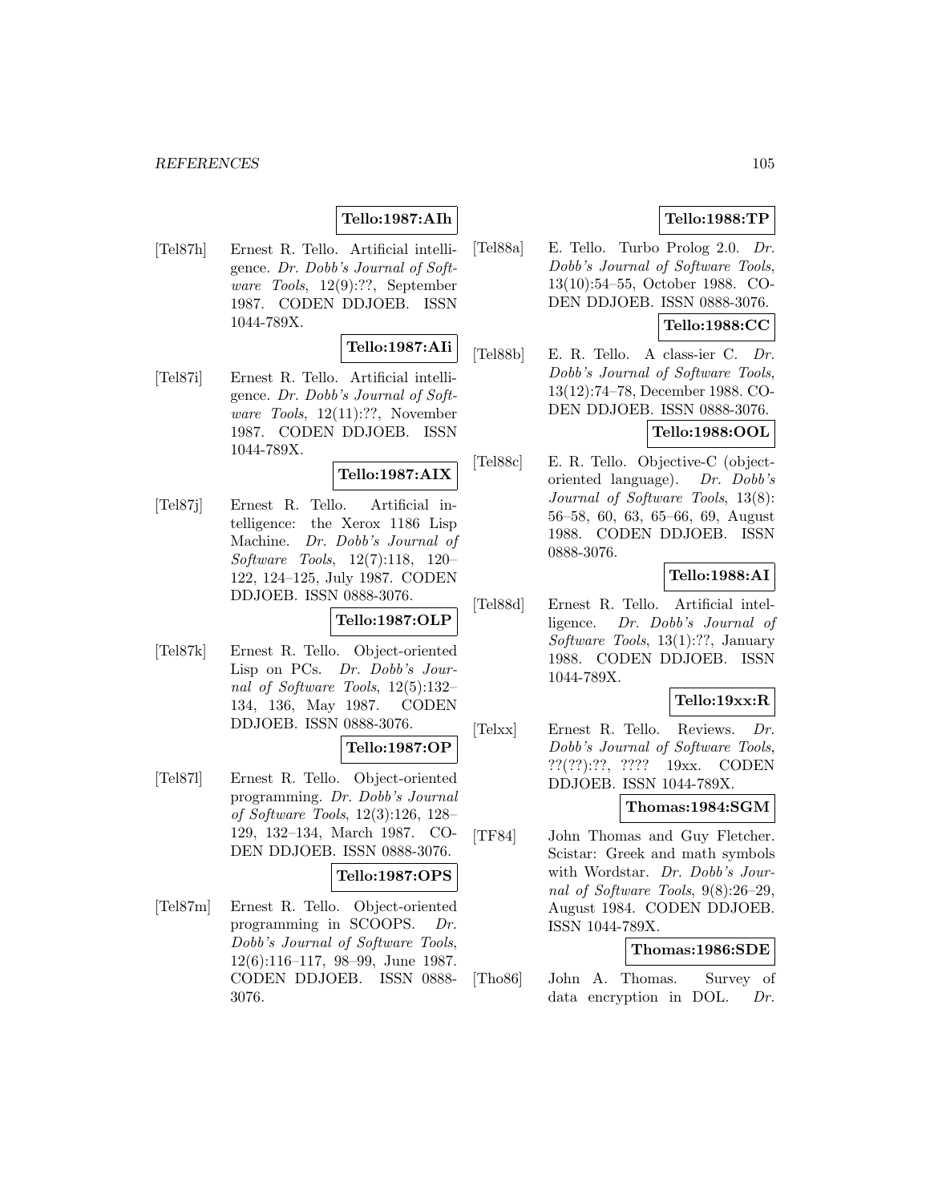**Tello:1987:AIh**

[Tel87h] Ernest R. Tello. Artificial intelligence. *Dr. Dobb's Journal of Software Tools*, 12(9):??, September 1987. CODEN DDJOEB. ISSN 1044-789X.

**Tello:1987:AIi**

[Tel87i] Ernest R. Tello. Artificial intelligence. *Dr. Dobb's Journal of Software Tools*, 12(11):??, November 1987. CODEN DDJOEB. ISSN 1044-789X.

**Tello:1987:AIX**

[Tel87j] Ernest R. Tello. Artificial intelligence: the Xerox 1186 Lisp Machine. *Dr. Dobb's Journal of Software Tools*, 12(7):118, 120–122, 124–125, July 1987. CODEN DDJOEB. ISSN 0888-3076.

**Tello:1987:OLP**

[Tel87k] Ernest R. Tello. Object-oriented Lisp on PCs. *Dr. Dobb's Journal of Software Tools*, 12(5):132–134, 136, May 1987. CODEN DDJOEB. ISSN 0888-3076.

**Tello:1987:OP**

[Tel87l] Ernest R. Tello. Object-oriented programming. *Dr. Dobb's Journal of Software Tools*, 12(3):126, 128–129, 132–134, March 1987. CODEN DDJOEB. ISSN 0888-3076.

**Tello:1987:OPS**

[Tel87m] Ernest R. Tello. Object-oriented programming in SCOOPS. *Dr. Dobb's Journal of Software Tools*, 12(6):116–117, 98–99, June 1987. CODEN DDJOEB. ISSN 0888-3076.

**Tello:1988:TP**

[Tel88a] E. Tello. Turbo Prolog 2.0. *Dr. Dobb's Journal of Software Tools*, 13(10):54–55, October 1988. CODEN DDJOEB. ISSN 0888-3076.

**Tello:1988:CC**

[Tel88b] E. R. Tello. A class-ier C. *Dr. Dobb's Journal of Software Tools*, 13(12):74–78, December 1988. CODEN DDJOEB. ISSN 0888-3076.

**Tello:1988:OOL**

[Tel88c] E. R. Tello. Objective-C (object-oriented language). *Dr. Dobb's Journal of Software Tools*, 13(8):56–58, 60, 63, 65–66, 69, August 1988. CODEN DDJOEB. ISSN 0888-3076.

**Tello:1988:AI**

[Tel88d] Ernest R. Tello. Artificial intelligence. *Dr. Dobb's Journal of Software Tools*, 13(1):??, January 1988. CODEN DDJOEB. ISSN 1044-789X.

**Tello:19xx:R**

[Telxx] Ernest R. Tello. Reviews. *Dr. Dobb's Journal of Software Tools*, ??(??):??, ???? 19xx. CODEN DDJOEB. ISSN 1044-789X.

**Thomas:1984:SGM**

[TF84] John Thomas and Guy Fletcher. Scistar: Greek and math symbols with Wordstar. *Dr. Dobb's Journal of Software Tools*, 9(8):26–29, August 1984. CODEN DDJOEB. ISSN 1044-789X.

**Thomas:1986:SDE**

[Tho86] John A. Thomas. Survey of data encryption in DOL. *Dr.*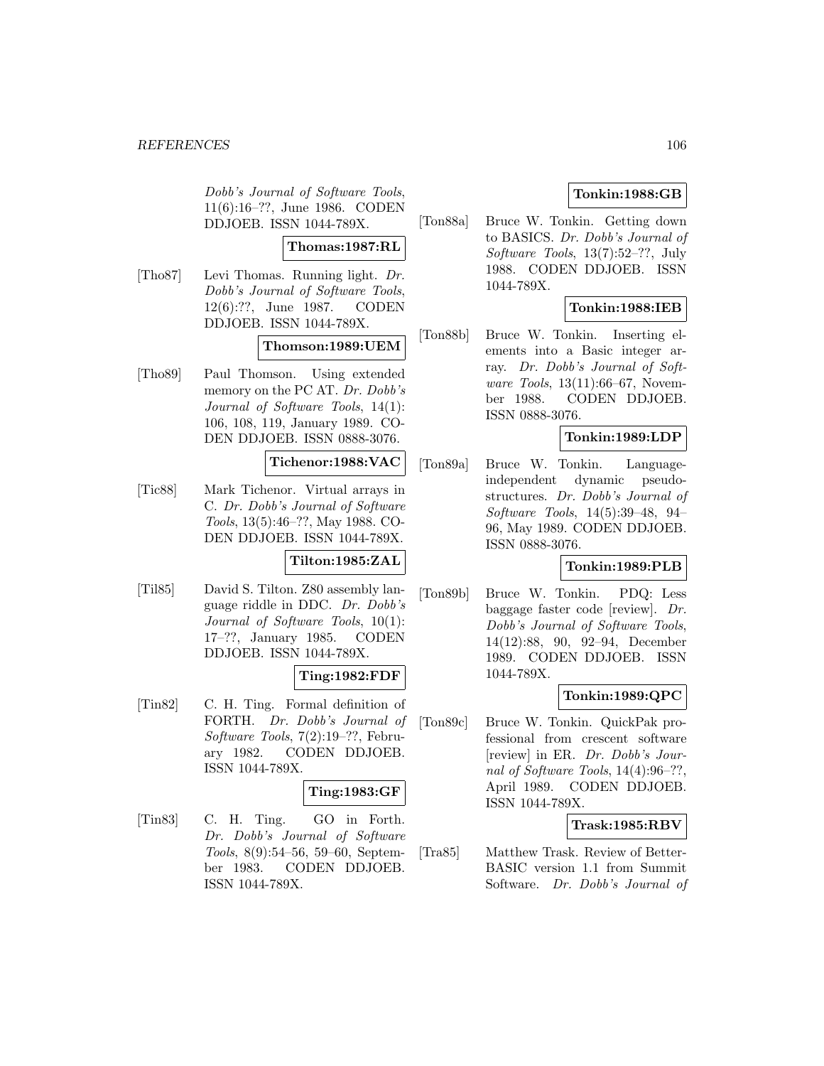Dobb's Journal of Software Tools, 11(6):16–??, June 1986. CODEN DDJOEB. ISSN 1044-789X.

**Thomas:1987:RL**

[Tho87] Levi Thomas. Running light. *Dr. Dobb's Journal of Software Tools*, 12(6):??, June 1987. CODEN DDJOEB. ISSN 1044-789X.

**Thomson:1989:UEM**

[Tho89] Paul Thomson. Using extended memory on the PC AT. *Dr. Dobb's Journal of Software Tools*, 14(1): 106, 108, 119, January 1989. CODEN DDJOEB. ISSN 0888-3076.

**Tichenor:1988:VAC**

[Tic88] Mark Tichenor. Virtual arrays in C. *Dr. Dobb's Journal of Software Tools*, 13(5):46–??, May 1988. CODEN DDJOEB. ISSN 1044-789X.

**Tilton:1985:ZAL**

[Til85] David S. Tilton. Z80 assembly language riddle in DDC. *Dr. Dobb's Journal of Software Tools*, 10(1): 17–??, January 1985. CODEN DDJOEB. ISSN 1044-789X.

**Ting:1982:FDF**

[Tin82] C. H. Ting. Formal definition of FORTH. *Dr. Dobb's Journal of Software Tools*, 7(2):19–??, February 1982. CODEN DDJOEB. ISSN 1044-789X.

**Ting:1983:GF**

[Tin83] C. H. Ting. GO in Forth. *Dr. Dobb's Journal of Software Tools*, 8(9):54–56, 59–60, September 1983. CODEN DDJOEB. ISSN 1044-789X.

**Tonkin:1988:GB**

[Ton88a] Bruce W. Tonkin. Getting down to BASICS. *Dr. Dobb's Journal of Software Tools*, 13(7):52–??, July 1988. CODEN DDJOEB. ISSN 1044-789X.

**Tonkin:1988:IEB**

[Ton88b] Bruce W. Tonkin. Inserting elements into a Basic integer array. *Dr. Dobb's Journal of Software Tools*, 13(11):66–67, November 1988. CODEN DDJOEB. ISSN 0888-3076.

**Tonkin:1989:LDP**

[Ton89a] Bruce W. Tonkin. Language-independent dynamic pseudostructures. *Dr. Dobb's Journal of Software Tools*, 14(5):39–48, 94–96, May 1989. CODEN DDJOEB. ISSN 0888-3076.

**Tonkin:1989:PLB**

[Ton89b] Bruce W. Tonkin. PDQ: Less baggage faster code [review]. *Dr. Dobb's Journal of Software Tools*, 14(12):88, 90, 92–94, December 1989. CODEN DDJOEB. ISSN 1044-789X.

**Tonkin:1989:QPC**

[Ton89c] Bruce W. Tonkin. QuickPak professional from crescent software [review] in ER. *Dr. Dobb's Journal of Software Tools*, 14(4):96–??, April 1989. CODEN DDJOEB. ISSN 1044-789X.

**Trask:1985:RBV**

[Tra85] Matthew Trask. Review of Better-BASIC version 1.1 from Summit Software. *Dr. Dobb's Journal of*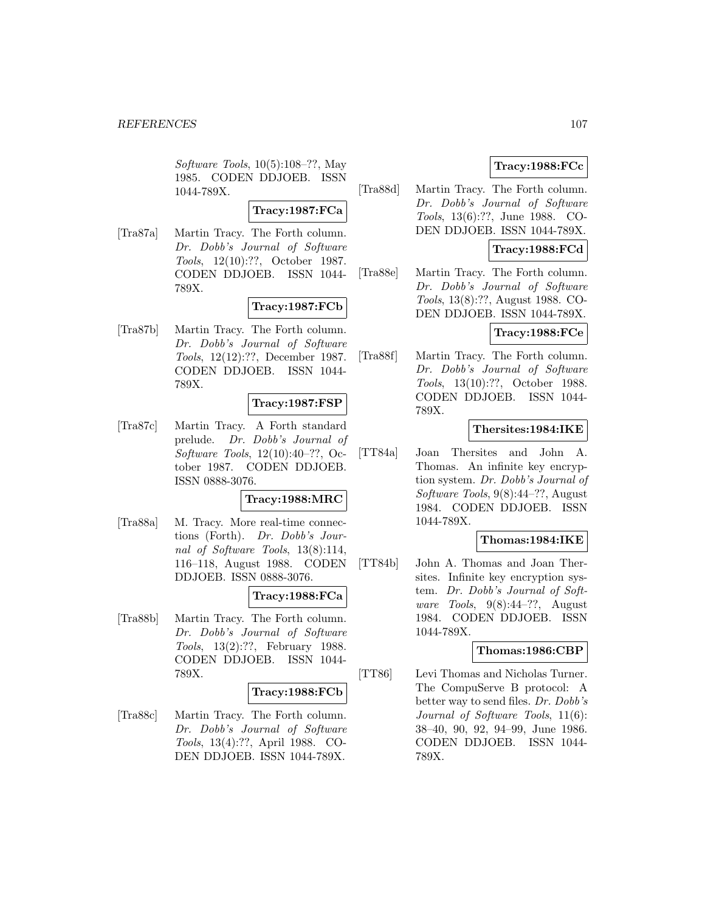*Software Tools*, 10(5):108–??, May 1985. CODEN DDJOEB. ISSN 1044-789X.

**Tracy:1987:FCa**

[Tra87a] Martin Tracy. The Forth column. *Dr. Dobb's Journal of Software Tools*, 12(10):??, October 1987. CODEN DDJOEB. ISSN 1044-789X.

**Tracy:1987:FCb**

[Tra87b] Martin Tracy. The Forth column. *Dr. Dobb's Journal of Software Tools*, 12(12):??, December 1987. CODEN DDJOEB. ISSN 1044-789X.

**Tracy:1987:FSP**

[Tra87c] Martin Tracy. A Forth standard prelude. *Dr. Dobb's Journal of Software Tools*, 12(10):40–??, October 1987. CODEN DDJOEB. ISSN 0888-3076.

**Tracy:1988:MRC**

[Tra88a] M. Tracy. More real-time connections (Forth). *Dr. Dobb's Journal of Software Tools*, 13(8):114, 116–118, August 1988. CODEN DDJOEB. ISSN 0888-3076.

**Tracy:1988:FCa**

[Tra88b] Martin Tracy. The Forth column. *Dr. Dobb's Journal of Software Tools*, 13(2):??, February 1988. CODEN DDJOEB. ISSN 1044-789X.

**Tracy:1988:FCb**

[Tra88c] Martin Tracy. The Forth column. *Dr. Dobb's Journal of Software Tools*, 13(4):??, April 1988. CODEN DDJOEB. ISSN 1044-789X.

**Tracy:1988:FCc**

[Tra88d] Martin Tracy. The Forth column. *Dr. Dobb's Journal of Software Tools*, 13(6):??, June 1988. CODEN DDJOEB. ISSN 1044-789X.

**Tracy:1988:FCd**

[Tra88e] Martin Tracy. The Forth column. *Dr. Dobb's Journal of Software Tools*, 13(8):??, August 1988. CODEN DDJOEB. ISSN 1044-789X.

**Tracy:1988:FCe**

[Tra88f] Martin Tracy. The Forth column. *Dr. Dobb's Journal of Software Tools*, 13(10):??, October 1988. CODEN DDJOEB. ISSN 1044-789X.

**Thersites:1984:IKE**

[TT84a] Joan Thersites and John A. Thomas. An infinite key encryption system. *Dr. Dobb's Journal of Software Tools*, 9(8):44–??, August 1984. CODEN DDJOEB. ISSN 1044-789X.

**Thomas:1984:IKE**

[TT84b] John A. Thomas and Joan Thersites. Infinite key encryption system. *Dr. Dobb's Journal of Software Tools*, 9(8):44–??, August 1984. CODEN DDJOEB. ISSN 1044-789X.

**Thomas:1986:CBP**

[TT86] Levi Thomas and Nicholas Turner. The CompuServe B protocol: A better way to send files. *Dr. Dobb's Journal of Software Tools*, 11(6): 38–40, 90, 92, 94–99, June 1986. CODEN DDJOEB. ISSN 1044-789X.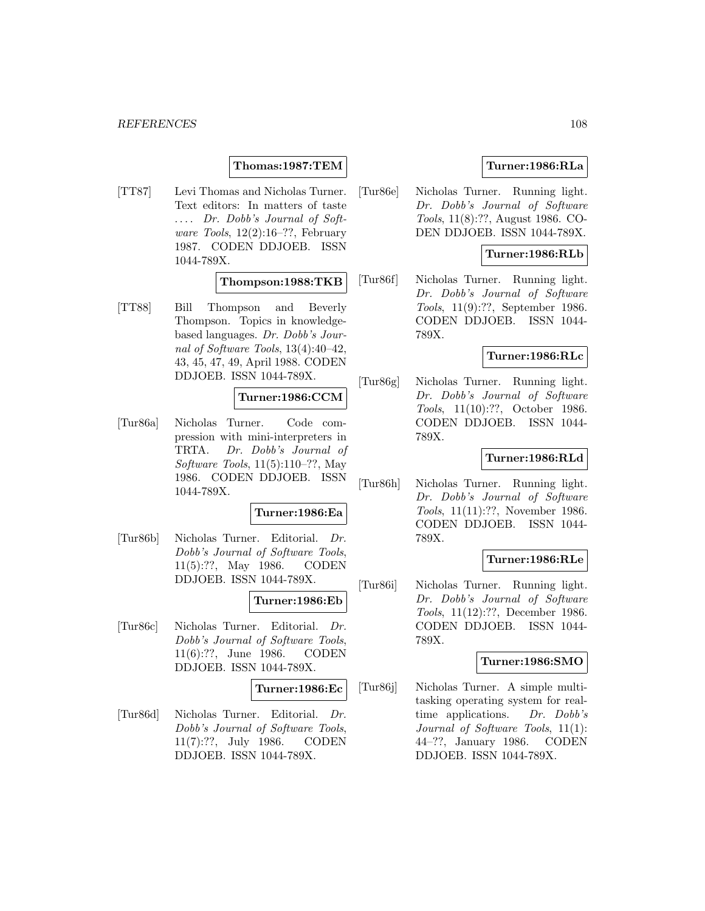**Thomas:1987:TEM**

[TT87] Levi Thomas and Nicholas Turner. Text editors: In matters of taste .... *Dr. Dobb's Journal of Software Tools*, 12(2):16–??, February 1987. CODEN DDJOEB. ISSN 1044-789X.

**Thompson:1988:TKB**

[TT88] Bill Thompson and Beverly Thompson. Topics in knowledge-based languages. *Dr. Dobb's Journal of Software Tools*, 13(4):40–42, 43, 45, 47, 49, April 1988. CODEN DDJOEB. ISSN 1044-789X.

**Turner:1986:CCM**

[Tur86a] Nicholas Turner. Code compression with mini-interpreters in TRTA. *Dr. Dobb's Journal of Software Tools*, 11(5):110–??, May 1986. CODEN DDJOEB. ISSN 1044-789X.

**Turner:1986:Ea**

[Tur86b] Nicholas Turner. Editorial. *Dr. Dobb's Journal of Software Tools*, 11(5):??, May 1986. CODEN DDJOEB. ISSN 1044-789X.

**Turner:1986:Eb**

[Tur86c] Nicholas Turner. Editorial. *Dr. Dobb's Journal of Software Tools*, 11(6):??, June 1986. CODEN DDJOEB. ISSN 1044-789X.

**Turner:1986:Ec**

[Tur86d] Nicholas Turner. Editorial. *Dr. Dobb's Journal of Software Tools*, 11(7):??, July 1986. CODEN DDJOEB. ISSN 1044-789X.

**Turner:1986:RLa**

[Tur86e] Nicholas Turner. Running light. *Dr. Dobb's Journal of Software Tools*, 11(8):??, August 1986. CODEN DDJOEB. ISSN 1044-789X.

**Turner:1986:RLb**

[Tur86f] Nicholas Turner. Running light. *Dr. Dobb's Journal of Software Tools*, 11(9):??, September 1986. CODEN DDJOEB. ISSN 1044-789X.

**Turner:1986:RLc**

[Tur86g] Nicholas Turner. Running light. *Dr. Dobb's Journal of Software Tools*, 11(10):??, October 1986. CODEN DDJOEB. ISSN 1044-789X.

**Turner:1986:RLd**

[Tur86h] Nicholas Turner. Running light. *Dr. Dobb's Journal of Software Tools*, 11(11):??, November 1986. CODEN DDJOEB. ISSN 1044-789X.

**Turner:1986:RLe**

[Tur86i] Nicholas Turner. Running light. *Dr. Dobb's Journal of Software Tools*, 11(12):??, December 1986. CODEN DDJOEB. ISSN 1044-789X.

**Turner:1986:SMO**

[Tur86j] Nicholas Turner. A simple multitasking operating system for real-time applications. *Dr. Dobb's Journal of Software Tools*, 11(1):44–??, January 1986. CODEN DDJOEB. ISSN 1044-789X.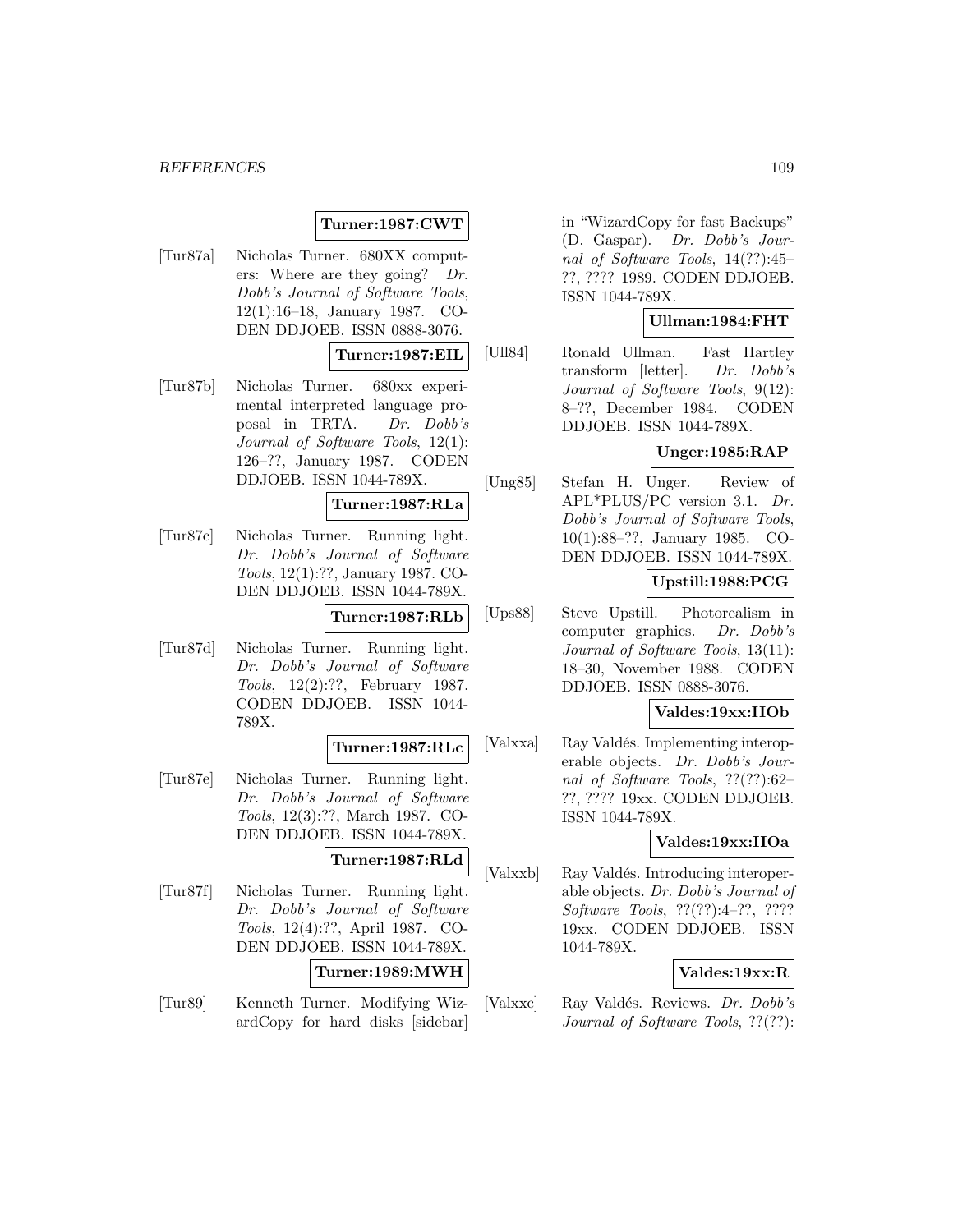**Turner:1987:CWT**

[Tur87a] Nicholas Turner. 680XX computers: Where are they going? *Dr. Dobb's Journal of Software Tools*, 12(1):16–18, January 1987. CODEN DDJOEB. ISSN 0888-3076.

**Turner:1987:EIL**

[Tur87b] Nicholas Turner. 680xx experimental interpreted language proposal in TRTA. *Dr. Dobb's Journal of Software Tools*, 12(1): 126–??, January 1987. CODEN DDJOEB. ISSN 1044-789X.

**Turner:1987:RLa**

[Tur87c] Nicholas Turner. Running light. *Dr. Dobb's Journal of Software Tools*, 12(1):??, January 1987. CODEN DDJOEB. ISSN 1044-789X.

**Turner:1987:RLb**

[Tur87d] Nicholas Turner. Running light. *Dr. Dobb's Journal of Software Tools*, 12(2):??, February 1987. CODEN DDJOEB. ISSN 1044-789X.

**Turner:1987:RLc**

[Tur87e] Nicholas Turner. Running light. *Dr. Dobb's Journal of Software Tools*, 12(3):??, March 1987. CODEN DDJOEB. ISSN 1044-789X.

**Turner:1987:RLd**

[Tur87f] Nicholas Turner. Running light. *Dr. Dobb's Journal of Software Tools*, 12(4):??, April 1987. CODEN DDJOEB. ISSN 1044-789X.

**Turner:1989:MWH**

[Tur89] Kenneth Turner. Modifying WizardCopy for hard disks [sidebar] in "WizardCopy for fast Backups" (D. Gaspar). *Dr. Dobb's Journal of Software Tools*, 14(??):45–??, ???? 1989. CODEN DDJOEB. ISSN 1044-789X.

**Ullman:1984:FHT**

[Ull84] Ronald Ullman. Fast Hartley transform [letter]. *Dr. Dobb's Journal of Software Tools*, 9(12): 8–??, December 1984. CODEN DDJOEB. ISSN 1044-789X.

**Unger:1985:RAP**

[Ung85] Stefan H. Unger. Review of APL*PLUS/PC version 3.1. *Dr. Dobb's Journal of Software Tools*, 10(1):88–??, January 1985. CODEN DDJOEB. ISSN 1044-789X.

**Upstill:1988:PCG**

[Ups88] Steve Upstill. Photorealism in computer graphics. *Dr. Dobb's Journal of Software Tools*, 13(11): 18–30, November 1988. CODEN DDJOEB. ISSN 0888-3076.

**Valdes:19xx:IIOb**

[Valxxa] Ray Valdés. Implementing interoperable objects. *Dr. Dobb's Journal of Software Tools*, ??(??):62–??, ???? 19xx. CODEN DDJOEB. ISSN 1044-789X.

**Valdes:19xx:IIOa**

[Valxxb] Ray Valdés. Introducing interoperable objects. *Dr. Dobb's Journal of Software Tools*, ??(??):4–??, ???? 19xx. CODEN DDJOEB. ISSN 1044-789X.

**Valdes:19xx:R**

[Valxxc] Ray Valdés. Reviews. *Dr. Dobb's Journal of Software Tools*, ??(??):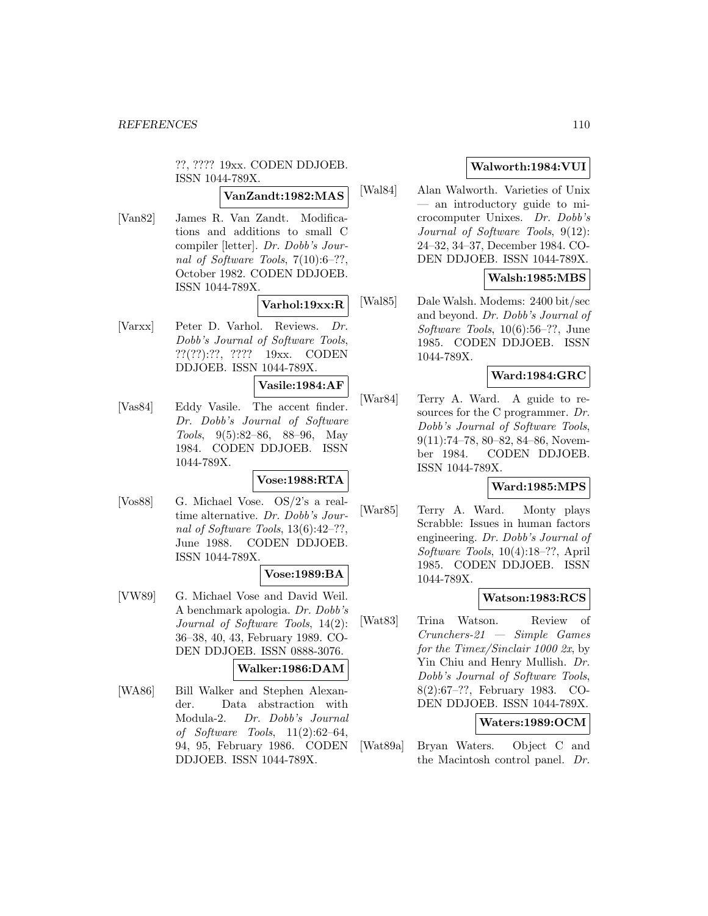??, ???? 19xx. CODEN DDJOEB. ISSN 1044-789X.

**VanZandt:1982:MAS**

[Van82] James R. Van Zandt. Modifications and additions to small C compiler [letter]. *Dr. Dobb's Journal of Software Tools*, 7(10):6–??, October 1982. CODEN DDJOEB. ISSN 1044-789X.

**Varhol:19xx:R**

[Varxx] Peter D. Varhol. Reviews. *Dr. Dobb's Journal of Software Tools*, ??(??):??, ???? 19xx. CODEN DDJOEB. ISSN 1044-789X.

**Vasile:1984:AF**

[Vas84] Eddy Vasile. The accent finder. *Dr. Dobb's Journal of Software Tools*, 9(5):82–86, 88–96, May 1984. CODEN DDJOEB. ISSN 1044-789X.

**Vose:1988:RTA**

[Vos88] G. Michael Vose. OS/2's a realtime alternative. *Dr. Dobb's Journal of Software Tools*, 13(6):42–??, June 1988. CODEN DDJOEB. ISSN 1044-789X.

**Vose:1989:BA**

[VW89] G. Michael Vose and David Weil. A benchmark apologia. *Dr. Dobb's Journal of Software Tools*, 14(2): 36–38, 40, 43, February 1989. CODEN DDJOEB. ISSN 0888-3076.

**Walker:1986:DAM**

[WA86] Bill Walker and Stephen Alexander. Data abstraction with Modula-2. *Dr. Dobb's Journal of Software Tools*, 11(2):62–64, 94, 95, February 1986. CODEN DDJOEB. ISSN 1044-789X.

**Walworth:1984:VUI**

[Wal84] Alan Walworth. Varieties of Unix — an introductory guide to microcomputer Unixes. *Dr. Dobb's Journal of Software Tools*, 9(12): 24–32, 34–37, December 1984. CODEN DDJOEB. ISSN 1044-789X.

**Walsh:1985:MBS**

[Wal85] Dale Walsh. Modems: 2400 bit/sec and beyond. *Dr. Dobb's Journal of Software Tools*, 10(6):56–??, June 1985. CODEN DDJOEB. ISSN 1044-789X.

**Ward:1984:GRC**

[War84] Terry A. Ward. A guide to resources for the C programmer. *Dr. Dobb's Journal of Software Tools*, 9(11):74–78, 80–82, 84–86, November 1984. CODEN DDJOEB. ISSN 1044-789X.

**Ward:1985:MPS**

[War85] Terry A. Ward. Monty plays Scrabble: Issues in human factors engineering. *Dr. Dobb's Journal of Software Tools*, 10(4):18–??, April 1985. CODEN DDJOEB. ISSN 1044-789X.

**Watson:1983:RCS**

[Wat83] Trina Watson. Review of *Crunchers-21 — Simple Games for the Timex/Sinclair 1000 2x*, by Yin Chiu and Henry Mullish. *Dr. Dobb's Journal of Software Tools*, 8(2):67–??, February 1983. CODEN DDJOEB. ISSN 1044-789X.

**Waters:1989:OCM**

[Wat89a] Bryan Waters. Object C and the Macintosh control panel. *Dr.*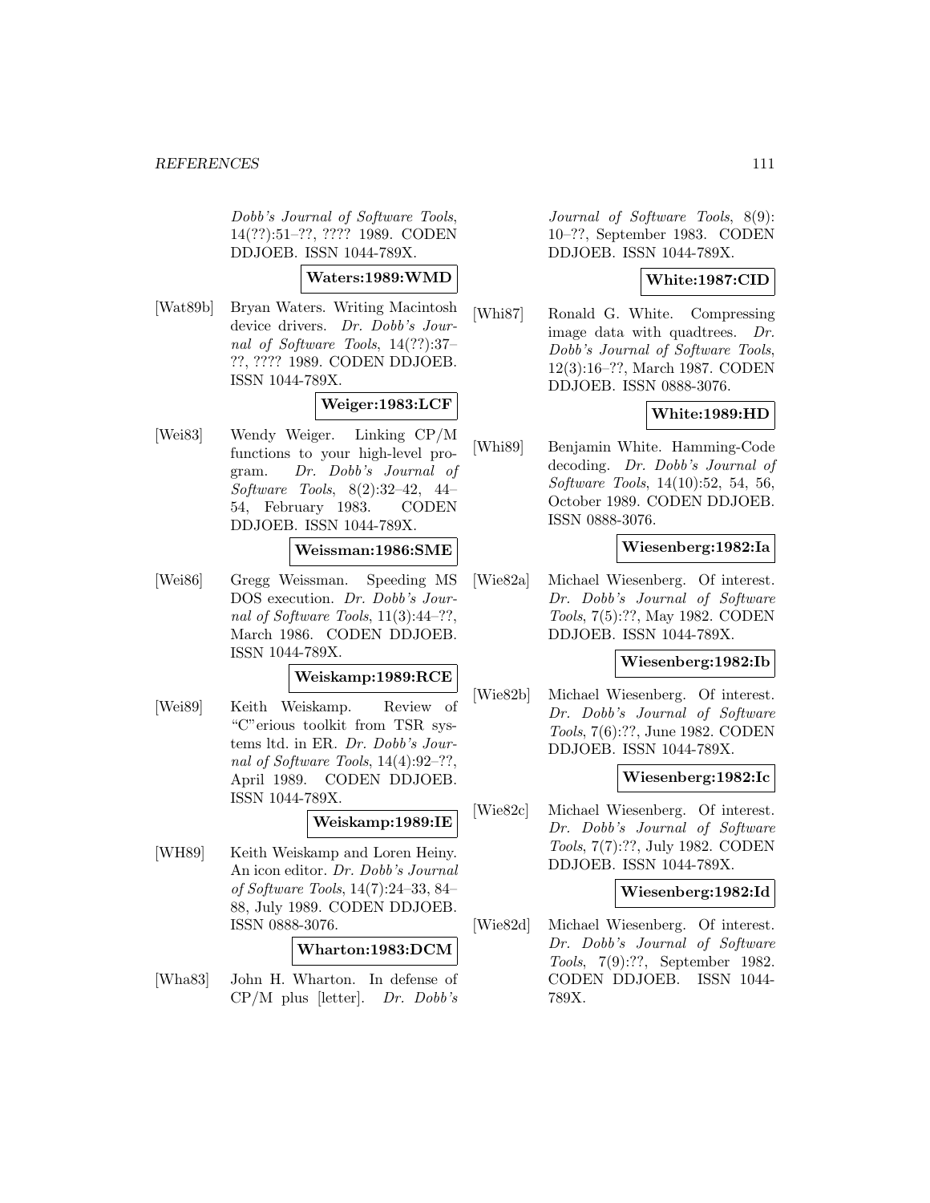Dobb's Journal of Software Tools*, 14(??):51–??, ???? 1989. CODEN DDJOEB. ISSN 1044-789X.

**Waters:1989:WMD**

[Wat89b] Bryan Waters. Writing Macintosh device drivers. *Dr. Dobb's Journal of Software Tools*, 14(??):37–??, ???? 1989. CODEN DDJOEB. ISSN 1044-789X.

**Weiger:1983:LCF**

[Wei83] Wendy Weiger. Linking CP/M functions to your high-level program. *Dr. Dobb's Journal of Software Tools*, 8(2):32–42, 44–54, February 1983. CODEN DDJOEB. ISSN 1044-789X.

**Weissman:1986:SME**

[Wei86] Gregg Weissman. Speeding MS DOS execution. *Dr. Dobb's Journal of Software Tools*, 11(3):44–??, March 1986. CODEN DDJOEB. ISSN 1044-789X.

**Weiskamp:1989:RCE**

[Wei89] Keith Weiskamp. Review of "C"erious toolkit from TSR systems ltd. in ER. *Dr. Dobb's Journal of Software Tools*, 14(4):92–??, April 1989. CODEN DDJOEB. ISSN 1044-789X.

**Weiskamp:1989:IE**

[WH89] Keith Weiskamp and Loren Heiny. An icon editor. *Dr. Dobb's Journal of Software Tools*, 14(7):24–33, 84–88, July 1989. CODEN DDJOEB. ISSN 0888-3076.

**Wharton:1983:DCM**

[Wha83] John H. Wharton. In defense of CP/M plus [letter]. *Dr. Dobb's Journal of Software Tools*, 8(9):10–??, September 1983. CODEN DDJOEB. ISSN 1044-789X.

**White:1987:CID**

[Whi87] Ronald G. White. Compressing image data with quadtrees. *Dr. Dobb's Journal of Software Tools*, 12(3):16–??, March 1987. CODEN DDJOEB. ISSN 0888-3076.

**White:1989:HD**

[Whi89] Benjamin White. Hamming-Code decoding. *Dr. Dobb's Journal of Software Tools*, 14(10):52, 54, 56, October 1989. CODEN DDJOEB. ISSN 0888-3076.

**Wiesenberg:1982:Ia**

[Wie82a] Michael Wiesenberg. Of interest. *Dr. Dobb's Journal of Software Tools*, 7(5):??, May 1982. CODEN DDJOEB. ISSN 1044-789X.

**Wiesenberg:1982:Ib**

[Wie82b] Michael Wiesenberg. Of interest. *Dr. Dobb's Journal of Software Tools*, 7(6):??, June 1982. CODEN DDJOEB. ISSN 1044-789X.

**Wiesenberg:1982:Ic**

[Wie82c] Michael Wiesenberg. Of interest. *Dr. Dobb's Journal of Software Tools*, 7(7):??, July 1982. CODEN DDJOEB. ISSN 1044-789X.

**Wiesenberg:1982:Id**

[Wie82d] Michael Wiesenberg. Of interest. *Dr. Dobb's Journal of Software Tools*, 7(9):??, September 1982. CODEN DDJOEB. ISSN 1044-789X.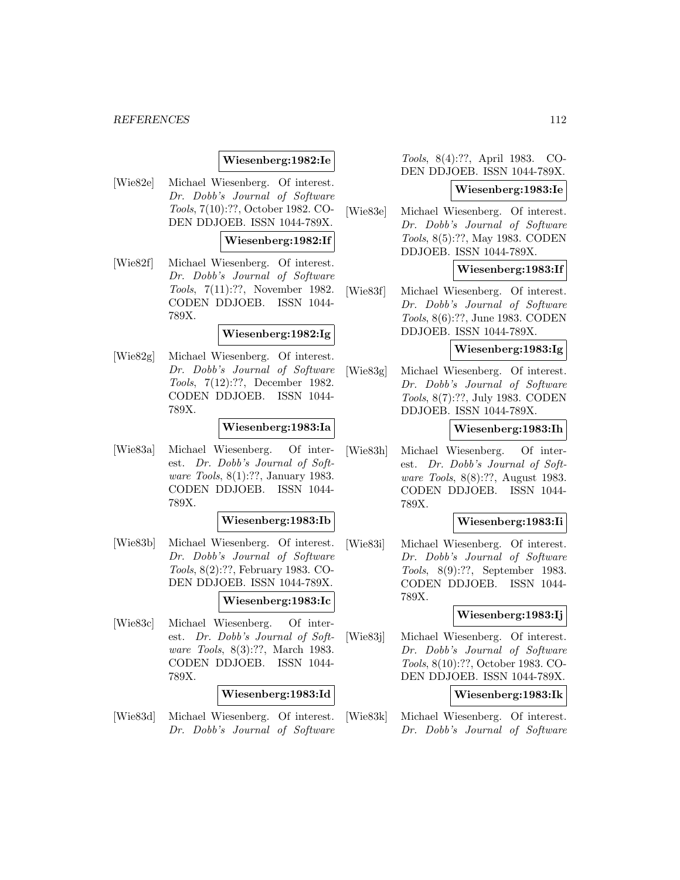**Wiesenberg:1982:Ie**

[Wie82e] Michael Wiesenberg. Of interest. *Dr. Dobb's Journal of Software Tools*, 7(10):??, October 1982. CODEN DDJOEB. ISSN 1044-789X.

**Wiesenberg:1982:If**

[Wie82f] Michael Wiesenberg. Of interest. *Dr. Dobb's Journal of Software Tools*, 7(11):??, November 1982. CODEN DDJOEB. ISSN 1044-789X.

**Wiesenberg:1982:Ig**

[Wie82g] Michael Wiesenberg. Of interest. *Dr. Dobb's Journal of Software Tools*, 7(12):??, December 1982. CODEN DDJOEB. ISSN 1044-789X.

**Wiesenberg:1983:Ia**

[Wie83a] Michael Wiesenberg. Of interest. *Dr. Dobb's Journal of Software Tools*, 8(1):??, January 1983. CODEN DDJOEB. ISSN 1044-789X.

**Wiesenberg:1983:Ib**

[Wie83b] Michael Wiesenberg. Of interest. *Dr. Dobb's Journal of Software Tools*, 8(2):??, February 1983. CODEN DDJOEB. ISSN 1044-789X.

**Wiesenberg:1983:Ic**

[Wie83c] Michael Wiesenberg. Of interest. *Dr. Dobb's Journal of Software Tools*, 8(3):??, March 1983. CODEN DDJOEB. ISSN 1044-789X.

**Wiesenberg:1983:Id**

[Wie83d] Michael Wiesenberg. Of interest. *Dr. Dobb's Journal of Software Tools*, 8(4):??, April 1983. CODEN DDJOEB. ISSN 1044-789X.

**Wiesenberg:1983:Ie**

[Wie83e] Michael Wiesenberg. Of interest. *Dr. Dobb's Journal of Software Tools*, 8(5):??, May 1983. CODEN DDJOEB. ISSN 1044-789X.

**Wiesenberg:1983:If**

[Wie83f] Michael Wiesenberg. Of interest. *Dr. Dobb's Journal of Software Tools*, 8(6):??, June 1983. CODEN DDJOEB. ISSN 1044-789X.

**Wiesenberg:1983:Ig**

[Wie83g] Michael Wiesenberg. Of interest. *Dr. Dobb's Journal of Software Tools*, 8(7):??, July 1983. CODEN DDJOEB. ISSN 1044-789X.

**Wiesenberg:1983:Ih**

[Wie83h] Michael Wiesenberg. Of interest. *Dr. Dobb's Journal of Software Tools*, 8(8):??, August 1983. CODEN DDJOEB. ISSN 1044-789X.

**Wiesenberg:1983:Ii**

[Wie83i] Michael Wiesenberg. Of interest. *Dr. Dobb's Journal of Software Tools*, 8(9):??, September 1983. CODEN DDJOEB. ISSN 1044-789X.

**Wiesenberg:1983:Ij**

[Wie83j] Michael Wiesenberg. Of interest. *Dr. Dobb's Journal of Software Tools*, 8(10):??, October 1983. CODEN DDJOEB. ISSN 1044-789X.

**Wiesenberg:1983:Ik**

[Wie83k] Michael Wiesenberg. Of interest. *Dr. Dobb's Journal of Software*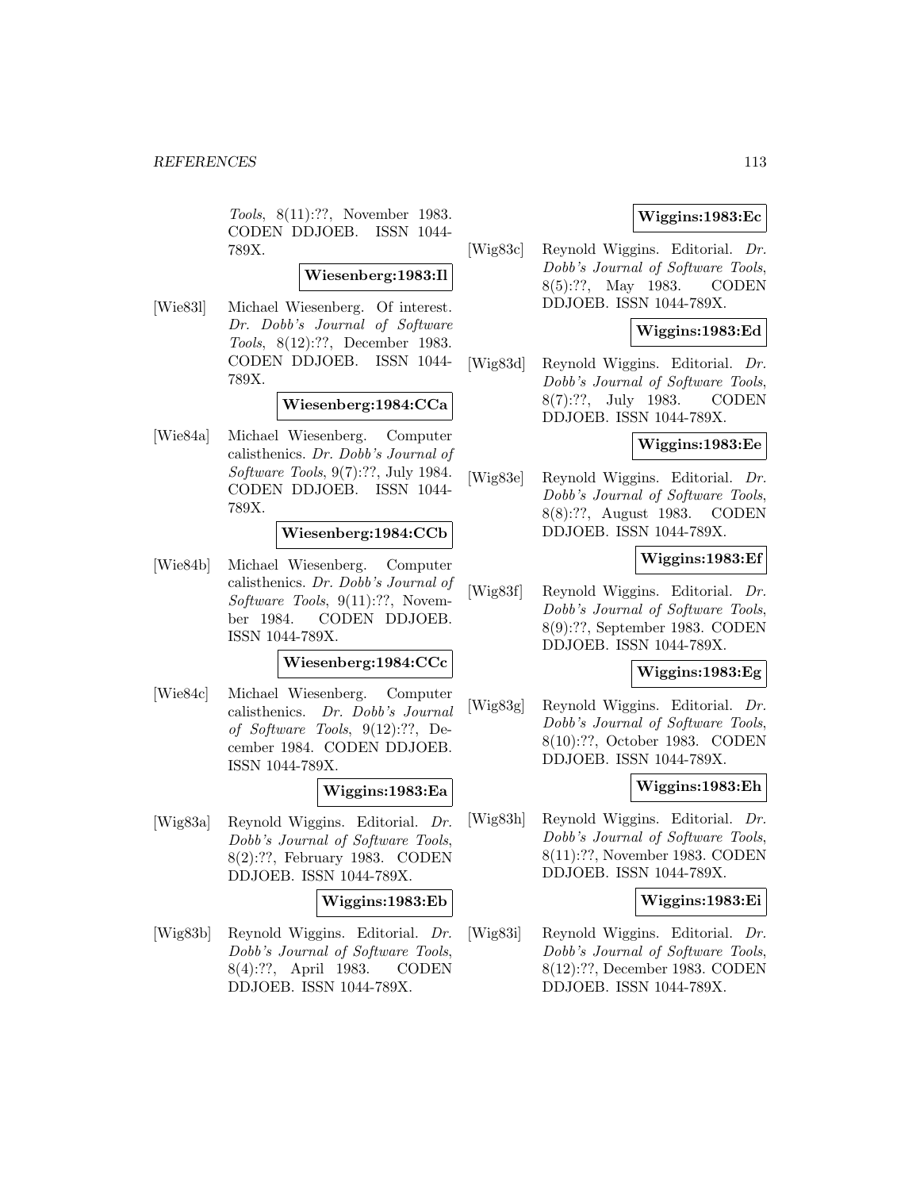*Tools*, 8(11):??, November 1983. CODEN DDJOEB. ISSN 1044-789X.

**Wiesenberg:1983:Il**

[Wie83l] Michael Wiesenberg. Of interest. *Dr. Dobb's Journal of Software Tools*, 8(12):??, December 1983. CODEN DDJOEB. ISSN 1044-789X.

**Wiesenberg:1984:CCa**

[Wie84a] Michael Wiesenberg. Computer calisthenics. *Dr. Dobb's Journal of Software Tools*, 9(7):??, July 1984. CODEN DDJOEB. ISSN 1044-789X.

**Wiesenberg:1984:CCb**

[Wie84b] Michael Wiesenberg. Computer calisthenics. *Dr. Dobb's Journal of Software Tools*, 9(11):??, November 1984. CODEN DDJOEB. ISSN 1044-789X.

**Wiesenberg:1984:CCc**

[Wie84c] Michael Wiesenberg. Computer calisthenics. *Dr. Dobb's Journal of Software Tools*, 9(12):??, December 1984. CODEN DDJOEB. ISSN 1044-789X.

**Wiggins:1983:Ea**

[Wig83a] Reynold Wiggins. Editorial. *Dr. Dobb's Journal of Software Tools*, 8(2):??, February 1983. CODEN DDJOEB. ISSN 1044-789X.

**Wiggins:1983:Eb**

[Wig83b] Reynold Wiggins. Editorial. *Dr. Dobb's Journal of Software Tools*, 8(4):??, April 1983. CODEN DDJOEB. ISSN 1044-789X.

**Wiggins:1983:Ec**

[Wig83c] Reynold Wiggins. Editorial. *Dr. Dobb's Journal of Software Tools*, 8(5):??, May 1983. CODEN DDJOEB. ISSN 1044-789X.

**Wiggins:1983:Ed**

[Wig83d] Reynold Wiggins. Editorial. *Dr. Dobb's Journal of Software Tools*, 8(7):??, July 1983. CODEN DDJOEB. ISSN 1044-789X.

**Wiggins:1983:Ee**

[Wig83e] Reynold Wiggins. Editorial. *Dr. Dobb's Journal of Software Tools*, 8(8):??, August 1983. CODEN DDJOEB. ISSN 1044-789X.

**Wiggins:1983:Ef**

[Wig83f] Reynold Wiggins. Editorial. *Dr. Dobb's Journal of Software Tools*, 8(9):??, September 1983. CODEN DDJOEB. ISSN 1044-789X.

**Wiggins:1983:Eg**

[Wig83g] Reynold Wiggins. Editorial. *Dr. Dobb's Journal of Software Tools*, 8(10):??, October 1983. CODEN DDJOEB. ISSN 1044-789X.

**Wiggins:1983:Eh**

[Wig83h] Reynold Wiggins. Editorial. *Dr. Dobb's Journal of Software Tools*, 8(11):??, November 1983. CODEN DDJOEB. ISSN 1044-789X.

**Wiggins:1983:Ei**

[Wig83i] Reynold Wiggins. Editorial. *Dr. Dobb's Journal of Software Tools*, 8(12):??, December 1983. CODEN DDJOEB. ISSN 1044-789X.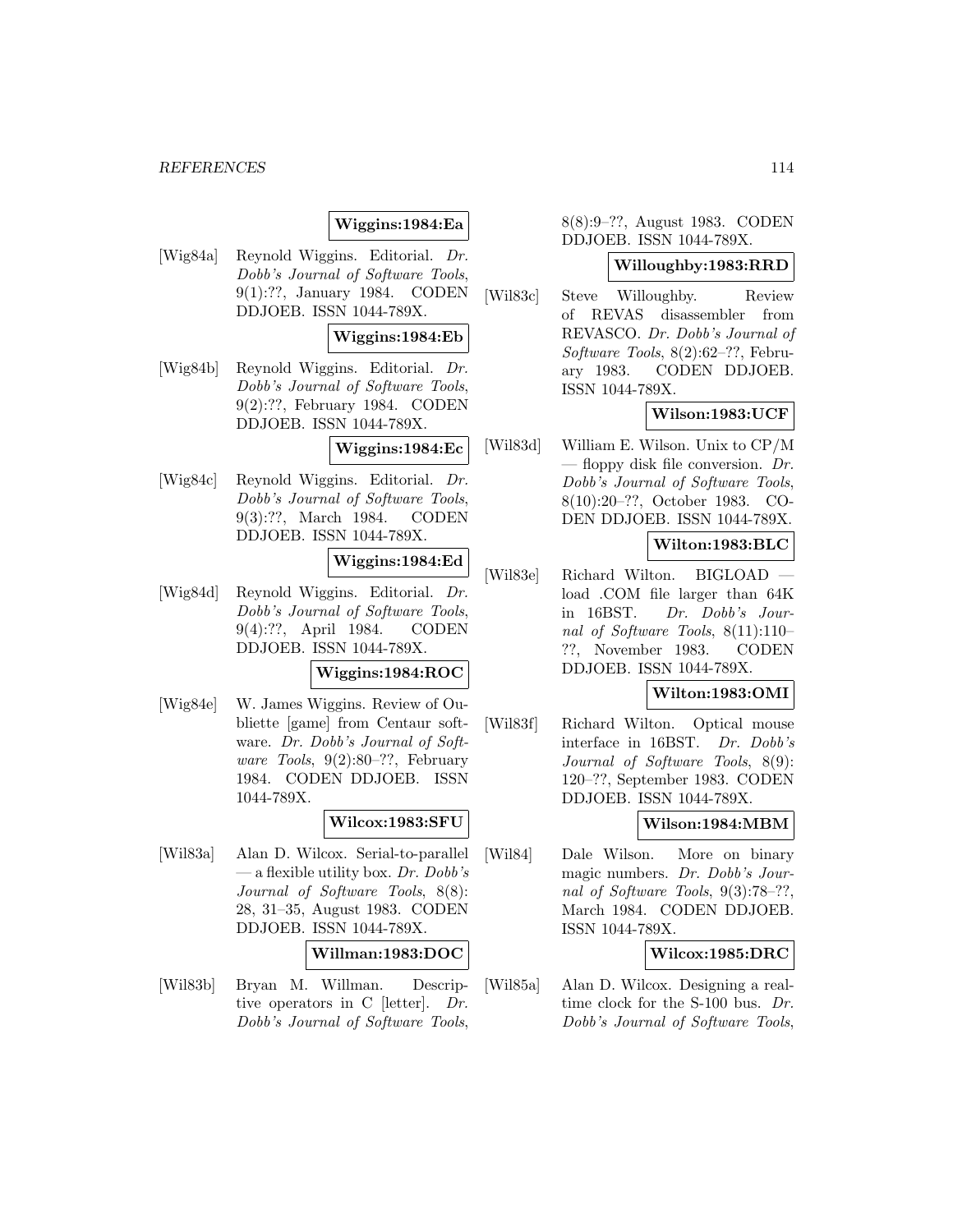**Wiggins:1984:Ea**

[Wig84a] Reynold Wiggins. Editorial. *Dr. Dobb's Journal of Software Tools*, 9(1):??, January 1984. CODEN DDJOEB. ISSN 1044-789X.

**Wiggins:1984:Eb**

[Wig84b] Reynold Wiggins. Editorial. *Dr. Dobb's Journal of Software Tools*, 9(2):??, February 1984. CODEN DDJOEB. ISSN 1044-789X.

**Wiggins:1984:Ec**

[Wig84c] Reynold Wiggins. Editorial. *Dr. Dobb's Journal of Software Tools*, 9(3):??, March 1984. CODEN DDJOEB. ISSN 1044-789X.

**Wiggins:1984:Ed**

[Wig84d] Reynold Wiggins. Editorial. *Dr. Dobb's Journal of Software Tools*, 9(4):??, April 1984. CODEN DDJOEB. ISSN 1044-789X.

**Wiggins:1984:ROC**

[Wig84e] W. James Wiggins. Review of Oubliette [game] from Centaur software. *Dr. Dobb's Journal of Software Tools*, 9(2):80–??, February 1984. CODEN DDJOEB. ISSN 1044-789X.

**Wilcox:1983:SFU**

[Wil83a] Alan D. Wilcox. Serial-to-parallel — a flexible utility box. *Dr. Dobb's Journal of Software Tools*, 8(8): 28, 31–35, August 1983. CODEN DDJOEB. ISSN 1044-789X.

**Willman:1983:DOC**

[Wil83b] Bryan M. Willman. Descriptive operators in C [letter]. *Dr. Dobb's Journal of Software Tools*, 8(8):9–??, August 1983. CODEN DDJOEB. ISSN 1044-789X.

**Willoughby:1983:RRD**

[Wil83c] Steve Willoughby. Review of REVAS disassembler from REVASCO. *Dr. Dobb's Journal of Software Tools*, 8(2):62–??, February 1983. CODEN DDJOEB. ISSN 1044-789X.

**Wilson:1983:UCF**

[Wil83d] William E. Wilson. Unix to CP/M — floppy disk file conversion. *Dr. Dobb's Journal of Software Tools*, 8(10):20–??, October 1983. CODEN DDJOEB. ISSN 1044-789X.

**Wilton:1983:BLC**

[Wil83e] Richard Wilton. BIGLOAD — load .COM file larger than 64K in 16BST. *Dr. Dobb's Journal of Software Tools*, 8(11):110–??, November 1983. CODEN DDJOEB. ISSN 1044-789X.

**Wilton:1983:OMI**

[Wil83f] Richard Wilton. Optical mouse interface in 16BST. *Dr. Dobb's Journal of Software Tools*, 8(9): 120–??, September 1983. CODEN DDJOEB. ISSN 1044-789X.

**Wilson:1984:MBM**

[Wil84] Dale Wilson. More on binary magic numbers. *Dr. Dobb's Journal of Software Tools*, 9(3):78–??, March 1984. CODEN DDJOEB. ISSN 1044-789X.

**Wilcox:1985:DRC**

[Wil85a] Alan D. Wilcox. Designing a real-time clock for the S-100 bus. *Dr. Dobb's Journal of Software Tools*,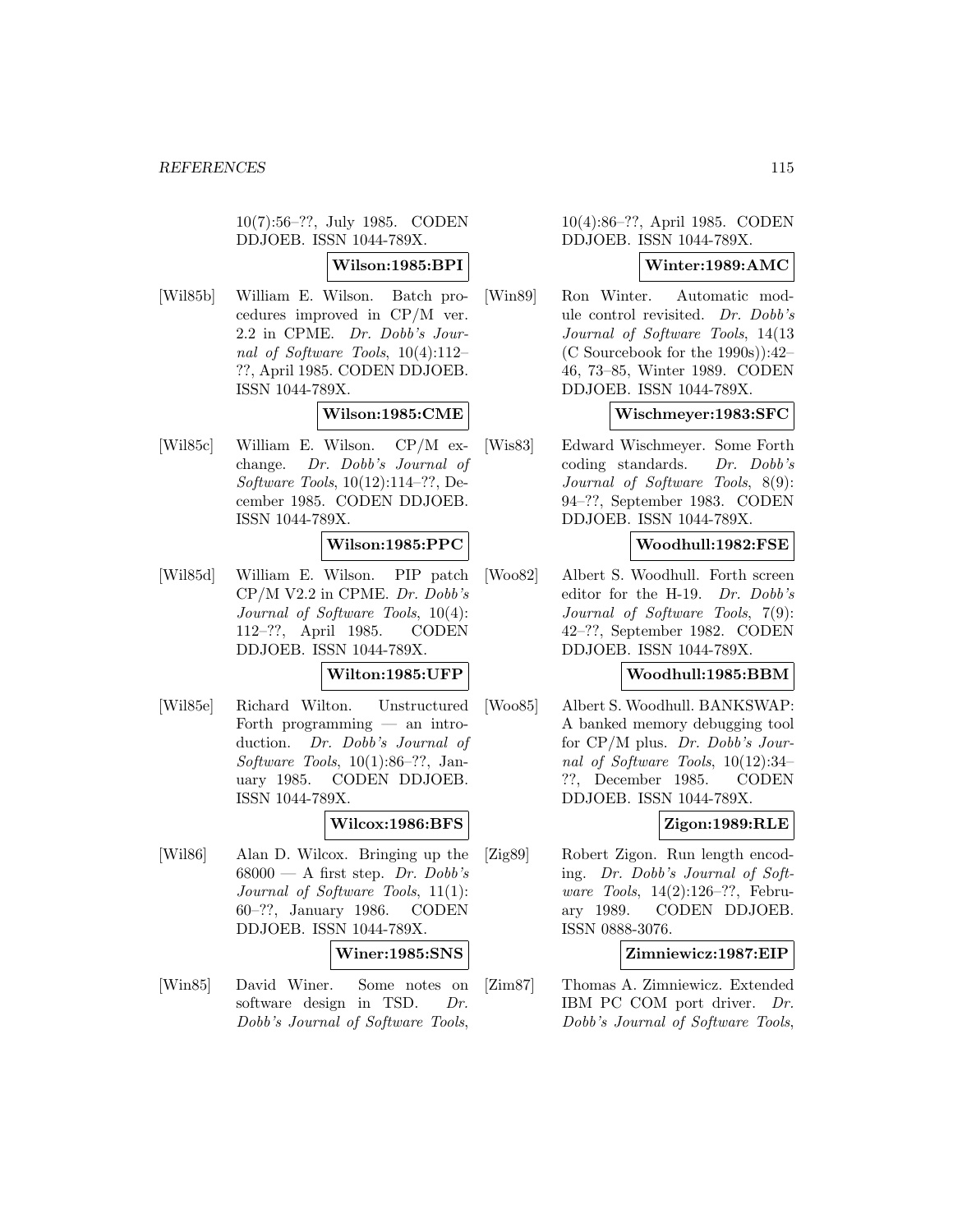10(7):56–??, July 1985. CODEN DDJOEB. ISSN 1044-789X.

**Wilson:1985:BPI**

[Wil85b] William E. Wilson. Batch procedures improved in CP/M ver. 2.2 in CPME. *Dr. Dobb's Journal of Software Tools*, 10(4):112–??, April 1985. CODEN DDJOEB. ISSN 1044-789X.

**Wilson:1985:CME**

[Wil85c] William E. Wilson. CP/M exchange. *Dr. Dobb's Journal of Software Tools*, 10(12):114–??, December 1985. CODEN DDJOEB. ISSN 1044-789X.

**Wilson:1985:PPC**

[Wil85d] William E. Wilson. PIP patch CP/M V2.2 in CPME. *Dr. Dobb's Journal of Software Tools*, 10(4): 112–??, April 1985. CODEN DDJOEB. ISSN 1044-789X.

**Wilton:1985:UFP**

[Wil85e] Richard Wilton. Unstructured Forth programming — an introduction. *Dr. Dobb's Journal of Software Tools*, 10(1):86–??, January 1985. CODEN DDJOEB. ISSN 1044-789X.

**Wilcox:1986:BFS**

[Wil86] Alan D. Wilcox. Bringing up the 68000 — A first step. *Dr. Dobb's Journal of Software Tools*, 11(1): 60–??, January 1986. CODEN DDJOEB. ISSN 1044-789X.

**Winer:1985:SNS**

[Win85] David Winer. Some notes on software design in TSD. *Dr. Dobb's Journal of Software Tools*, 10(4):86–??, April 1985. CODEN DDJOEB. ISSN 1044-789X.

**Winter:1989:AMC**

[Win89] Ron Winter. Automatic module control revisited. *Dr. Dobb's Journal of Software Tools*, 14(13 (C Sourcebook for the 1990s)):42–46, 73–85, Winter 1989. CODEN DDJOEB. ISSN 1044-789X.

**Wischmeyer:1983:SFC**

[Wis83] Edward Wischmeyer. Some Forth coding standards. *Dr. Dobb's Journal of Software Tools*, 8(9): 94–??, September 1983. CODEN DDJOEB. ISSN 1044-789X.

**Woodhull:1982:FSE**

[Woo82] Albert S. Woodhull. Forth screen editor for the H-19. *Dr. Dobb's Journal of Software Tools*, 7(9): 42–??, September 1982. CODEN DDJOEB. ISSN 1044-789X.

**Woodhull:1985:BBM**

[Woo85] Albert S. Woodhull. BANKSWAP: A banked memory debugging tool for CP/M plus. *Dr. Dobb's Journal of Software Tools*, 10(12):34–??, December 1985. CODEN DDJOEB. ISSN 1044-789X.

**Zigon:1989:RLE**

[Zig89] Robert Zigon. Run length encoding. *Dr. Dobb's Journal of Software Tools*, 14(2):126–??, February 1989. CODEN DDJOEB. ISSN 0888-3076.

**Zimniewicz:1987:EIP**

[Zim87] Thomas A. Zimniewicz. Extended IBM PC COM port driver. *Dr. Dobb's Journal of Software Tools*,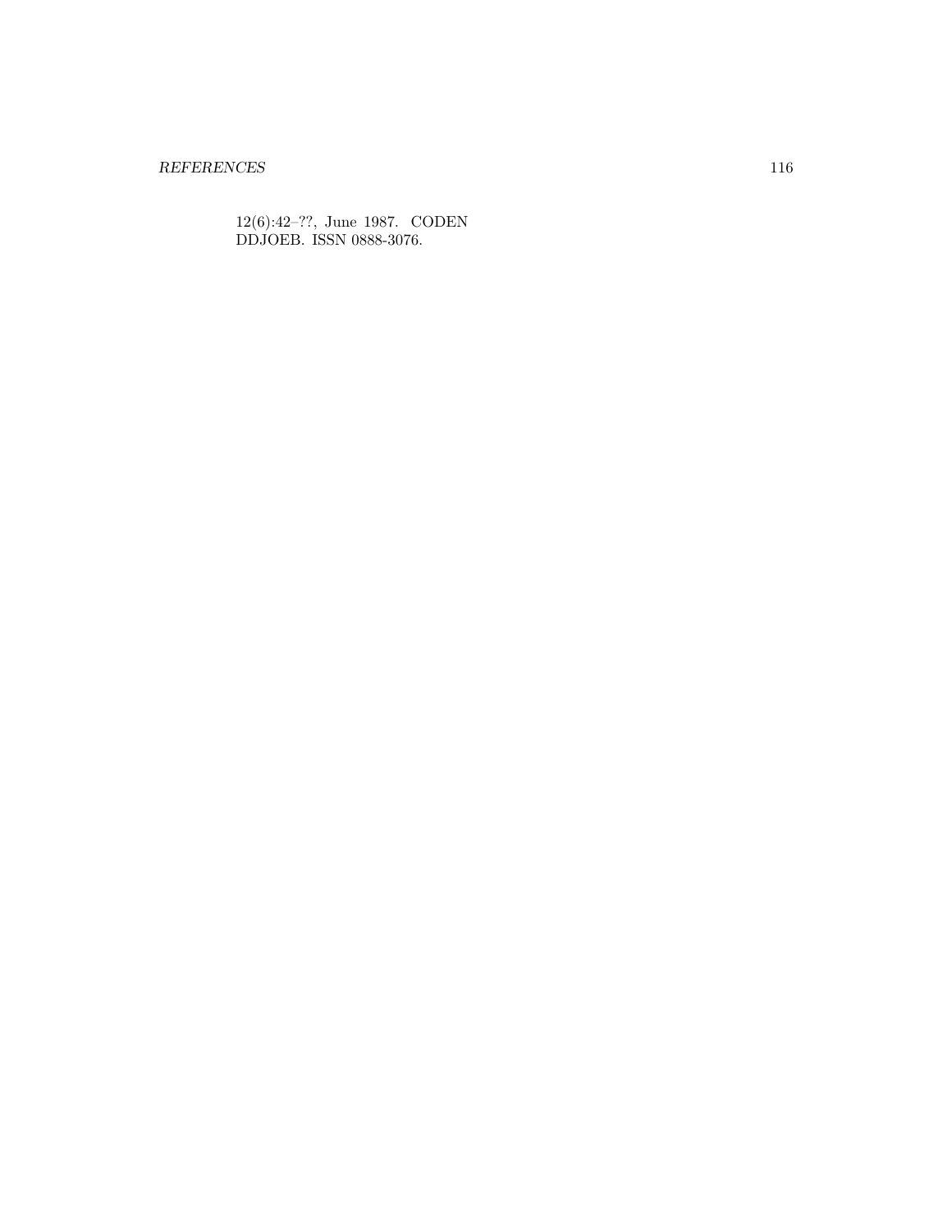12(6):42–??, June 1987. CODEN DDJOEB. ISSN 0888-3076.